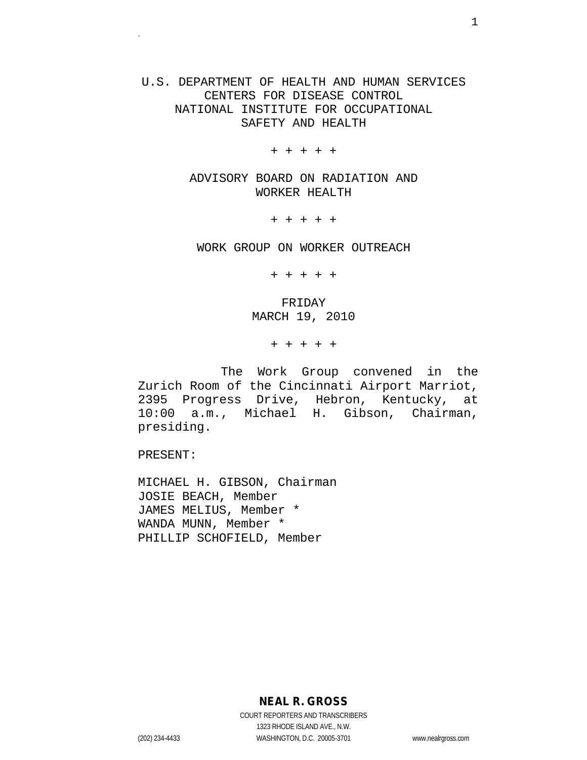U.S. DEPARTMENT OF HEALTH AND HUMAN SERVICES
CENTERS FOR DISEASE CONTROL
NATIONAL INSTITUTE FOR OCCUPATIONAL
SAFETY AND HEALTH

+ + + + +

ADVISORY BOARD ON RADIATION AND
WORKER HEALTH

+ + + + +

WORK GROUP ON WORKER OUTREACH

+ + + + +

FRIDAY
MARCH 19, 2010

+ + + + +

The Work Group convened in the Zurich Room of the Cincinnati Airport Marriot, 2395 Progress Drive, Hebron, Kentucky, at 10:00 a.m., Michael H. Gibson, Chairman, presiding.

PRESENT:

MICHAEL H. GIBSON, Chairman
JOSIE BEACH, Member
JAMES MELIUS, Member *
WANDA MUNN, Member *
PHILLIP SCHOFIELD, Member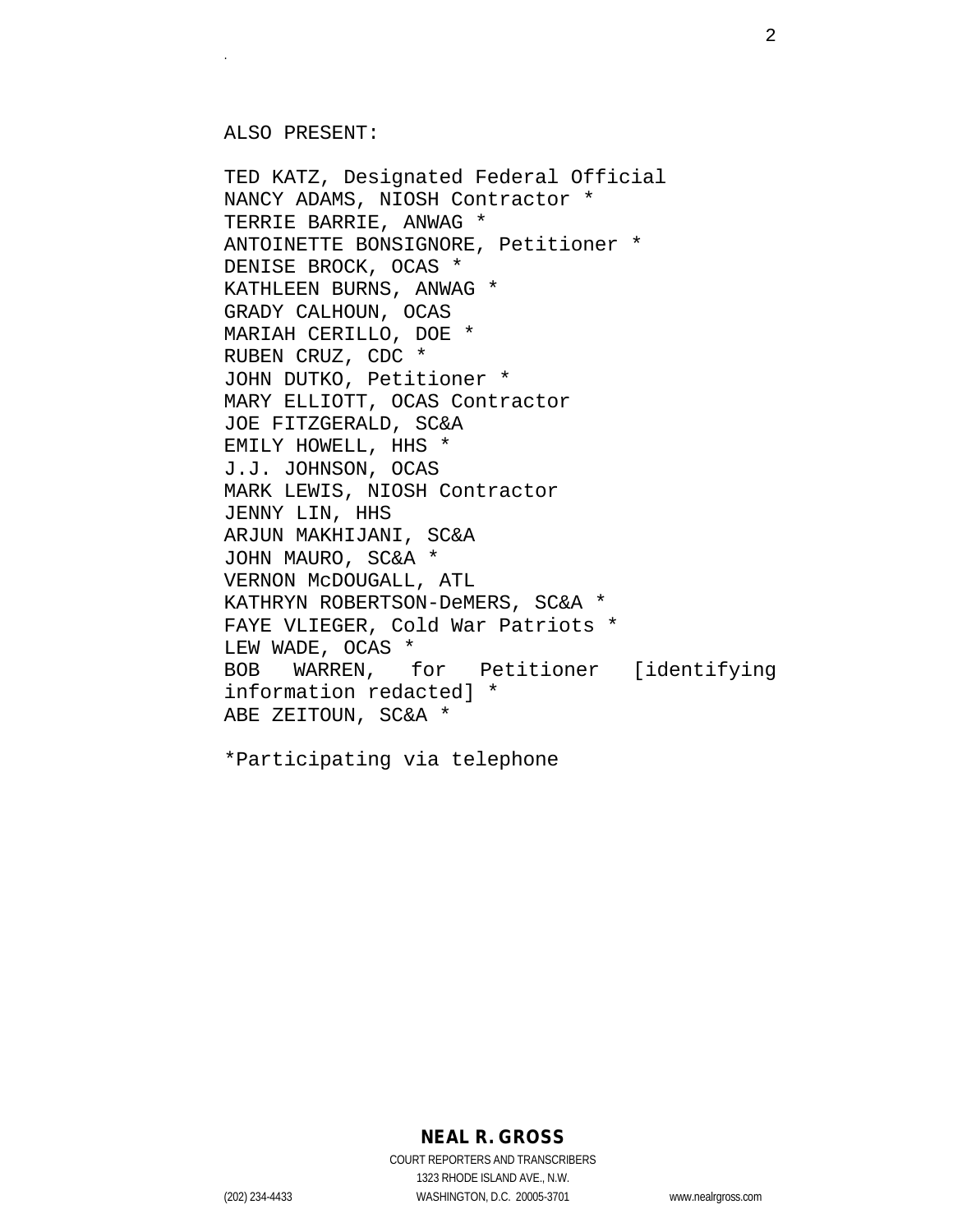ALSO PRESENT:

TED KATZ, Designated Federal Official
NANCY ADAMS, NIOSH Contractor *
TERRIE BARRIE, ANWAG *
ANTOINETTE BONSIGNORE, Petitioner *
DENISE BROCK, OCAS *
KATHLEEN BURNS, ANWAG *
GRADY CALHOUN, OCAS
MARIAH CERILLO, DOE *
RUBEN CRUZ, CDC *
JOHN DUTKO, Petitioner *
MARY ELLIOTT, OCAS Contractor
JOE FITZGERALD, SC&A
EMILY HOWELL, HHS *
J.J. JOHNSON, OCAS
MARK LEWIS, NIOSH Contractor
JENNY LIN, HHS
ARJUN MAKHIJANI, SC&A
JOHN MAURO, SC&A *
VERNON McDOUGALL, ATL
KATHRYN ROBERTSON-DeMERS, SC&A *
FAYE VLIEGER, Cold War Patriots *
LEW WADE, OCAS *
BOB WARREN, for Petitioner [identifying information redacted] *
ABE ZEITOUN, SC&A *

*Participating via telephone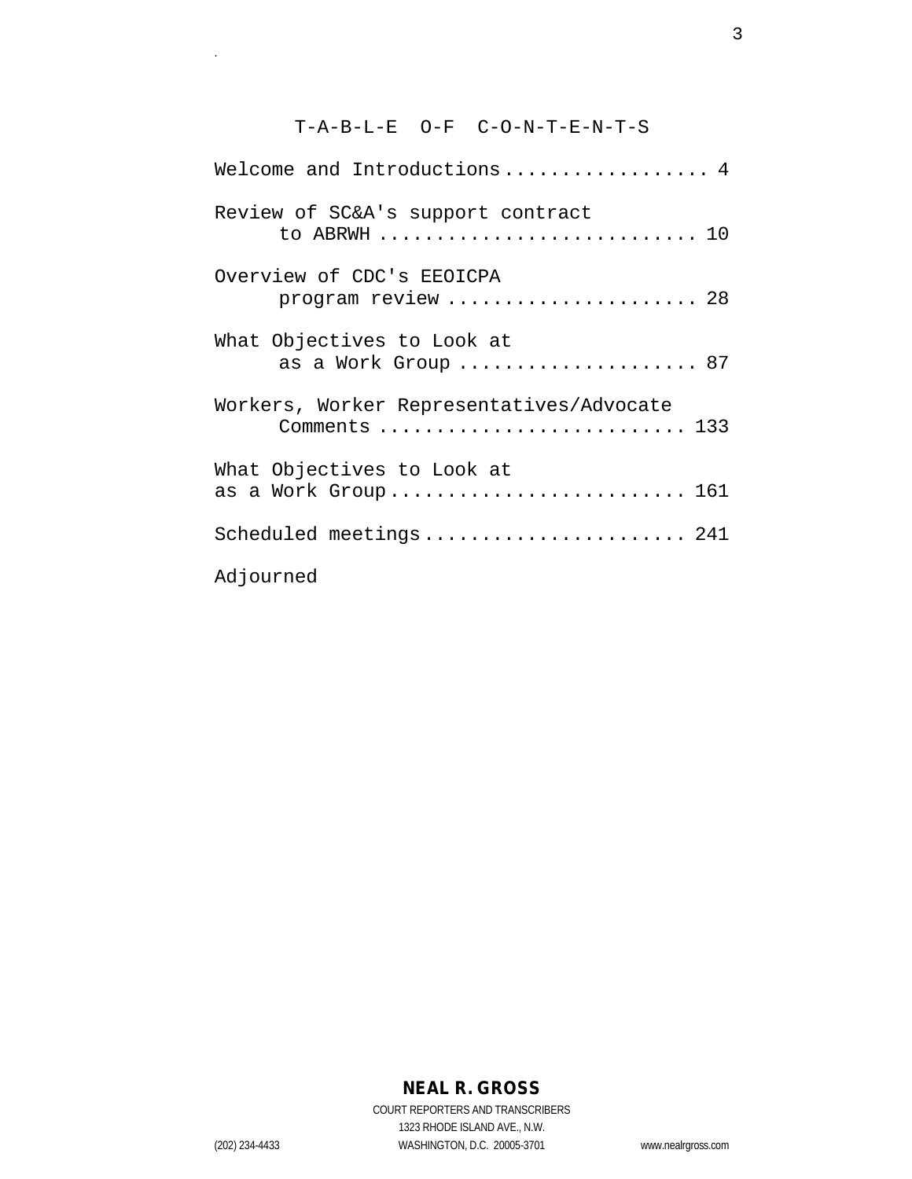# T-A-B-L-E O-F C-O-N-T-E-N-T-S

Welcome and Introductions .................. 4

Review of SC&A's support contract
to ABRWH ............................ 10

Overview of CDC's EEOICPA
program review ...................... 28

What Objectives to Look at
as a Work Group ..................... 87

Workers, Worker Representatives/Advocate
Comments ........................... 133

What Objectives to Look at
as a Work Group.......................... 161

Scheduled meetings....................... 241

Adjourned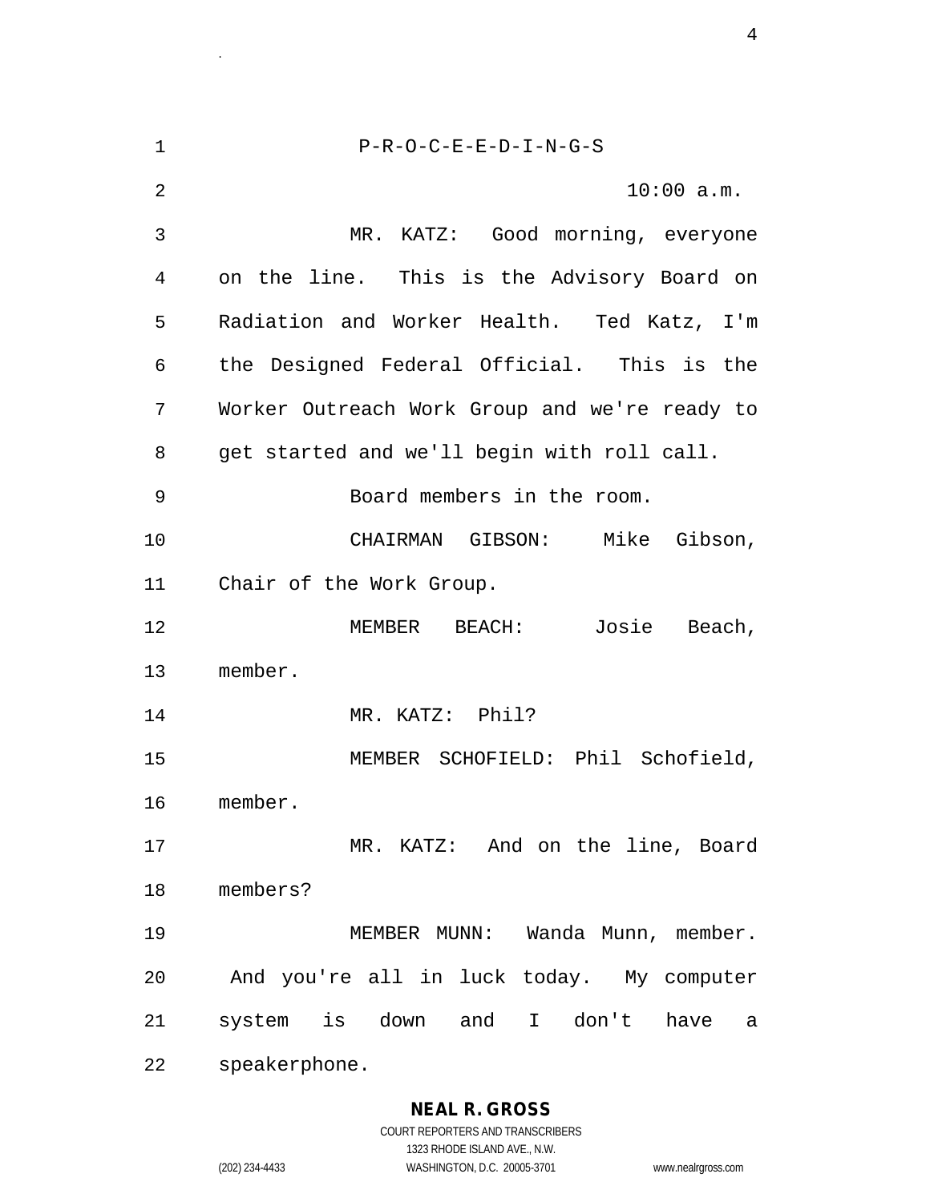P-R-O-C-E-E-D-I-N-G-S

10:00 a.m.

MR. KATZ: Good morning, everyone on the line. This is the Advisory Board on Radiation and Worker Health. Ted Katz, I'm the Designed Federal Official. This is the Worker Outreach Work Group and we're ready to get started and we'll begin with roll call.

Board members in the room.

CHAIRMAN GIBSON: Mike Gibson, Chair of the Work Group.

MEMBER BEACH: Josie Beach, member.

MR. KATZ: Phil?

MEMBER SCHOFIELD: Phil Schofield, member.

MR. KATZ: And on the line, Board members?

MEMBER MUNN: Wanda Munn, member. And you're all in luck today. My computer system is down and I don't have a speakerphone.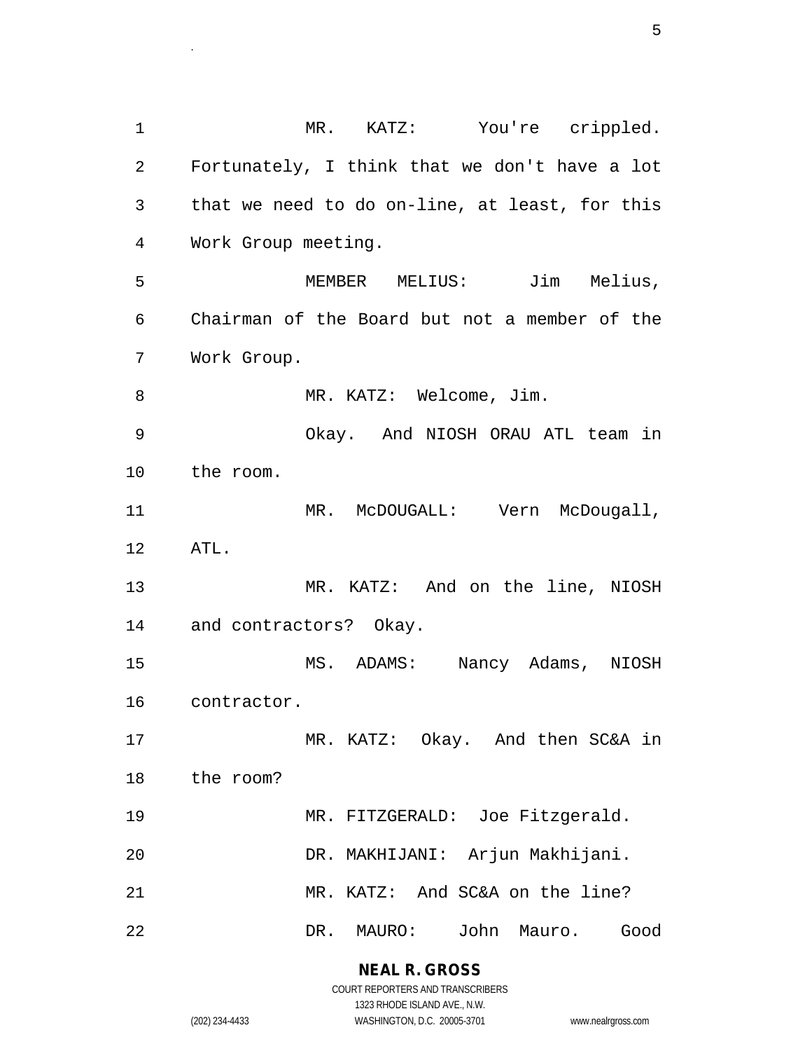MR. KATZ: You're crippled. Fortunately, I think that we don't have a lot that we need to do on-line, at least, for this Work Group meeting.

MEMBER MELIUS: Jim Melius, Chairman of the Board but not a member of the Work Group.

MR. KATZ: Welcome, Jim.

Okay. And NIOSH ORAU ATL team in the room.

MR. McDOUGALL: Vern McDougall, ATL.

MR. KATZ: And on the line, NIOSH and contractors? Okay.

MS. ADAMS: Nancy Adams, NIOSH contractor.

MR. KATZ: Okay. And then SC&A in the room?

MR. FITZGERALD: Joe Fitzgerald.

DR. MAKHIJANI: Arjun Makhijani.

MR. KATZ: And SC&A on the line?

DR. MAURO: John Mauro. Good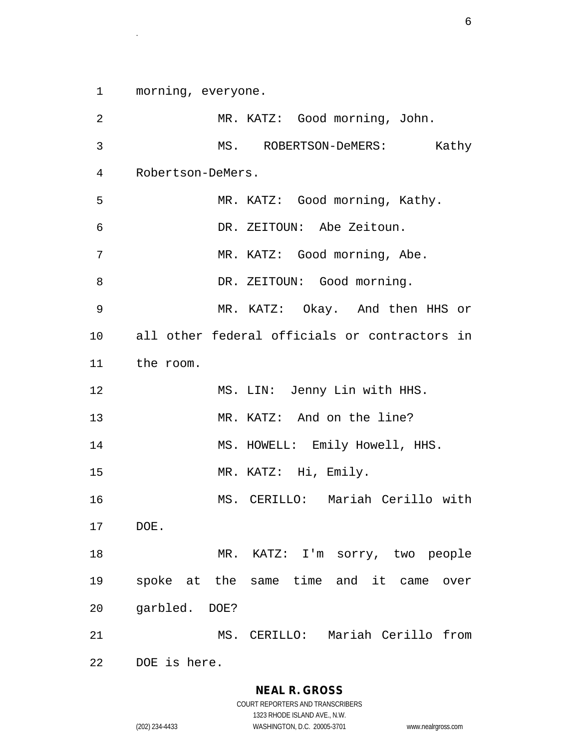morning, everyone.

MR. KATZ: Good morning, John.

MS. ROBERTSON-DeMERS: Kathy Robertson-DeMers.

MR. KATZ: Good morning, Kathy.

DR. ZEITOUN: Abe Zeitoun.

MR. KATZ: Good morning, Abe.

DR. ZEITOUN: Good morning.

MR. KATZ: Okay. And then HHS or all other federal officials or contractors in the room.

MS. LIN: Jenny Lin with HHS.

MR. KATZ: And on the line?

MS. HOWELL: Emily Howell, HHS.

MR. KATZ: Hi, Emily.

MS. CERILLO: Mariah Cerillo with DOE.

MR. KATZ: I'm sorry, two people spoke at the same time and it came over garbled. DOE?

MS. CERILLO: Mariah Cerillo from DOE is here.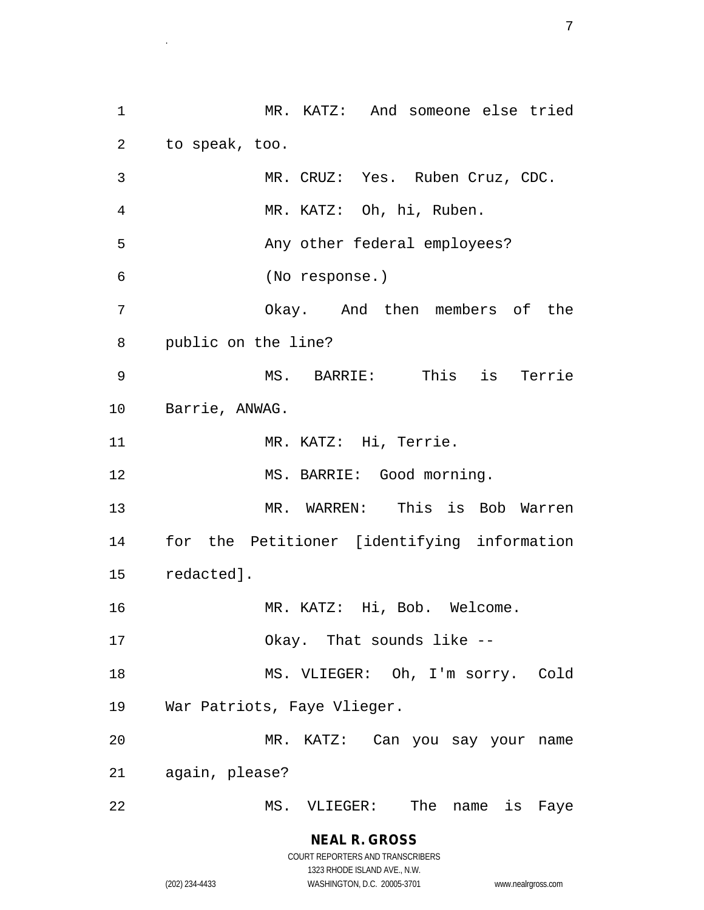MR. KATZ: And someone else tried to speak, too.

MR. CRUZ: Yes. Ruben Cruz, CDC.

MR. KATZ: Oh, hi, Ruben.

Any other federal employees?

(No response.)

Okay. And then members of the public on the line?

MS. BARRIE: This is Terrie Barrie, ANWAG.

MR. KATZ: Hi, Terrie.

MS. BARRIE: Good morning.

MR. WARREN: This is Bob Warren for the Petitioner [identifying information redacted].

MR. KATZ: Hi, Bob. Welcome.

Okay. That sounds like --

MS. VLIEGER: Oh, I'm sorry. Cold War Patriots, Faye Vlieger.

MR. KATZ: Can you say your name again, please?

MS. VLIEGER: The name is Faye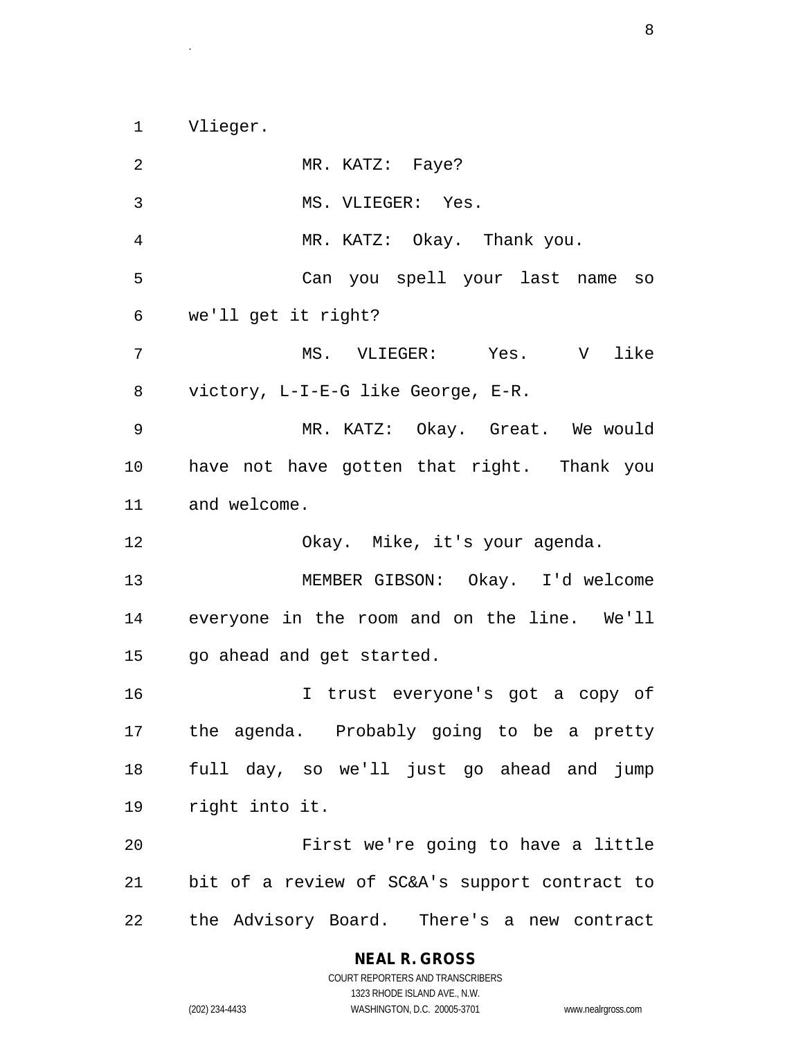Vlieger.

MR. KATZ: Faye?

MS. VLIEGER: Yes.

MR. KATZ: Okay. Thank you.

Can you spell your last name so we'll get it right?

MS. VLIEGER: Yes. V like victory, L-I-E-G like George, E-R.

MR. KATZ: Okay. Great. We would have not have gotten that right. Thank you and welcome.

Okay. Mike, it's your agenda.

MEMBER GIBSON: Okay. I'd welcome everyone in the room and on the line. We'll go ahead and get started.

I trust everyone's got a copy of the agenda. Probably going to be a pretty full day, so we'll just go ahead and jump right into it.

First we're going to have a little bit of a review of SC&A's support contract to the Advisory Board. There's a new contract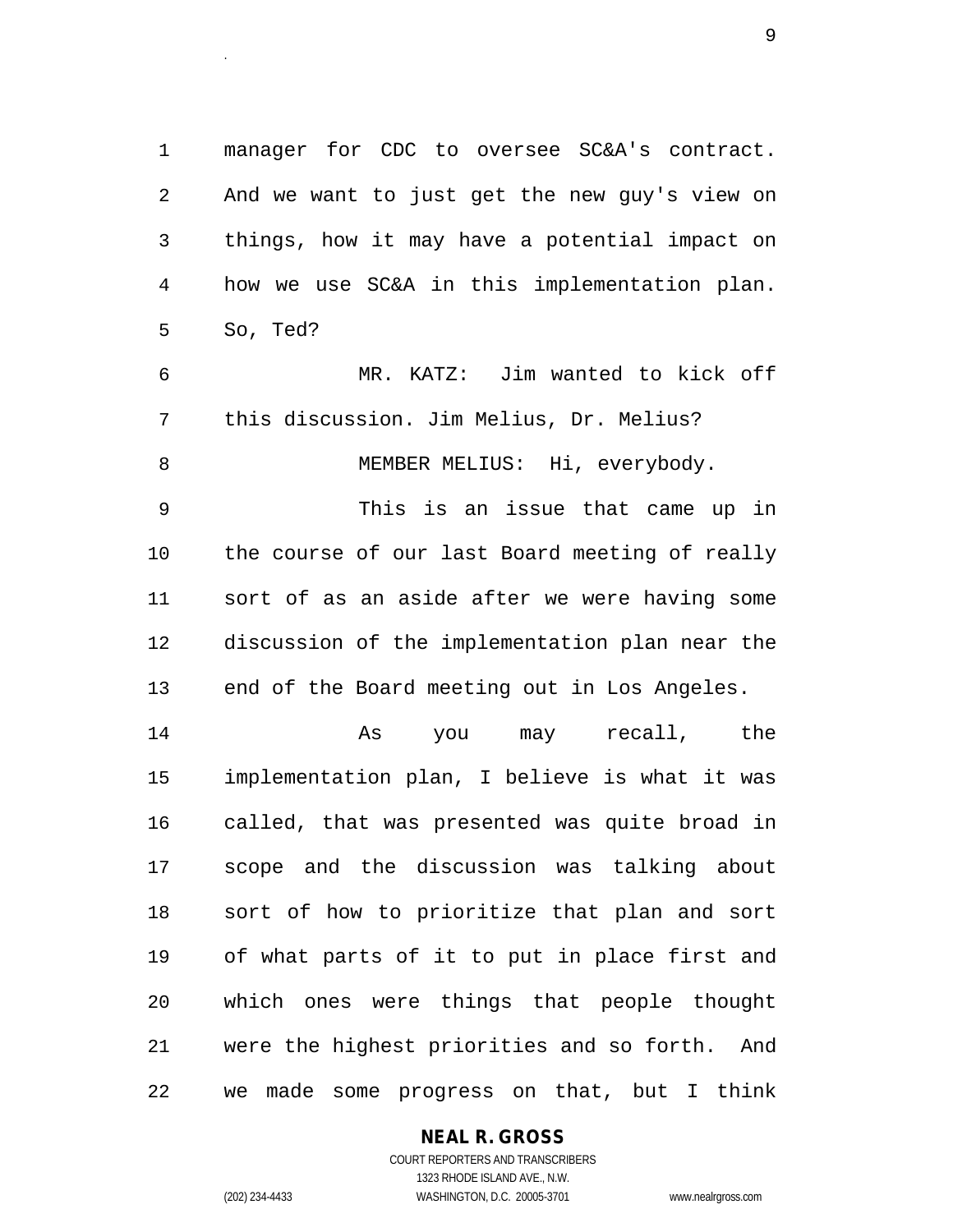manager for CDC to oversee SC&A's contract. And we want to just get the new guy's view on things, how it may have a potential impact on how we use SC&A in this implementation plan. So, Ted?

MR. KATZ: Jim wanted to kick off this discussion. Jim Melius, Dr. Melius?

MEMBER MELIUS: Hi, everybody.

This is an issue that came up in the course of our last Board meeting of really sort of as an aside after we were having some discussion of the implementation plan near the end of the Board meeting out in Los Angeles.

As you may recall, the implementation plan, I believe is what it was called, that was presented was quite broad in scope and the discussion was talking about sort of how to prioritize that plan and sort of what parts of it to put in place first and which ones were things that people thought were the highest priorities and so forth. And we made some progress on that, but I think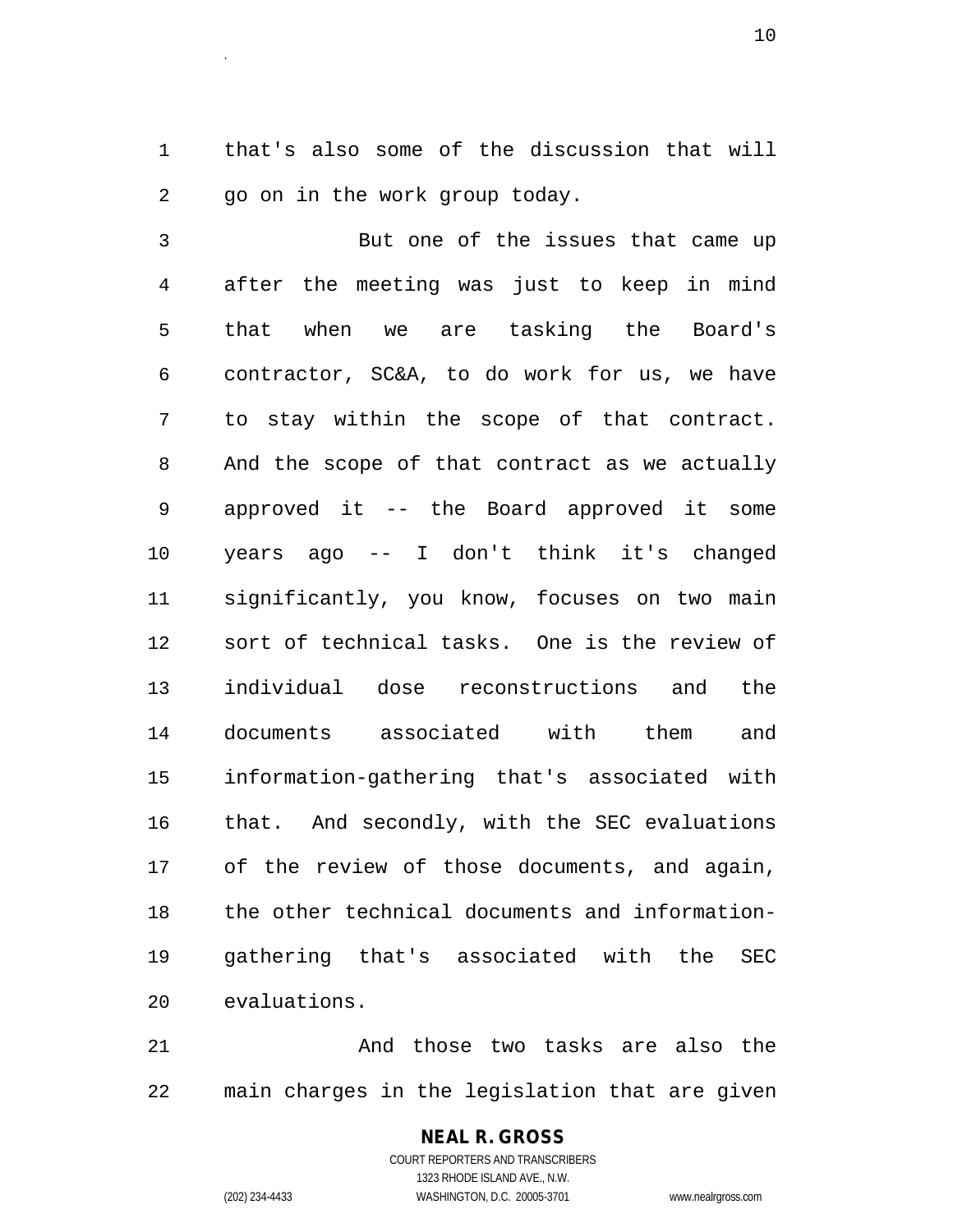that's also some of the discussion that will go on in the work group today.

But one of the issues that came up after the meeting was just to keep in mind that when we are tasking the Board's contractor, SC&A, to do work for us, we have to stay within the scope of that contract. And the scope of that contract as we actually approved it -- the Board approved it some years ago -- I don't think it's changed significantly, you know, focuses on two main sort of technical tasks. One is the review of individual dose reconstructions and the documents associated with them and information-gathering that's associated with that. And secondly, with the SEC evaluations of the review of those documents, and again, the other technical documents and information-gathering that's associated with the SEC evaluations.

And those two tasks are also the main charges in the legislation that are given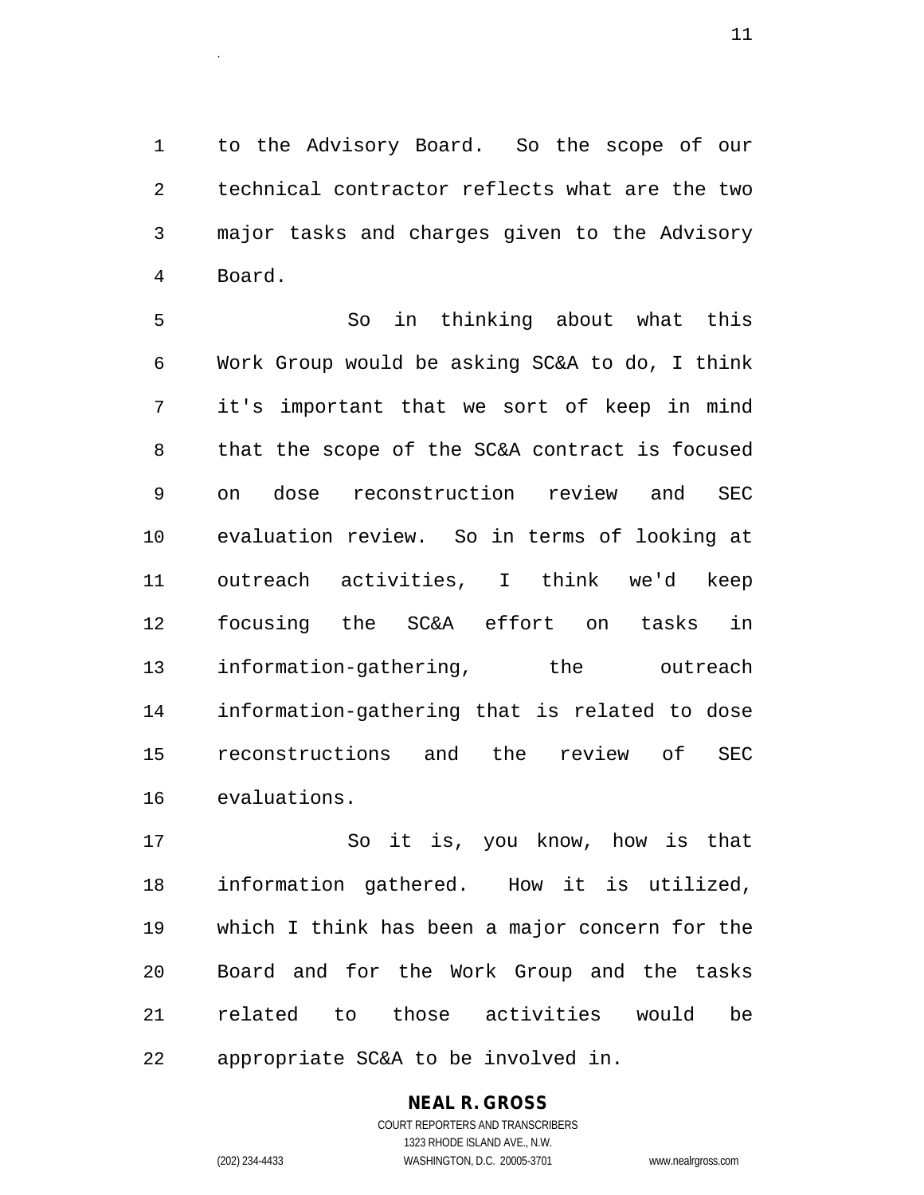to the Advisory Board. So the scope of our technical contractor reflects what are the two major tasks and charges given to the Advisory Board.

So in thinking about what this Work Group would be asking SC&A to do, I think it's important that we sort of keep in mind that the scope of the SC&A contract is focused on dose reconstruction review and SEC evaluation review. So in terms of looking at outreach activities, I think we'd keep focusing the SC&A effort on tasks in information-gathering, the outreach information-gathering that is related to dose reconstructions and the review of SEC evaluations.

So it is, you know, how is that information gathered. How it is utilized, which I think has been a major concern for the Board and for the Work Group and the tasks related to those activities would be appropriate SC&A to be involved in.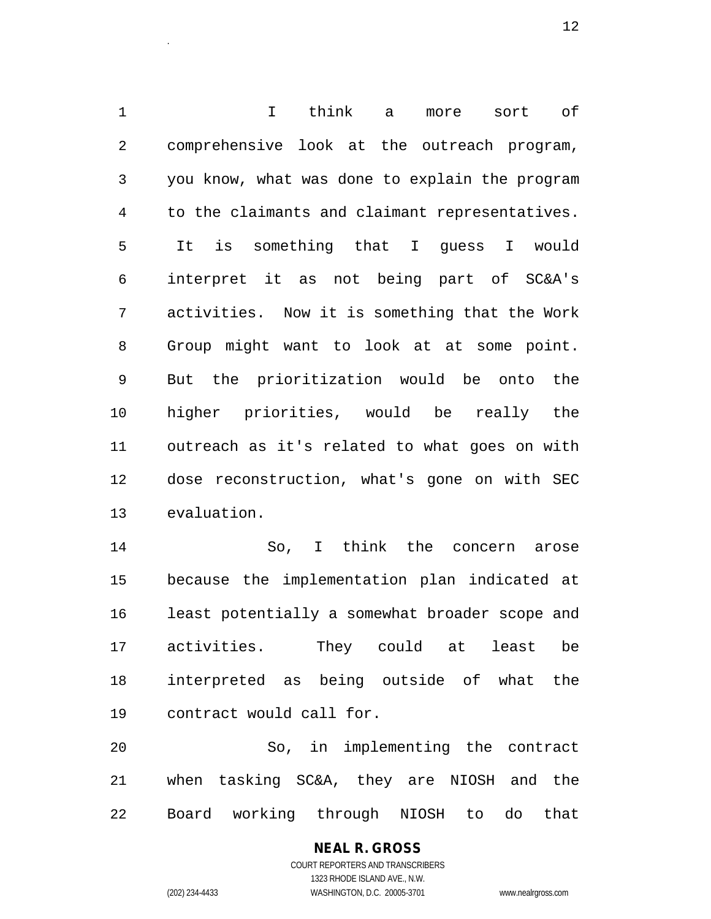I think a more sort of comprehensive look at the outreach program, you know, what was done to explain the program to the claimants and claimant representatives. It is something that I guess I would interpret it as not being part of SC&A's activities. Now it is something that the Work Group might want to look at at some point. But the prioritization would be onto the higher priorities, would be really the outreach as it's related to what goes on with dose reconstruction, what's gone on with SEC evaluation.

So, I think the concern arose because the implementation plan indicated at least potentially a somewhat broader scope and activities. They could at least be interpreted as being outside of what the contract would call for.

So, in implementing the contract when tasking SC&A, they are NIOSH and the Board working through NIOSH to do that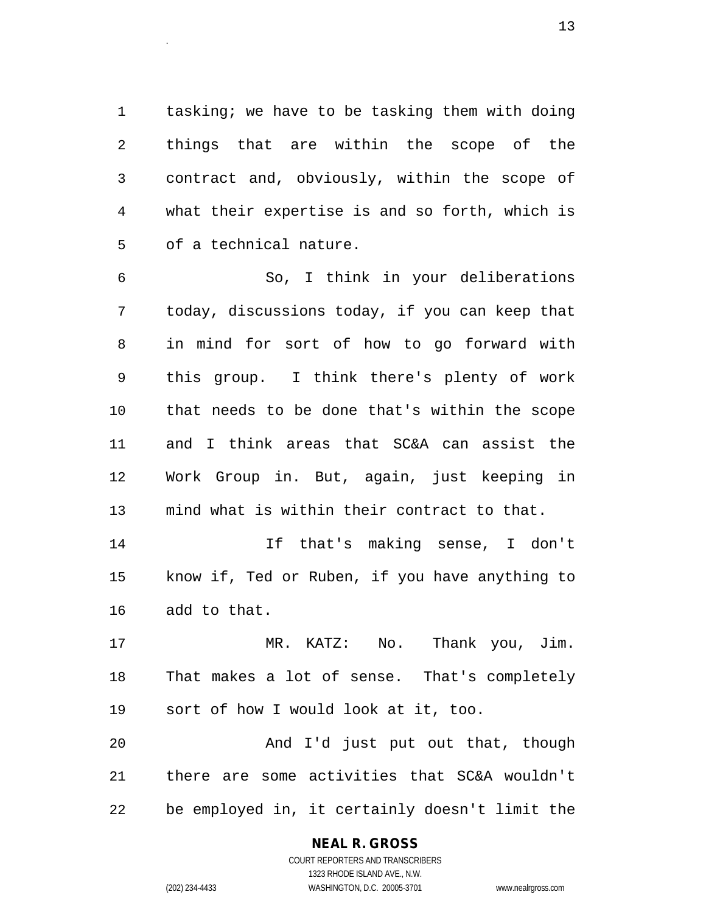tasking; we have to be tasking them with doing things that are within the scope of the contract and, obviously, within the scope of what their expertise is and so forth, which is of a technical nature.

So, I think in your deliberations today, discussions today, if you can keep that in mind for sort of how to go forward with this group. I think there's plenty of work that needs to be done that's within the scope and I think areas that SC&A can assist the Work Group in. But, again, just keeping in mind what is within their contract to that.

If that's making sense, I don't know if, Ted or Ruben, if you have anything to add to that.

MR. KATZ: No. Thank you, Jim. That makes a lot of sense. That's completely sort of how I would look at it, too.

And I'd just put out that, though there are some activities that SC&A wouldn't be employed in, it certainly doesn't limit the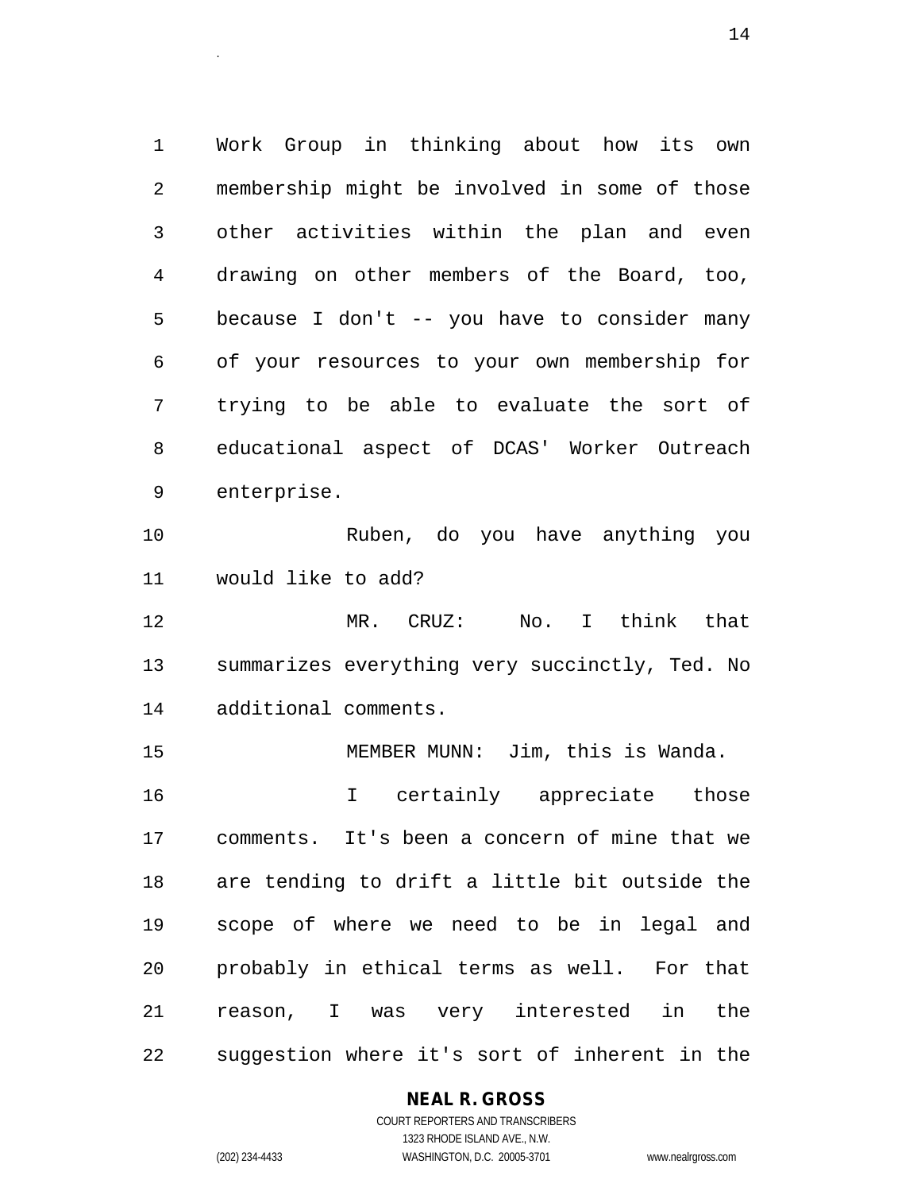Work Group in thinking about how its own membership might be involved in some of those other activities within the plan and even drawing on other members of the Board, too, because I don't -- you have to consider many of your resources to your own membership for trying to be able to evaluate the sort of educational aspect of DCAS' Worker Outreach enterprise.

Ruben, do you have anything you would like to add?

MR. CRUZ: No. I think that summarizes everything very succinctly, Ted. No additional comments.

MEMBER MUNN: Jim, this is Wanda.

I certainly appreciate those comments. It's been a concern of mine that we are tending to drift a little bit outside the scope of where we need to be in legal and probably in ethical terms as well. For that reason, I was very interested in the suggestion where it's sort of inherent in the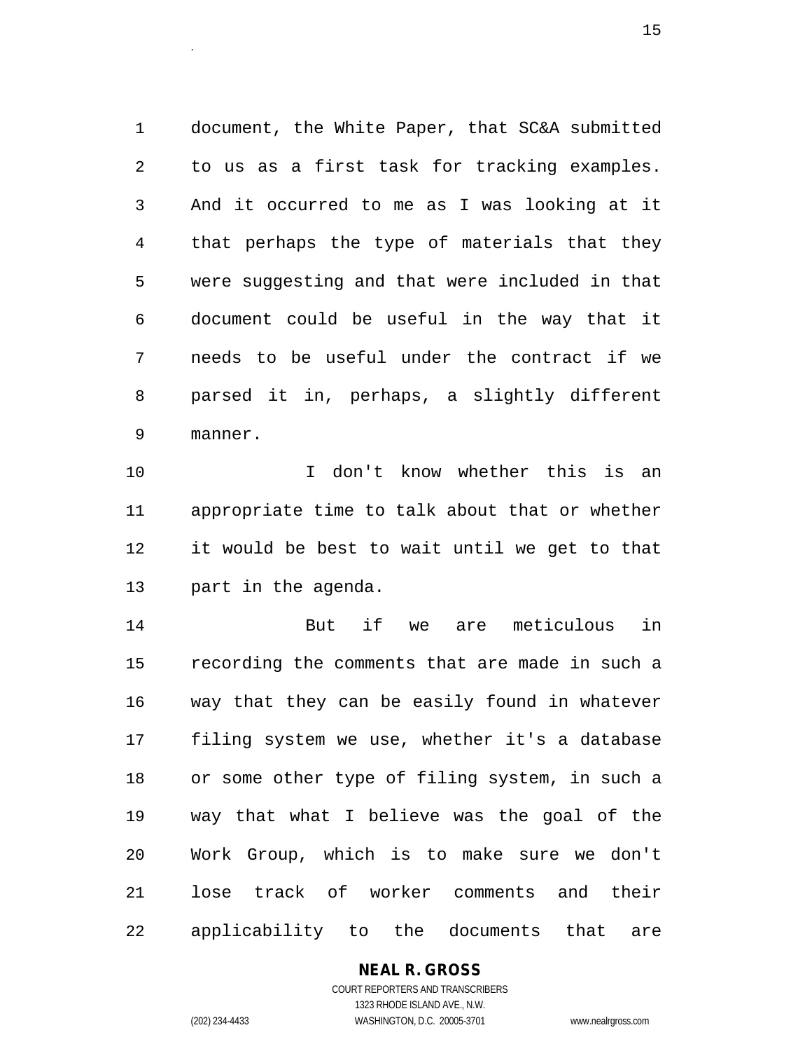document, the White Paper, that SC&A submitted to us as a first task for tracking examples. And it occurred to me as I was looking at it that perhaps the type of materials that they were suggesting and that were included in that document could be useful in the way that it needs to be useful under the contract if we parsed it in, perhaps, a slightly different manner.

I don't know whether this is an appropriate time to talk about that or whether it would be best to wait until we get to that part in the agenda.

But if we are meticulous in recording the comments that are made in such a way that they can be easily found in whatever filing system we use, whether it's a database or some other type of filing system, in such a way that what I believe was the goal of the Work Group, which is to make sure we don't lose track of worker comments and their applicability to the documents that are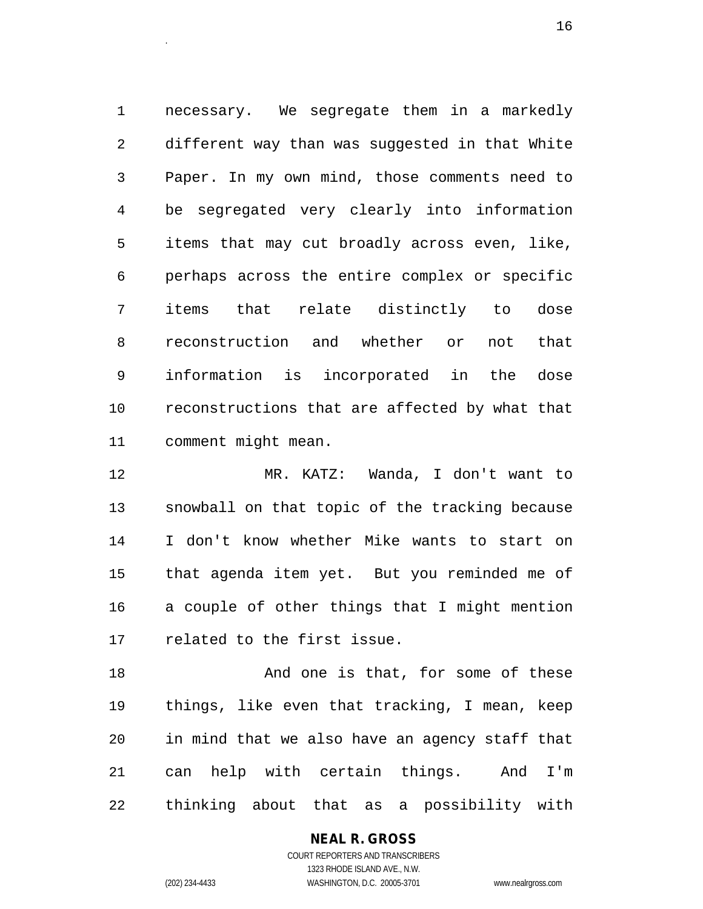necessary. We segregate them in a markedly different way than was suggested in that White Paper. In my own mind, those comments need to be segregated very clearly into information items that may cut broadly across even, like, perhaps across the entire complex or specific items that relate distinctly to dose reconstruction and whether or not that information is incorporated in the dose reconstructions that are affected by what that comment might mean.

MR. KATZ: Wanda, I don't want to snowball on that topic of the tracking because I don't know whether Mike wants to start on that agenda item yet. But you reminded me of a couple of other things that I might mention related to the first issue.

And one is that, for some of these things, like even that tracking, I mean, keep in mind that we also have an agency staff that can help with certain things. And I'm thinking about that as a possibility with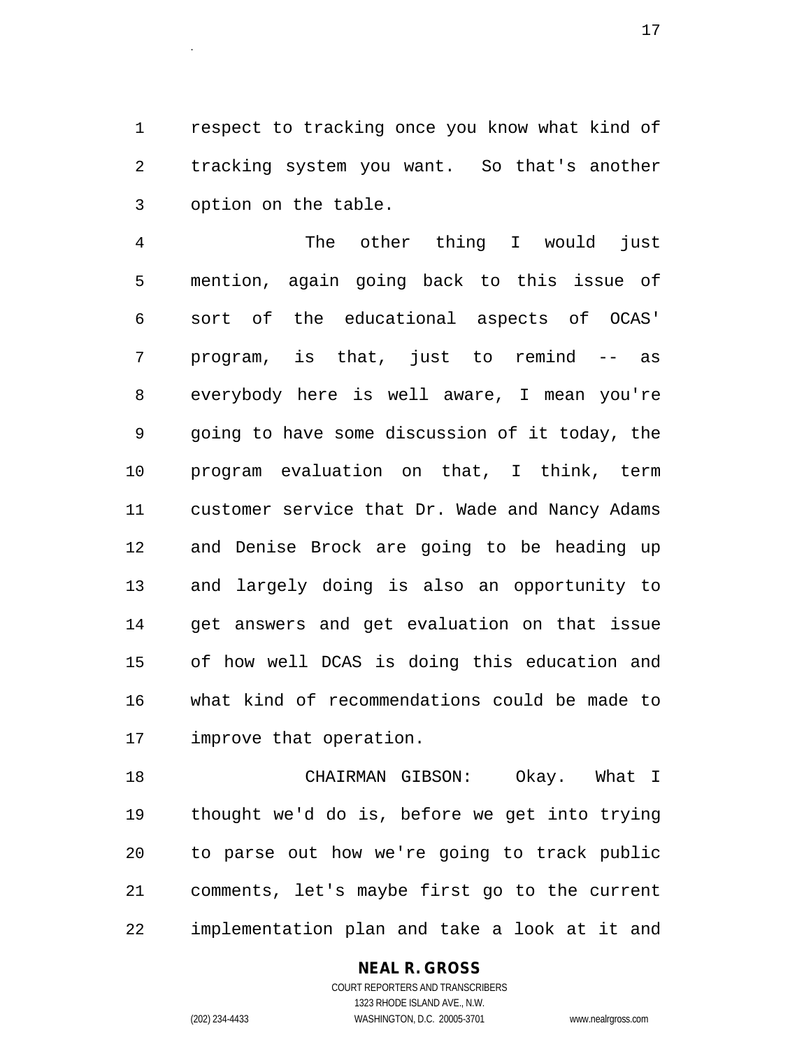respect to tracking once you know what kind of tracking system you want. So that's another option on the table.

The other thing I would just mention, again going back to this issue of sort of the educational aspects of OCAS' program, is that, just to remind -- as everybody here is well aware, I mean you're going to have some discussion of it today, the program evaluation on that, I think, term customer service that Dr. Wade and Nancy Adams and Denise Brock are going to be heading up and largely doing is also an opportunity to get answers and get evaluation on that issue of how well DCAS is doing this education and what kind of recommendations could be made to improve that operation.

CHAIRMAN GIBSON: Okay. What I thought we'd do is, before we get into trying to parse out how we're going to track public comments, let's maybe first go to the current implementation plan and take a look at it and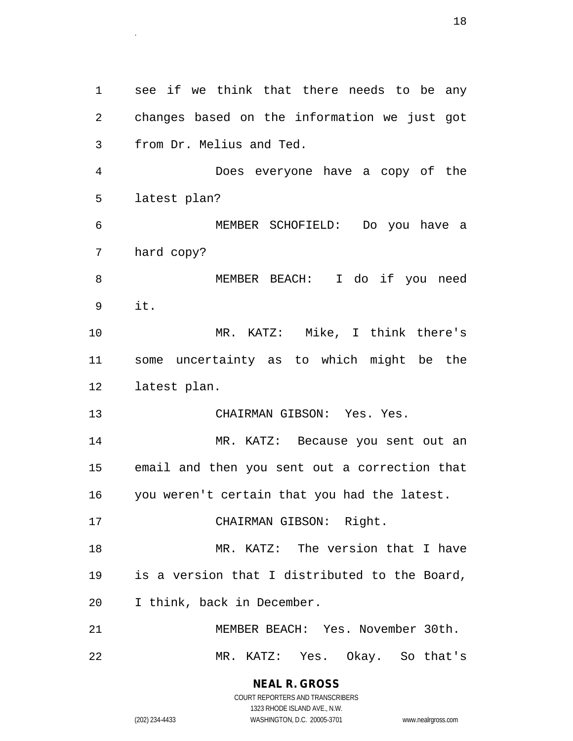see if we think that there needs to be any changes based on the information we just got from Dr. Melius and Ted.

Does everyone have a copy of the latest plan?

MEMBER SCHOFIELD: Do you have a hard copy?

MEMBER BEACH: I do if you need it.

MR. KATZ: Mike, I think there's some uncertainty as to which might be the latest plan.

CHAIRMAN GIBSON: Yes. Yes.

MR. KATZ: Because you sent out an email and then you sent out a correction that you weren't certain that you had the latest.

CHAIRMAN GIBSON: Right.

MR. KATZ: The version that I have is a version that I distributed to the Board, I think, back in December.

MEMBER BEACH: Yes. November 30th.

MR. KATZ: Yes. Okay. So that's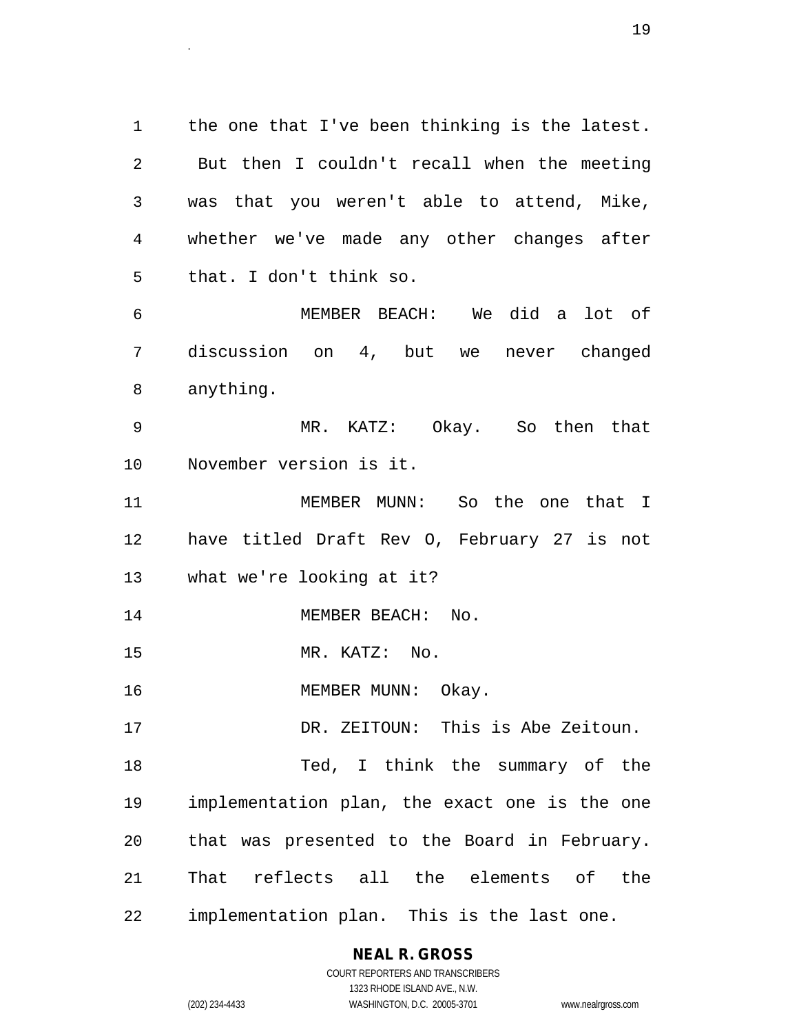the one that I've been thinking is the latest. But then I couldn't recall when the meeting was that you weren't able to attend, Mike, whether we've made any other changes after that. I don't think so.

MEMBER BEACH: We did a lot of discussion on 4, but we never changed anything.

MR. KATZ: Okay. So then that November version is it.

MEMBER MUNN: So the one that I have titled Draft Rev O, February 27 is not what we're looking at it?

MEMBER BEACH: No.

MR. KATZ: No.

MEMBER MUNN: Okay.

DR. ZEITOUN: This is Abe Zeitoun.

Ted, I think the summary of the implementation plan, the exact one is the one that was presented to the Board in February. That reflects all the elements of the implementation plan. This is the last one.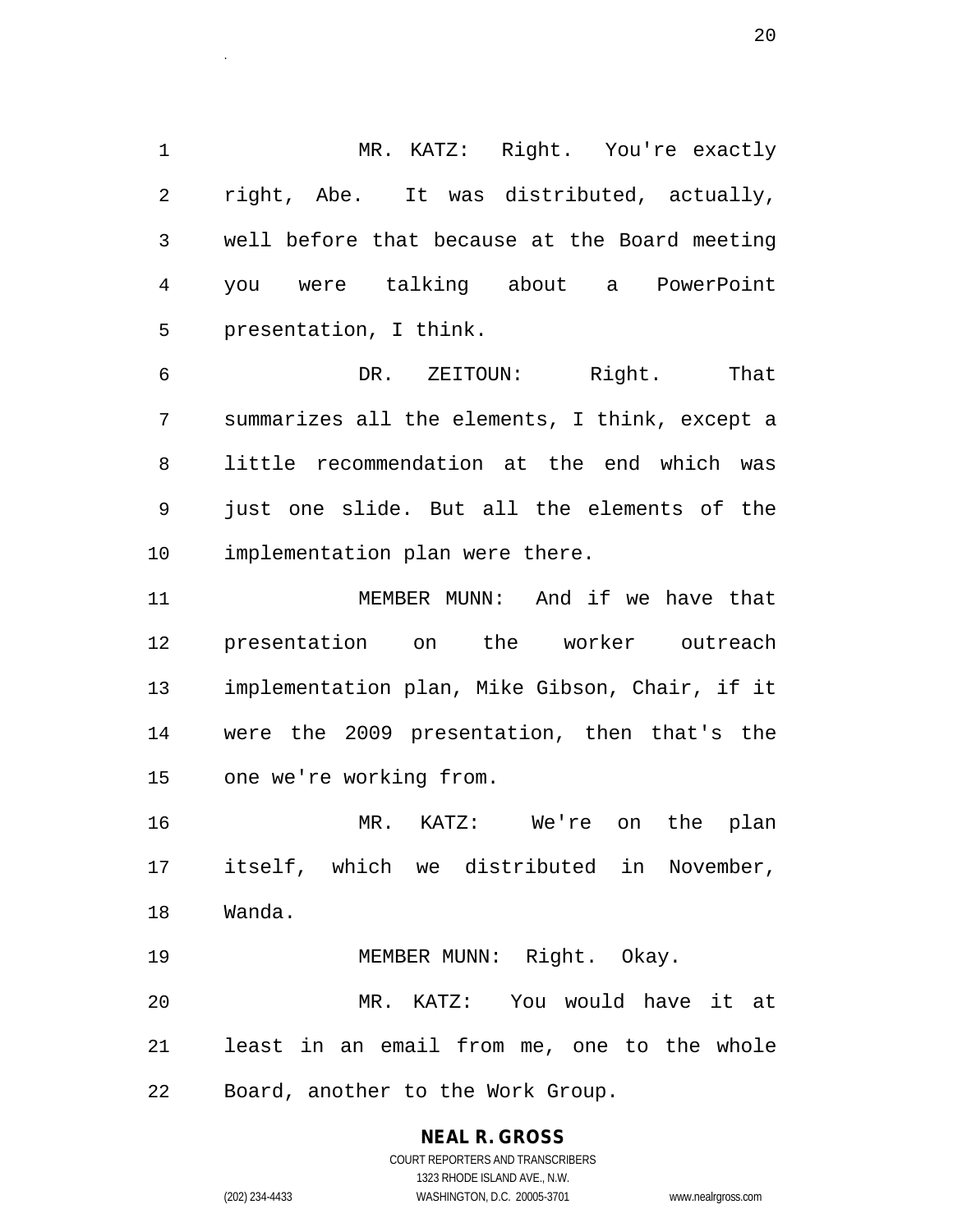MR. KATZ: Right. You're exactly right, Abe. It was distributed, actually, well before that because at the Board meeting you were talking about a PowerPoint presentation, I think.

DR. ZEITOUN: Right. That summarizes all the elements, I think, except a little recommendation at the end which was just one slide. But all the elements of the implementation plan were there.

MEMBER MUNN: And if we have that presentation on the worker outreach implementation plan, Mike Gibson, Chair, if it were the 2009 presentation, then that's the one we're working from.

MR. KATZ: We're on the plan itself, which we distributed in November, Wanda.

MEMBER MUNN: Right. Okay.

MR. KATZ: You would have it at least in an email from me, one to the whole Board, another to the Work Group.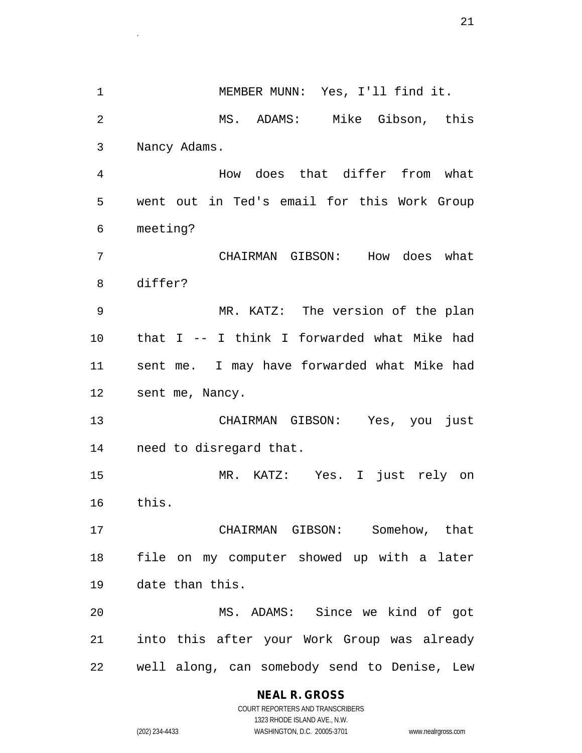MEMBER MUNN: Yes, I'll find it.

MS. ADAMS: Mike Gibson, this Nancy Adams.

How does that differ from what went out in Ted's email for this Work Group meeting?

CHAIRMAN GIBSON: How does what differ?

MR. KATZ: The version of the plan that I -- I think I forwarded what Mike had sent me. I may have forwarded what Mike had sent me, Nancy.

CHAIRMAN GIBSON: Yes, you just need to disregard that.

MR. KATZ: Yes. I just rely on this.

CHAIRMAN GIBSON: Somehow, that file on my computer showed up with a later date than this.

MS. ADAMS: Since we kind of got into this after your Work Group was already well along, can somebody send to Denise, Lew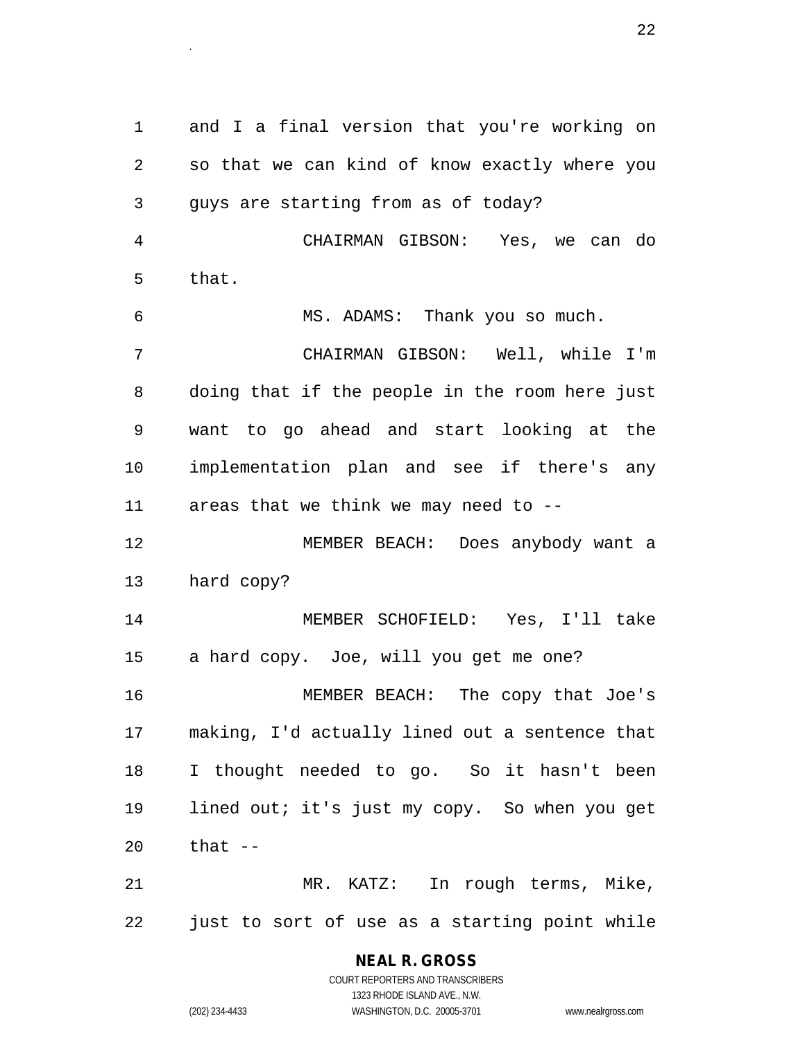and I a final version that you're working on so that we can kind of know exactly where you guys are starting from as of today?

CHAIRMAN GIBSON: Yes, we can do that.

MS. ADAMS: Thank you so much.

CHAIRMAN GIBSON: Well, while I'm doing that if the people in the room here just want to go ahead and start looking at the implementation plan and see if there's any areas that we think we may need to --

MEMBER BEACH: Does anybody want a hard copy?

MEMBER SCHOFIELD: Yes, I'll take a hard copy. Joe, will you get me one?

MEMBER BEACH: The copy that Joe's making, I'd actually lined out a sentence that I thought needed to go. So it hasn't been lined out; it's just my copy. So when you get that --

MR. KATZ: In rough terms, Mike, just to sort of use as a starting point while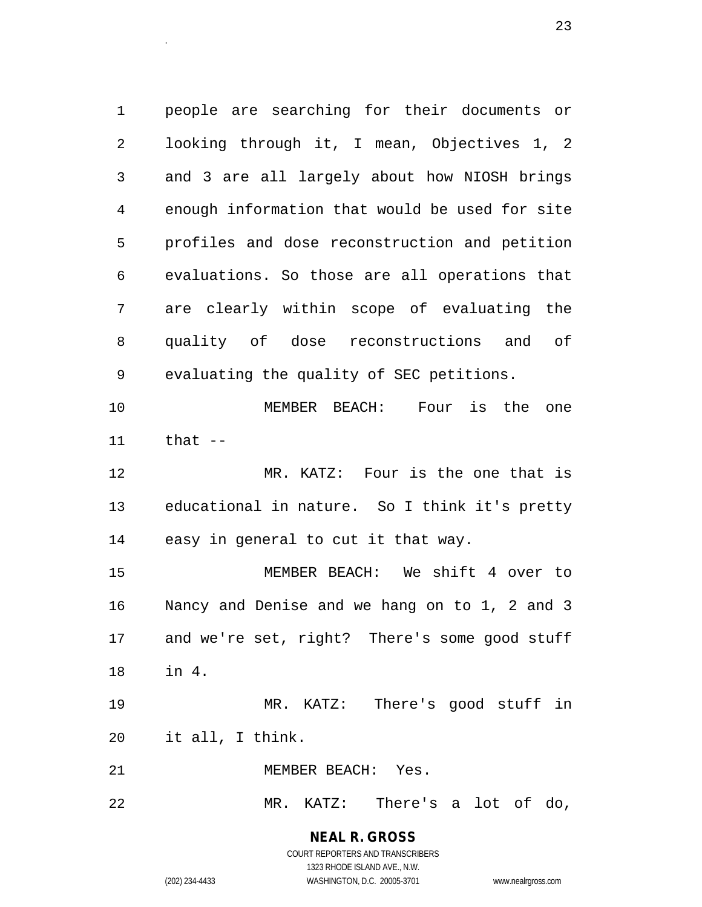people are searching for their documents or looking through it, I mean, Objectives 1, 2 and 3 are all largely about how NIOSH brings enough information that would be used for site profiles and dose reconstruction and petition evaluations. So those are all operations that are clearly within scope of evaluating the quality of dose reconstructions and of evaluating the quality of SEC petitions.

MEMBER BEACH: Four is the one that --

MR. KATZ: Four is the one that is educational in nature. So I think it's pretty easy in general to cut it that way.

MEMBER BEACH: We shift 4 over to Nancy and Denise and we hang on to 1, 2 and 3 and we're set, right? There's some good stuff in 4.

MR. KATZ: There's good stuff in it all, I think.

MEMBER BEACH: Yes.

MR. KATZ: There's a lot of do,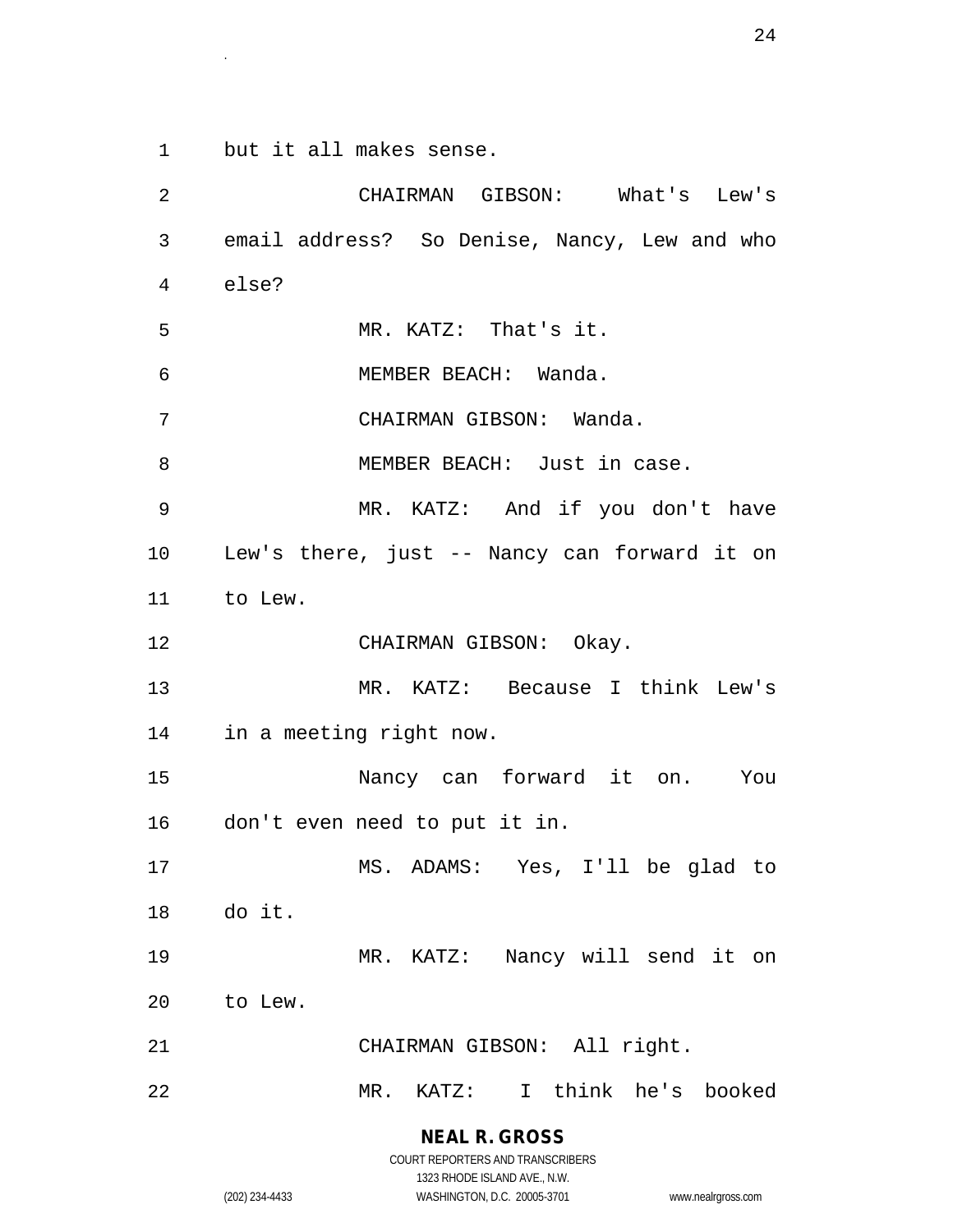1 but it all makes sense.

2 CHAIRMAN GIBSON: What's Lew's

3 email address? So Denise, Nancy, Lew and who

4 else?

5 MR. KATZ: That's it.

6 MEMBER BEACH: Wanda.

7 CHAIRMAN GIBSON: Wanda.

8 MEMBER BEACH: Just in case.

9 MR. KATZ: And if you don't have

10 Lew's there, just -- Nancy can forward it on

11 to Lew.

12 CHAIRMAN GIBSON: Okay.

13 MR. KATZ: Because I think Lew's

14 in a meeting right now.

15 Nancy can forward it on. You

16 don't even need to put it in.

17 MS. ADAMS: Yes, I'll be glad to

18 do it.

19 MR. KATZ: Nancy will send it on

20 to Lew.

21 CHAIRMAN GIBSON: All right.

22 MR. KATZ: I think he's booked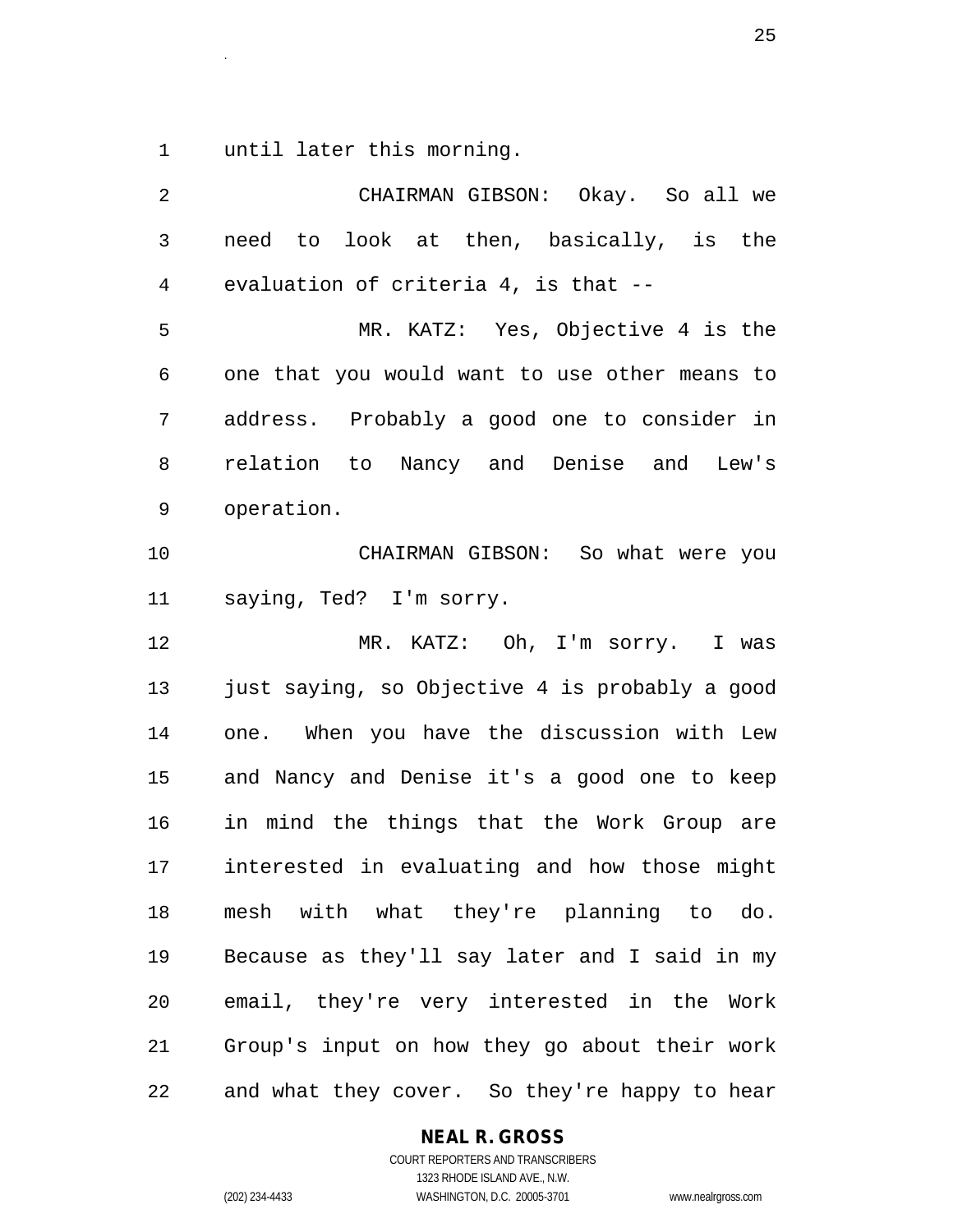until later this morning.

CHAIRMAN GIBSON: Okay. So all we need to look at then, basically, is the evaluation of criteria 4, is that --

MR. KATZ: Yes, Objective 4 is the one that you would want to use other means to address. Probably a good one to consider in relation to Nancy and Denise and Lew's operation.

CHAIRMAN GIBSON: So what were you saying, Ted? I'm sorry.

MR. KATZ: Oh, I'm sorry. I was just saying, so Objective 4 is probably a good one. When you have the discussion with Lew and Nancy and Denise it's a good one to keep in mind the things that the Work Group are interested in evaluating and how those might mesh with what they're planning to do. Because as they'll say later and I said in my email, they're very interested in the Work Group's input on how they go about their work and what they cover. So they're happy to hear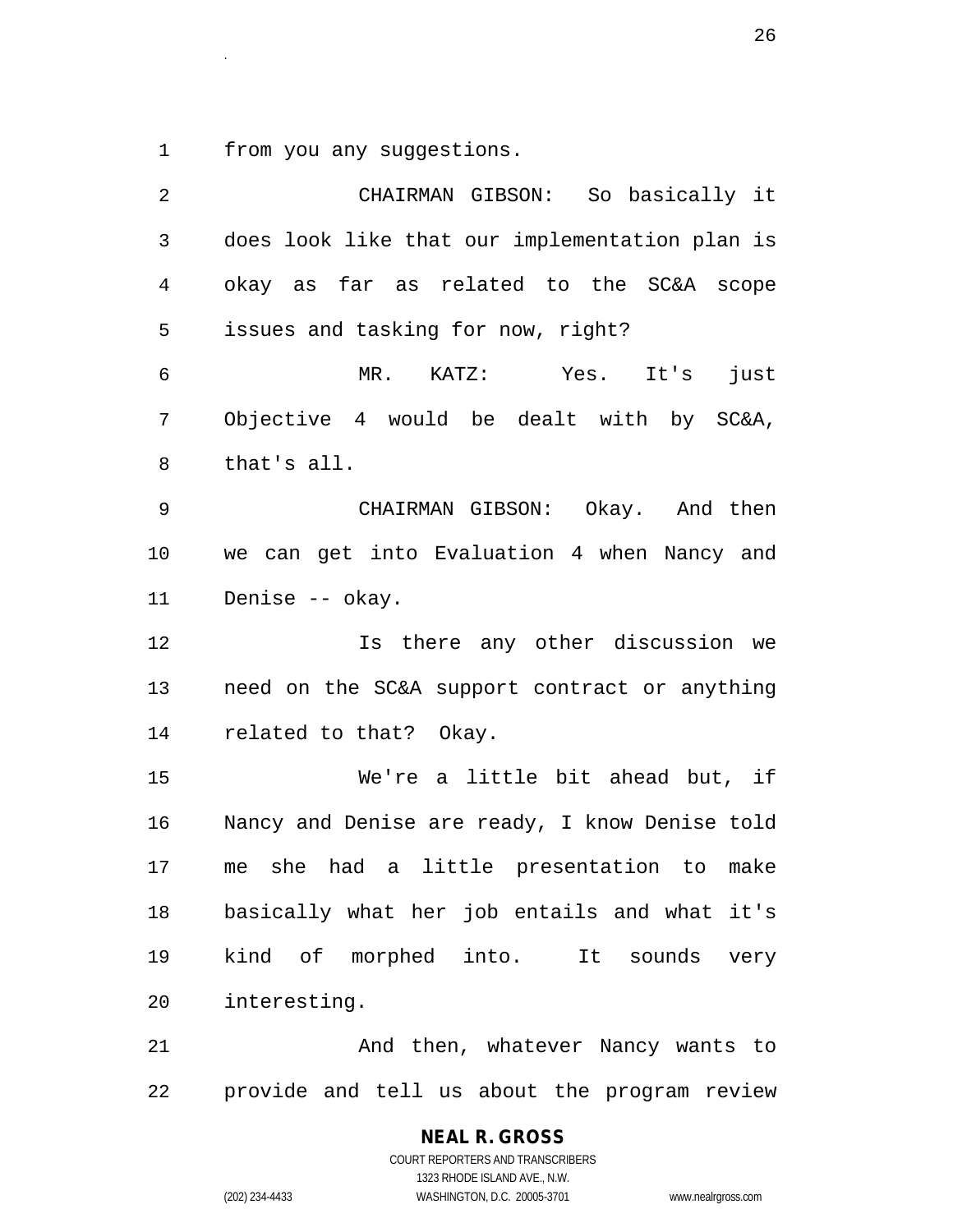from you any suggestions.

CHAIRMAN GIBSON: So basically it does look like that our implementation plan is okay as far as related to the SC&A scope issues and tasking for now, right?

MR. KATZ: Yes. It's just Objective 4 would be dealt with by SC&A, that's all.

CHAIRMAN GIBSON: Okay. And then we can get into Evaluation 4 when Nancy and Denise -- okay.

Is there any other discussion we need on the SC&A support contract or anything related to that? Okay.

We're a little bit ahead but, if Nancy and Denise are ready, I know Denise told me she had a little presentation to make basically what her job entails and what it's kind of morphed into. It sounds very interesting.

And then, whatever Nancy wants to provide and tell us about the program review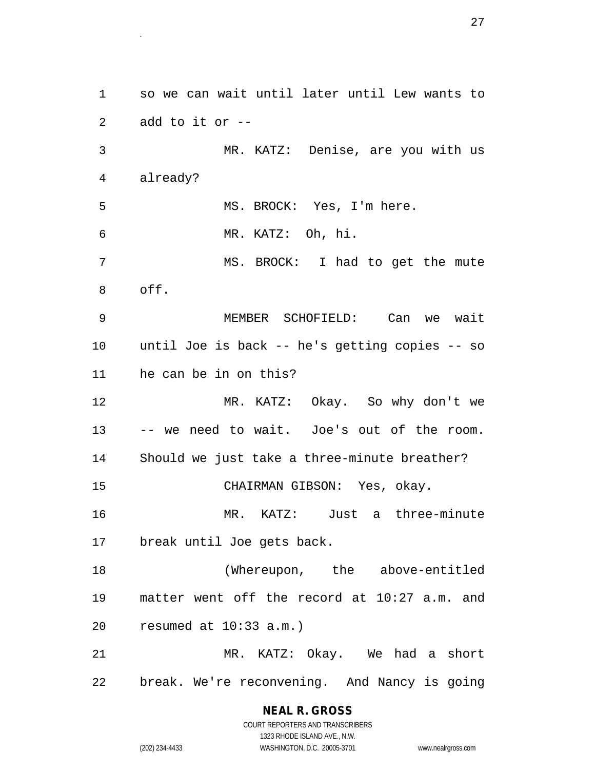so we can wait until later until Lew wants to add to it or --

MR. KATZ: Denise, are you with us already?

MS. BROCK: Yes, I'm here.

MR. KATZ: Oh, hi.

MS. BROCK: I had to get the mute off.

MEMBER SCHOFIELD: Can we wait until Joe is back -- he's getting copies -- so he can be in on this?

MR. KATZ: Okay. So why don't we -- we need to wait. Joe's out of the room. Should we just take a three-minute breather?

CHAIRMAN GIBSON: Yes, okay.

MR. KATZ: Just a three-minute break until Joe gets back.

(Whereupon, the above-entitled matter went off the record at 10:27 a.m. and resumed at 10:33 a.m.)

MR. KATZ: Okay. We had a short break. We're reconvening. And Nancy is going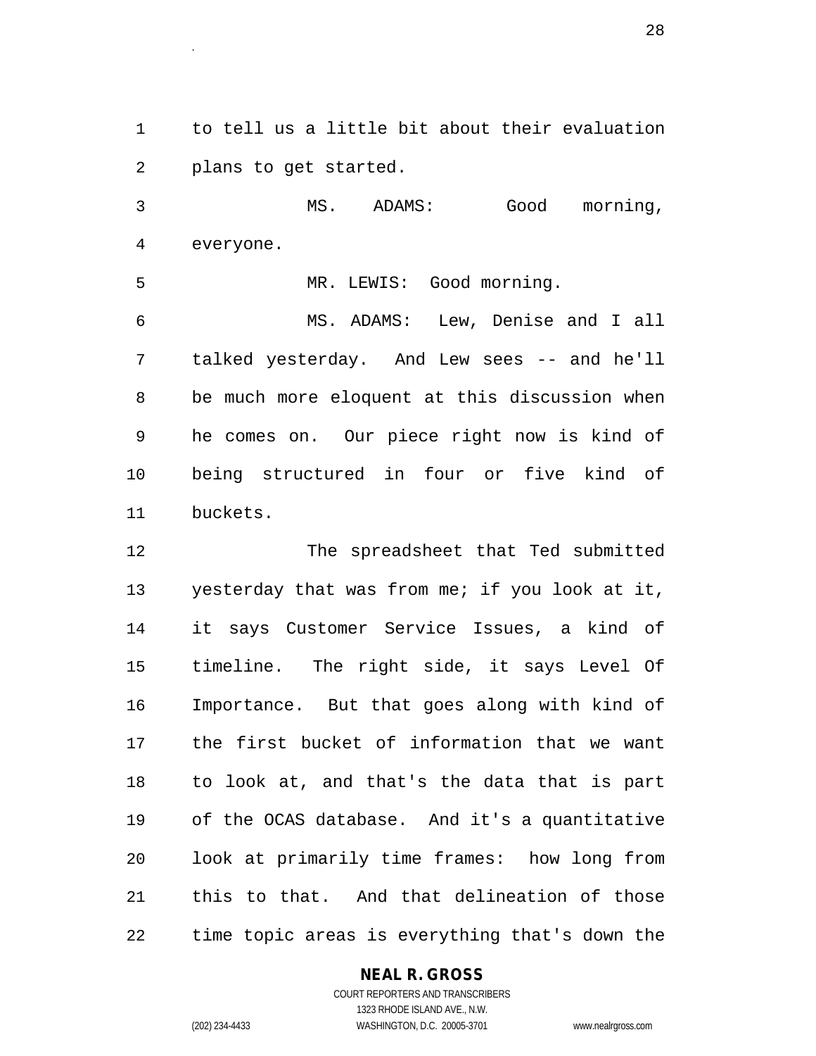to tell us a little bit about their evaluation plans to get started.

MS. ADAMS: Good morning, everyone.

MR. LEWIS: Good morning.

MS. ADAMS: Lew, Denise and I all talked yesterday. And Lew sees -- and he'll be much more eloquent at this discussion when he comes on. Our piece right now is kind of being structured in four or five kind of buckets.

The spreadsheet that Ted submitted yesterday that was from me; if you look at it, it says Customer Service Issues, a kind of timeline. The right side, it says Level Of Importance. But that goes along with kind of the first bucket of information that we want to look at, and that's the data that is part of the OCAS database. And it's a quantitative look at primarily time frames: how long from this to that. And that delineation of those time topic areas is everything that's down the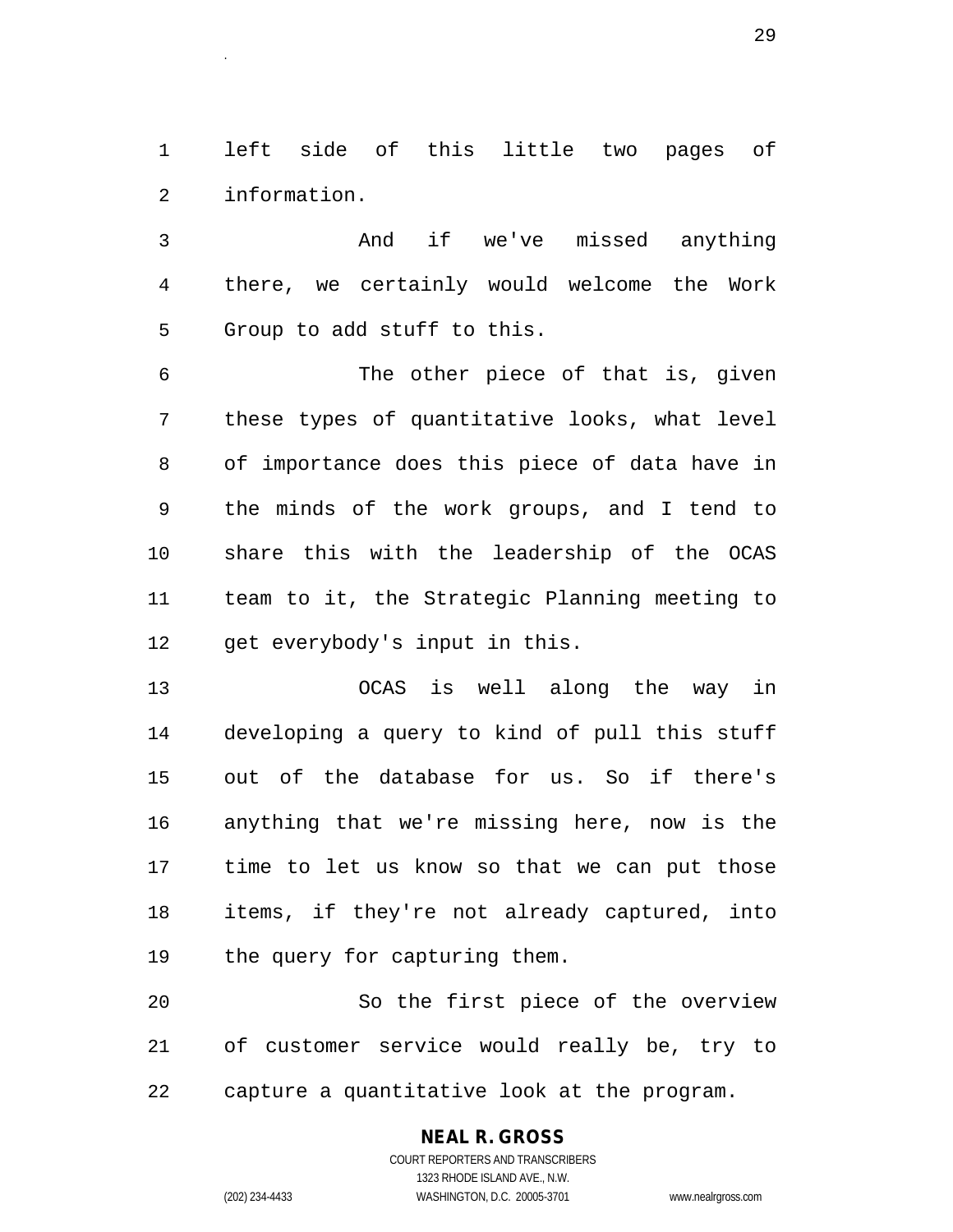left side of this little two pages of information.

And if we've missed anything there, we certainly would welcome the Work Group to add stuff to this.

The other piece of that is, given these types of quantitative looks, what level of importance does this piece of data have in the minds of the work groups, and I tend to share this with the leadership of the OCAS team to it, the Strategic Planning meeting to get everybody's input in this.

OCAS is well along the way in developing a query to kind of pull this stuff out of the database for us. So if there's anything that we're missing here, now is the time to let us know so that we can put those items, if they're not already captured, into the query for capturing them.

So the first piece of the overview of customer service would really be, try to capture a quantitative look at the program.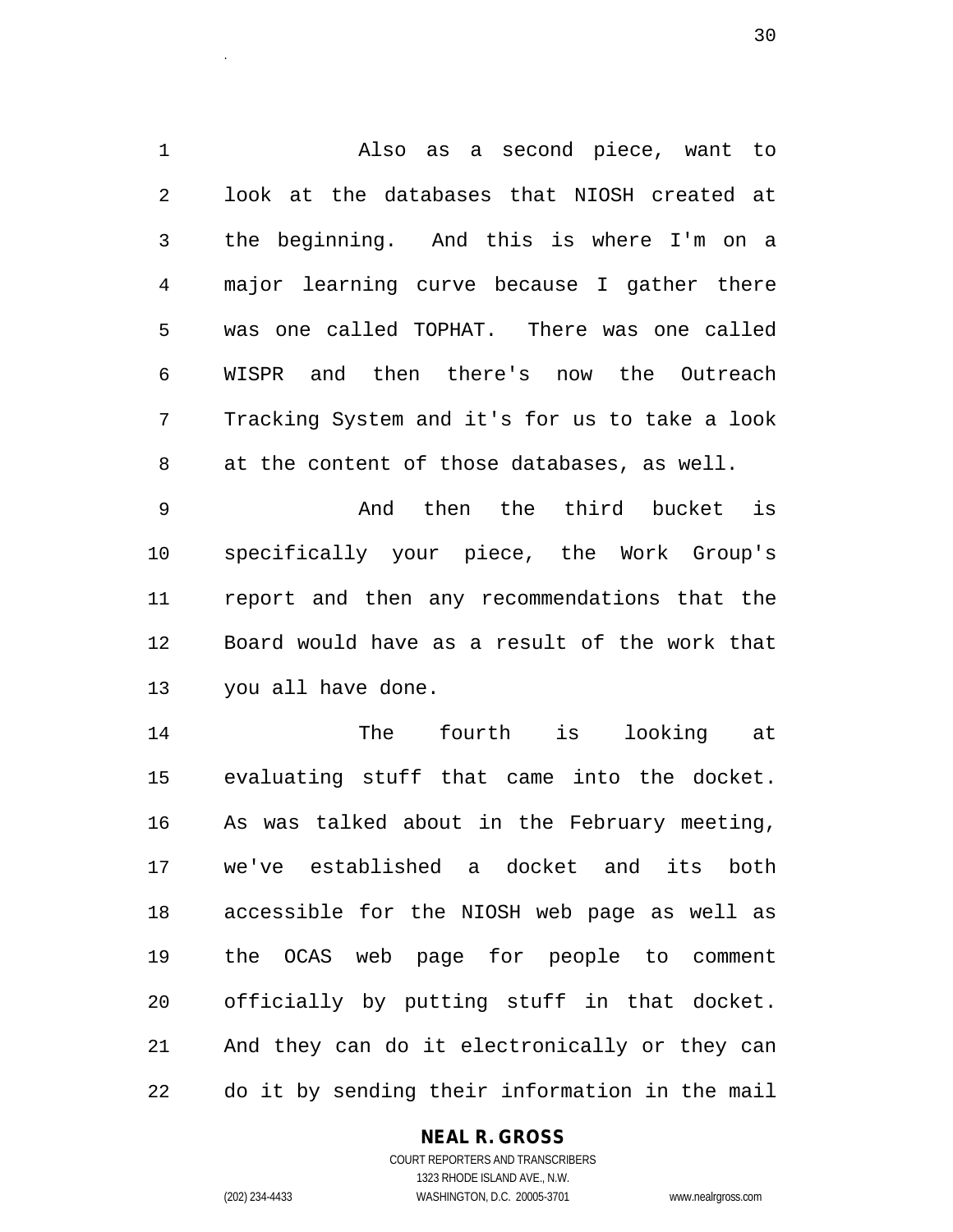Also as a second piece, want to look at the databases that NIOSH created at the beginning. And this is where I'm on a major learning curve because I gather there was one called TOPHAT. There was one called WISPR and then there's now the Outreach Tracking System and it's for us to take a look at the content of those databases, as well.

And then the third bucket is specifically your piece, the Work Group's report and then any recommendations that the Board would have as a result of the work that you all have done.

The fourth is looking at evaluating stuff that came into the docket. As was talked about in the February meeting, we've established a docket and its both accessible for the NIOSH web page as well as the OCAS web page for people to comment officially by putting stuff in that docket. And they can do it electronically or they can do it by sending their information in the mail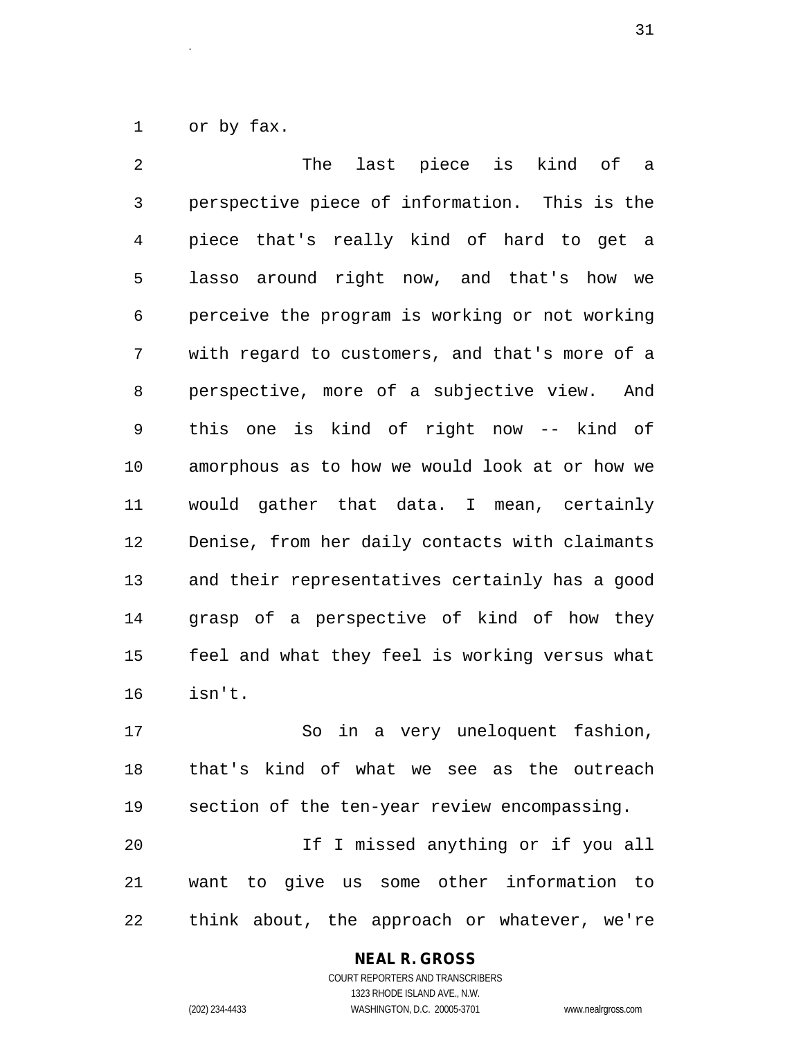or by fax.

The last piece is kind of a perspective piece of information. This is the piece that's really kind of hard to get a lasso around right now, and that's how we perceive the program is working or not working with regard to customers, and that's more of a perspective, more of a subjective view. And this one is kind of right now -- kind of amorphous as to how we would look at or how we would gather that data. I mean, certainly Denise, from her daily contacts with claimants and their representatives certainly has a good grasp of a perspective of kind of how they feel and what they feel is working versus what isn't.

So in a very uneloquent fashion, that's kind of what we see as the outreach section of the ten-year review encompassing.

If I missed anything or if you all want to give us some other information to think about, the approach or whatever, we're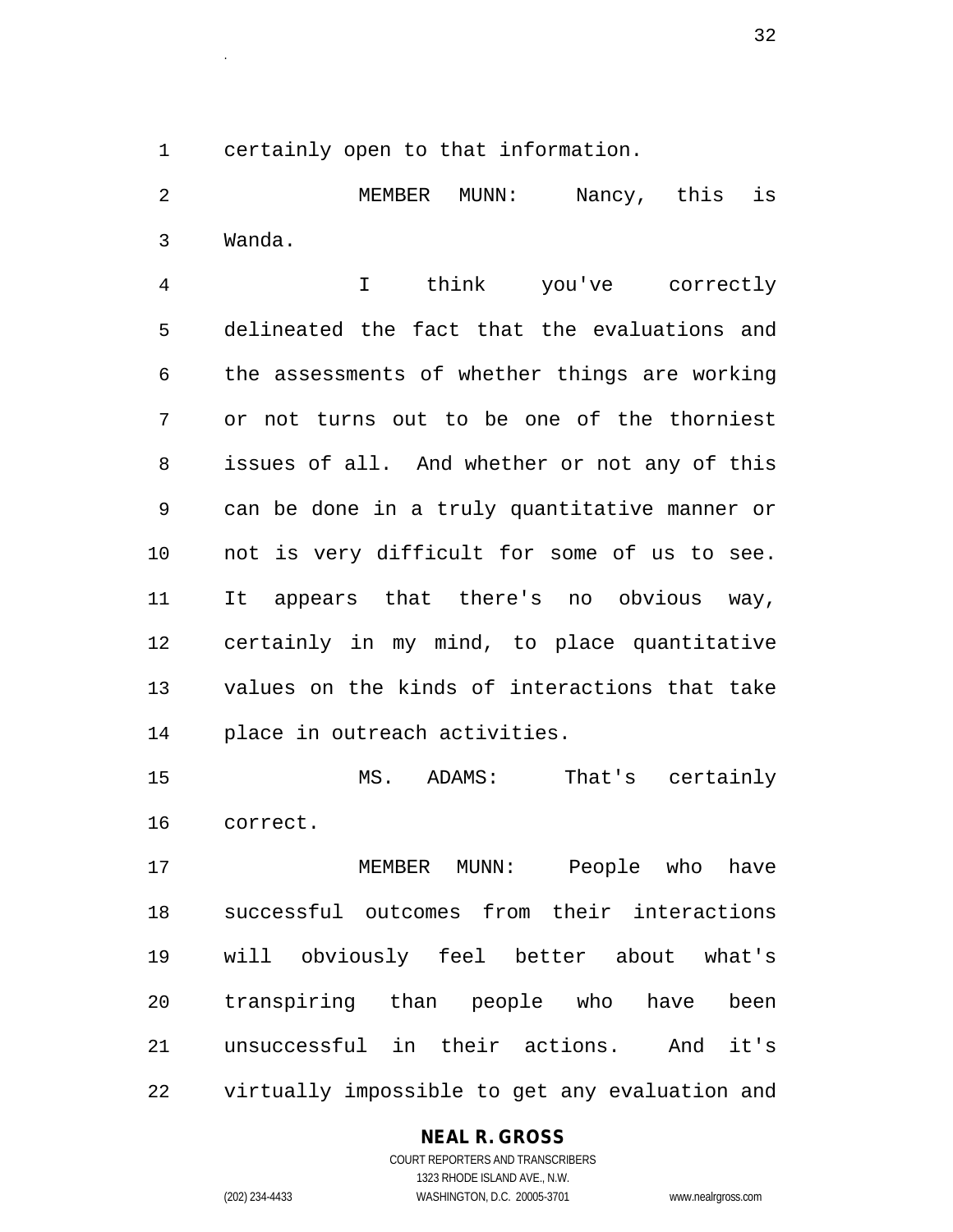certainly open to that information.

MEMBER MUNN: Nancy, this is Wanda.

I think you've correctly delineated the fact that the evaluations and the assessments of whether things are working or not turns out to be one of the thorniest issues of all. And whether or not any of this can be done in a truly quantitative manner or not is very difficult for some of us to see. It appears that there's no obvious way, certainly in my mind, to place quantitative values on the kinds of interactions that take place in outreach activities.

MS. ADAMS: That's certainly correct.

MEMBER MUNN: People who have successful outcomes from their interactions will obviously feel better about what's transpiring than people who have been unsuccessful in their actions. And it's virtually impossible to get any evaluation and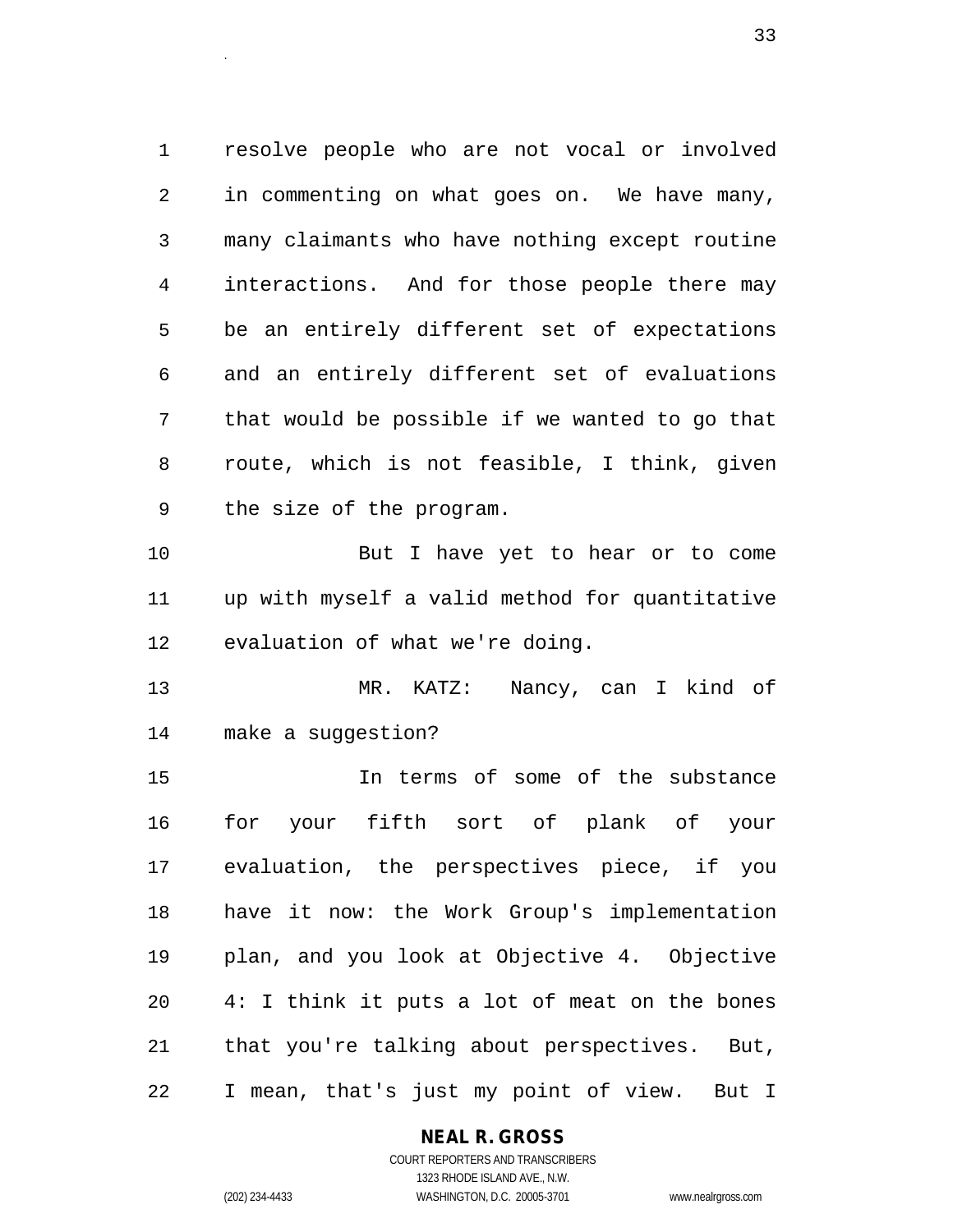resolve people who are not vocal or involved in commenting on what goes on. We have many, many claimants who have nothing except routine interactions. And for those people there may be an entirely different set of expectations and an entirely different set of evaluations that would be possible if we wanted to go that route, which is not feasible, I think, given the size of the program.

But I have yet to hear or to come up with myself a valid method for quantitative evaluation of what we're doing.

MR. KATZ: Nancy, can I kind of make a suggestion?

In terms of some of the substance for your fifth sort of plank of your evaluation, the perspectives piece, if you have it now: the Work Group's implementation plan, and you look at Objective 4. Objective 4: I think it puts a lot of meat on the bones that you're talking about perspectives. But, I mean, that's just my point of view. But I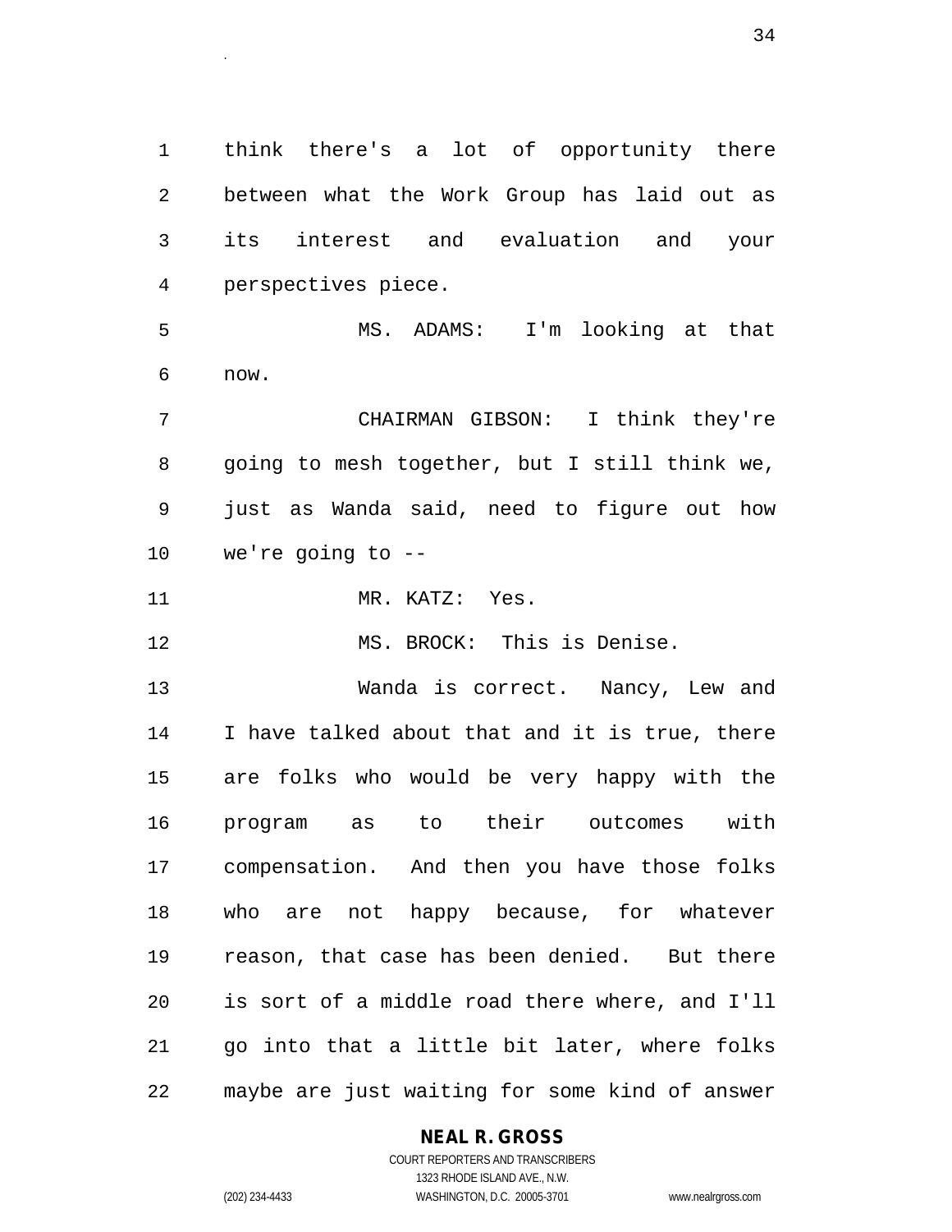1 think there's a lot of opportunity there
2 between what the Work Group has laid out as
3 its interest and evaluation and your
4 perspectives piece.

5 MS. ADAMS: I'm looking at that
6 now.

7 CHAIRMAN GIBSON: I think they're
8 going to mesh together, but I still think we,
9 just as Wanda said, need to figure out how
10 we're going to --

11 MR. KATZ: Yes.

12 MS. BROCK: This is Denise.

13 Wanda is correct. Nancy, Lew and
14 I have talked about that and it is true, there
15 are folks who would be very happy with the
16 program as to their outcomes with
17 compensation. And then you have those folks
18 who are not happy because, for whatever
19 reason, that case has been denied. But there
20 is sort of a middle road there where, and I'll
21 go into that a little bit later, where folks
22 maybe are just waiting for some kind of answer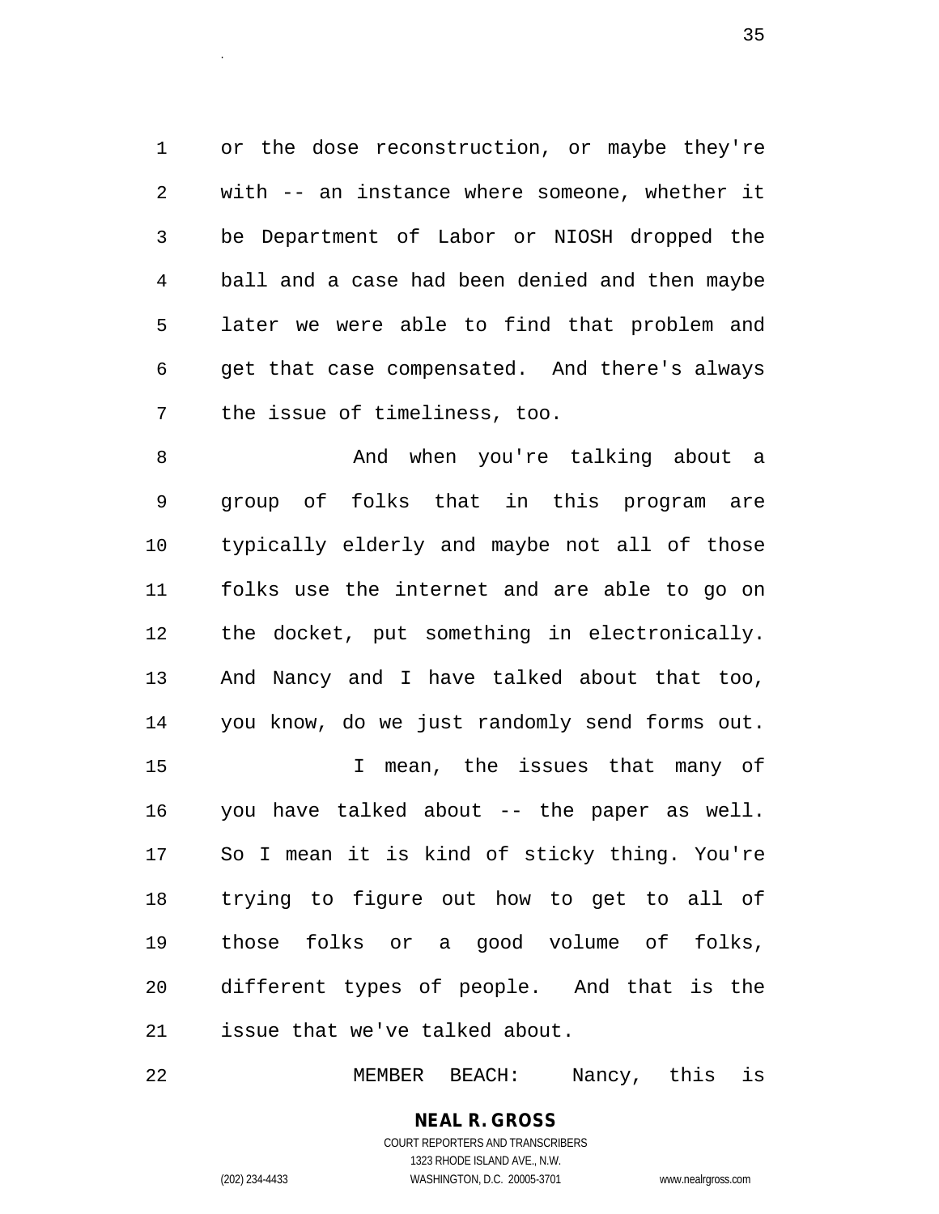or the dose reconstruction, or maybe they're with -- an instance where someone, whether it be Department of Labor or NIOSH dropped the ball and a case had been denied and then maybe later we were able to find that problem and get that case compensated. And there's always the issue of timeliness, too.

And when you're talking about a group of folks that in this program are typically elderly and maybe not all of those folks use the internet and are able to go on the docket, put something in electronically. And Nancy and I have talked about that too, you know, do we just randomly send forms out.

I mean, the issues that many of you have talked about -- the paper as well. So I mean it is kind of sticky thing. You're trying to figure out how to get to all of those folks or a good volume of folks, different types of people. And that is the issue that we've talked about.

MEMBER BEACH: Nancy, this is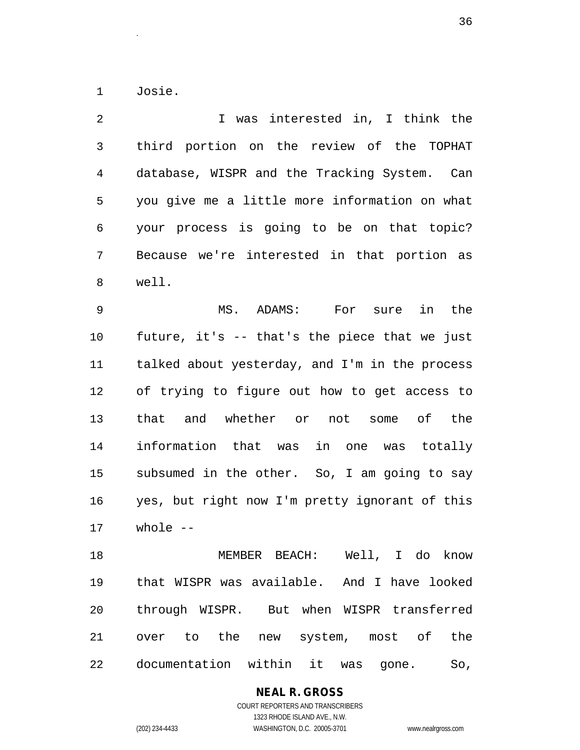Josie.

I was interested in, I think the third portion on the review of the TOPHAT database, WISPR and the Tracking System. Can you give me a little more information on what your process is going to be on that topic? Because we're interested in that portion as well.

MS. ADAMS: For sure in the future, it's -- that's the piece that we just talked about yesterday, and I'm in the process of trying to figure out how to get access to that and whether or not some of the information that was in one was totally subsumed in the other. So, I am going to say yes, but right now I'm pretty ignorant of this whole --

MEMBER BEACH: Well, I do know that WISPR was available. And I have looked through WISPR. But when WISPR transferred over to the new system, most of the documentation within it was gone. So,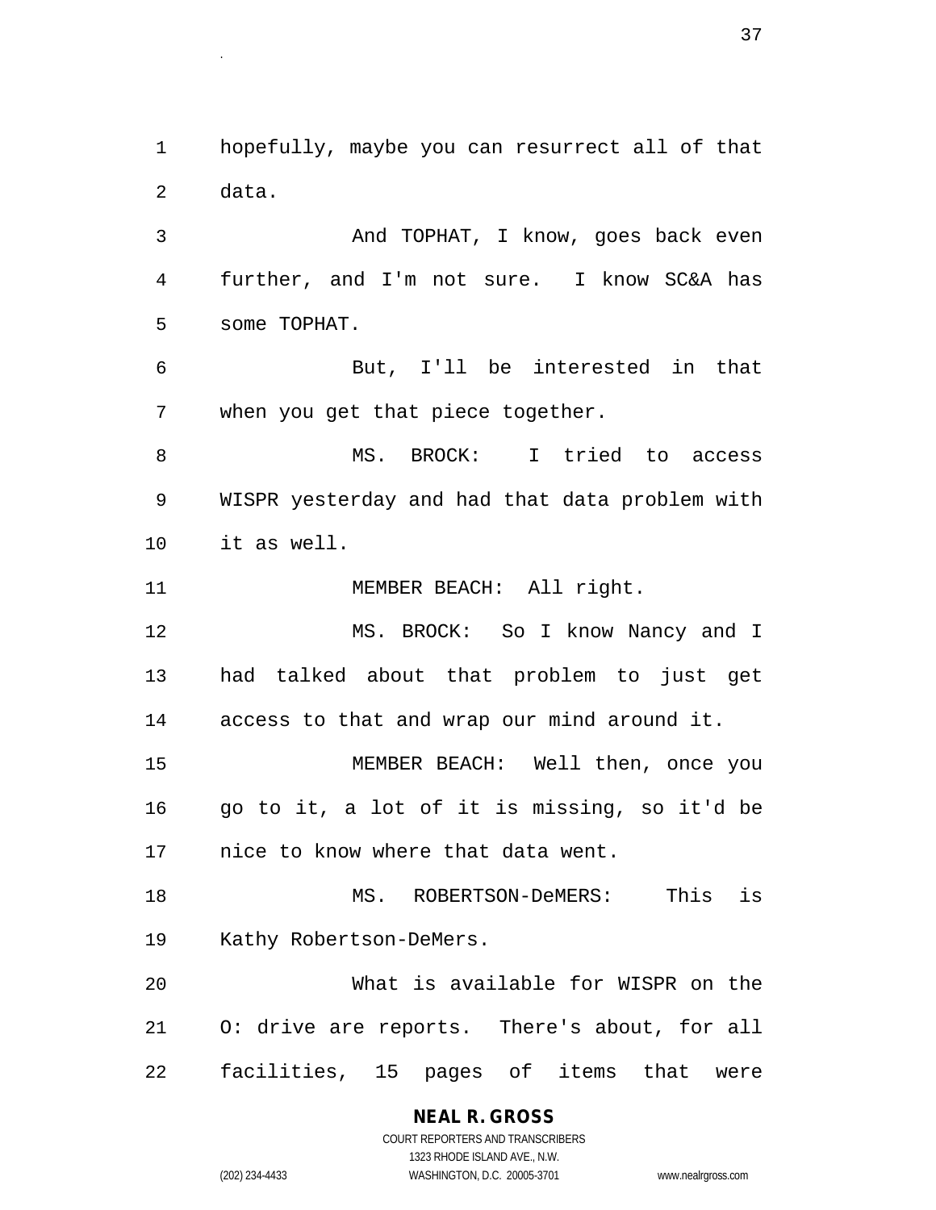hopefully, maybe you can resurrect all of that data.

And TOPHAT, I know, goes back even further, and I'm not sure. I know SC&A has some TOPHAT.

But, I'll be interested in that when you get that piece together.

MS. BROCK: I tried to access WISPR yesterday and had that data problem with it as well.

MEMBER BEACH: All right.

MS. BROCK: So I know Nancy and I had talked about that problem to just get access to that and wrap our mind around it.

MEMBER BEACH: Well then, once you go to it, a lot of it is missing, so it'd be nice to know where that data went.

MS. ROBERTSON-DeMERS: This is Kathy Robertson-DeMers.

What is available for WISPR on the O: drive are reports. There's about, for all facilities, 15 pages of items that were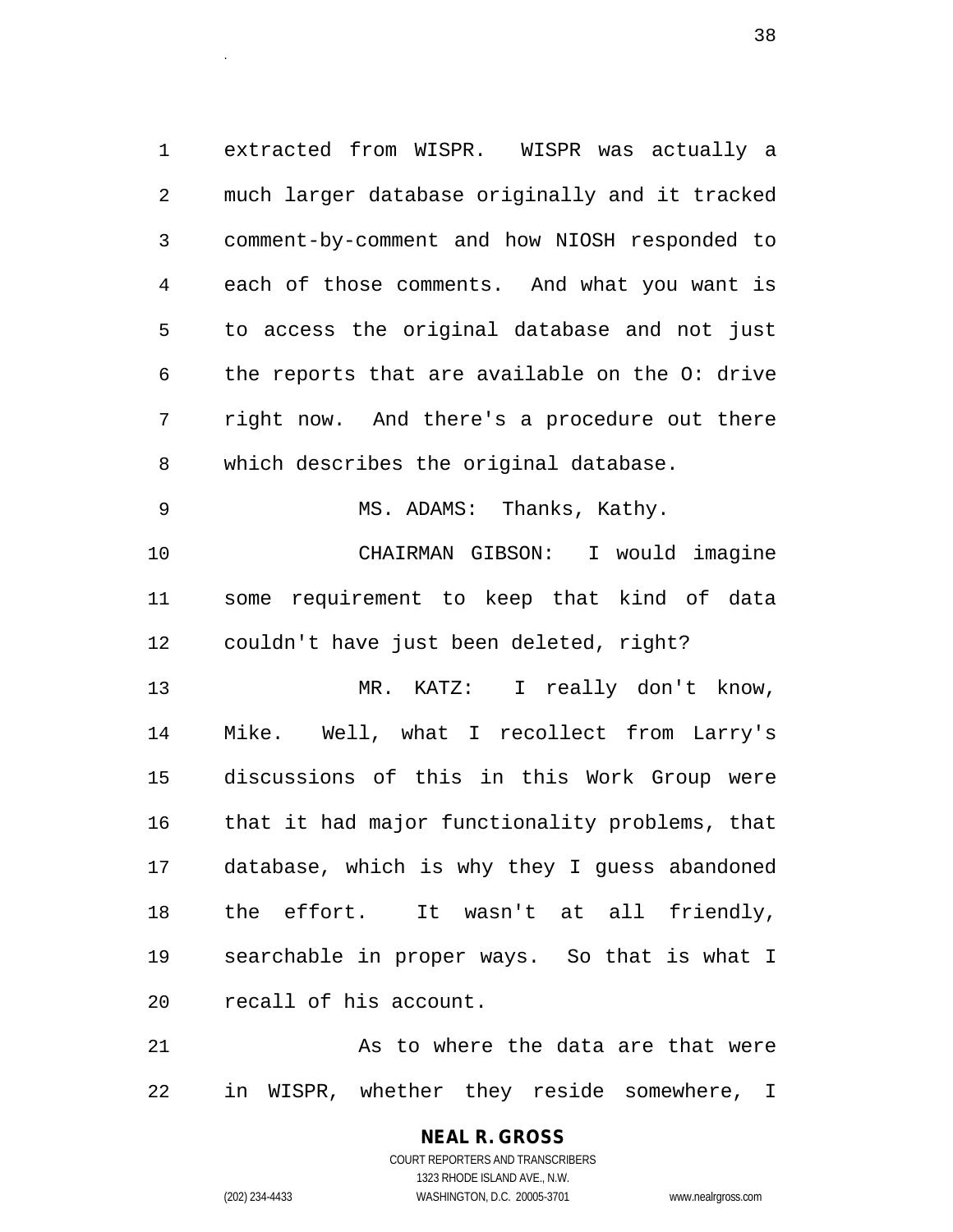extracted from WISPR. WISPR was actually a much larger database originally and it tracked comment-by-comment and how NIOSH responded to each of those comments. And what you want is to access the original database and not just the reports that are available on the O: drive right now. And there's a procedure out there which describes the original database.

MS. ADAMS: Thanks, Kathy.

CHAIRMAN GIBSON: I would imagine some requirement to keep that kind of data couldn't have just been deleted, right?

MR. KATZ: I really don't know, Mike. Well, what I recollect from Larry's discussions of this in this Work Group were that it had major functionality problems, that database, which is why they I guess abandoned the effort. It wasn't at all friendly, searchable in proper ways. So that is what I recall of his account.

As to where the data are that were in WISPR, whether they reside somewhere, I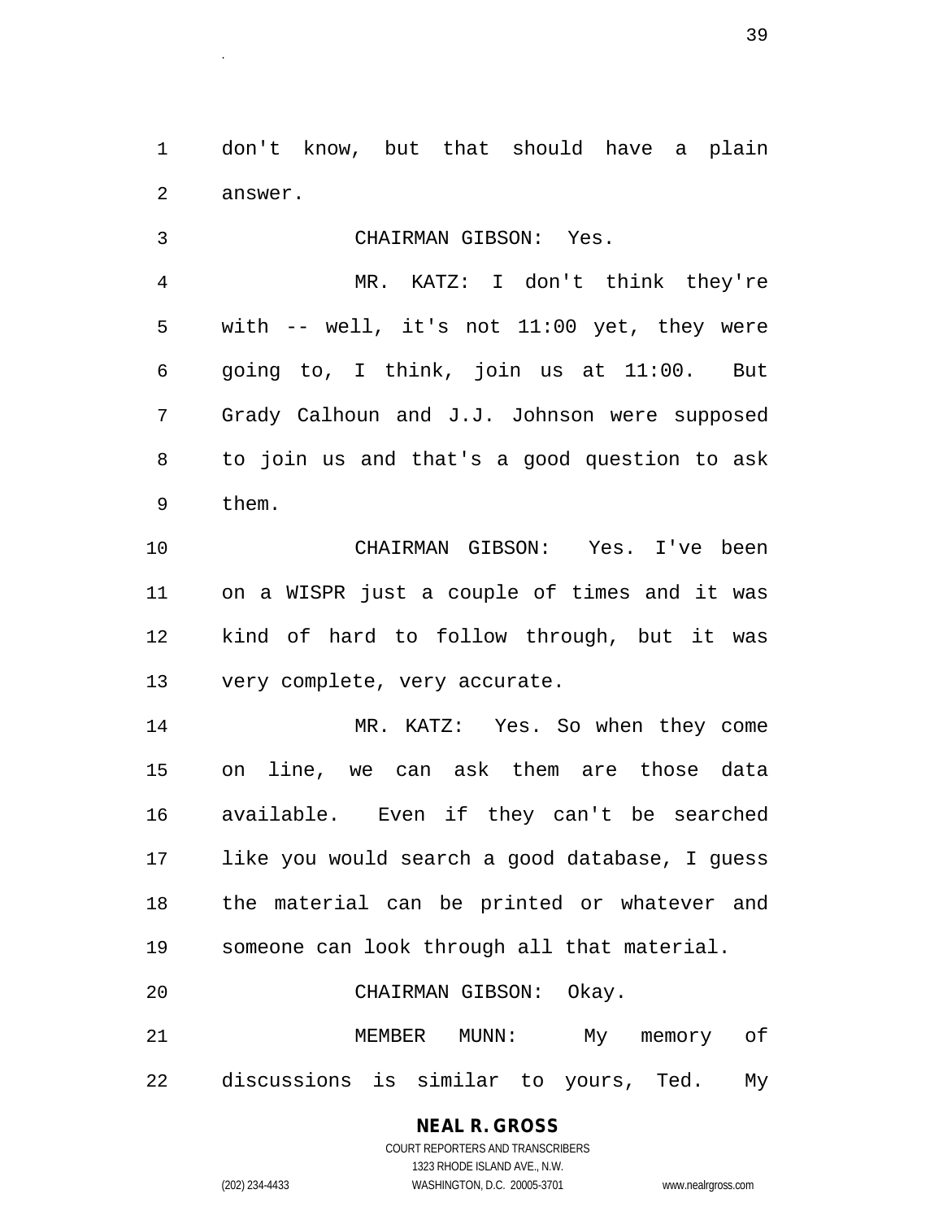don't know, but that should have a plain answer.

CHAIRMAN GIBSON: Yes.

MR. KATZ: I don't think they're with -- well, it's not 11:00 yet, they were going to, I think, join us at 11:00. But Grady Calhoun and J.J. Johnson were supposed to join us and that's a good question to ask them.

CHAIRMAN GIBSON: Yes. I've been on a WISPR just a couple of times and it was kind of hard to follow through, but it was very complete, very accurate.

MR. KATZ: Yes. So when they come on line, we can ask them are those data available. Even if they can't be searched like you would search a good database, I guess the material can be printed or whatever and someone can look through all that material.

CHAIRMAN GIBSON: Okay.

MEMBER MUNN: My memory of discussions is similar to yours, Ted. My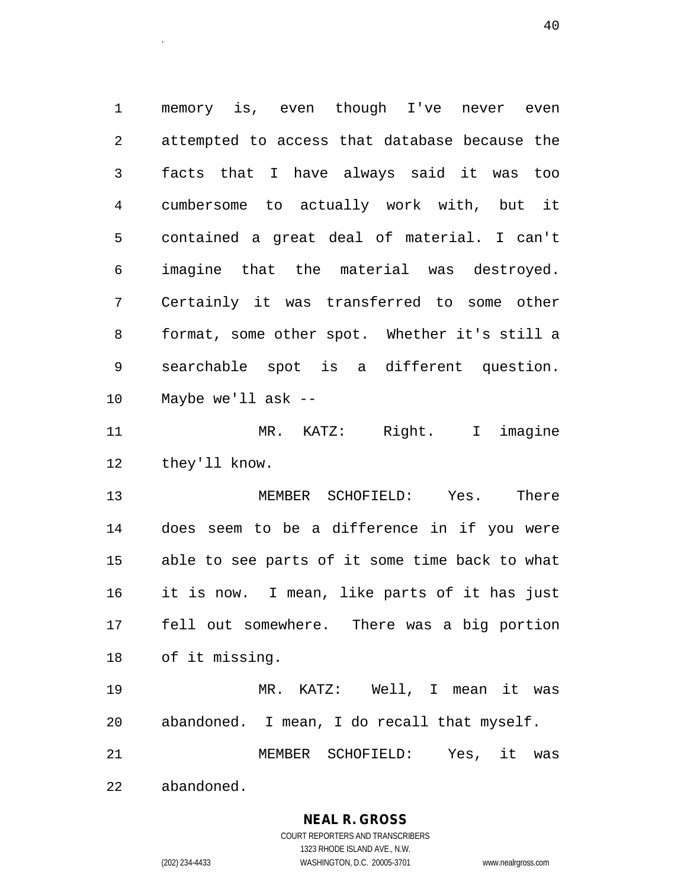memory is, even though I've never even attempted to access that database because the facts that I have always said it was too cumbersome to actually work with, but it contained a great deal of material. I can't imagine that the material was destroyed. Certainly it was transferred to some other format, some other spot. Whether it's still a searchable spot is a different question. Maybe we'll ask --

MR. KATZ: Right. I imagine they'll know.

MEMBER SCHOFIELD: Yes. There does seem to be a difference in if you were able to see parts of it some time back to what it is now. I mean, like parts of it has just fell out somewhere. There was a big portion of it missing.

MR. KATZ: Well, I mean it was abandoned. I mean, I do recall that myself.

MEMBER SCHOFIELD: Yes, it was abandoned.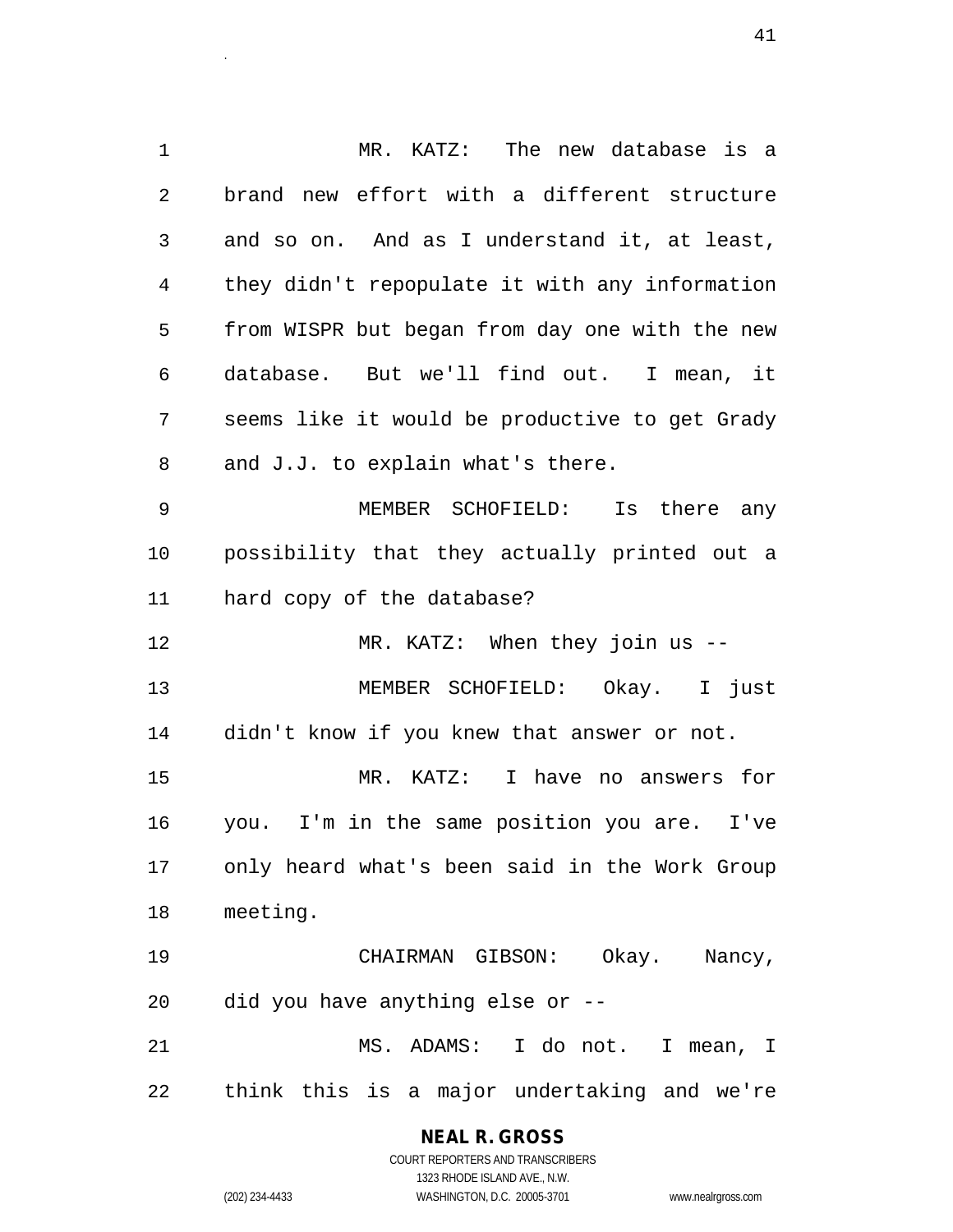MR. KATZ: The new database is a brand new effort with a different structure and so on. And as I understand it, at least, they didn't repopulate it with any information from WISPR but began from day one with the new database. But we'll find out. I mean, it seems like it would be productive to get Grady and J.J. to explain what's there.

MEMBER SCHOFIELD: Is there any possibility that they actually printed out a hard copy of the database?

MR. KATZ: When they join us --

MEMBER SCHOFIELD: Okay. I just didn't know if you knew that answer or not.

MR. KATZ: I have no answers for you. I'm in the same position you are. I've only heard what's been said in the Work Group meeting.

CHAIRMAN GIBSON: Okay. Nancy, did you have anything else or --

MS. ADAMS: I do not. I mean, I think this is a major undertaking and we're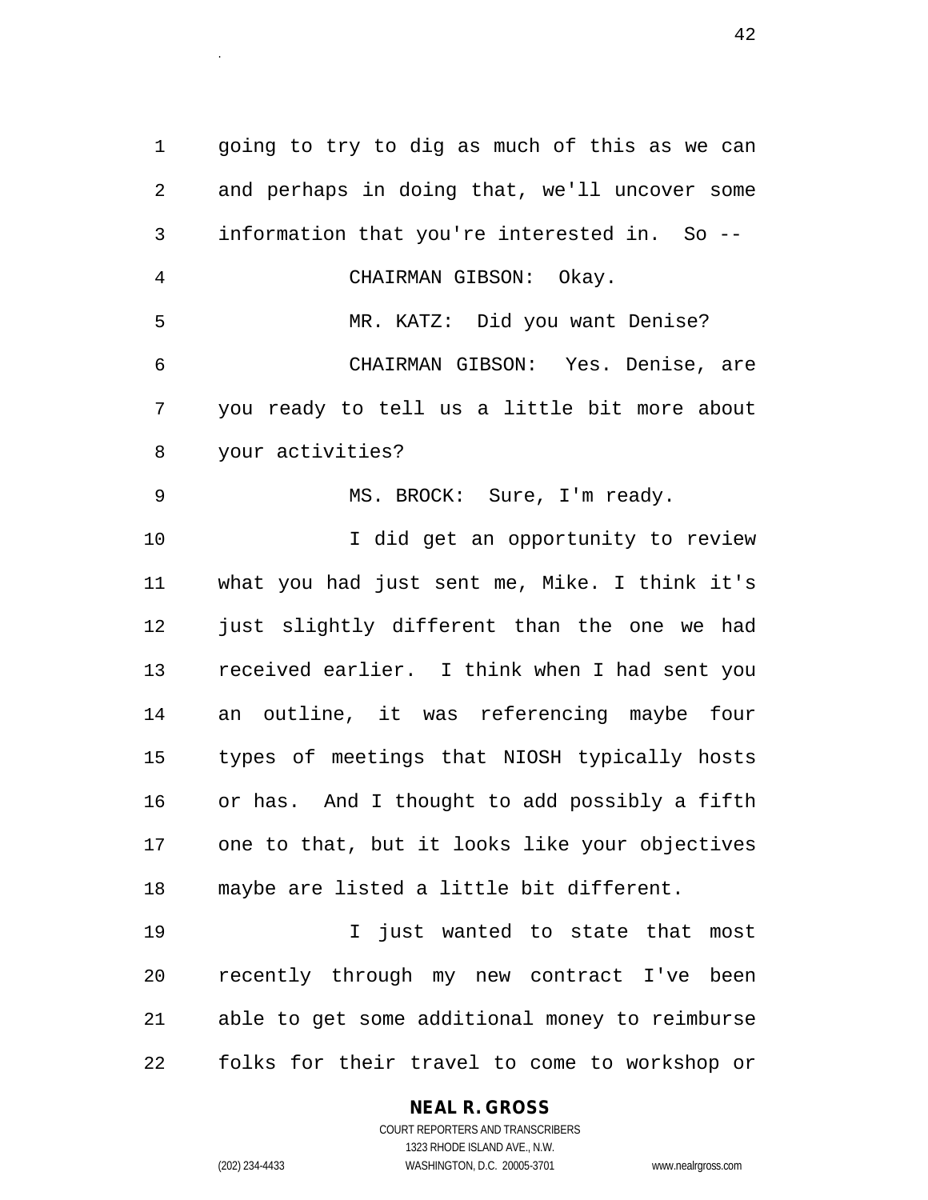going to try to dig as much of this as we can and perhaps in doing that, we'll uncover some information that you're interested in. So --

CHAIRMAN GIBSON: Okay.

MR. KATZ: Did you want Denise?

CHAIRMAN GIBSON: Yes. Denise, are you ready to tell us a little bit more about your activities?

MS. BROCK: Sure, I'm ready.

I did get an opportunity to review what you had just sent me, Mike. I think it's just slightly different than the one we had received earlier. I think when I had sent you an outline, it was referencing maybe four types of meetings that NIOSH typically hosts or has. And I thought to add possibly a fifth one to that, but it looks like your objectives maybe are listed a little bit different.

I just wanted to state that most recently through my new contract I've been able to get some additional money to reimburse folks for their travel to come to workshop or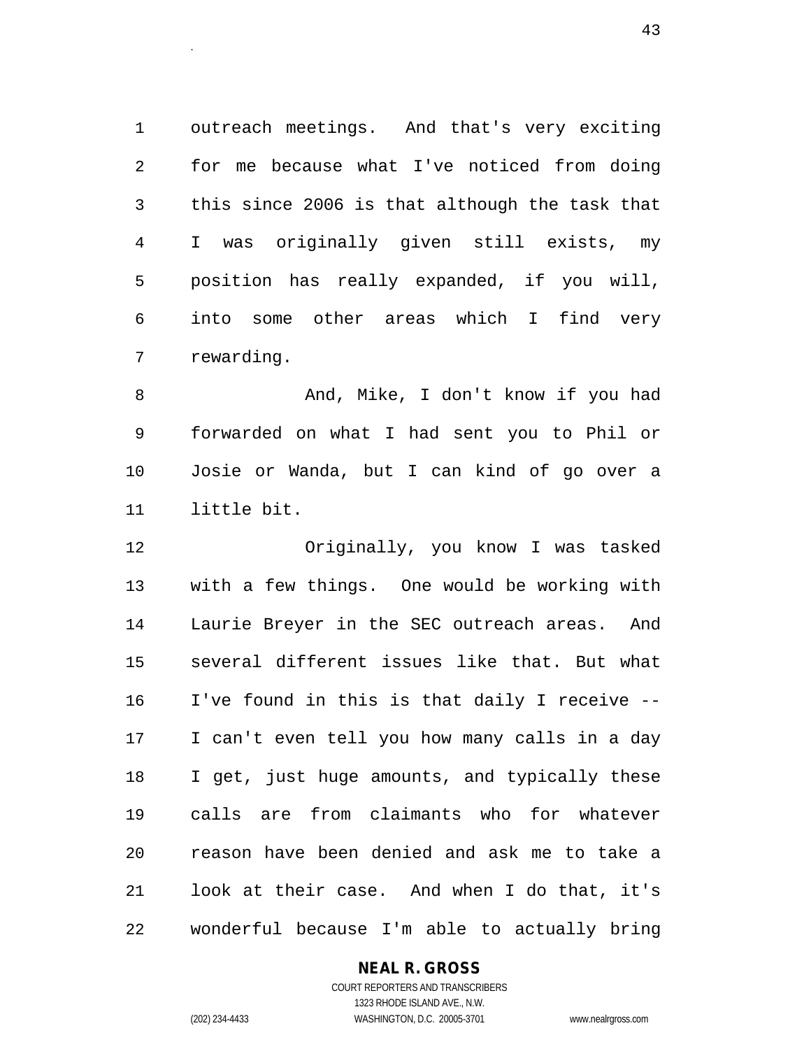outreach meetings. And that's very exciting for me because what I've noticed from doing this since 2006 is that although the task that I was originally given still exists, my position has really expanded, if you will, into some other areas which I find very rewarding.

And, Mike, I don't know if you had forwarded on what I had sent you to Phil or Josie or Wanda, but I can kind of go over a little bit.

Originally, you know I was tasked with a few things. One would be working with Laurie Breyer in the SEC outreach areas. And several different issues like that. But what I've found in this is that daily I receive -- I can't even tell you how many calls in a day I get, just huge amounts, and typically these calls are from claimants who for whatever reason have been denied and ask me to take a look at their case. And when I do that, it's wonderful because I'm able to actually bring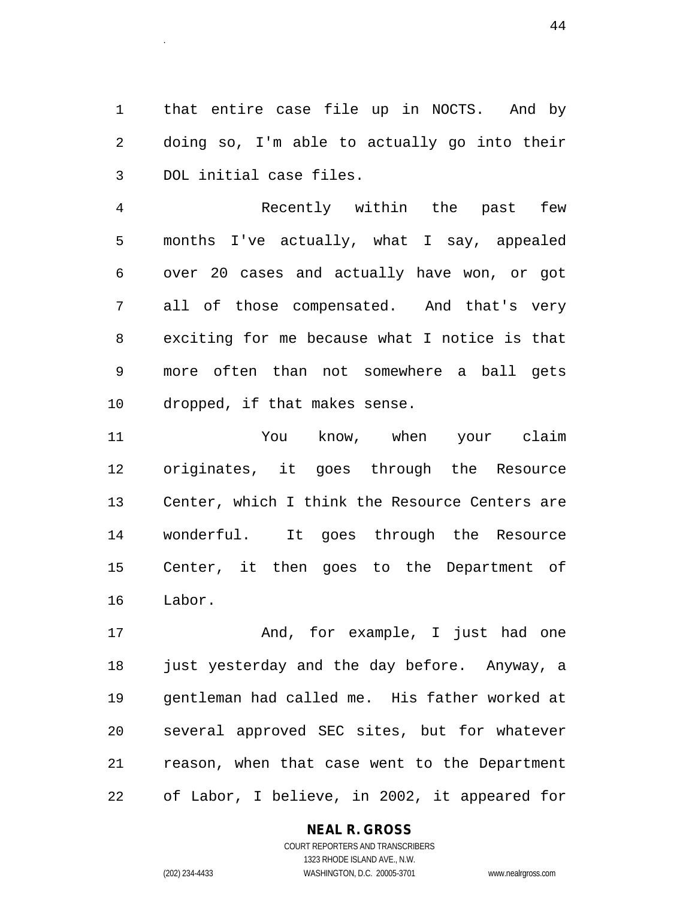that entire case file up in NOCTS. And by doing so, I'm able to actually go into their DOL initial case files.

Recently within the past few months I've actually, what I say, appealed over 20 cases and actually have won, or got all of those compensated. And that's very exciting for me because what I notice is that more often than not somewhere a ball gets dropped, if that makes sense.

You know, when your claim originates, it goes through the Resource Center, which I think the Resource Centers are wonderful. It goes through the Resource Center, it then goes to the Department of Labor.

And, for example, I just had one just yesterday and the day before. Anyway, a gentleman had called me. His father worked at several approved SEC sites, but for whatever reason, when that case went to the Department of Labor, I believe, in 2002, it appeared for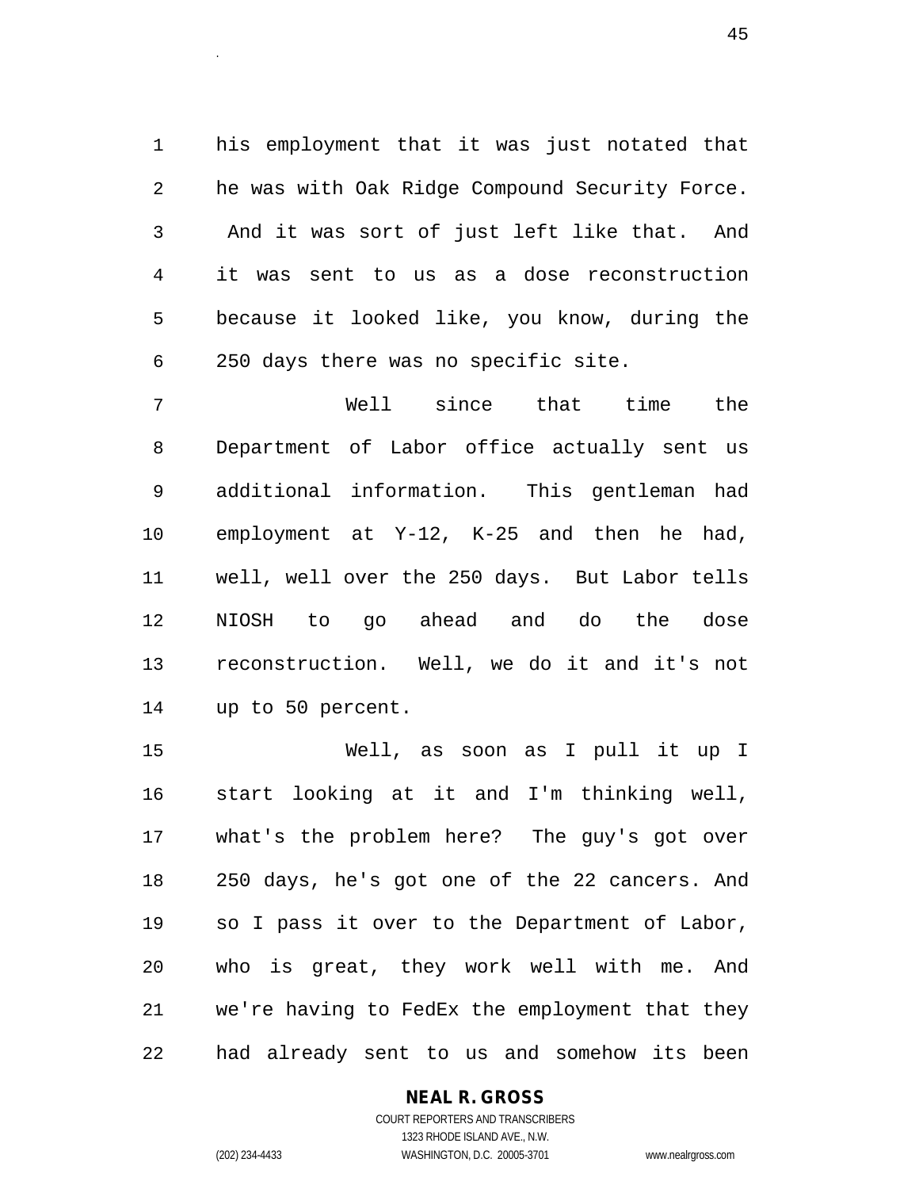his employment that it was just notated that he was with Oak Ridge Compound Security Force. And it was sort of just left like that. And it was sent to us as a dose reconstruction because it looked like, you know, during the 250 days there was no specific site.

Well since that time the Department of Labor office actually sent us additional information. This gentleman had employment at Y-12, K-25 and then he had, well, well over the 250 days. But Labor tells NIOSH to go ahead and do the dose reconstruction. Well, we do it and it's not up to 50 percent.

Well, as soon as I pull it up I start looking at it and I'm thinking well, what's the problem here? The guy's got over 250 days, he's got one of the 22 cancers. And so I pass it over to the Department of Labor, who is great, they work well with me. And we're having to FedEx the employment that they had already sent to us and somehow its been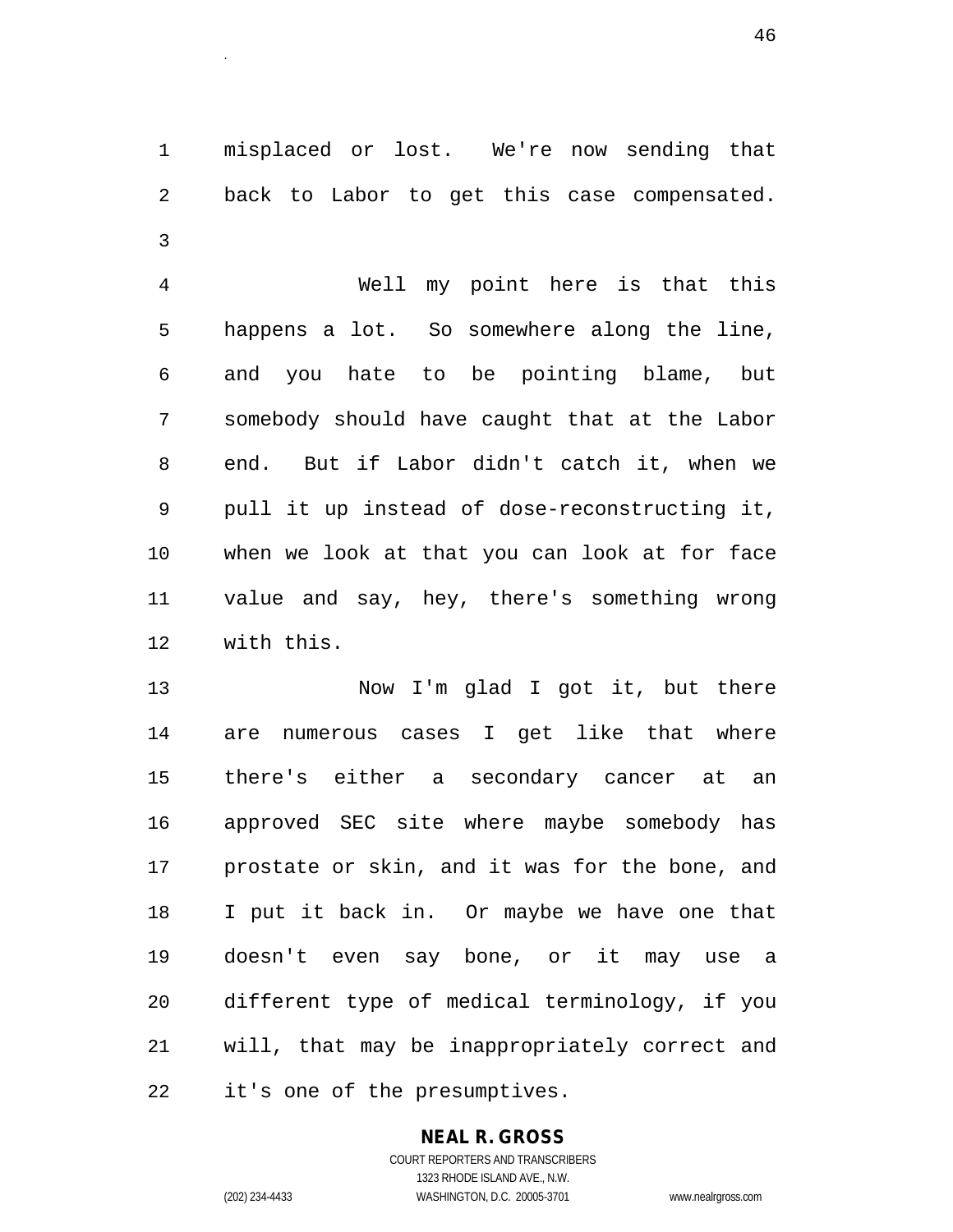misplaced or lost. We're now sending that back to Labor to get this case compensated.

Well my point here is that this happens a lot. So somewhere along the line, and you hate to be pointing blame, but somebody should have caught that at the Labor end. But if Labor didn't catch it, when we pull it up instead of dose-reconstructing it, when we look at that you can look at for face value and say, hey, there's something wrong with this.

Now I'm glad I got it, but there are numerous cases I get like that where there's either a secondary cancer at an approved SEC site where maybe somebody has prostate or skin, and it was for the bone, and I put it back in. Or maybe we have one that doesn't even say bone, or it may use a different type of medical terminology, if you will, that may be inappropriately correct and it's one of the presumptives.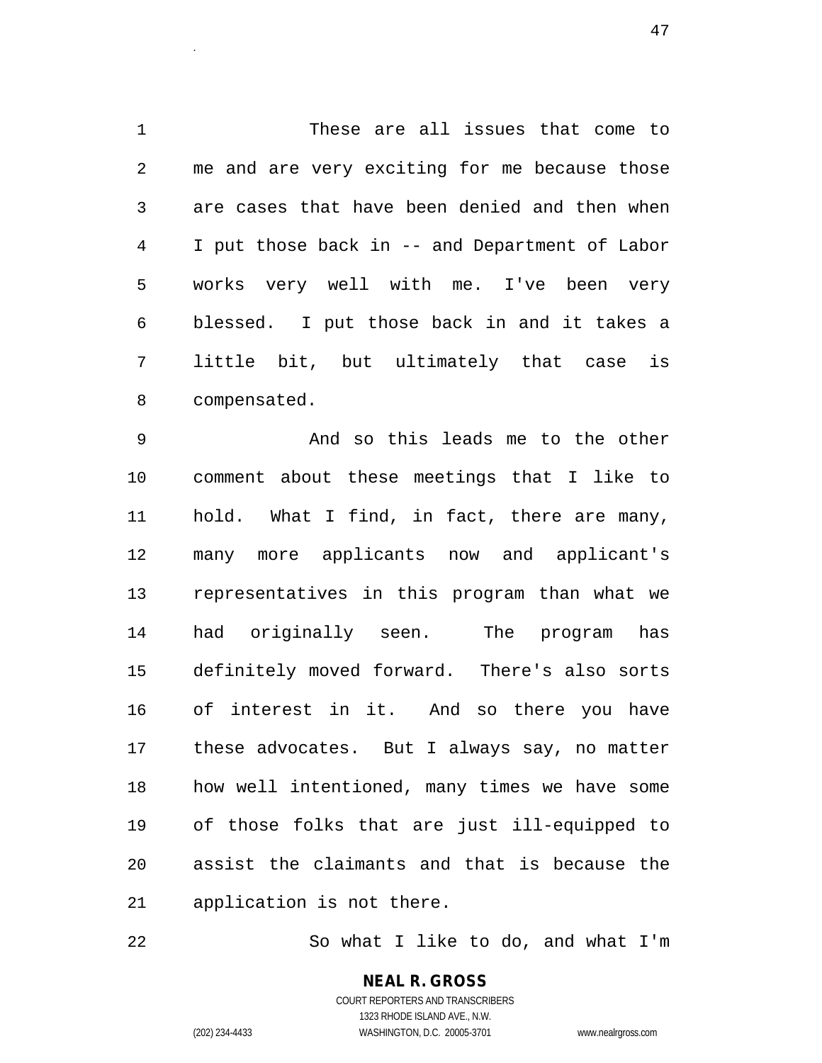These are all issues that come to me and are very exciting for me because those are cases that have been denied and then when I put those back in -- and Department of Labor works very well with me. I've been very blessed. I put those back in and it takes a little bit, but ultimately that case is compensated.

And so this leads me to the other comment about these meetings that I like to hold. What I find, in fact, there are many, many more applicants now and applicant's representatives in this program than what we had originally seen. The program has definitely moved forward. There's also sorts of interest in it. And so there you have these advocates. But I always say, no matter how well intentioned, many times we have some of those folks that are just ill-equipped to assist the claimants and that is because the application is not there.

So what I like to do, and what I'm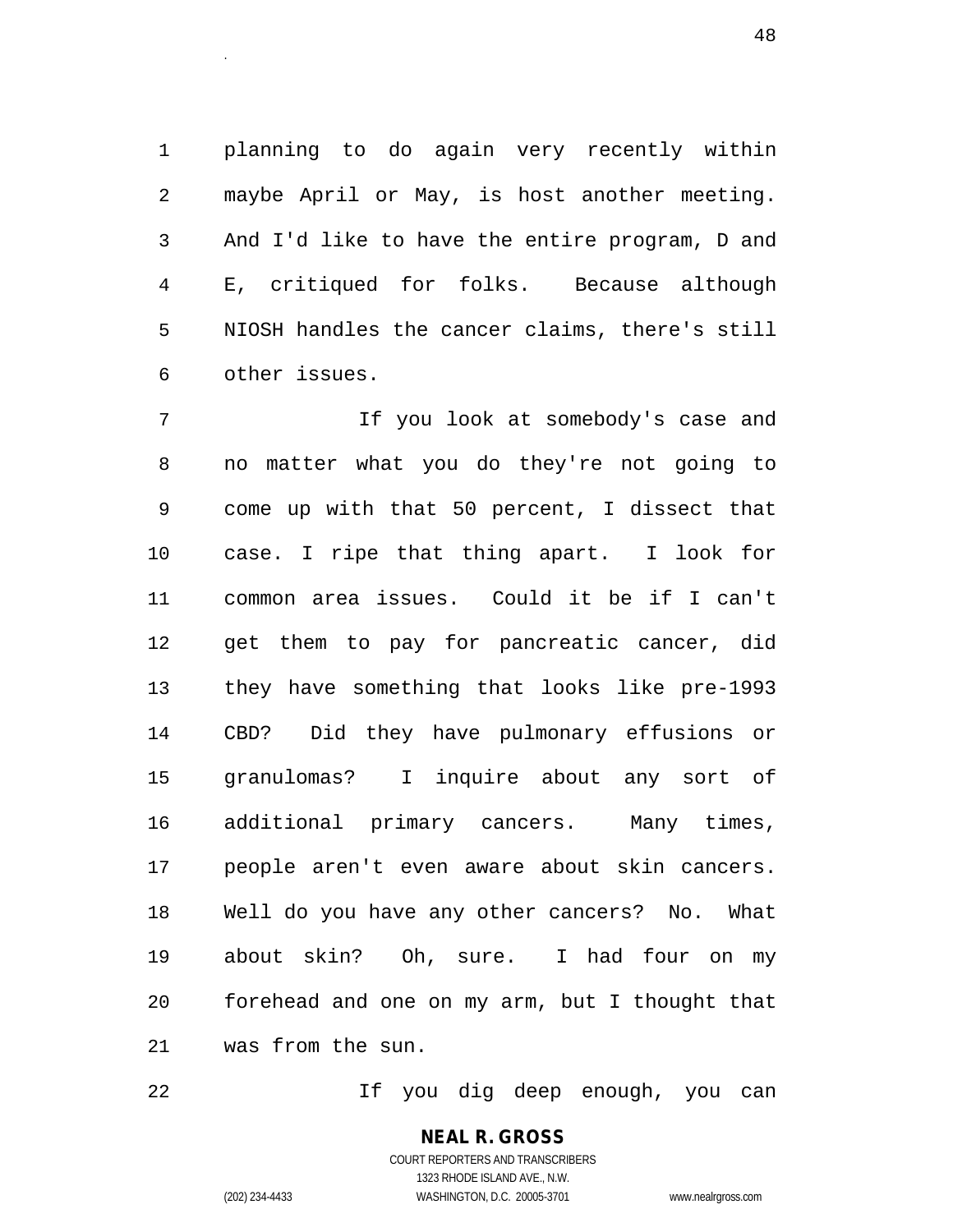planning to do again very recently within maybe April or May, is host another meeting. And I'd like to have the entire program, D and E, critiqued for folks. Because although NIOSH handles the cancer claims, there's still other issues.

If you look at somebody's case and no matter what you do they're not going to come up with that 50 percent, I dissect that case. I ripe that thing apart. I look for common area issues. Could it be if I can't get them to pay for pancreatic cancer, did they have something that looks like pre-1993 CBD? Did they have pulmonary effusions or granulomas? I inquire about any sort of additional primary cancers. Many times, people aren't even aware about skin cancers. Well do you have any other cancers? No. What about skin? Oh, sure. I had four on my forehead and one on my arm, but I thought that was from the sun.

If you dig deep enough, you can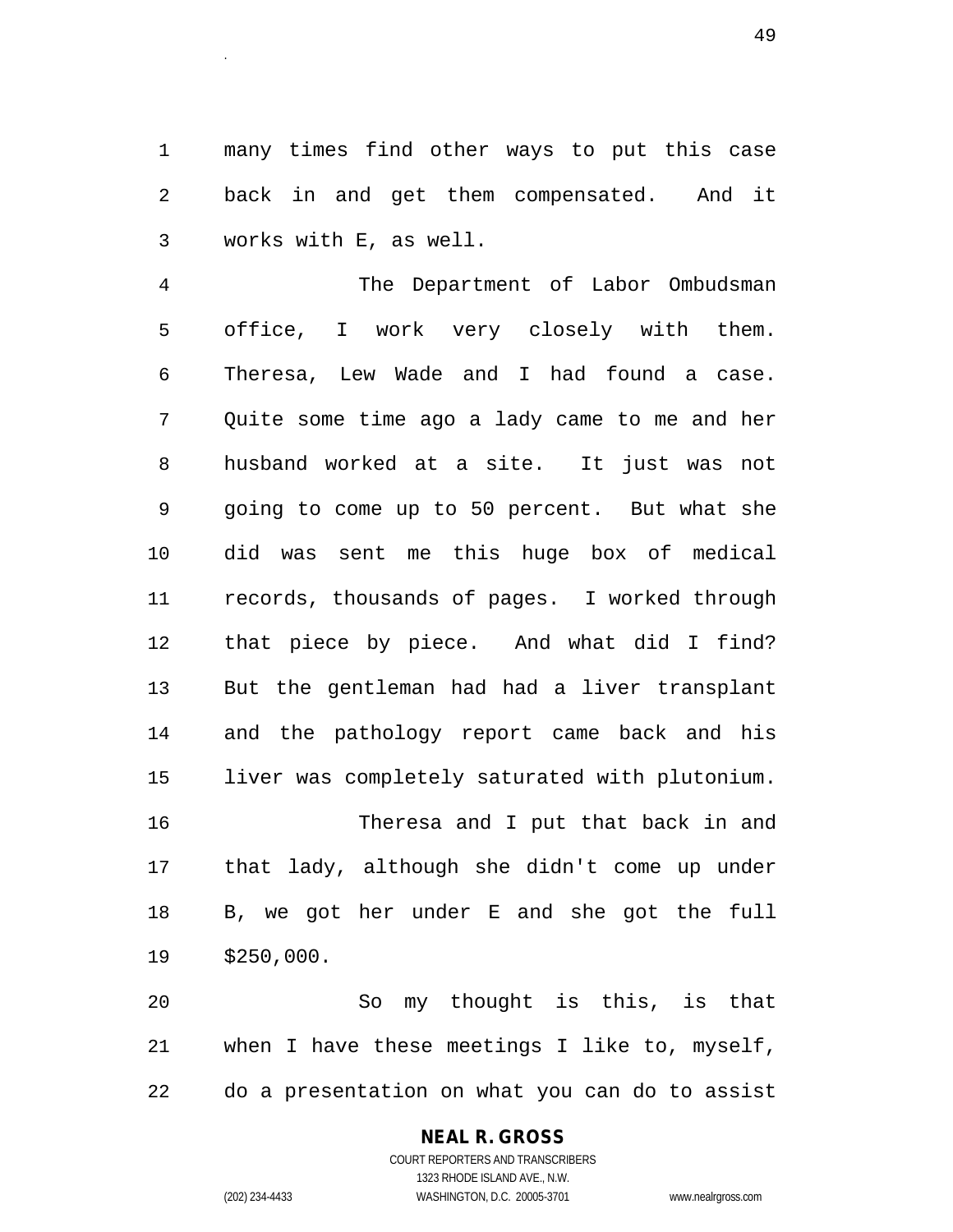many times find other ways to put this case back in and get them compensated. And it works with E, as well.

The Department of Labor Ombudsman office, I work very closely with them. Theresa, Lew Wade and I had found a case. Quite some time ago a lady came to me and her husband worked at a site. It just was not going to come up to 50 percent. But what she did was sent me this huge box of medical records, thousands of pages. I worked through that piece by piece. And what did I find? But the gentleman had had a liver transplant and the pathology report came back and his liver was completely saturated with plutonium.

Theresa and I put that back in and that lady, although she didn't come up under B, we got her under E and she got the full $250,000.

So my thought is this, is that when I have these meetings I like to, myself, do a presentation on what you can do to assist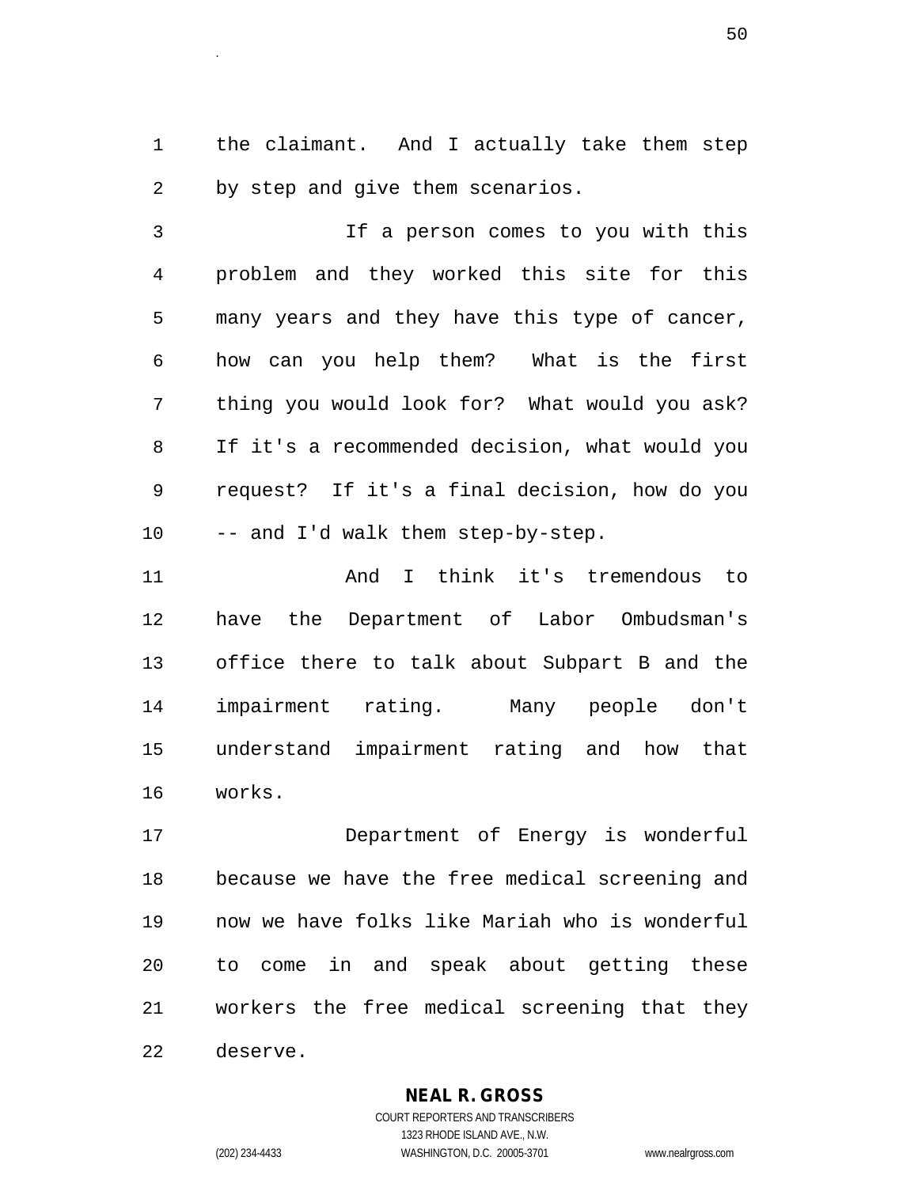the claimant. And I actually take them step by step and give them scenarios.

If a person comes to you with this problem and they worked this site for this many years and they have this type of cancer, how can you help them? What is the first thing you would look for? What would you ask? If it's a recommended decision, what would you request? If it's a final decision, how do you -- and I'd walk them step-by-step.

And I think it's tremendous to have the Department of Labor Ombudsman's office there to talk about Subpart B and the impairment rating. Many people don't understand impairment rating and how that works.

Department of Energy is wonderful because we have the free medical screening and now we have folks like Mariah who is wonderful to come in and speak about getting these workers the free medical screening that they deserve.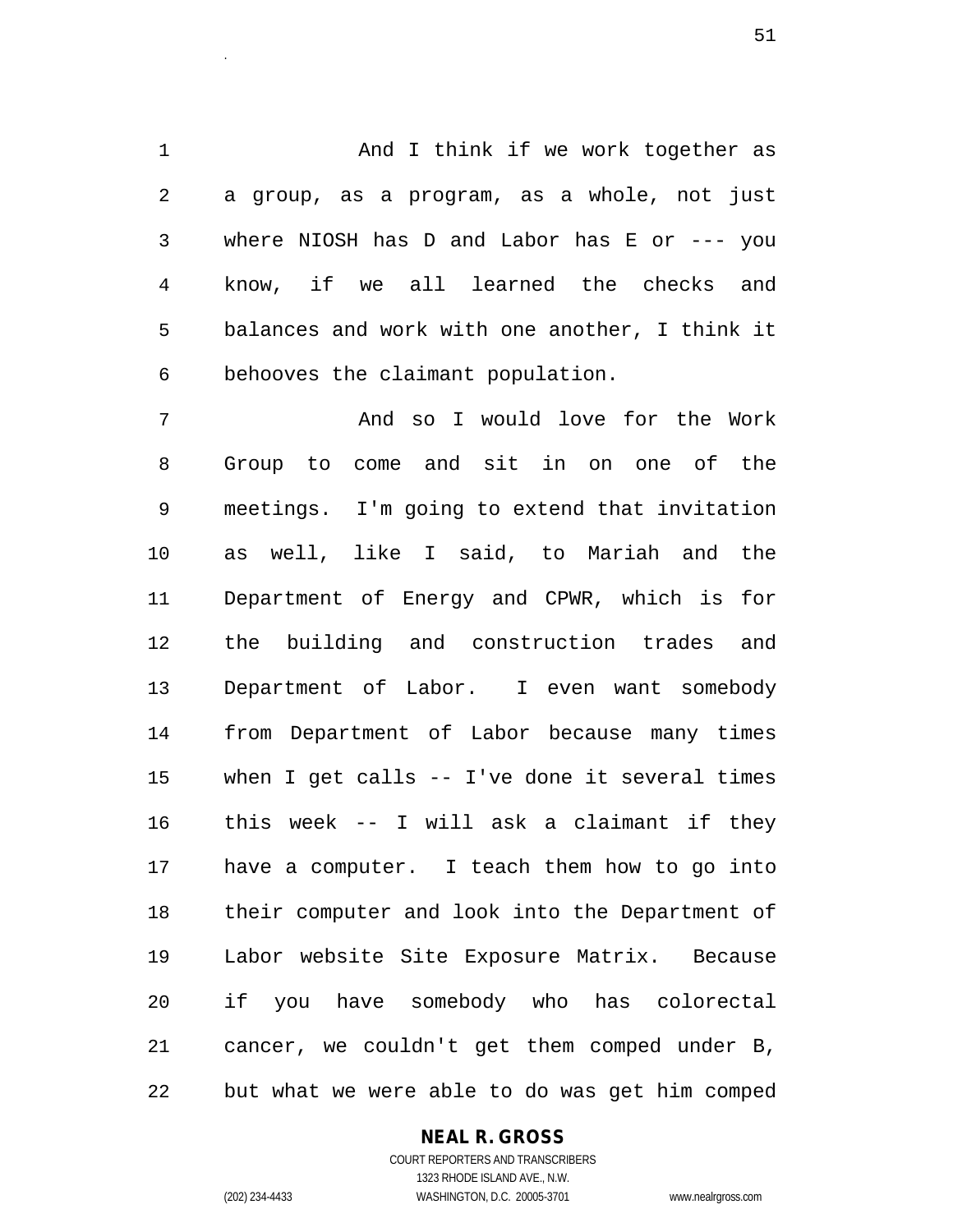And I think if we work together as a group, as a program, as a whole, not just where NIOSH has D and Labor has E or --- you know, if we all learned the checks and balances and work with one another, I think it behooves the claimant population.

And so I would love for the Work Group to come and sit in on one of the meetings. I'm going to extend that invitation as well, like I said, to Mariah and the Department of Energy and CPWR, which is for the building and construction trades and Department of Labor. I even want somebody from Department of Labor because many times when I get calls -- I've done it several times this week -- I will ask a claimant if they have a computer. I teach them how to go into their computer and look into the Department of Labor website Site Exposure Matrix. Because if you have somebody who has colorectal cancer, we couldn't get them comped under B, but what we were able to do was get him comped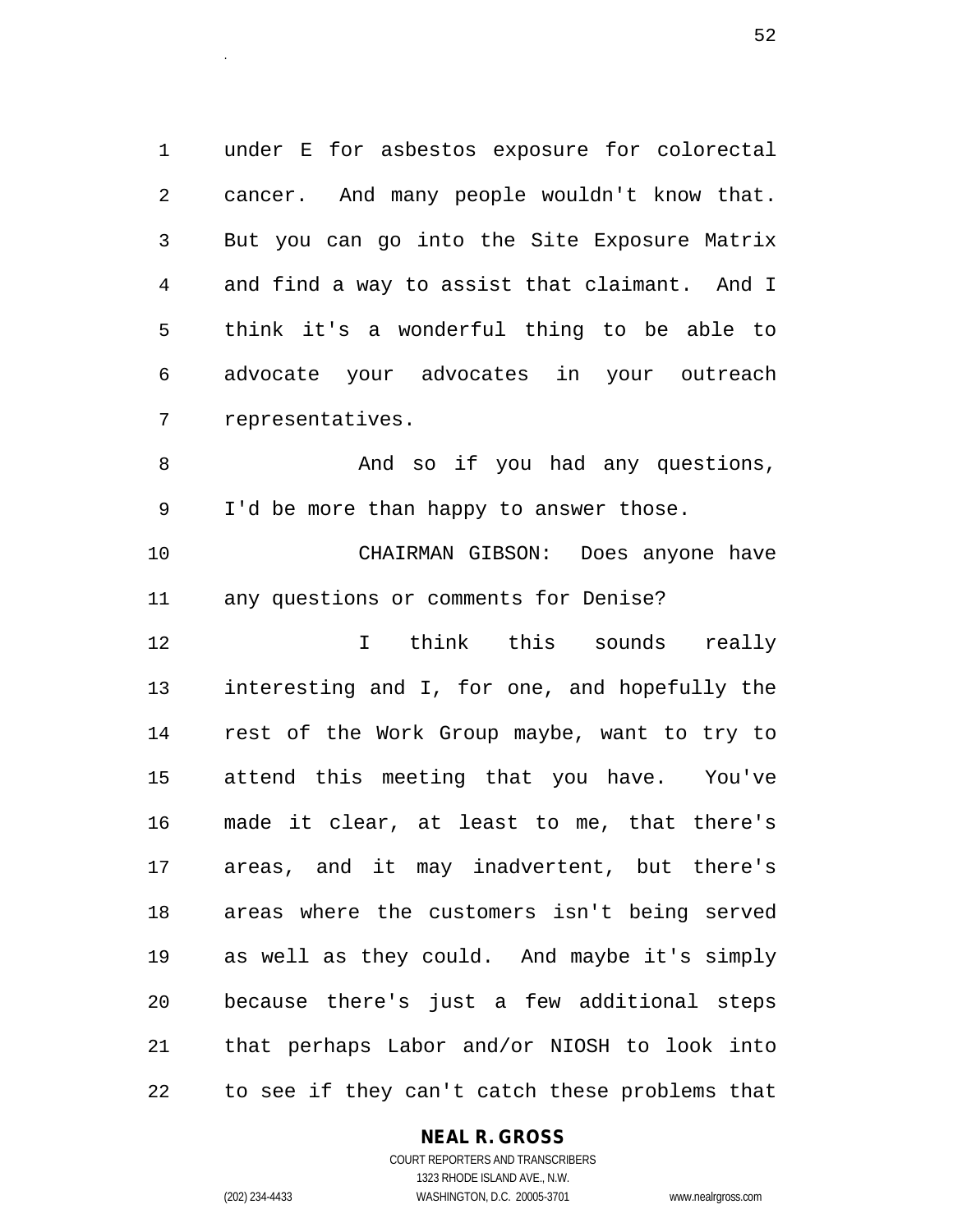under E for asbestos exposure for colorectal cancer. And many people wouldn't know that. But you can go into the Site Exposure Matrix and find a way to assist that claimant. And I think it's a wonderful thing to be able to advocate your advocates in your outreach representatives.

And so if you had any questions, I'd be more than happy to answer those.

CHAIRMAN GIBSON: Does anyone have any questions or comments for Denise?

I think this sounds really interesting and I, for one, and hopefully the rest of the Work Group maybe, want to try to attend this meeting that you have. You've made it clear, at least to me, that there's areas, and it may inadvertent, but there's areas where the customers isn't being served as well as they could. And maybe it's simply because there's just a few additional steps that perhaps Labor and/or NIOSH to look into to see if they can't catch these problems that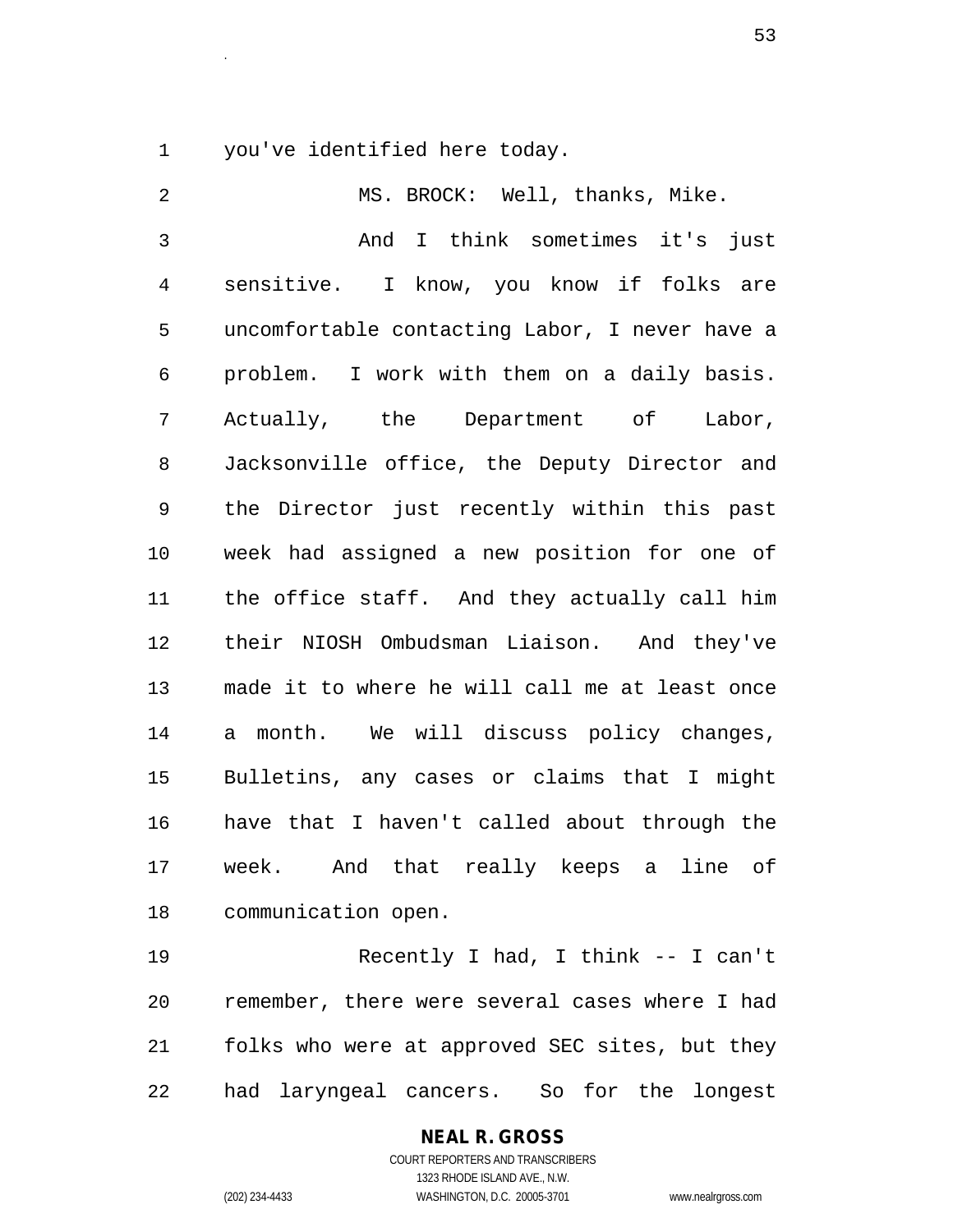you've identified here today.

MS. BROCK: Well, thanks, Mike.

And I think sometimes it's just sensitive. I know, you know if folks are uncomfortable contacting Labor, I never have a problem. I work with them on a daily basis. Actually, the Department of Labor, Jacksonville office, the Deputy Director and the Director just recently within this past week had assigned a new position for one of the office staff. And they actually call him their NIOSH Ombudsman Liaison. And they've made it to where he will call me at least once a month. We will discuss policy changes, Bulletins, any cases or claims that I might have that I haven't called about through the week. And that really keeps a line of communication open.

Recently I had, I think -- I can't remember, there were several cases where I had folks who were at approved SEC sites, but they had laryngeal cancers. So for the longest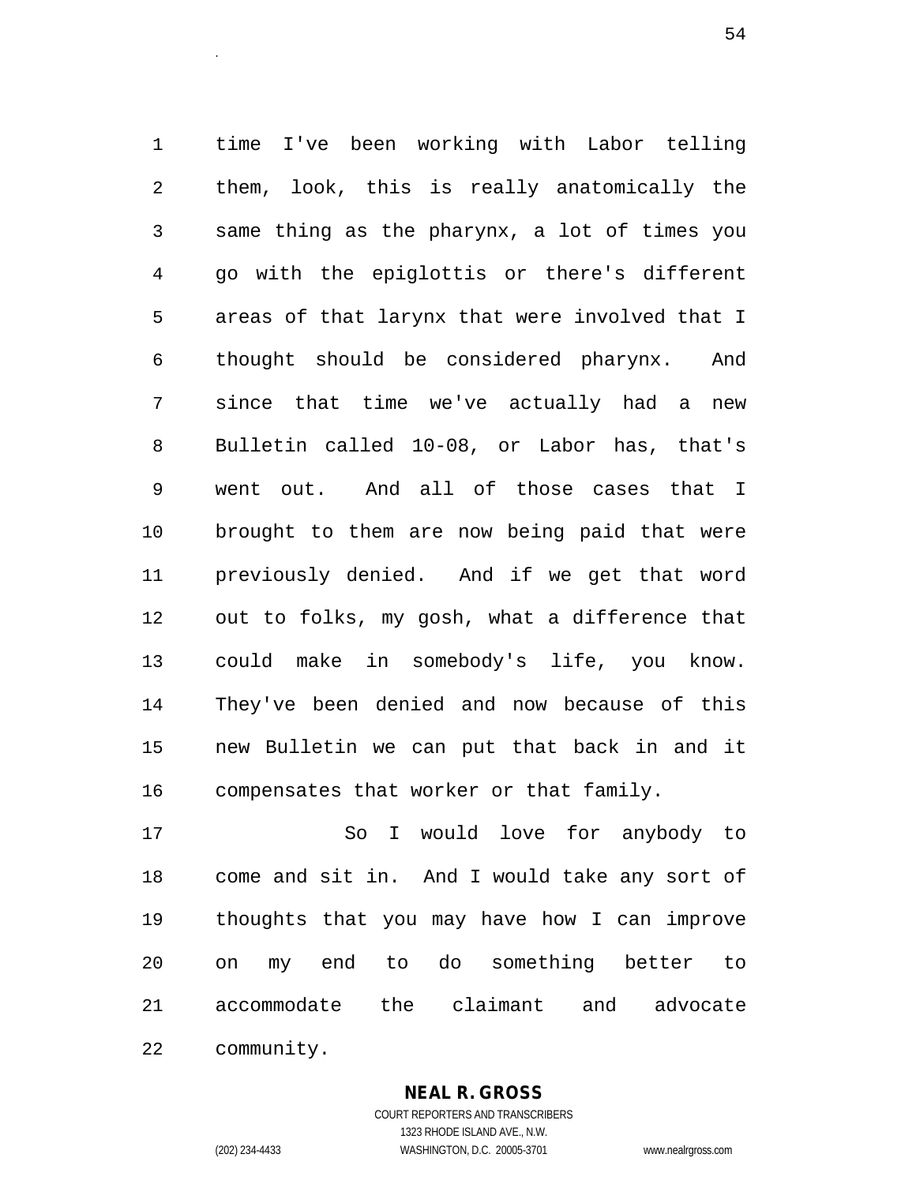time I've been working with Labor telling them, look, this is really anatomically the same thing as the pharynx, a lot of times you go with the epiglottis or there's different areas of that larynx that were involved that I thought should be considered pharynx. And since that time we've actually had a new Bulletin called 10-08, or Labor has, that's went out. And all of those cases that I brought to them are now being paid that were previously denied. And if we get that word out to folks, my gosh, what a difference that could make in somebody's life, you know. They've been denied and now because of this new Bulletin we can put that back in and it compensates that worker or that family.

So I would love for anybody to come and sit in. And I would take any sort of thoughts that you may have how I can improve on my end to do something better to accommodate the claimant and advocate community.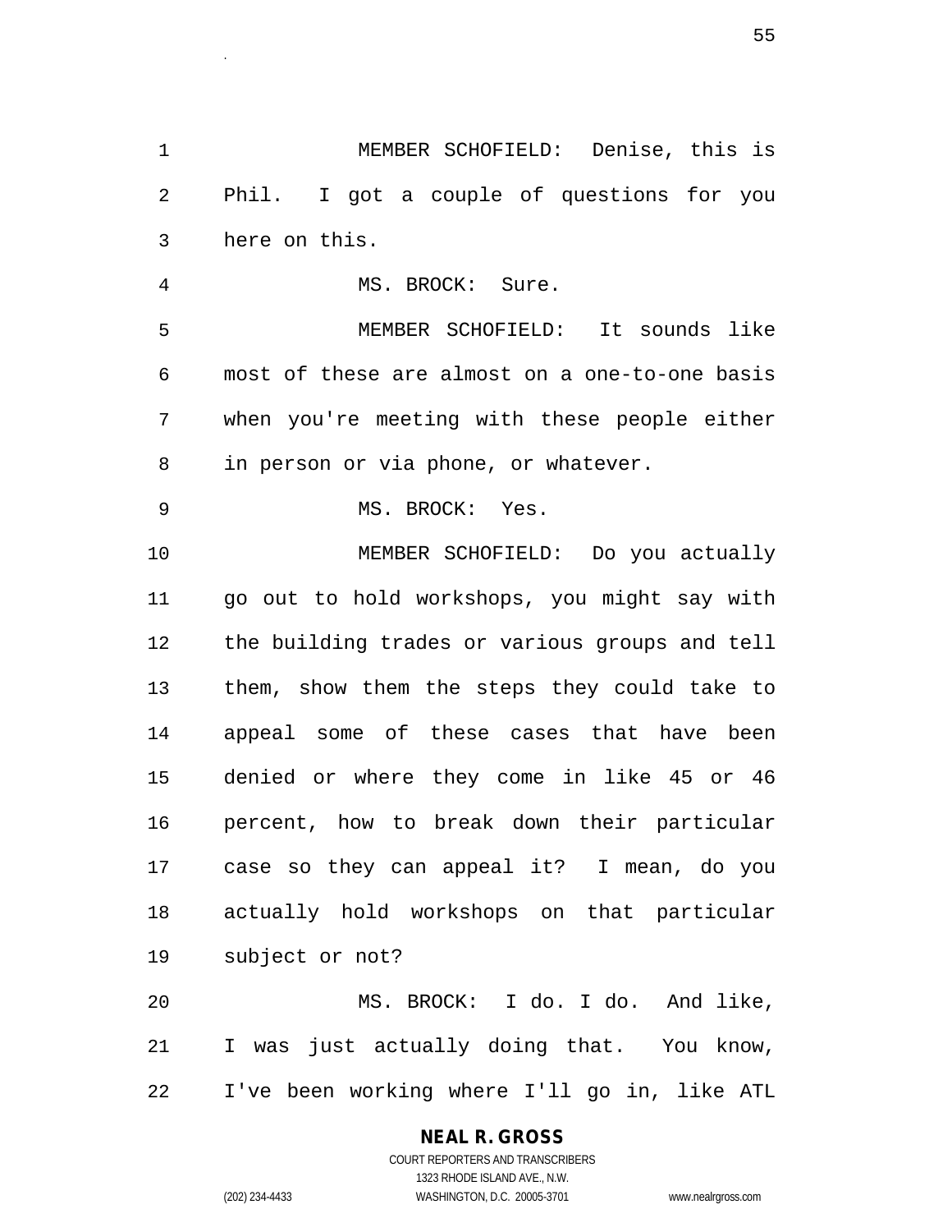MEMBER SCHOFIELD: Denise, this is Phil. I got a couple of questions for you here on this.

MS. BROCK: Sure.

MEMBER SCHOFIELD: It sounds like most of these are almost on a one-to-one basis when you're meeting with these people either in person or via phone, or whatever.

MS. BROCK: Yes.

MEMBER SCHOFIELD: Do you actually go out to hold workshops, you might say with the building trades or various groups and tell them, show them the steps they could take to appeal some of these cases that have been denied or where they come in like 45 or 46 percent, how to break down their particular case so they can appeal it? I mean, do you actually hold workshops on that particular subject or not?

MS. BROCK: I do. I do. And like, I was just actually doing that. You know, I've been working where I'll go in, like ATL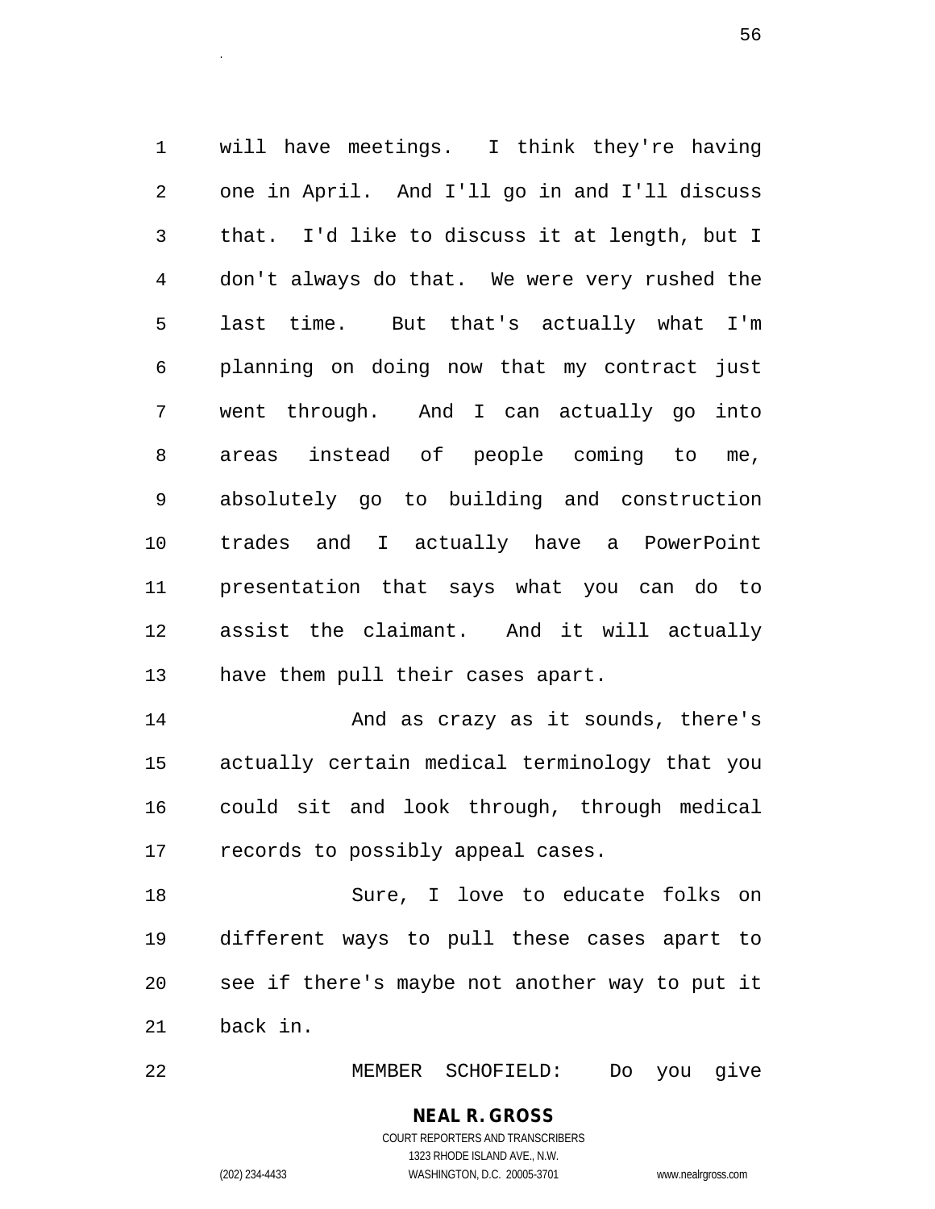will have meetings. I think they're having one in April. And I'll go in and I'll discuss that. I'd like to discuss it at length, but I don't always do that. We were very rushed the last time. But that's actually what I'm planning on doing now that my contract just went through. And I can actually go into areas instead of people coming to me, absolutely go to building and construction trades and I actually have a PowerPoint presentation that says what you can do to assist the claimant. And it will actually have them pull their cases apart.

And as crazy as it sounds, there's actually certain medical terminology that you could sit and look through, through medical records to possibly appeal cases.

Sure, I love to educate folks on different ways to pull these cases apart to see if there's maybe not another way to put it back in.

MEMBER SCHOFIELD: Do you give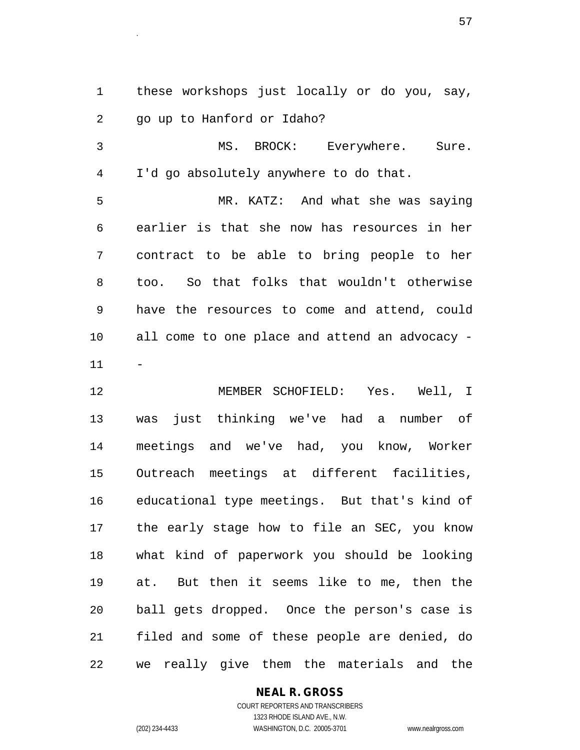these workshops just locally or do you, say, go up to Hanford or Idaho?

MS. BROCK: Everywhere. Sure. I'd go absolutely anywhere to do that.

MR. KATZ: And what she was saying earlier is that she now has resources in her contract to be able to bring people to her too. So that folks that wouldn't otherwise have the resources to come and attend, could all come to one place and attend an advocacy --

MEMBER SCHOFIELD: Yes. Well, I was just thinking we've had a number of meetings and we've had, you know, Worker Outreach meetings at different facilities, educational type meetings. But that's kind of the early stage how to file an SEC, you know what kind of paperwork you should be looking at. But then it seems like to me, then the ball gets dropped. Once the person's case is filed and some of these people are denied, do we really give them the materials and the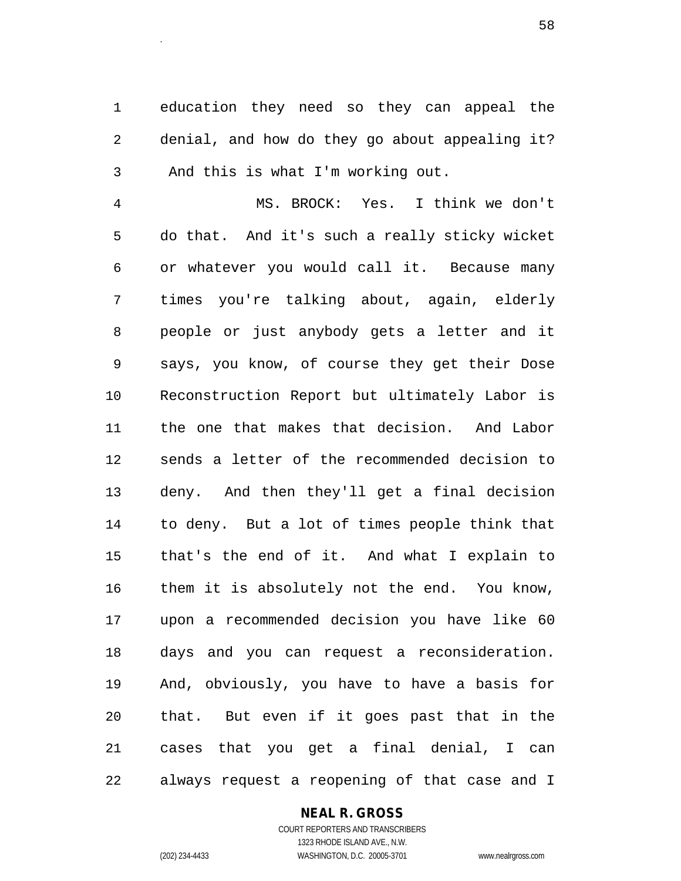education they need so they can appeal the denial, and how do they go about appealing it? And this is what I'm working out.

MS. BROCK: Yes. I think we don't do that. And it's such a really sticky wicket or whatever you would call it. Because many times you're talking about, again, elderly people or just anybody gets a letter and it says, you know, of course they get their Dose Reconstruction Report but ultimately Labor is the one that makes that decision. And Labor sends a letter of the recommended decision to deny. And then they'll get a final decision to deny. But a lot of times people think that that's the end of it. And what I explain to them it is absolutely not the end. You know, upon a recommended decision you have like 60 days and you can request a reconsideration. And, obviously, you have to have a basis for that. But even if it goes past that in the cases that you get a final denial, I can always request a reopening of that case and I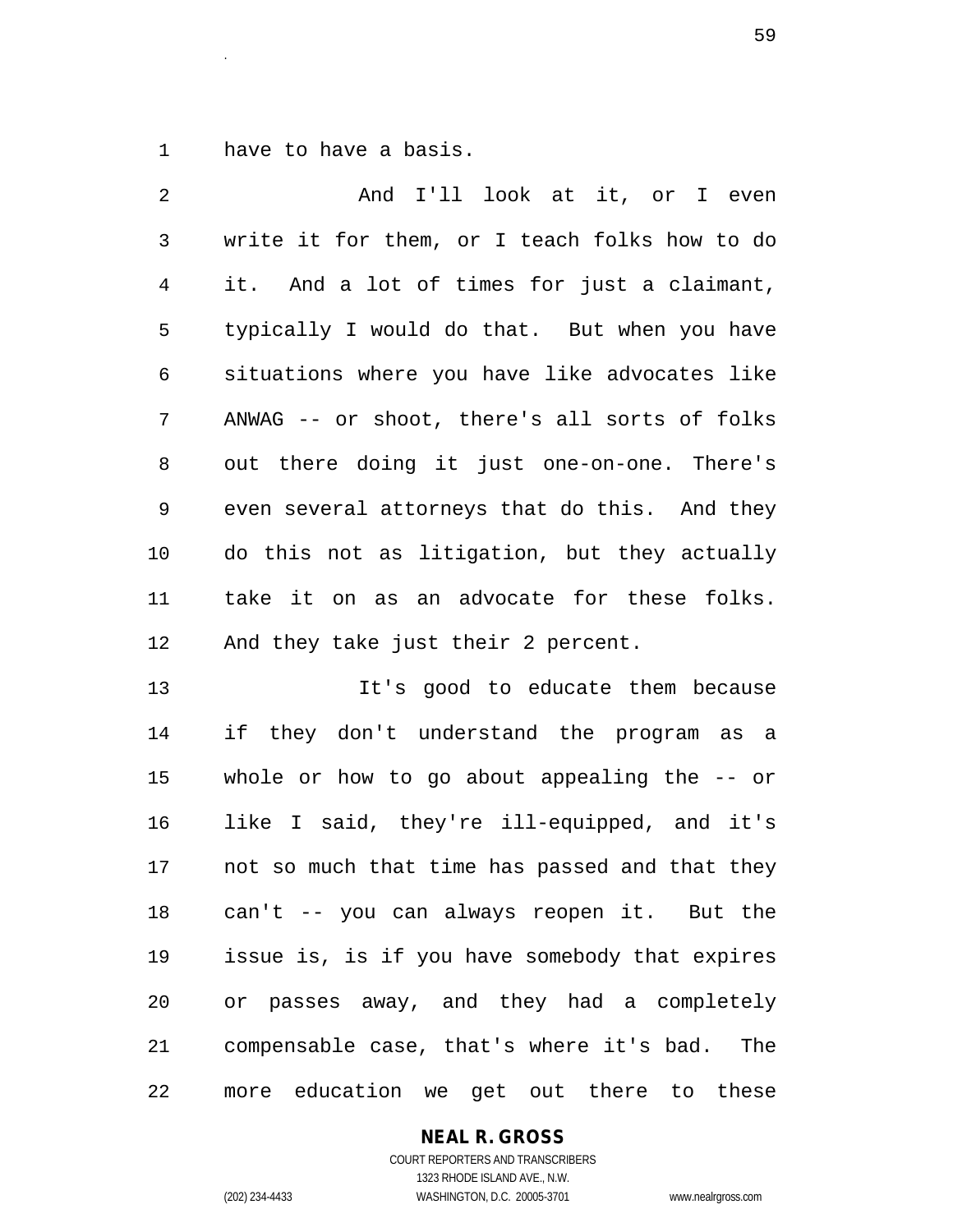have to have a basis.

And I'll look at it, or I even write it for them, or I teach folks how to do it. And a lot of times for just a claimant, typically I would do that. But when you have situations where you have like advocates like ANWAG -- or shoot, there's all sorts of folks out there doing it just one-on-one. There's even several attorneys that do this. And they do this not as litigation, but they actually take it on as an advocate for these folks. And they take just their 2 percent.

It's good to educate them because if they don't understand the program as a whole or how to go about appealing the -- or like I said, they're ill-equipped, and it's not so much that time has passed and that they can't -- you can always reopen it. But the issue is, is if you have somebody that expires or passes away, and they had a completely compensable case, that's where it's bad. The more education we get out there to these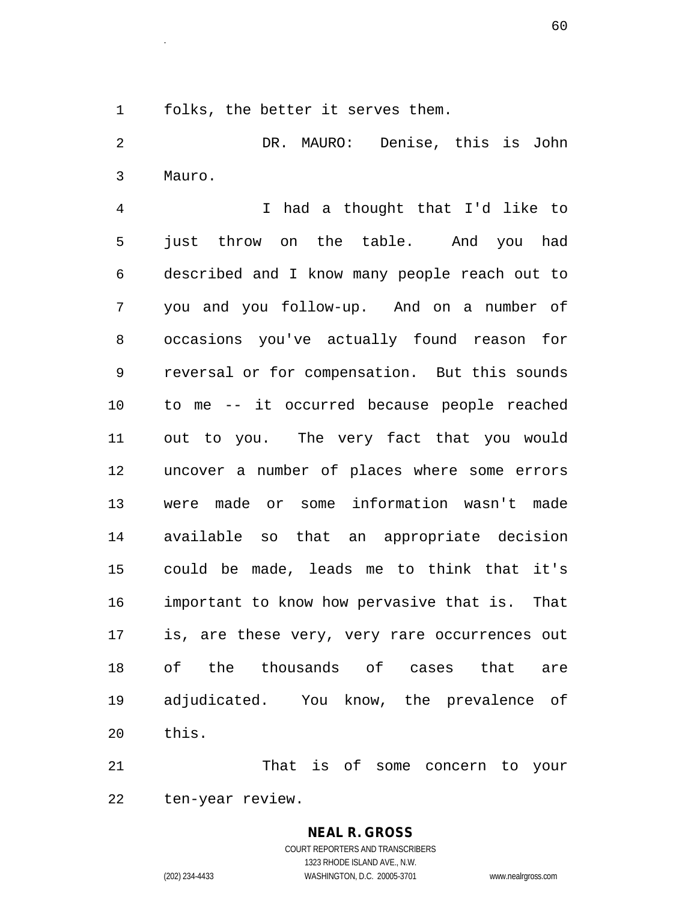folks, the better it serves them.

DR. MAURO: Denise, this is John Mauro.

I had a thought that I'd like to just throw on the table. And you had described and I know many people reach out to you and you follow-up. And on a number of occasions you've actually found reason for reversal or for compensation. But this sounds to me -- it occurred because people reached out to you. The very fact that you would uncover a number of places where some errors were made or some information wasn't made available so that an appropriate decision could be made, leads me to think that it's important to know how pervasive that is. That is, are these very, very rare occurrences out of the thousands of cases that are adjudicated. You know, the prevalence of this.

That is of some concern to your ten-year review.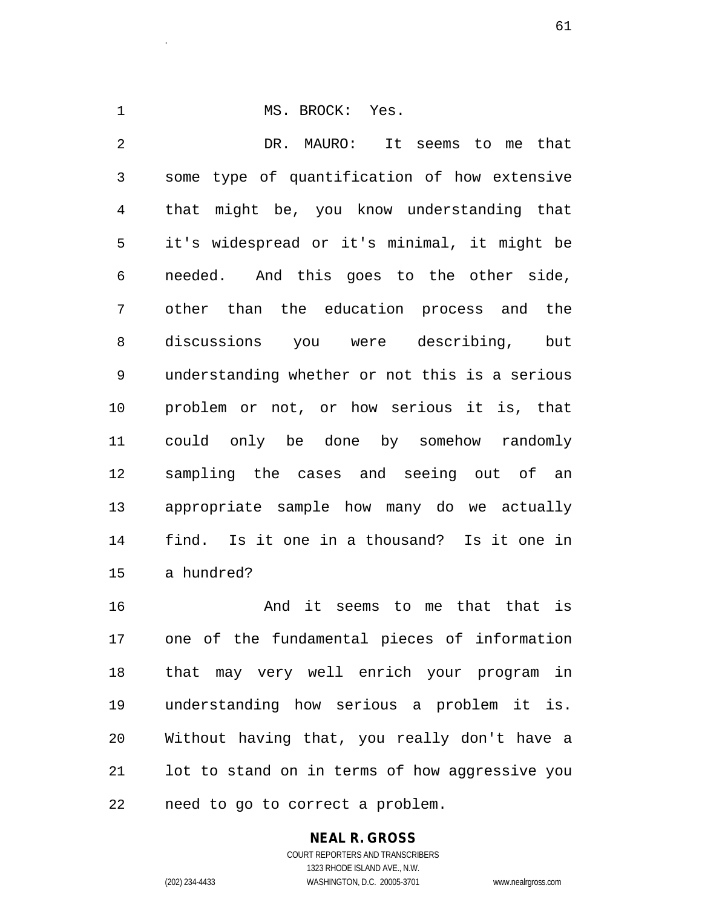MS. BROCK: Yes.

DR. MAURO: It seems to me that some type of quantification of how extensive that might be, you know understanding that it's widespread or it's minimal, it might be needed. And this goes to the other side, other than the education process and the discussions you were describing, but understanding whether or not this is a serious problem or not, or how serious it is, that could only be done by somehow randomly sampling the cases and seeing out of an appropriate sample how many do we actually find. Is it one in a thousand? Is it one in a hundred?

And it seems to me that that is one of the fundamental pieces of information that may very well enrich your program in understanding how serious a problem it is. Without having that, you really don't have a lot to stand on in terms of how aggressive you need to go to correct a problem.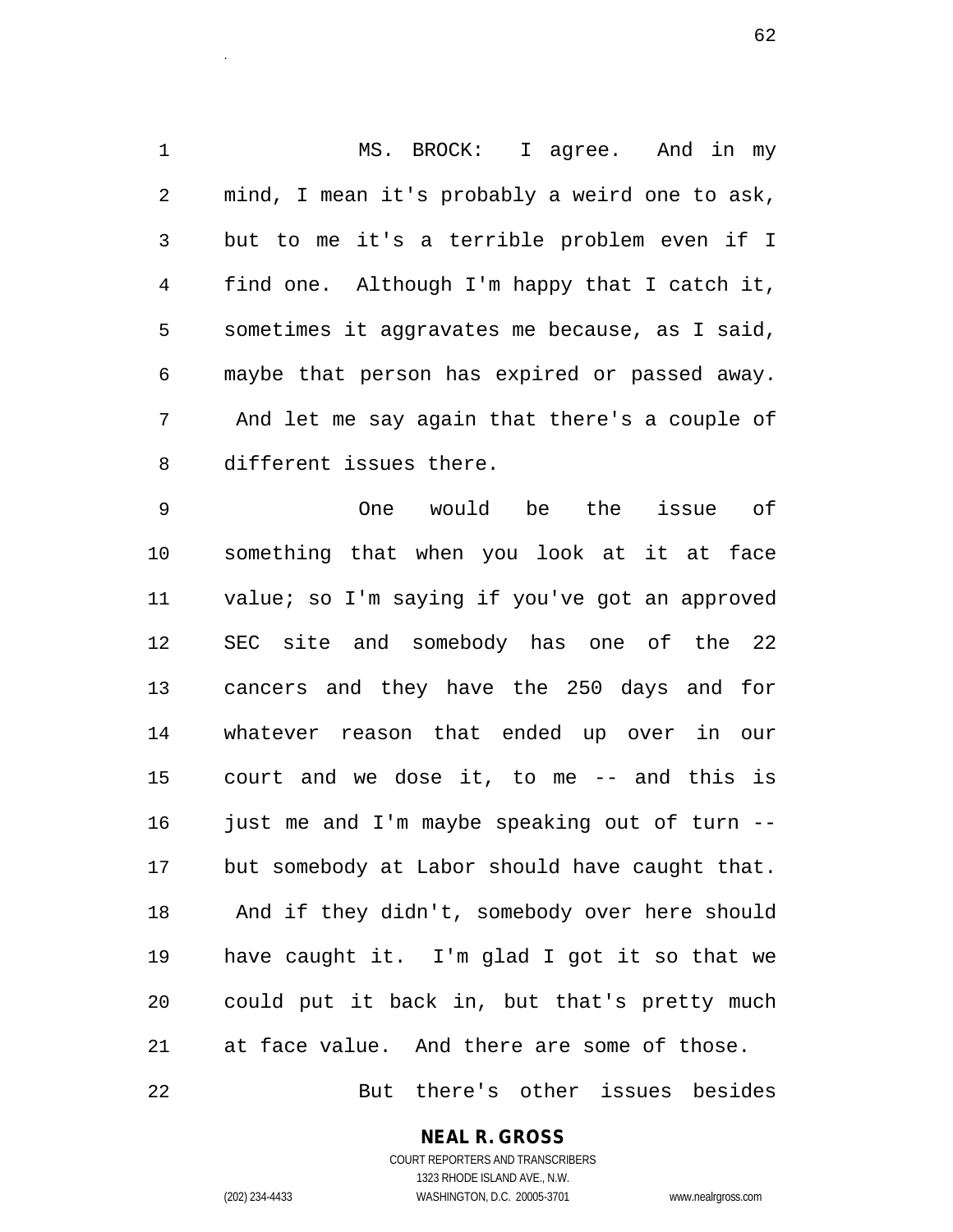MS. BROCK: I agree. And in my mind, I mean it's probably a weird one to ask, but to me it's a terrible problem even if I find one. Although I'm happy that I catch it, sometimes it aggravates me because, as I said, maybe that person has expired or passed away. And let me say again that there's a couple of different issues there.

One would be the issue of something that when you look at it at face value; so I'm saying if you've got an approved SEC site and somebody has one of the 22 cancers and they have the 250 days and for whatever reason that ended up over in our court and we dose it, to me -- and this is just me and I'm maybe speaking out of turn -- but somebody at Labor should have caught that. And if they didn't, somebody over here should have caught it. I'm glad I got it so that we could put it back in, but that's pretty much at face value. And there are some of those.

But there's other issues besides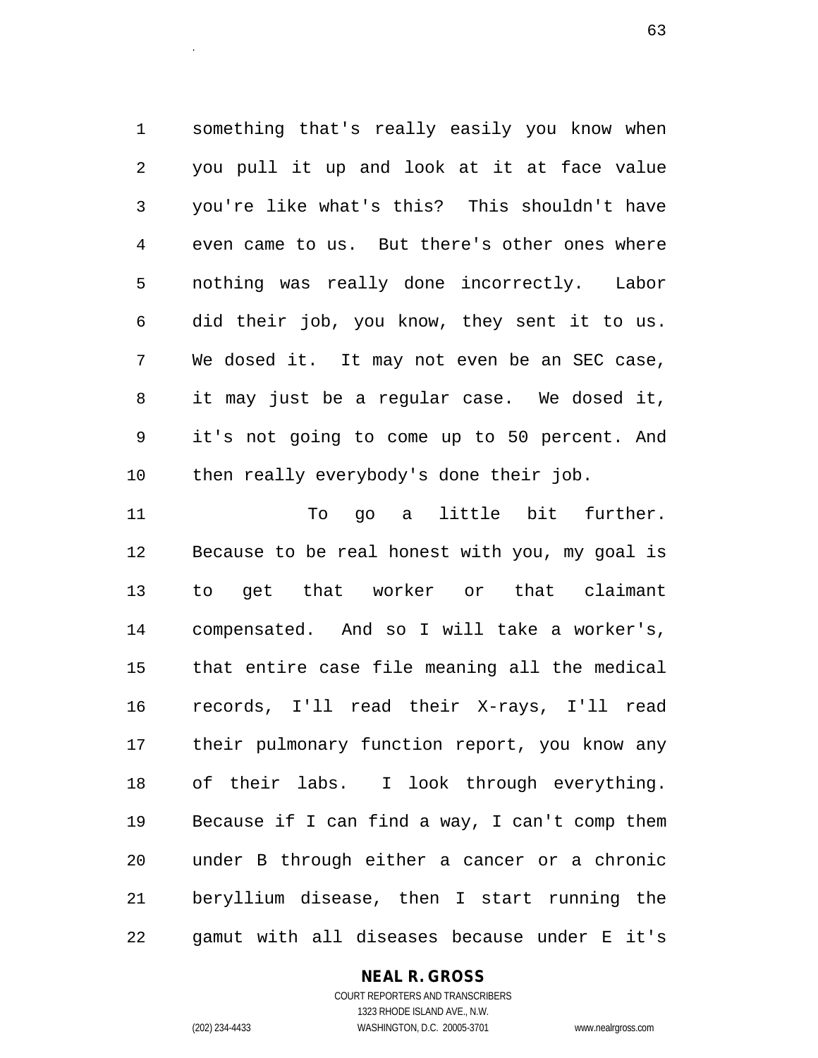something that's really easily you know when you pull it up and look at it at face value you're like what's this? This shouldn't have even came to us. But there's other ones where nothing was really done incorrectly. Labor did their job, you know, they sent it to us. We dosed it. It may not even be an SEC case, it may just be a regular case. We dosed it, it's not going to come up to 50 percent. And then really everybody's done their job.

To go a little bit further. Because to be real honest with you, my goal is to get that worker or that claimant compensated. And so I will take a worker's, that entire case file meaning all the medical records, I'll read their X-rays, I'll read their pulmonary function report, you know any of their labs. I look through everything. Because if I can find a way, I can't comp them under B through either a cancer or a chronic beryllium disease, then I start running the gamut with all diseases because under E it's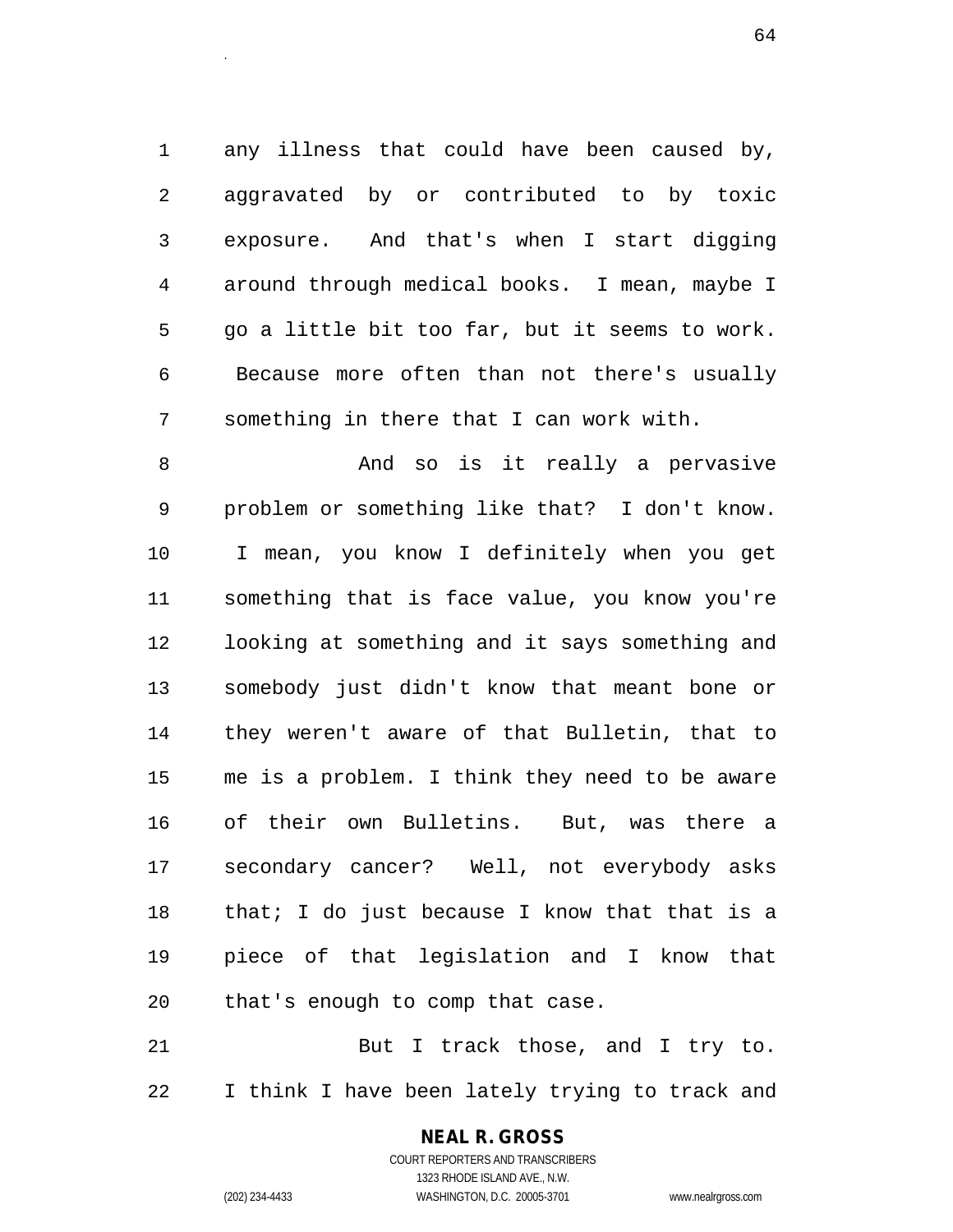any illness that could have been caused by, aggravated by or contributed to by toxic exposure. And that's when I start digging around through medical books. I mean, maybe I go a little bit too far, but it seems to work. Because more often than not there's usually something in there that I can work with.

And so is it really a pervasive problem or something like that? I don't know. I mean, you know I definitely when you get something that is face value, you know you're looking at something and it says something and somebody just didn't know that meant bone or they weren't aware of that Bulletin, that to me is a problem. I think they need to be aware of their own Bulletins. But, was there a secondary cancer? Well, not everybody asks that; I do just because I know that that is a piece of that legislation and I know that that's enough to comp that case.

But I track those, and I try to. I think I have been lately trying to track and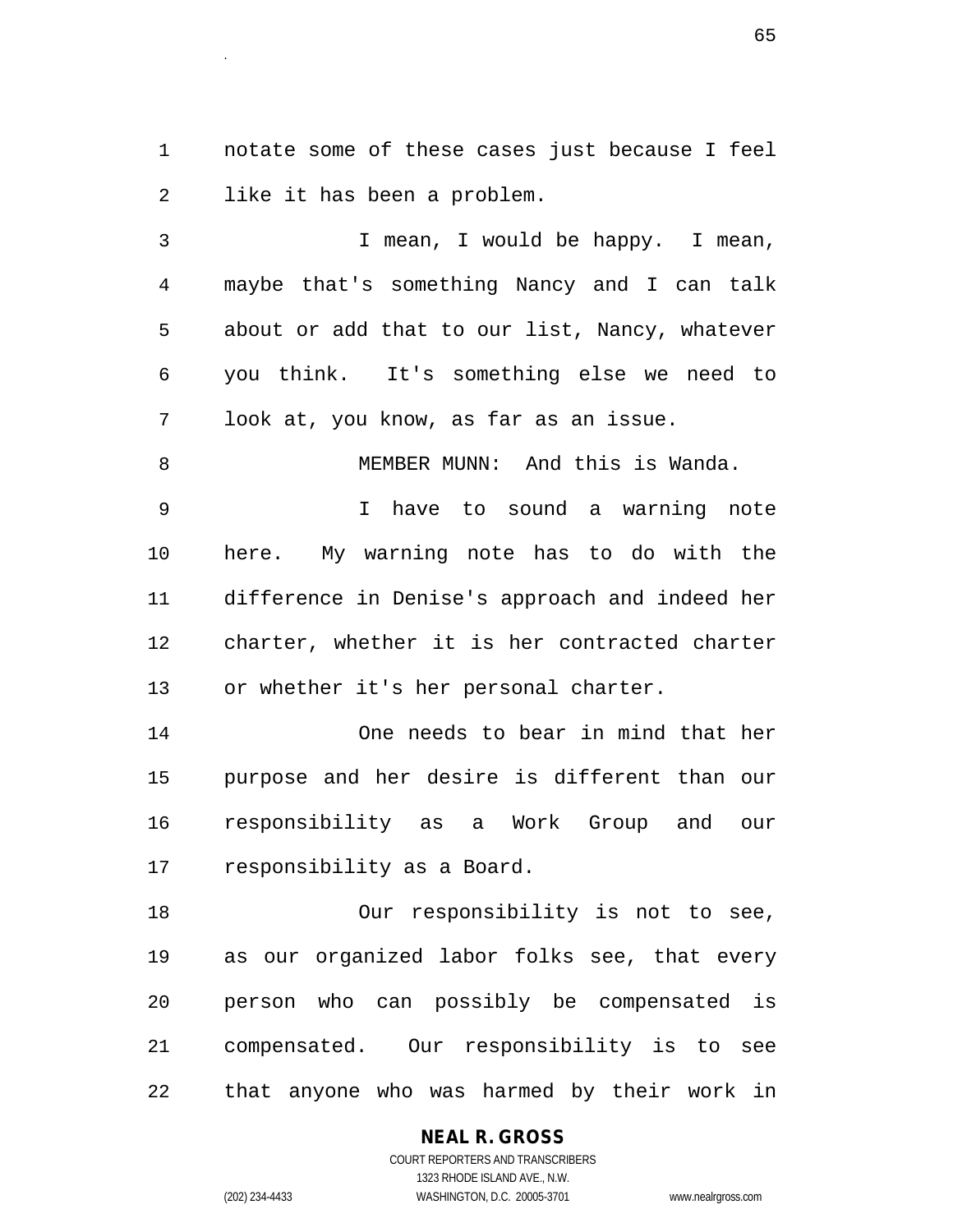notate some of these cases just because I feel like it has been a problem.

I mean, I would be happy. I mean, maybe that's something Nancy and I can talk about or add that to our list, Nancy, whatever you think. It's something else we need to look at, you know, as far as an issue.

MEMBER MUNN: And this is Wanda.

I have to sound a warning note here. My warning note has to do with the difference in Denise's approach and indeed her charter, whether it is her contracted charter or whether it's her personal charter.

One needs to bear in mind that her purpose and her desire is different than our responsibility as a Work Group and our responsibility as a Board.

Our responsibility is not to see, as our organized labor folks see, that every person who can possibly be compensated is compensated. Our responsibility is to see that anyone who was harmed by their work in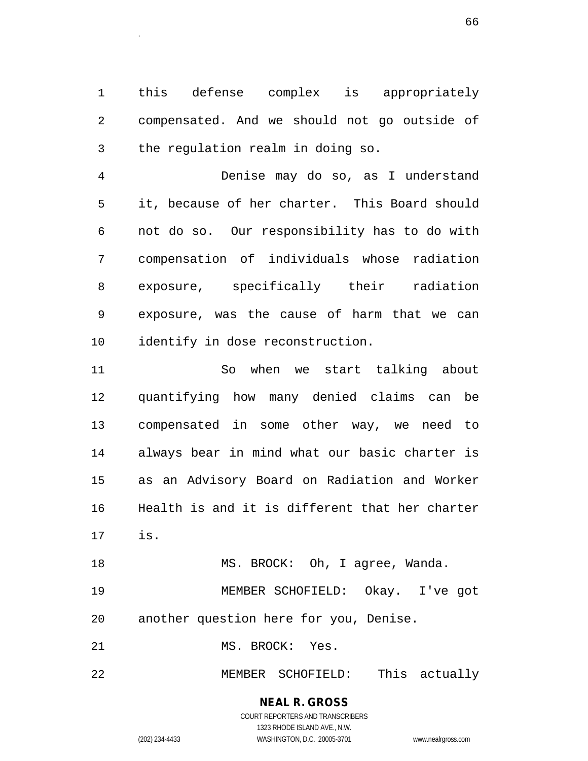this defense complex is appropriately compensated. And we should not go outside of the regulation realm in doing so.

Denise may do so, as I understand it, because of her charter. This Board should not do so. Our responsibility has to do with compensation of individuals whose radiation exposure, specifically their radiation exposure, was the cause of harm that we can identify in dose reconstruction.

So when we start talking about quantifying how many denied claims can be compensated in some other way, we need to always bear in mind what our basic charter is as an Advisory Board on Radiation and Worker Health is and it is different that her charter is.

MS. BROCK: Oh, I agree, Wanda.

MEMBER SCHOFIELD: Okay. I've got another question here for you, Denise.

MS. BROCK: Yes.

MEMBER SCHOFIELD: This actually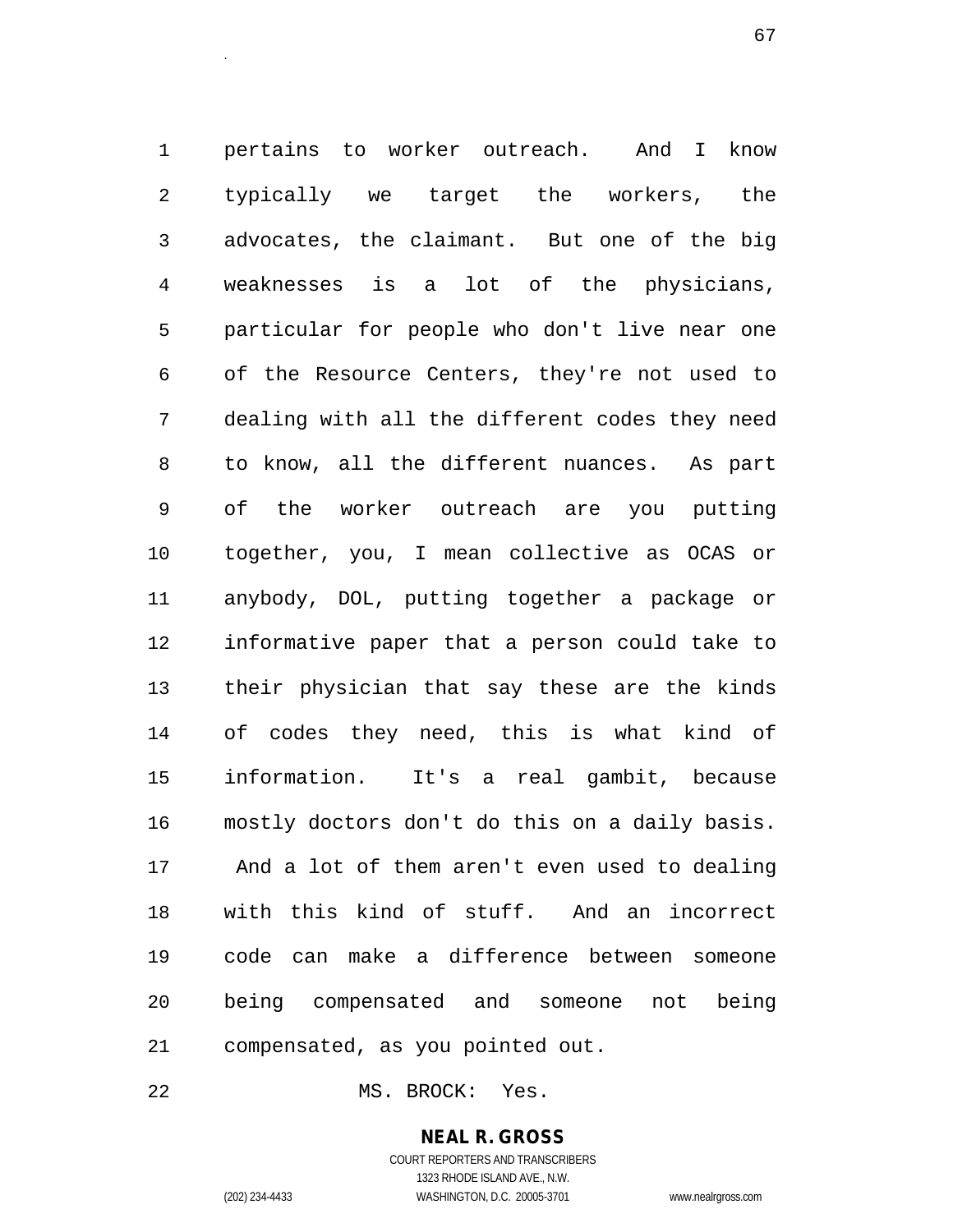pertains to worker outreach. And I know typically we target the workers, the advocates, the claimant. But one of the big weaknesses is a lot of the physicians, particular for people who don't live near one of the Resource Centers, they're not used to dealing with all the different codes they need to know, all the different nuances. As part of the worker outreach are you putting together, you, I mean collective as OCAS or anybody, DOL, putting together a package or informative paper that a person could take to their physician that say these are the kinds of codes they need, this is what kind of information. It's a real gambit, because mostly doctors don't do this on a daily basis. And a lot of them aren't even used to dealing with this kind of stuff. And an incorrect code can make a difference between someone being compensated and someone not being compensated, as you pointed out.

MS. BROCK: Yes.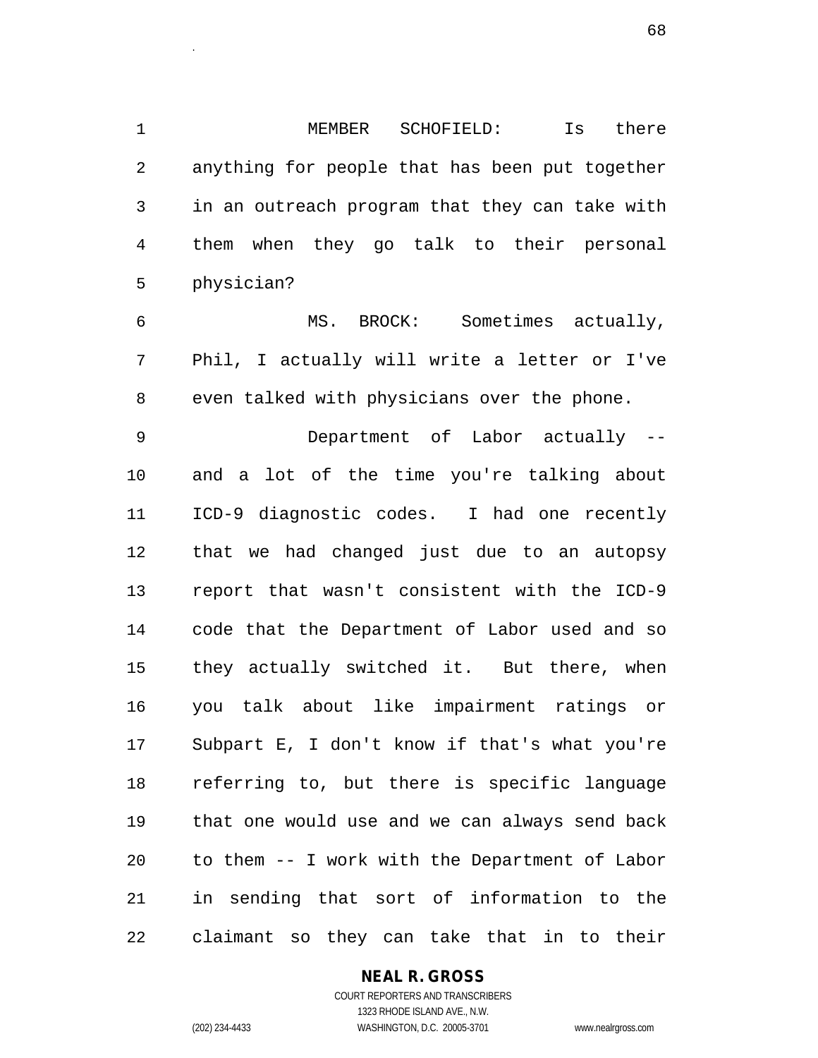MEMBER SCHOFIELD: Is there anything for people that has been put together in an outreach program that they can take with them when they go talk to their personal physician?

MS. BROCK: Sometimes actually, Phil, I actually will write a letter or I've even talked with physicians over the phone.

Department of Labor actually -- and a lot of the time you're talking about ICD-9 diagnostic codes. I had one recently that we had changed just due to an autopsy report that wasn't consistent with the ICD-9 code that the Department of Labor used and so they actually switched it. But there, when you talk about like impairment ratings or Subpart E, I don't know if that's what you're referring to, but there is specific language that one would use and we can always send back to them -- I work with the Department of Labor in sending that sort of information to the claimant so they can take that in to their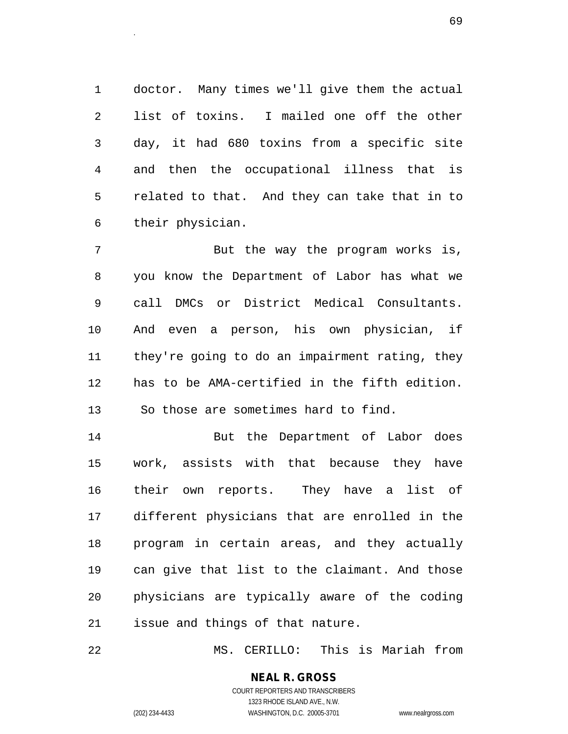doctor. Many times we'll give them the actual list of toxins. I mailed one off the other day, it had 680 toxins from a specific site and then the occupational illness that is related to that. And they can take that in to their physician.

But the way the program works is, you know the Department of Labor has what we call DMCs or District Medical Consultants. And even a person, his own physician, if they're going to do an impairment rating, they has to be AMA-certified in the fifth edition. So those are sometimes hard to find.

But the Department of Labor does work, assists with that because they have their own reports. They have a list of different physicians that are enrolled in the program in certain areas, and they actually can give that list to the claimant. And those physicians are typically aware of the coding issue and things of that nature.

MS. CERILLO: This is Mariah from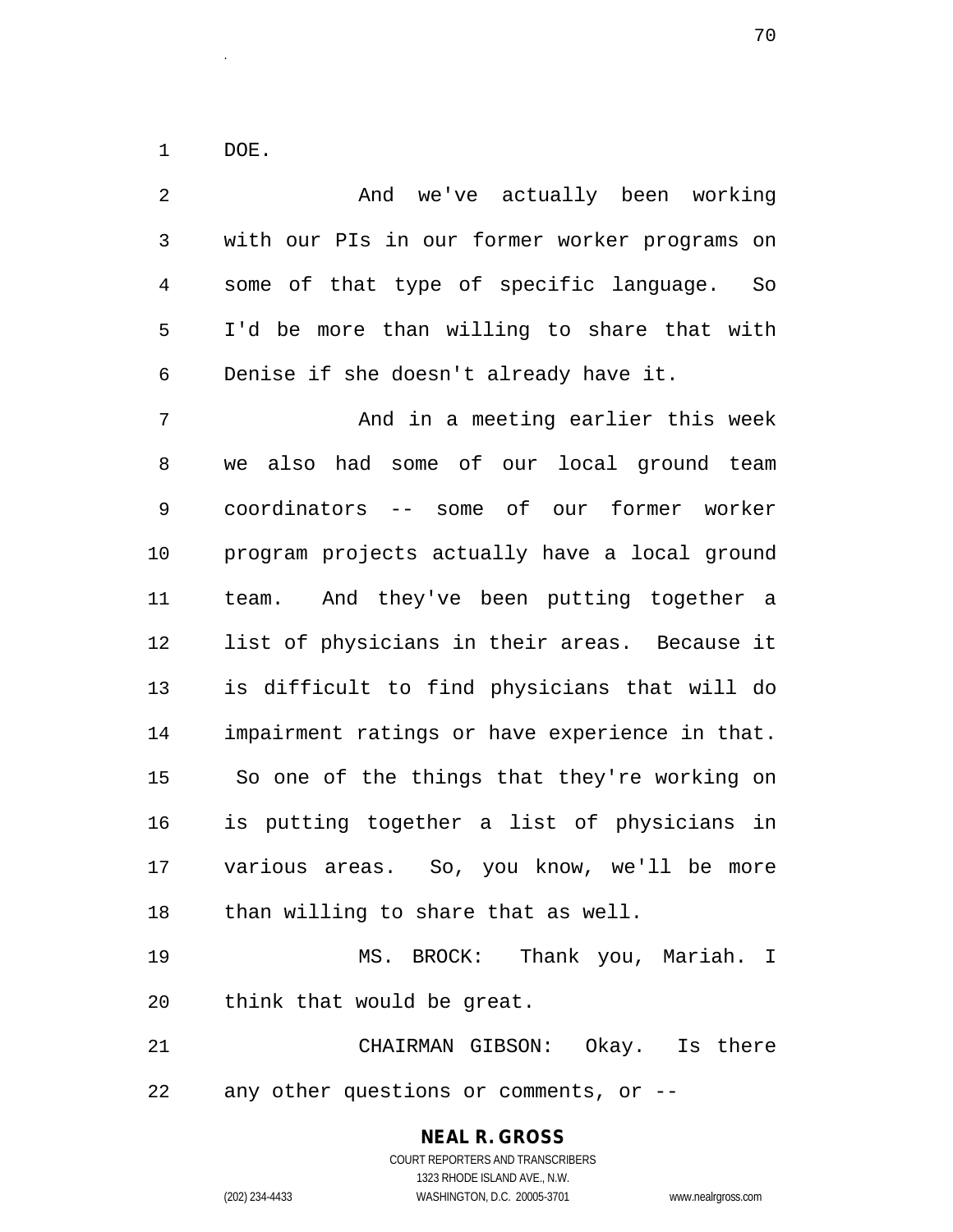DOE.

And we've actually been working with our PIs in our former worker programs on some of that type of specific language. So I'd be more than willing to share that with Denise if she doesn't already have it.

And in a meeting earlier this week we also had some of our local ground team coordinators -- some of our former worker program projects actually have a local ground team. And they've been putting together a list of physicians in their areas. Because it is difficult to find physicians that will do impairment ratings or have experience in that. So one of the things that they're working on is putting together a list of physicians in various areas. So, you know, we'll be more than willing to share that as well.

MS. BROCK: Thank you, Mariah. I think that would be great.

CHAIRMAN GIBSON: Okay. Is there any other questions or comments, or --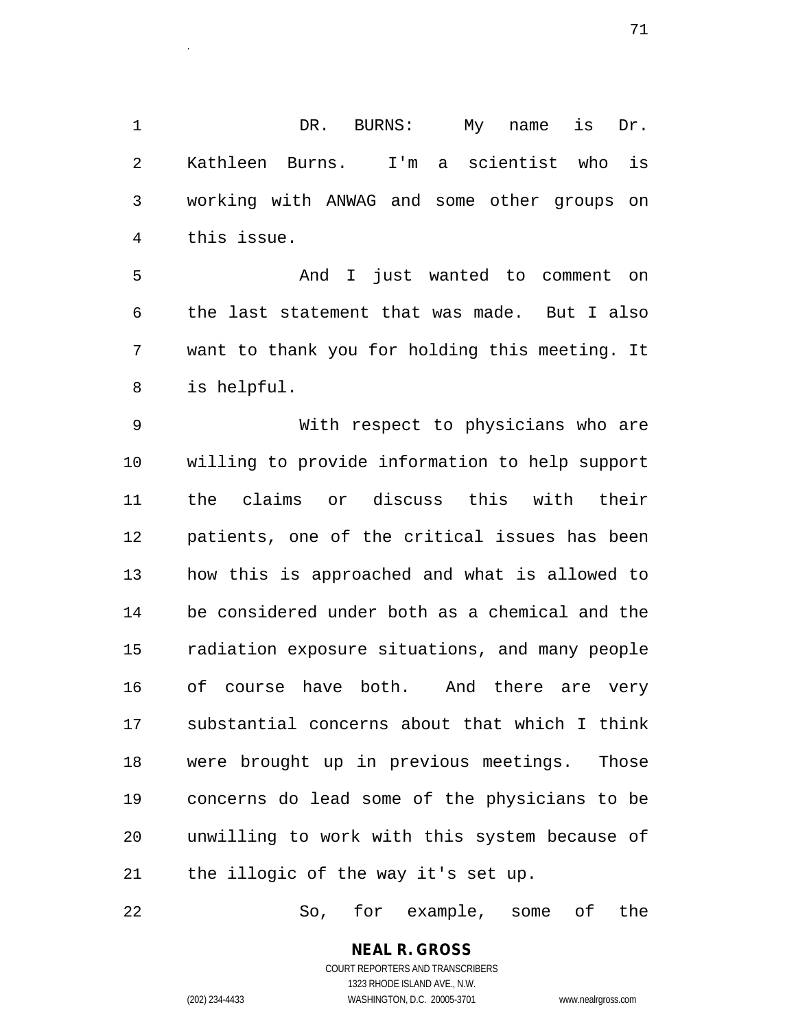DR. BURNS: My name is Dr. Kathleen Burns. I'm a scientist who is working with ANWAG and some other groups on this issue.

And I just wanted to comment on the last statement that was made. But I also want to thank you for holding this meeting. It is helpful.

With respect to physicians who are willing to provide information to help support the claims or discuss this with their patients, one of the critical issues has been how this is approached and what is allowed to be considered under both as a chemical and the radiation exposure situations, and many people of course have both. And there are very substantial concerns about that which I think were brought up in previous meetings. Those concerns do lead some of the physicians to be unwilling to work with this system because of the illogic of the way it's set up.

So, for example, some of the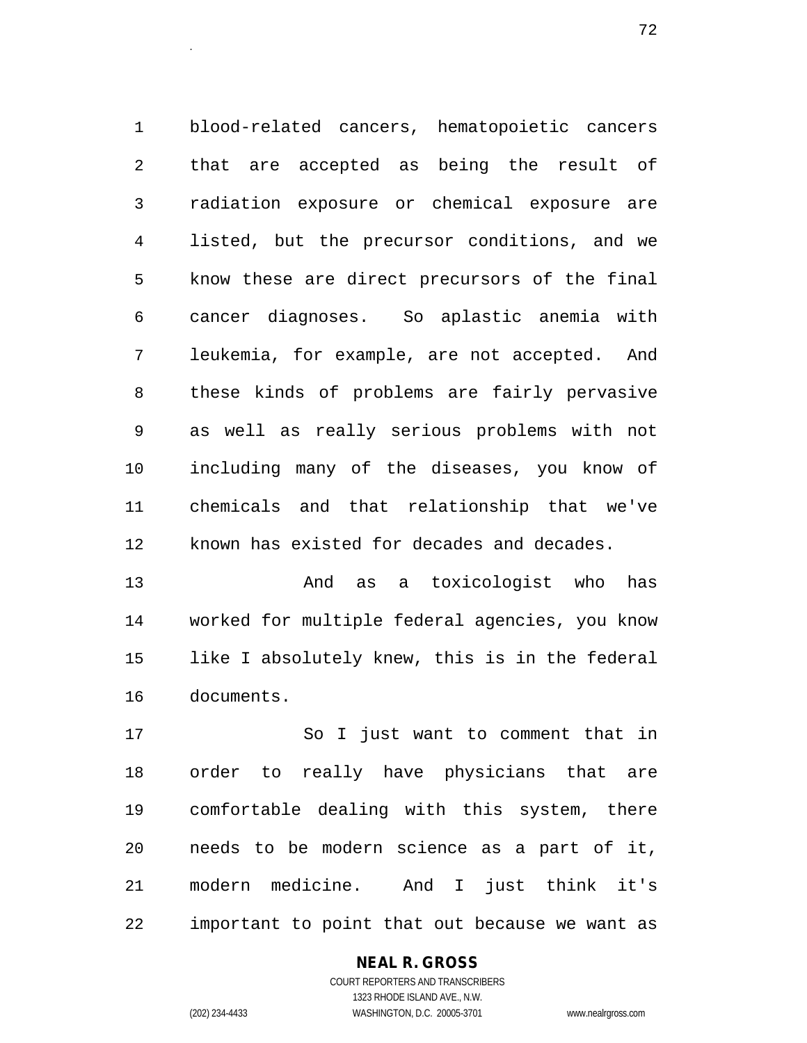blood-related cancers, hematopoietic cancers that are accepted as being the result of radiation exposure or chemical exposure are listed, but the precursor conditions, and we know these are direct precursors of the final cancer diagnoses. So aplastic anemia with leukemia, for example, are not accepted. And these kinds of problems are fairly pervasive as well as really serious problems with not including many of the diseases, you know of chemicals and that relationship that we've known has existed for decades and decades.

And as a toxicologist who has worked for multiple federal agencies, you know like I absolutely knew, this is in the federal documents.

So I just want to comment that in order to really have physicians that are comfortable dealing with this system, there needs to be modern science as a part of it, modern medicine. And I just think it's important to point that out because we want as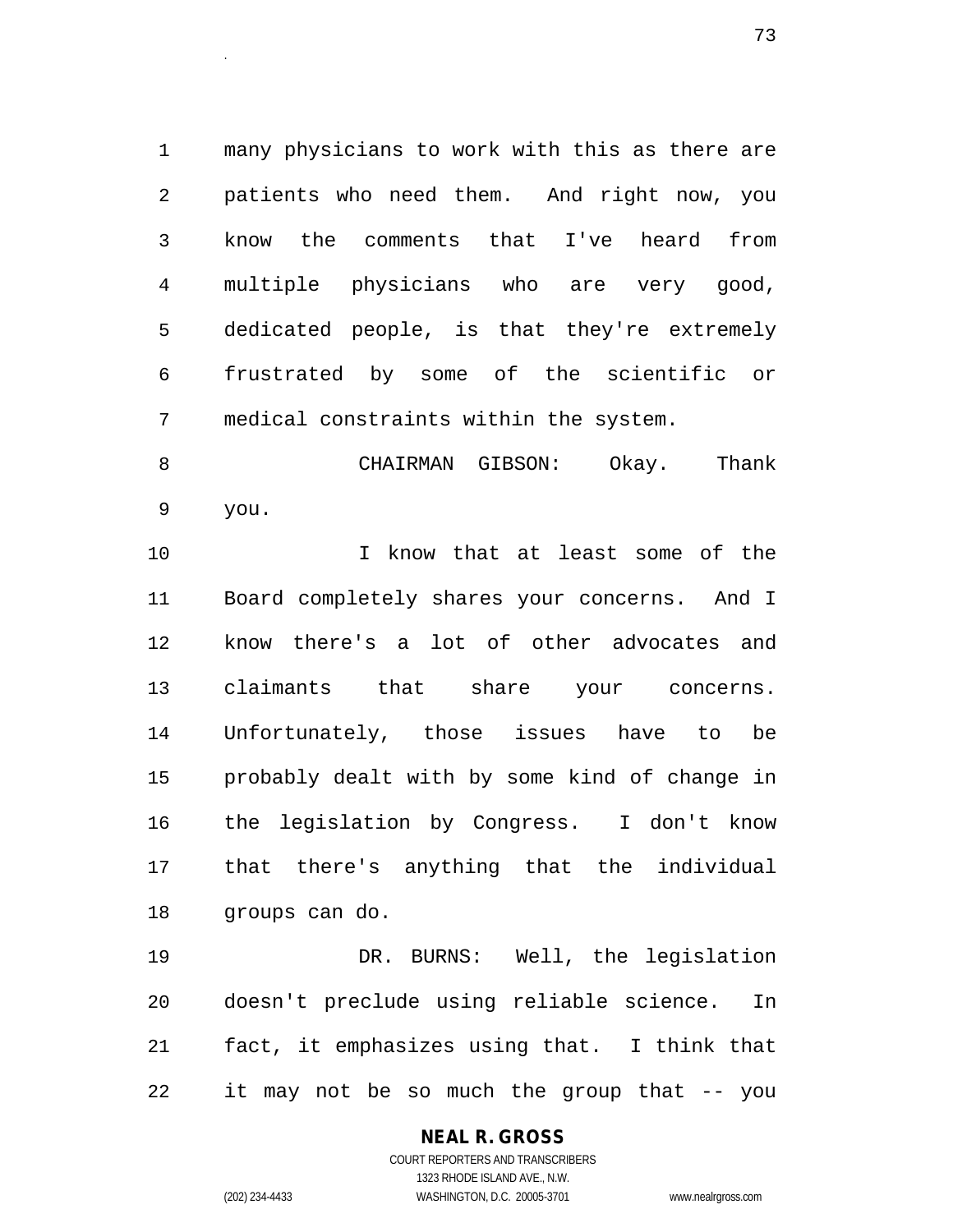many physicians to work with this as there are patients who need them. And right now, you know the comments that I've heard from multiple physicians who are very good, dedicated people, is that they're extremely frustrated by some of the scientific or medical constraints within the system.

CHAIRMAN GIBSON: Okay. Thank you.

I know that at least some of the Board completely shares your concerns. And I know there's a lot of other advocates and claimants that share your concerns. Unfortunately, those issues have to be probably dealt with by some kind of change in the legislation by Congress. I don't know that there's anything that the individual groups can do.

DR. BURNS: Well, the legislation doesn't preclude using reliable science. In fact, it emphasizes using that. I think that it may not be so much the group that -- you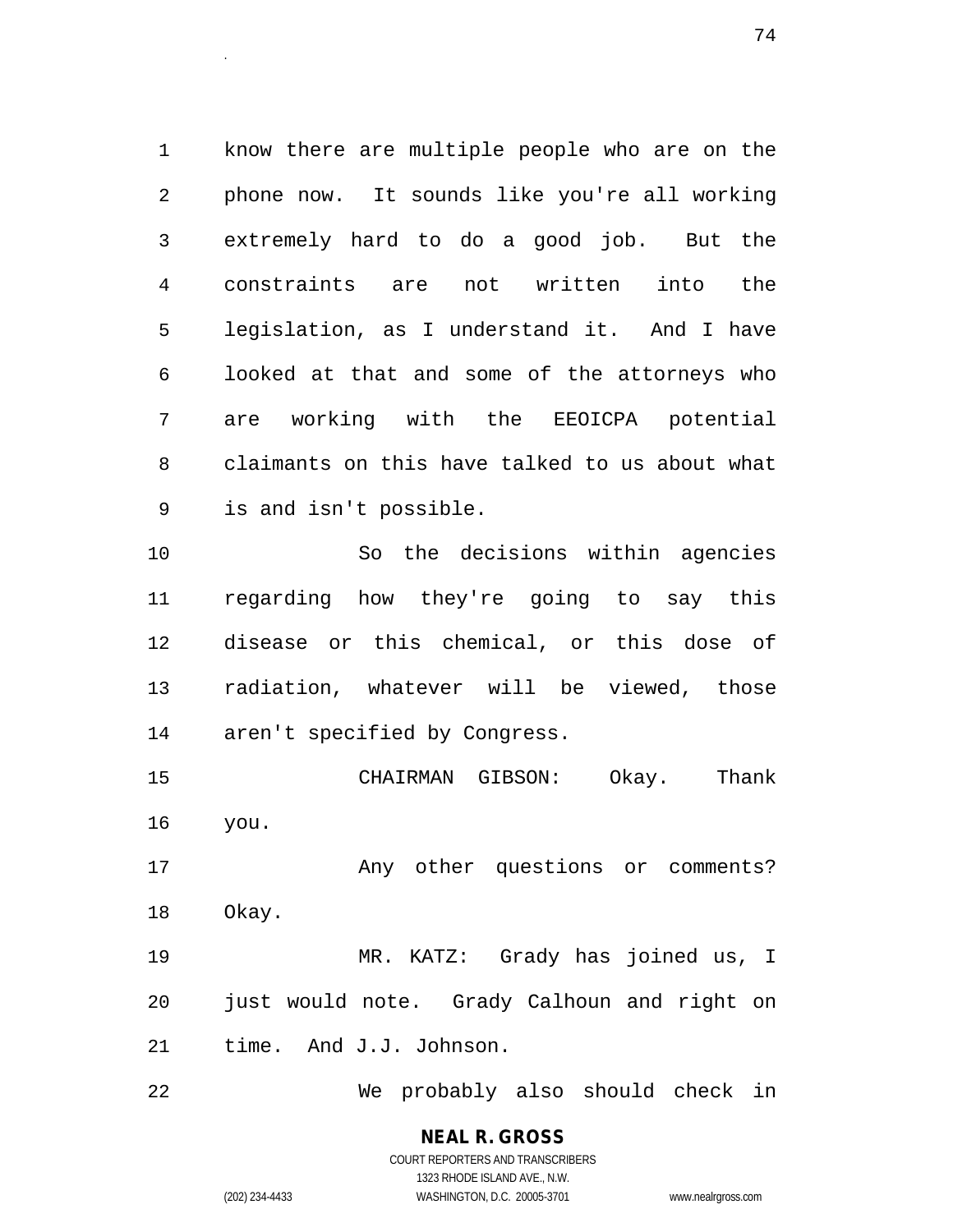know there are multiple people who are on the phone now. It sounds like you're all working extremely hard to do a good job. But the constraints are not written into the legislation, as I understand it. And I have looked at that and some of the attorneys who are working with the EEOICPA potential claimants on this have talked to us about what is and isn't possible.

So the decisions within agencies regarding how they're going to say this disease or this chemical, or this dose of radiation, whatever will be viewed, those aren't specified by Congress.

CHAIRMAN GIBSON: Okay. Thank you.

Any other questions or comments? Okay.

MR. KATZ: Grady has joined us, I just would note. Grady Calhoun and right on time. And J.J. Johnson.

We probably also should check in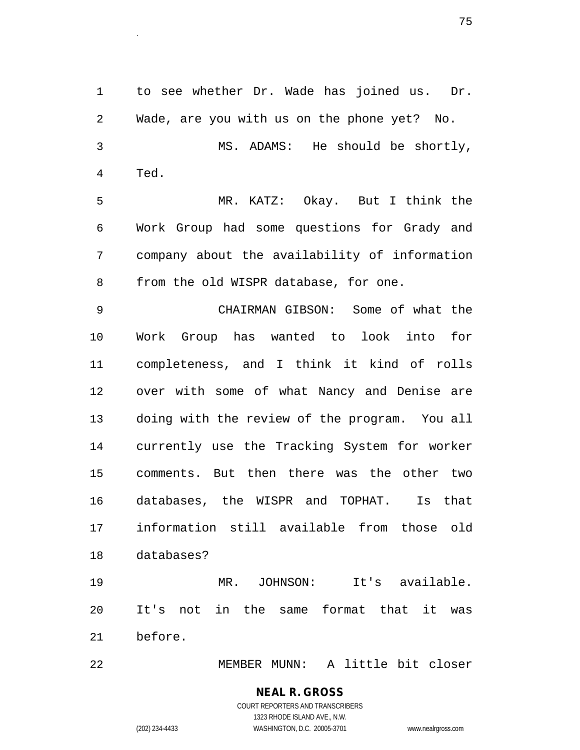to see whether Dr. Wade has joined us. Dr. Wade, are you with us on the phone yet? No.

MS. ADAMS: He should be shortly, Ted.

MR. KATZ: Okay. But I think the Work Group had some questions for Grady and company about the availability of information from the old WISPR database, for one.

CHAIRMAN GIBSON: Some of what the Work Group has wanted to look into for completeness, and I think it kind of rolls over with some of what Nancy and Denise are doing with the review of the program. You all currently use the Tracking System for worker comments. But then there was the other two databases, the WISPR and TOPHAT. Is that information still available from those old databases?

MR. JOHNSON: It's available. It's not in the same format that it was before.

MEMBER MUNN: A little bit closer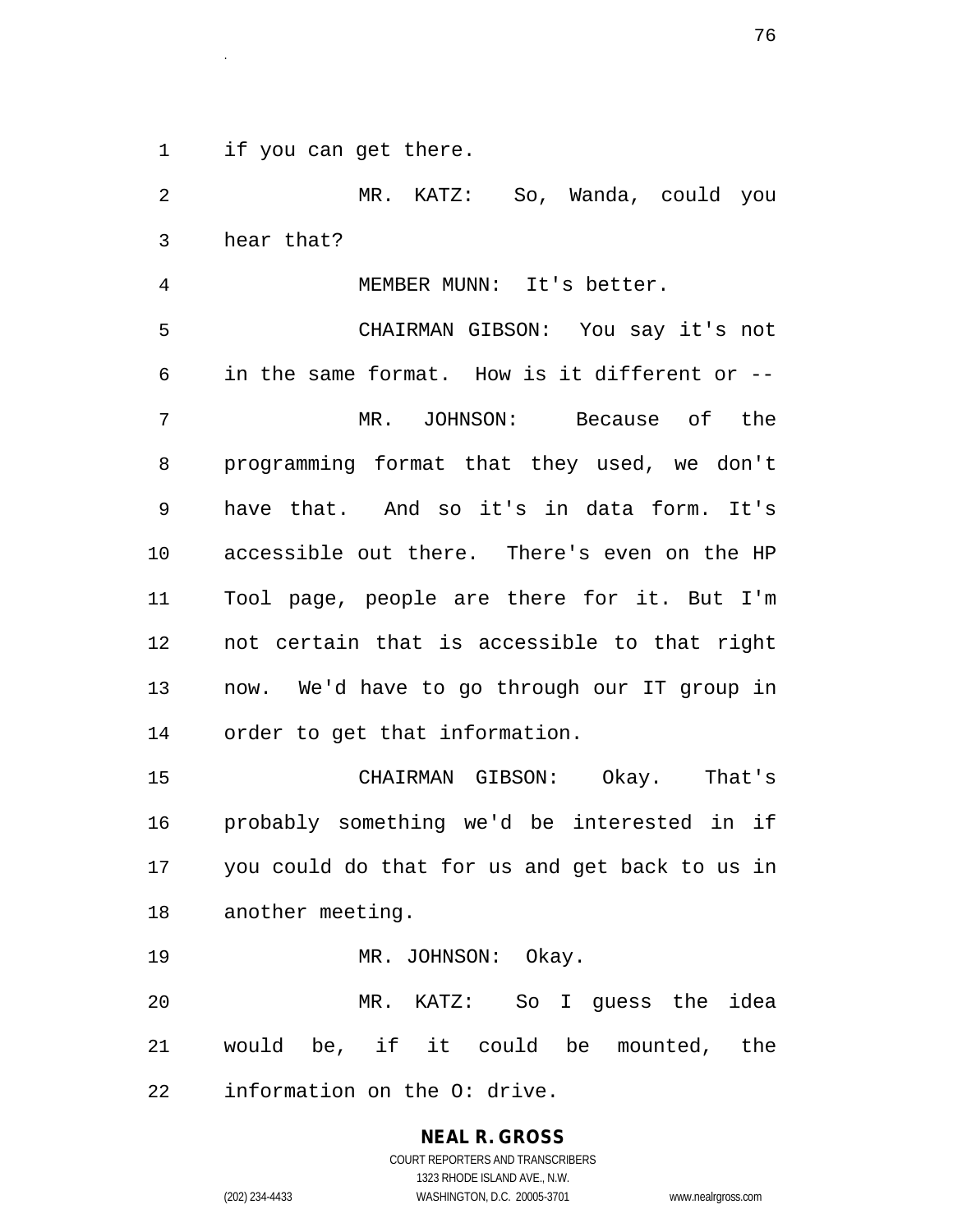if you can get there.

MR. KATZ: So, Wanda, could you hear that?

MEMBER MUNN: It's better.

CHAIRMAN GIBSON: You say it's not in the same format. How is it different or --

MR. JOHNSON: Because of the programming format that they used, we don't have that. And so it's in data form. It's accessible out there. There's even on the HP Tool page, people are there for it. But I'm not certain that is accessible to that right now. We'd have to go through our IT group in order to get that information.

CHAIRMAN GIBSON: Okay. That's probably something we'd be interested in if you could do that for us and get back to us in another meeting.

MR. JOHNSON: Okay.

MR. KATZ: So I guess the idea would be, if it could be mounted, the information on the O: drive.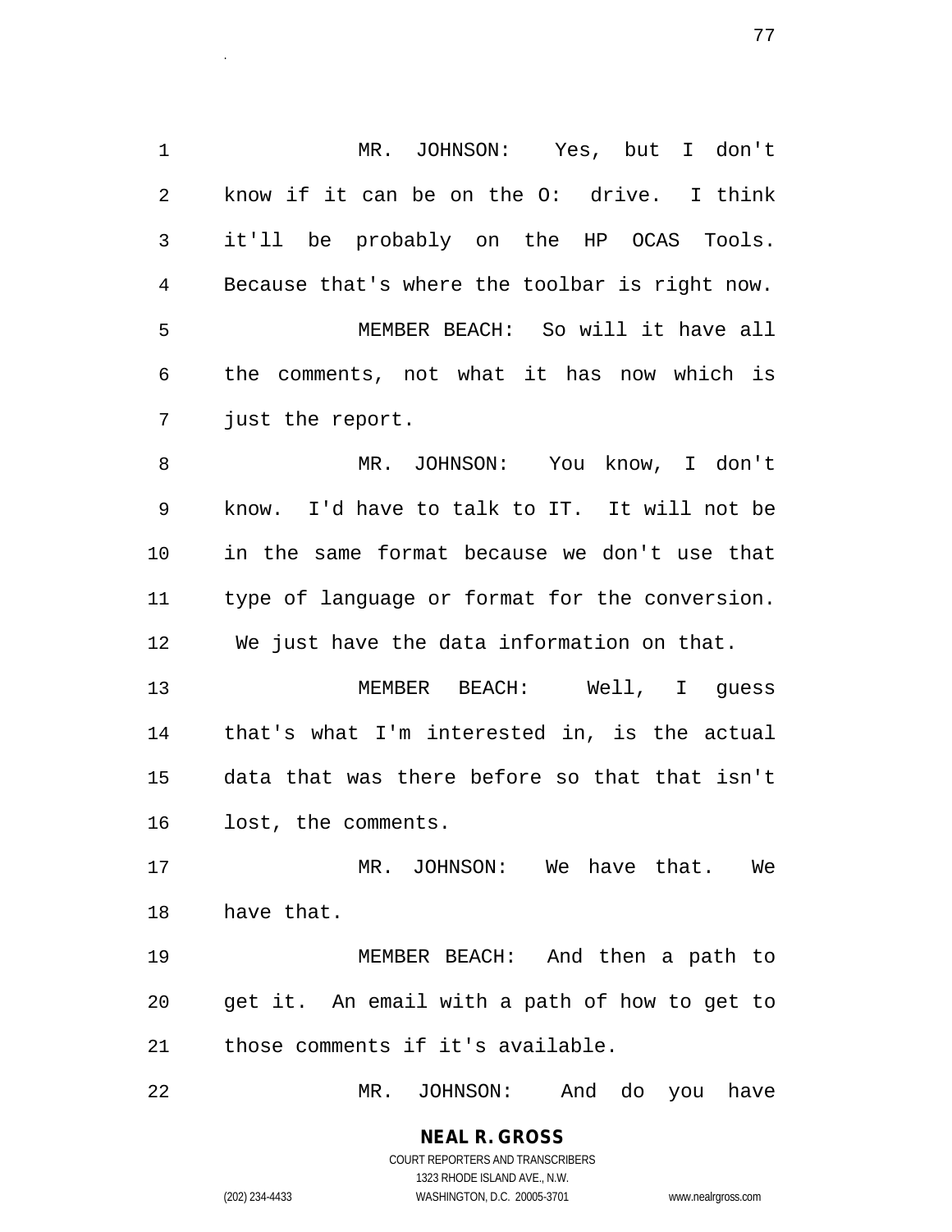MR. JOHNSON: Yes, but I don't know if it can be on the O: drive. I think it'll be probably on the HP OCAS Tools. Because that's where the toolbar is right now.

MEMBER BEACH: So will it have all the comments, not what it has now which is just the report.

MR. JOHNSON: You know, I don't know. I'd have to talk to IT. It will not be in the same format because we don't use that type of language or format for the conversion. We just have the data information on that.

MEMBER BEACH: Well, I guess that's what I'm interested in, is the actual data that was there before so that that isn't lost, the comments.

MR. JOHNSON: We have that. We have that.

MEMBER BEACH: And then a path to get it. An email with a path of how to get to those comments if it's available.

MR. JOHNSON: And do you have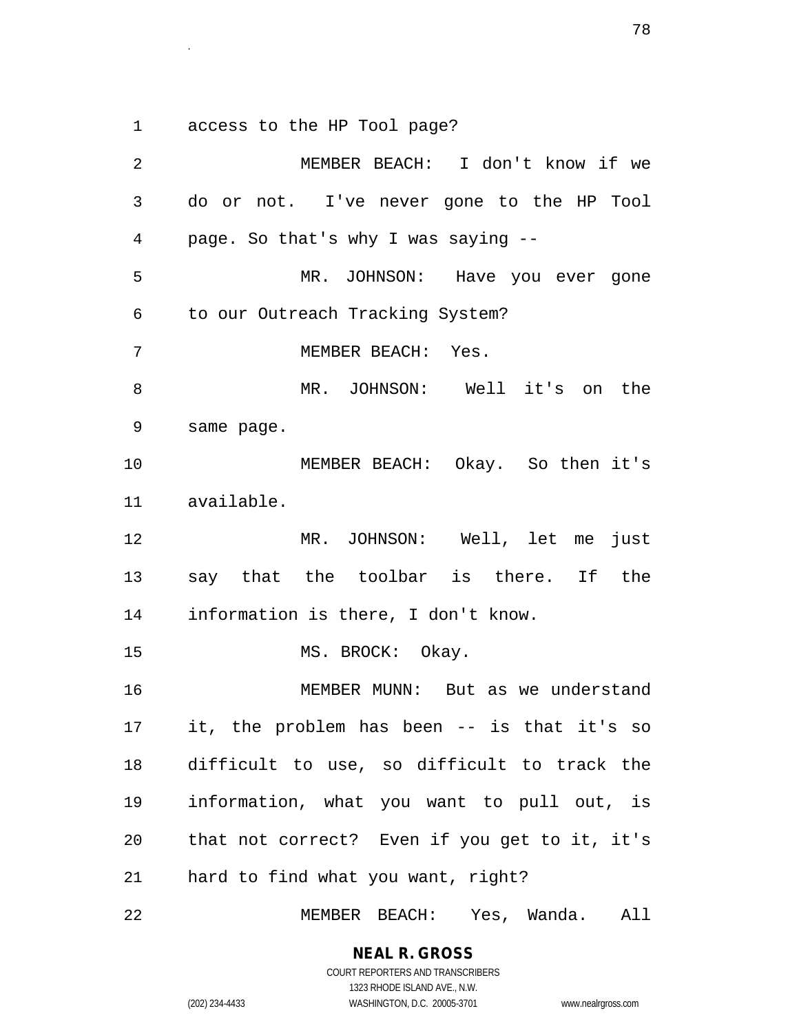access to the HP Tool page?

MEMBER BEACH: I don't know if we do or not. I've never gone to the HP Tool page. So that's why I was saying --

MR. JOHNSON: Have you ever gone to our Outreach Tracking System?

MEMBER BEACH: Yes.

MR. JOHNSON: Well it's on the same page.

MEMBER BEACH: Okay. So then it's available.

MR. JOHNSON: Well, let me just say that the toolbar is there. If the information is there, I don't know.

MS. BROCK: Okay.

MEMBER MUNN: But as we understand it, the problem has been -- is that it's so difficult to use, so difficult to track the information, what you want to pull out, is that not correct? Even if you get to it, it's hard to find what you want, right?

MEMBER BEACH: Yes, Wanda. All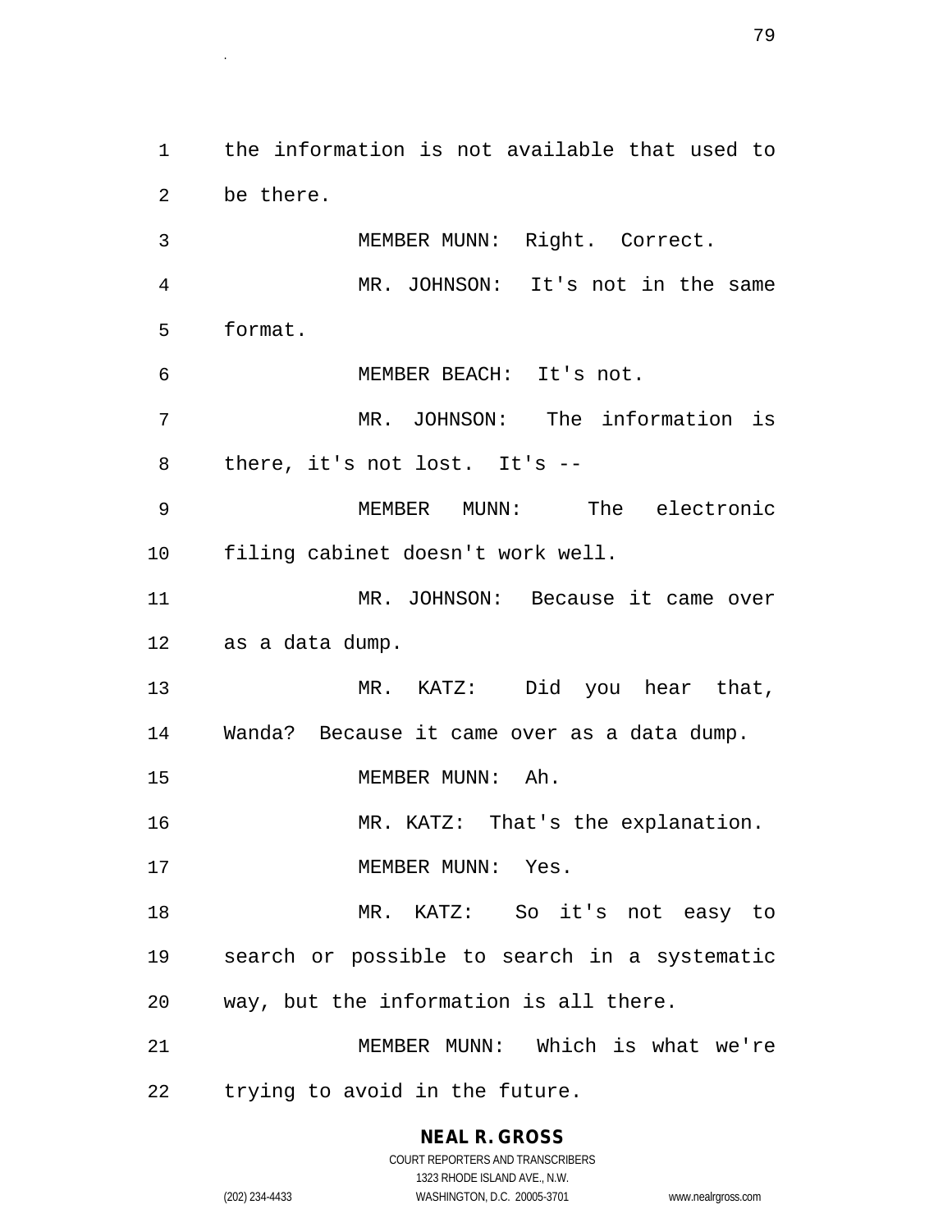the information is not available that used to be there.

MEMBER MUNN: Right. Correct.

MR. JOHNSON: It's not in the same format.

MEMBER BEACH: It's not.

MR. JOHNSON: The information is there, it's not lost. It's --

MEMBER MUNN: The electronic filing cabinet doesn't work well.

MR. JOHNSON: Because it came over as a data dump.

MR. KATZ: Did you hear that, Wanda? Because it came over as a data dump.

MEMBER MUNN: Ah.

MR. KATZ: That's the explanation.

MEMBER MUNN: Yes.

MR. KATZ: So it's not easy to search or possible to search in a systematic way, but the information is all there.

MEMBER MUNN: Which is what we're trying to avoid in the future.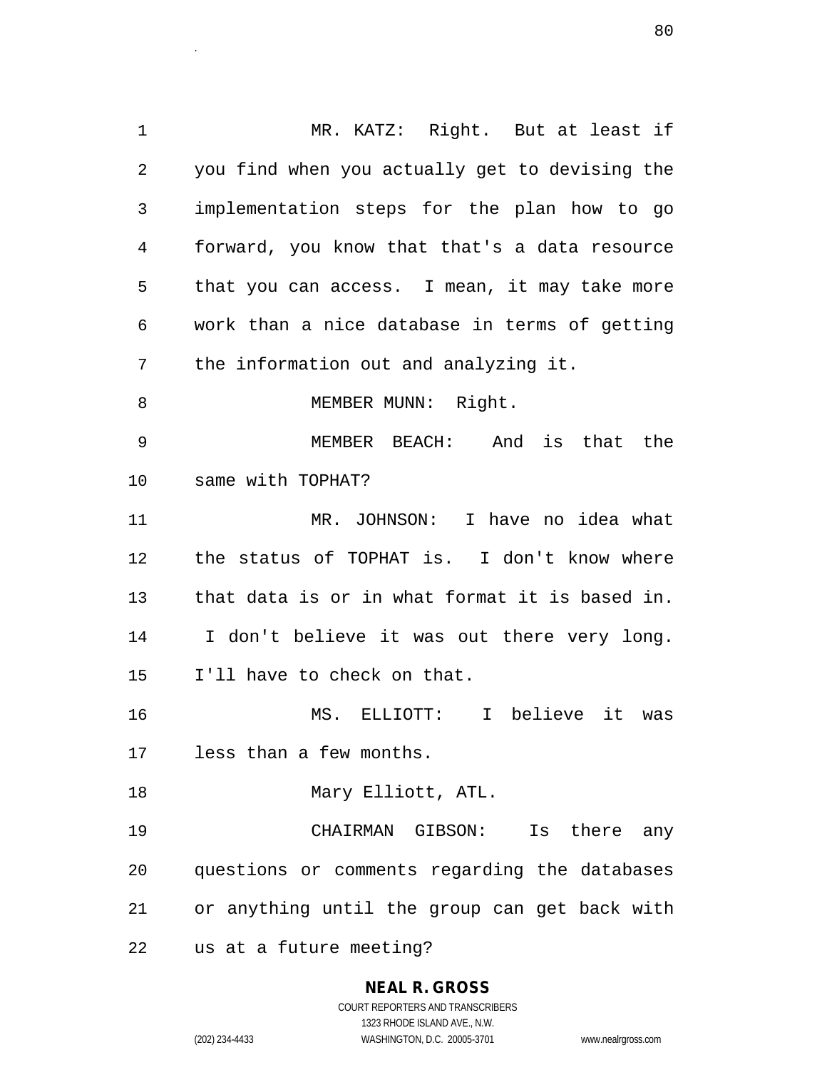MR. KATZ: Right. But at least if you find when you actually get to devising the implementation steps for the plan how to go forward, you know that that's a data resource that you can access. I mean, it may take more work than a nice database in terms of getting the information out and analyzing it.

MEMBER MUNN: Right.

MEMBER BEACH: And is that the same with TOPHAT?

MR. JOHNSON: I have no idea what the status of TOPHAT is. I don't know where that data is or in what format it is based in. I don't believe it was out there very long. I'll have to check on that.

MS. ELLIOTT: I believe it was less than a few months.

Mary Elliott, ATL.

CHAIRMAN GIBSON: Is there any questions or comments regarding the databases or anything until the group can get back with us at a future meeting?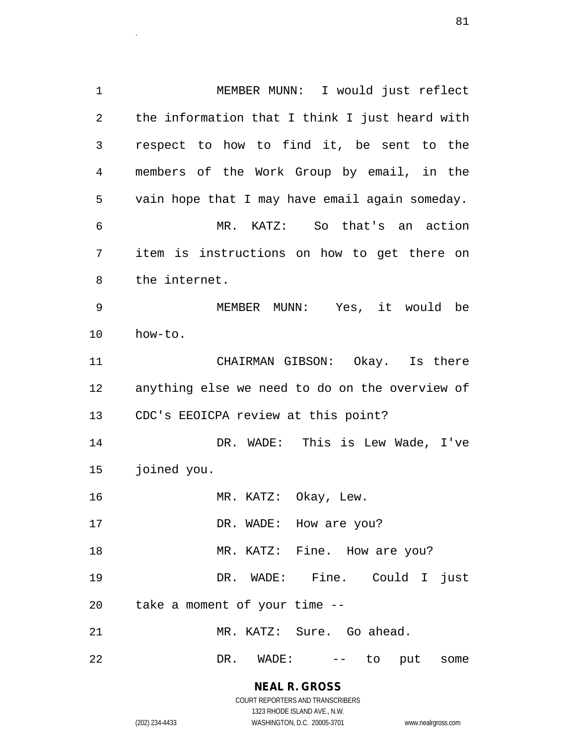MEMBER MUNN: I would just reflect the information that I think I just heard with respect to how to find it, be sent to the members of the Work Group by email, in the vain hope that I may have email again someday.

MR. KATZ: So that's an action item is instructions on how to get there on the internet.

MEMBER MUNN: Yes, it would be how-to.

CHAIRMAN GIBSON: Okay. Is there anything else we need to do on the overview of CDC's EEOICPA review at this point?

DR. WADE: This is Lew Wade, I've joined you.

MR. KATZ: Okay, Lew.

DR. WADE: How are you?

MR. KATZ: Fine. How are you?

DR. WADE: Fine. Could I just take a moment of your time --

MR. KATZ: Sure. Go ahead.

DR. WADE: -- to put some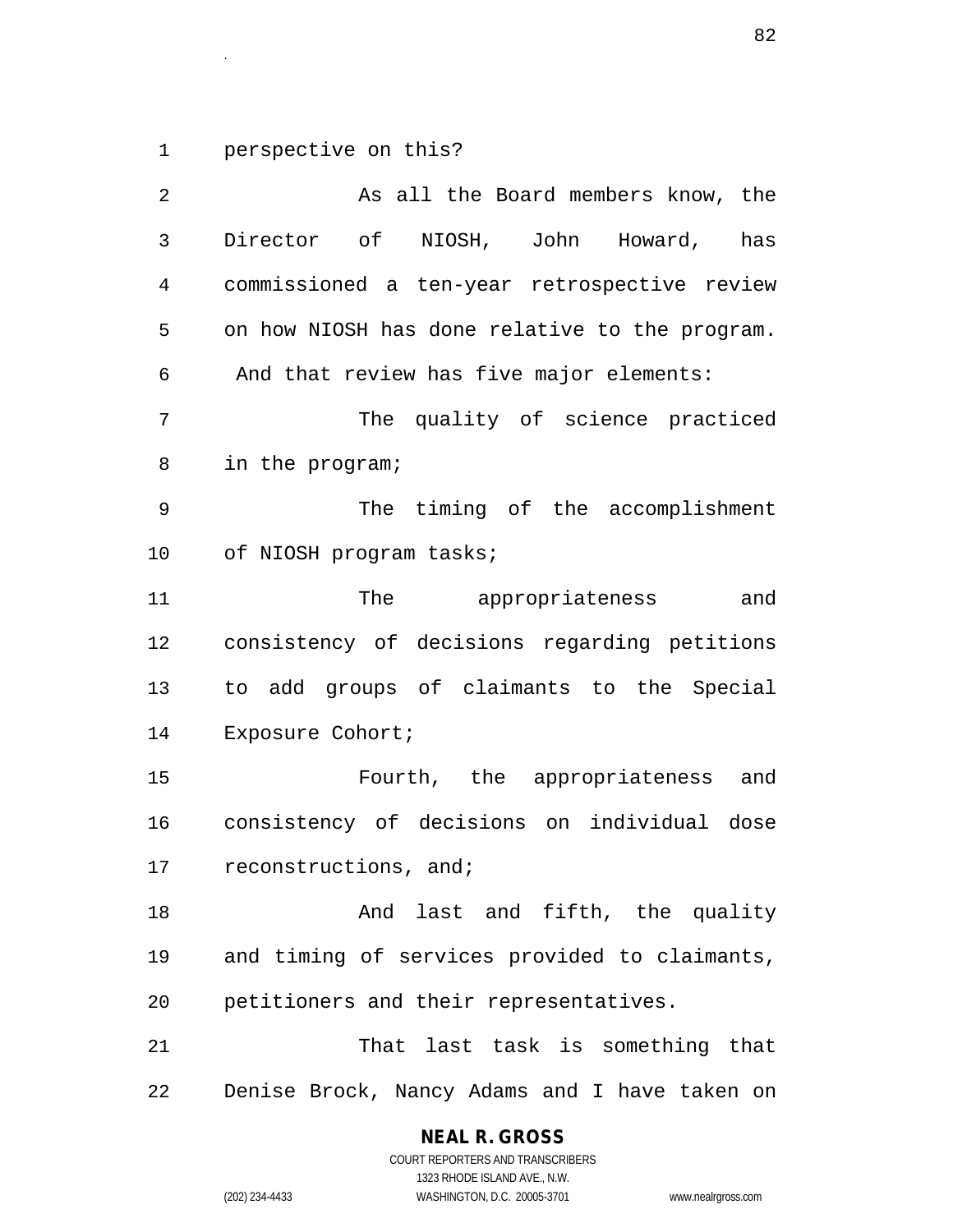perspective on this?

As all the Board members know, the Director of NIOSH, John Howard, has commissioned a ten-year retrospective review on how NIOSH has done relative to the program. And that review has five major elements:

The quality of science practiced in the program;

The timing of the accomplishment of NIOSH program tasks;

The appropriateness and consistency of decisions regarding petitions to add groups of claimants to the Special Exposure Cohort;

Fourth, the appropriateness and consistency of decisions on individual dose reconstructions, and;

And last and fifth, the quality and timing of services provided to claimants, petitioners and their representatives.

That last task is something that Denise Brock, Nancy Adams and I have taken on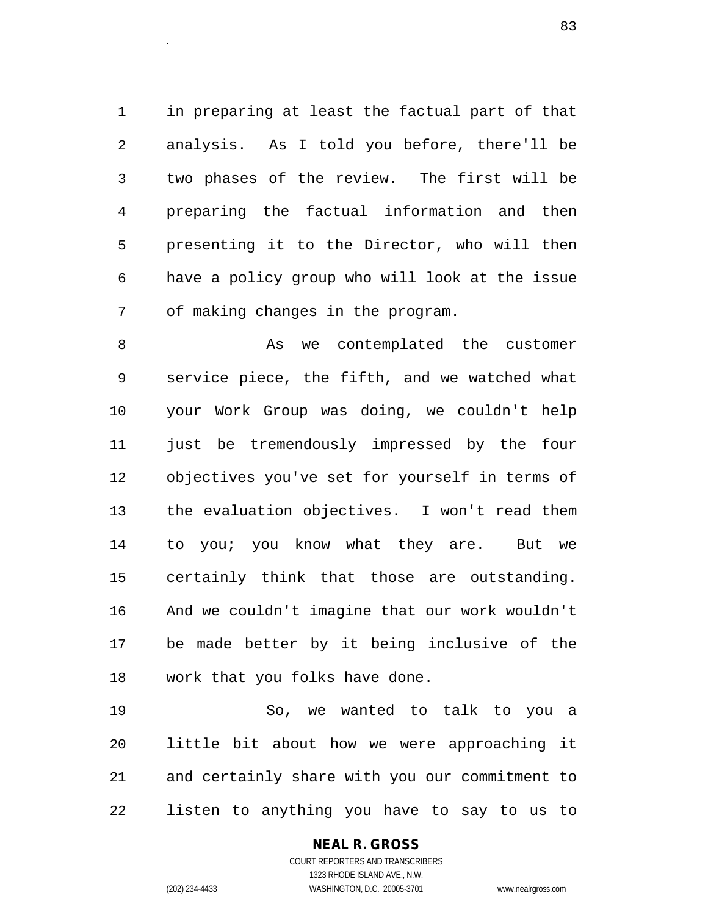in preparing at least the factual part of that analysis. As I told you before, there'll be two phases of the review. The first will be preparing the factual information and then presenting it to the Director, who will then have a policy group who will look at the issue of making changes in the program.

As we contemplated the customer service piece, the fifth, and we watched what your Work Group was doing, we couldn't help just be tremendously impressed by the four objectives you've set for yourself in terms of the evaluation objectives. I won't read them to you; you know what they are. But we certainly think that those are outstanding. And we couldn't imagine that our work wouldn't be made better by it being inclusive of the work that you folks have done.

So, we wanted to talk to you a little bit about how we were approaching it and certainly share with you our commitment to listen to anything you have to say to us to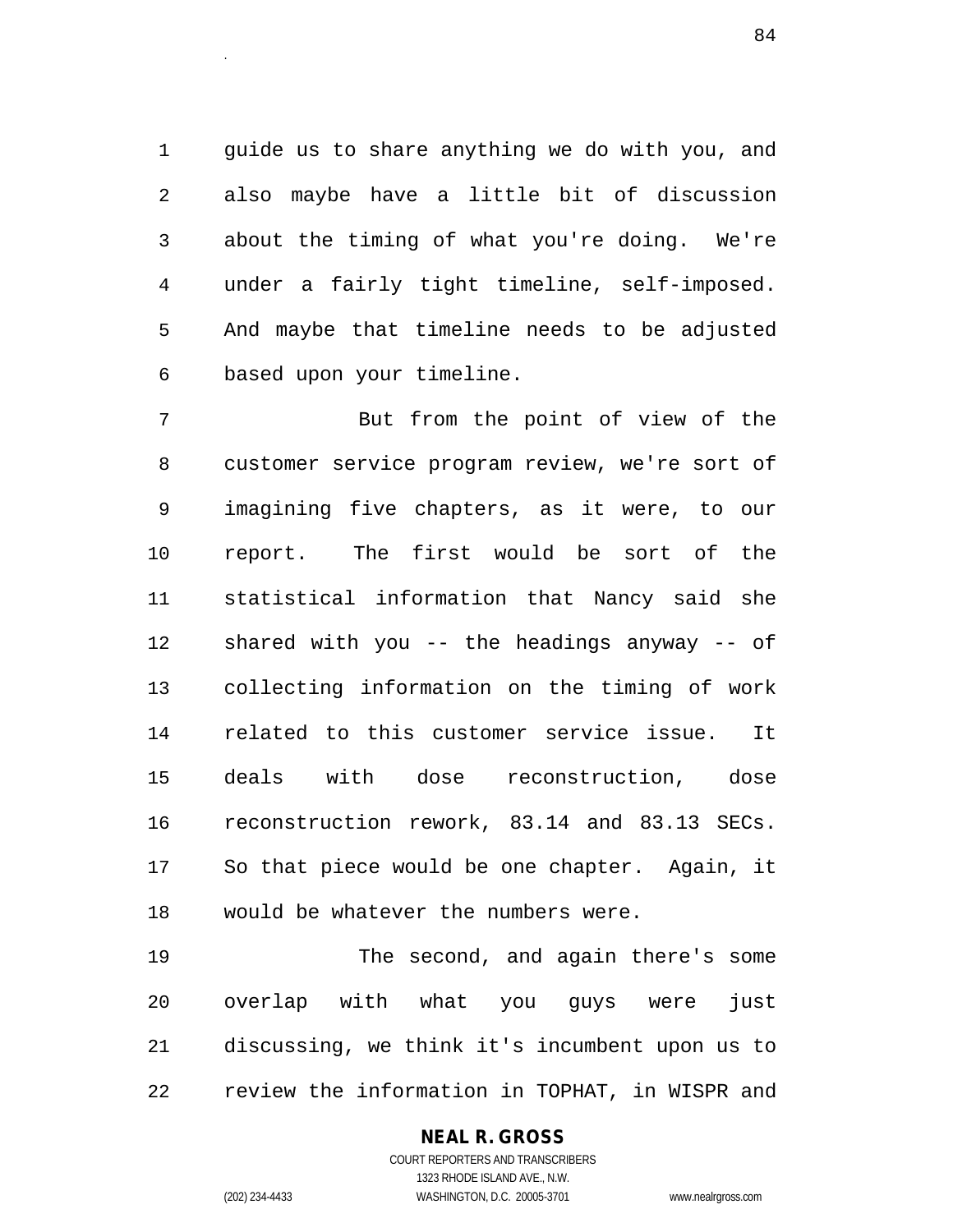guide us to share anything we do with you, and also maybe have a little bit of discussion about the timing of what you're doing. We're under a fairly tight timeline, self-imposed. And maybe that timeline needs to be adjusted based upon your timeline.

But from the point of view of the customer service program review, we're sort of imagining five chapters, as it were, to our report. The first would be sort of the statistical information that Nancy said she shared with you -- the headings anyway -- of collecting information on the timing of work related to this customer service issue. It deals with dose reconstruction, dose reconstruction rework, 83.14 and 83.13 SECs. So that piece would be one chapter. Again, it would be whatever the numbers were.

The second, and again there's some overlap with what you guys were just discussing, we think it's incumbent upon us to review the information in TOPHAT, in WISPR and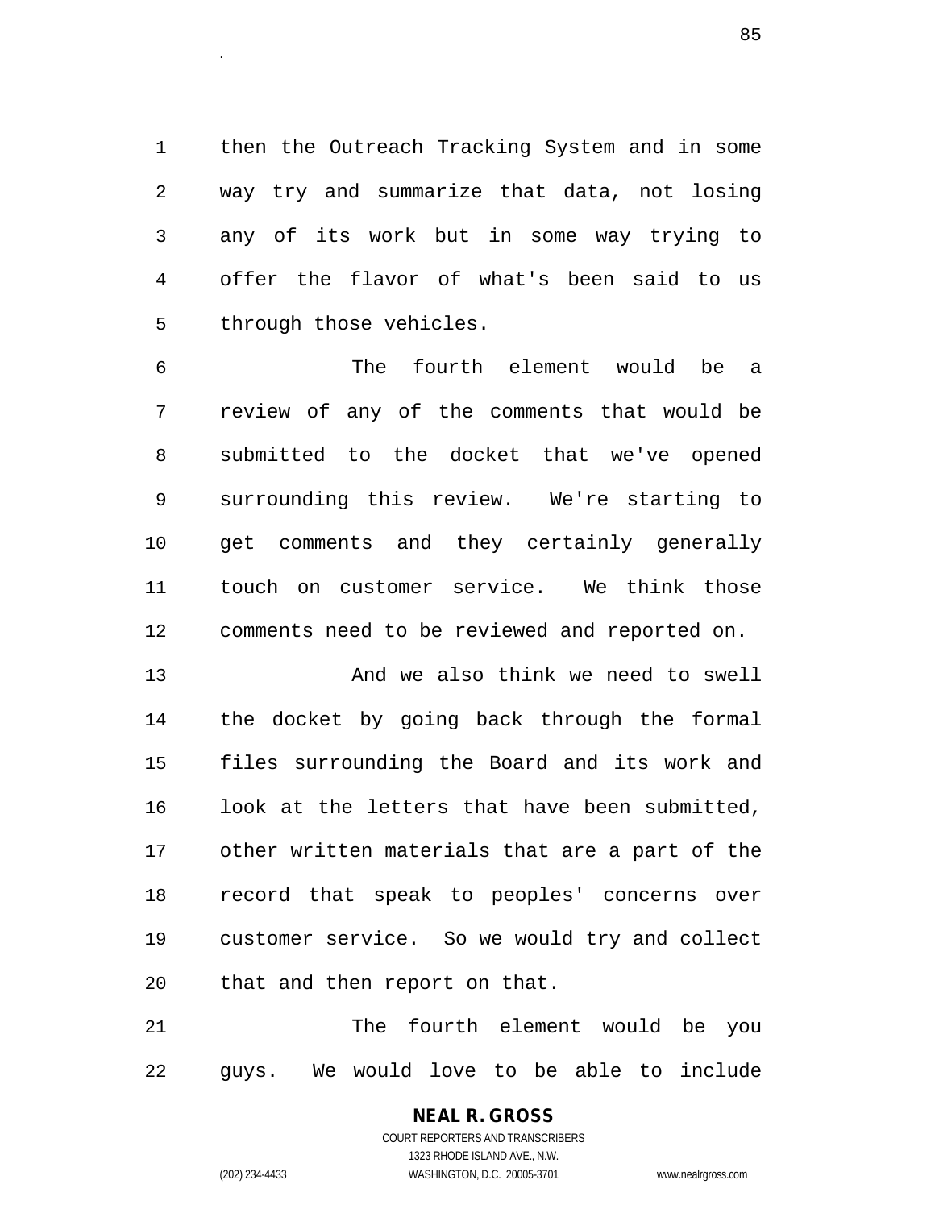then the Outreach Tracking System and in some way try and summarize that data, not losing any of its work but in some way trying to offer the flavor of what's been said to us through those vehicles.

The fourth element would be a review of any of the comments that would be submitted to the docket that we've opened surrounding this review. We're starting to get comments and they certainly generally touch on customer service. We think those comments need to be reviewed and reported on.

And we also think we need to swell the docket by going back through the formal files surrounding the Board and its work and look at the letters that have been submitted, other written materials that are a part of the record that speak to peoples' concerns over customer service. So we would try and collect that and then report on that.

The fourth element would be you guys. We would love to be able to include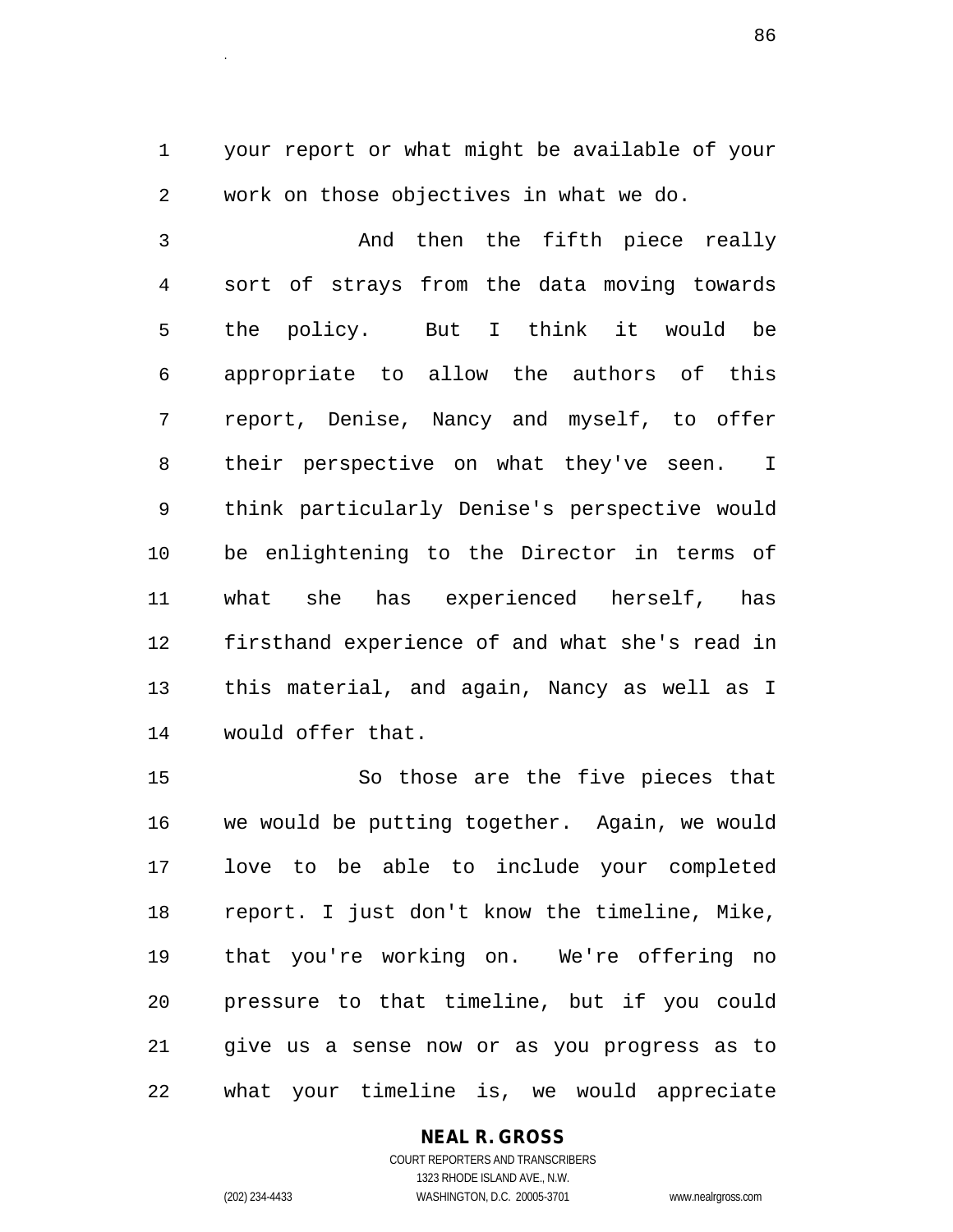your report or what might be available of your work on those objectives in what we do.

And then the fifth piece really sort of strays from the data moving towards the policy. But I think it would be appropriate to allow the authors of this report, Denise, Nancy and myself, to offer their perspective on what they've seen. I think particularly Denise's perspective would be enlightening to the Director in terms of what she has experienced herself, has firsthand experience of and what she's read in this material, and again, Nancy as well as I would offer that.

So those are the five pieces that we would be putting together. Again, we would love to be able to include your completed report. I just don't know the timeline, Mike, that you're working on. We're offering no pressure to that timeline, but if you could give us a sense now or as you progress as to what your timeline is, we would appreciate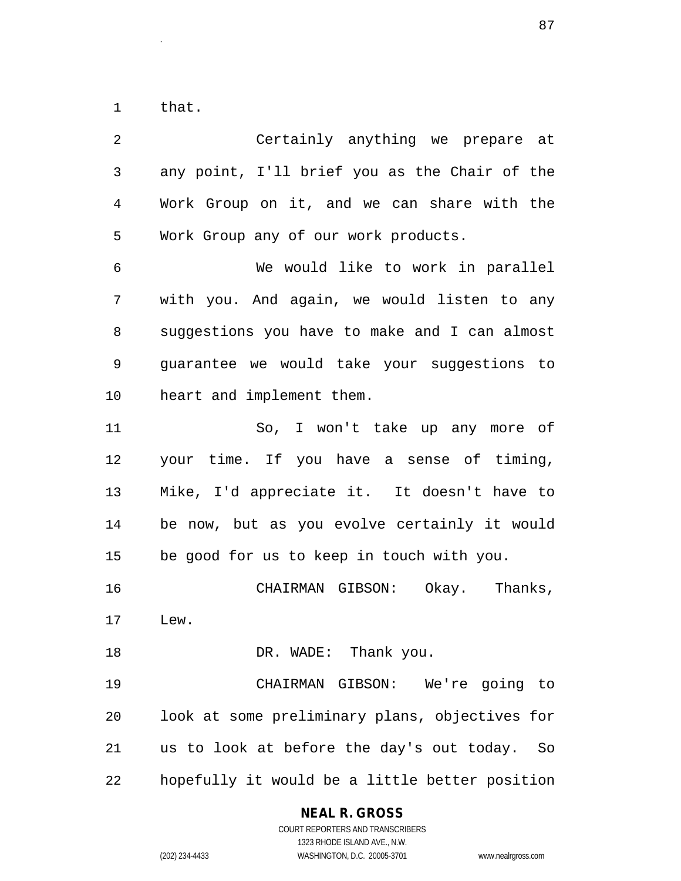that.

Certainly anything we prepare at any point, I'll brief you as the Chair of the Work Group on it, and we can share with the Work Group any of our work products.

We would like to work in parallel with you. And again, we would listen to any suggestions you have to make and I can almost guarantee we would take your suggestions to heart and implement them.

So, I won't take up any more of your time. If you have a sense of timing, Mike, I'd appreciate it. It doesn't have to be now, but as you evolve certainly it would be good for us to keep in touch with you.

CHAIRMAN GIBSON: Okay. Thanks, Lew.

DR. WADE: Thank you.

CHAIRMAN GIBSON: We're going to look at some preliminary plans, objectives for us to look at before the day's out today. So hopefully it would be a little better position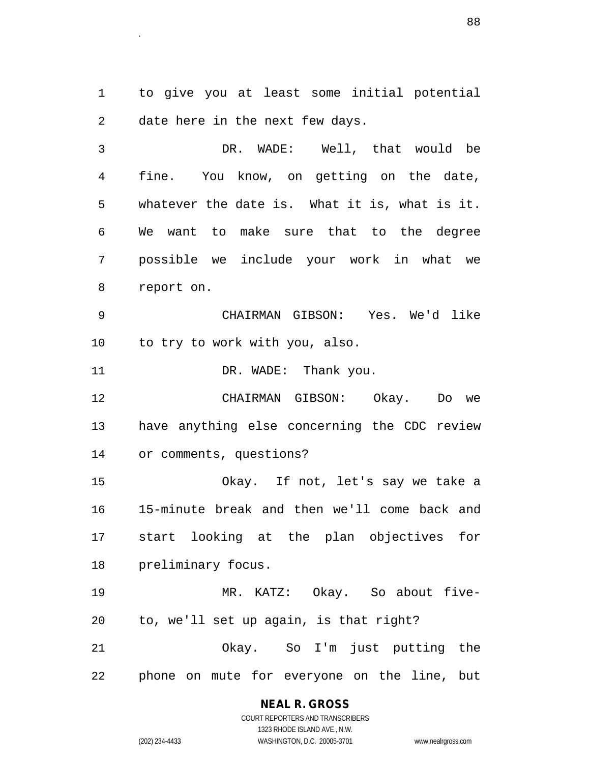to give you at least some initial potential date here in the next few days.

DR. WADE: Well, that would be fine. You know, on getting on the date, whatever the date is. What it is, what is it. We want to make sure that to the degree possible we include your work in what we report on.

CHAIRMAN GIBSON: Yes. We'd like to try to work with you, also.

DR. WADE: Thank you.

CHAIRMAN GIBSON: Okay. Do we have anything else concerning the CDC review or comments, questions?

Okay. If not, let's say we take a 15-minute break and then we'll come back and start looking at the plan objectives for preliminary focus.

MR. KATZ: Okay. So about five-to, we'll set up again, is that right?

Okay. So I'm just putting the phone on mute for everyone on the line, but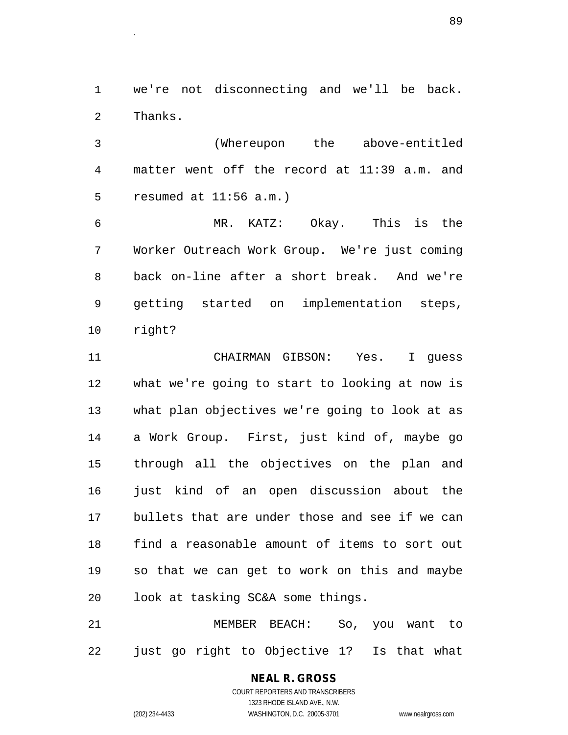we're not disconnecting and we'll be back. Thanks.

(Whereupon the above-entitled matter went off the record at 11:39 a.m. and resumed at 11:56 a.m.)

MR. KATZ: Okay. This is the Worker Outreach Work Group. We're just coming back on-line after a short break. And we're getting started on implementation steps, right?

CHAIRMAN GIBSON: Yes. I guess what we're going to start to looking at now is what plan objectives we're going to look at as a Work Group. First, just kind of, maybe go through all the objectives on the plan and just kind of an open discussion about the bullets that are under those and see if we can find a reasonable amount of items to sort out so that we can get to work on this and maybe look at tasking SC&A some things.

MEMBER BEACH: So, you want to just go right to Objective 1? Is that what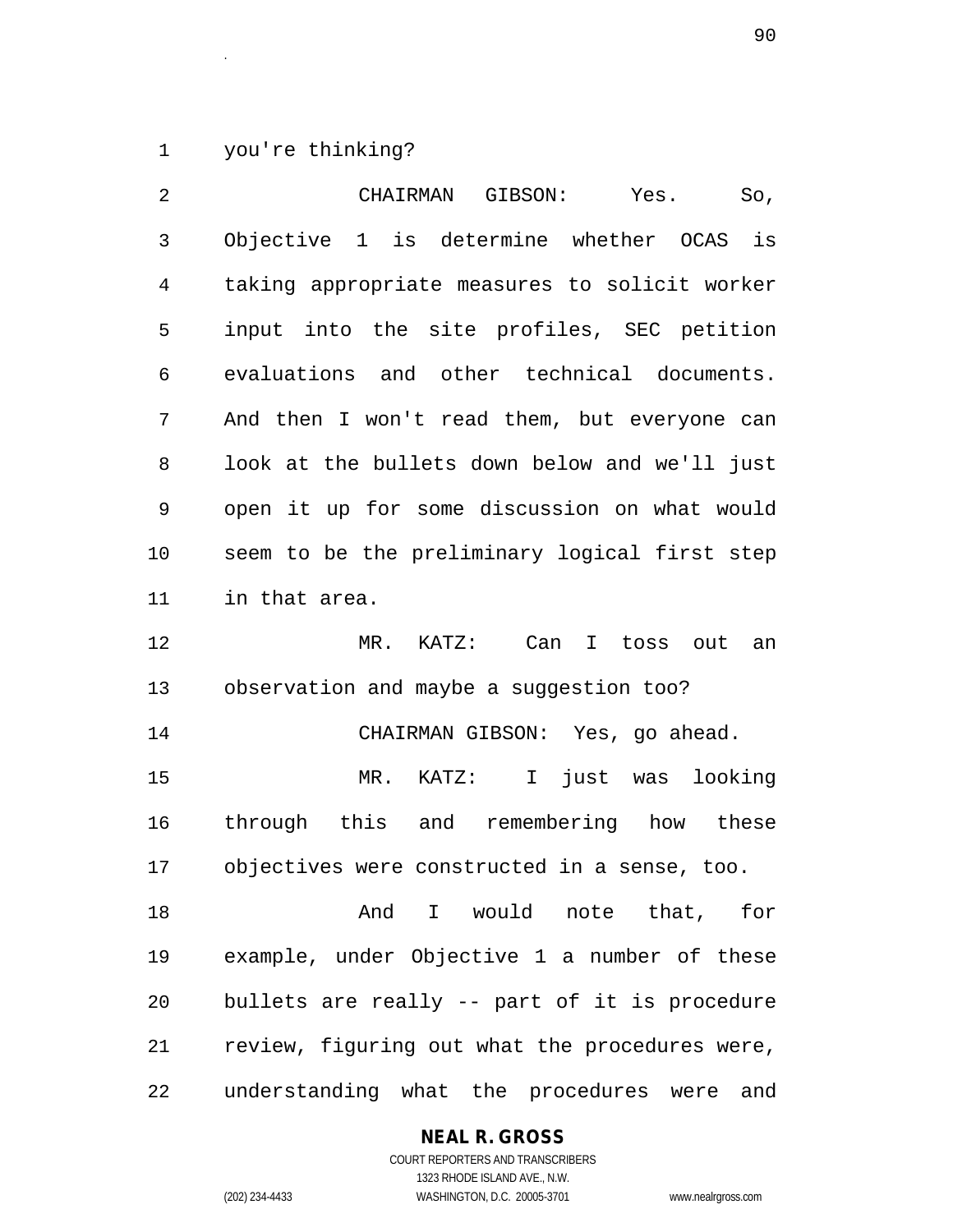you're thinking?

CHAIRMAN GIBSON: Yes. So, Objective 1 is determine whether OCAS is taking appropriate measures to solicit worker input into the site profiles, SEC petition evaluations and other technical documents. And then I won't read them, but everyone can look at the bullets down below and we'll just open it up for some discussion on what would seem to be the preliminary logical first step in that area.

MR. KATZ: Can I toss out an observation and maybe a suggestion too?

CHAIRMAN GIBSON: Yes, go ahead.

MR. KATZ: I just was looking through this and remembering how these objectives were constructed in a sense, too.

And I would note that, for example, under Objective 1 a number of these bullets are really -- part of it is procedure review, figuring out what the procedures were, understanding what the procedures were and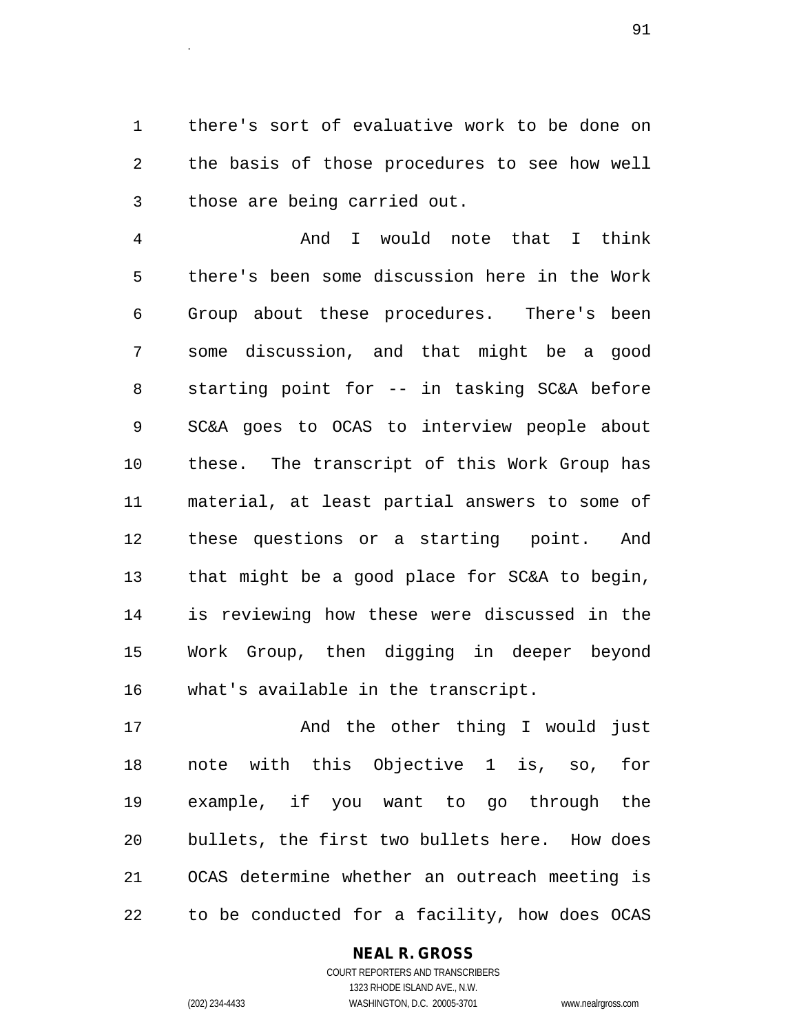there's sort of evaluative work to be done on the basis of those procedures to see how well those are being carried out.

And I would note that I think there's been some discussion here in the Work Group about these procedures. There's been some discussion, and that might be a good starting point for -- in tasking SC&A before SC&A goes to OCAS to interview people about these. The transcript of this Work Group has material, at least partial answers to some of these questions or a starting point. And that might be a good place for SC&A to begin, is reviewing how these were discussed in the Work Group, then digging in deeper beyond what's available in the transcript.

And the other thing I would just note with this Objective 1 is, so, for example, if you want to go through the bullets, the first two bullets here. How does OCAS determine whether an outreach meeting is to be conducted for a facility, how does OCAS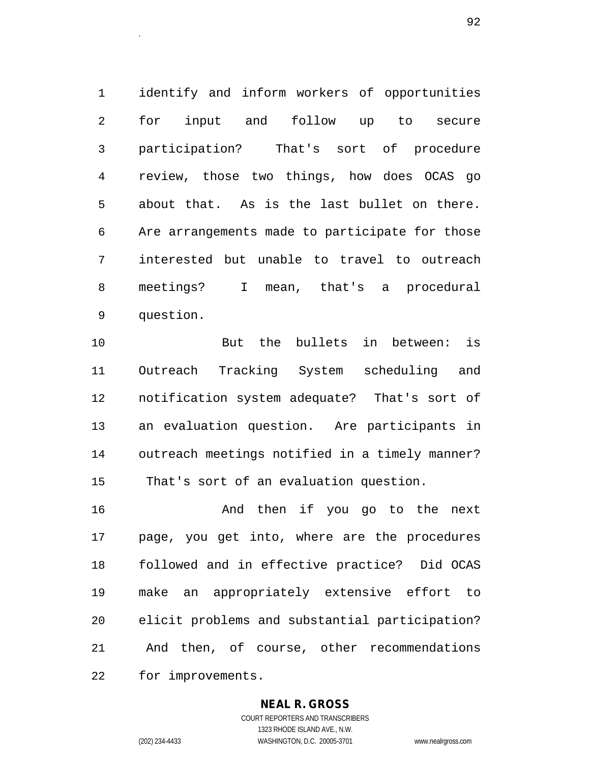identify and inform workers of opportunities for input and follow up to secure participation? That's sort of procedure review, those two things, how does OCAS go about that. As is the last bullet on there. Are arrangements made to participate for those interested but unable to travel to outreach meetings? I mean, that's a procedural question.

But the bullets in between: is Outreach Tracking System scheduling and notification system adequate? That's sort of an evaluation question. Are participants in outreach meetings notified in a timely manner? That's sort of an evaluation question.

And then if you go to the next page, you get into, where are the procedures followed and in effective practice? Did OCAS make an appropriately extensive effort to elicit problems and substantial participation? And then, of course, other recommendations for improvements.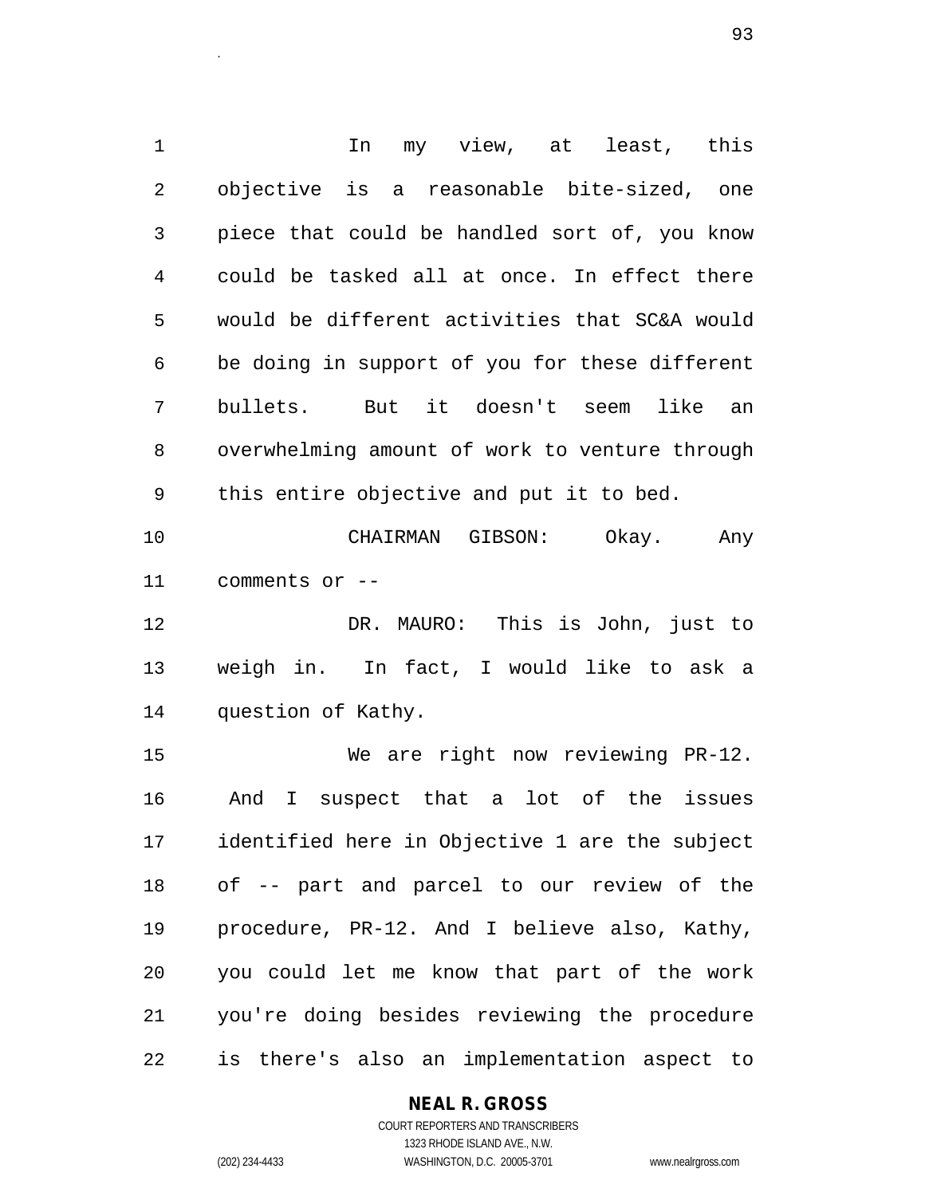In my view, at least, this objective is a reasonable bite-sized, one piece that could be handled sort of, you know could be tasked all at once. In effect there would be different activities that SC&A would be doing in support of you for these different bullets. But it doesn't seem like an overwhelming amount of work to venture through this entire objective and put it to bed.

CHAIRMAN GIBSON: Okay. Any comments or --

DR. MAURO: This is John, just to weigh in. In fact, I would like to ask a question of Kathy.

We are right now reviewing PR-12. And I suspect that a lot of the issues identified here in Objective 1 are the subject of -- part and parcel to our review of the procedure, PR-12. And I believe also, Kathy, you could let me know that part of the work you're doing besides reviewing the procedure is there's also an implementation aspect to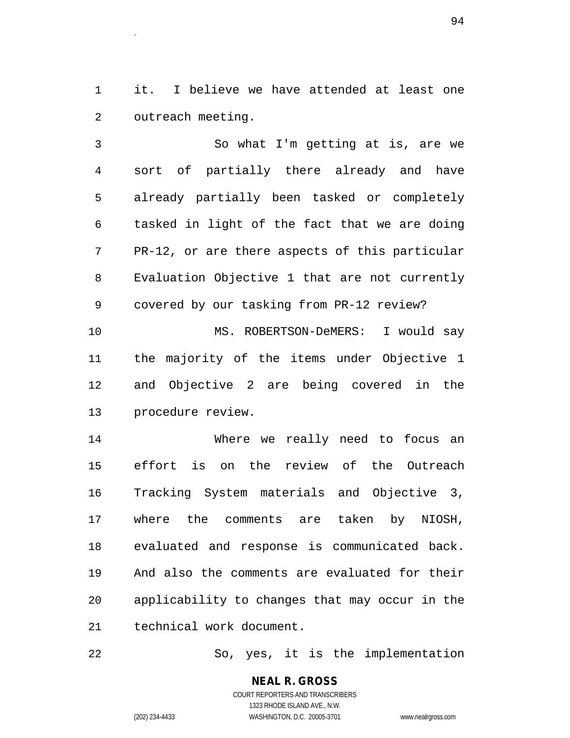it. I believe we have attended at least one outreach meeting.

So what I'm getting at is, are we sort of partially there already and have already partially been tasked or completely tasked in light of the fact that we are doing PR-12, or are there aspects of this particular Evaluation Objective 1 that are not currently covered by our tasking from PR-12 review?

MS. ROBERTSON-DeMERS: I would say the majority of the items under Objective 1 and Objective 2 are being covered in the procedure review.

Where we really need to focus an effort is on the review of the Outreach Tracking System materials and Objective 3, where the comments are taken by NIOSH, evaluated and response is communicated back. And also the comments are evaluated for their applicability to changes that may occur in the technical work document.

So, yes, it is the implementation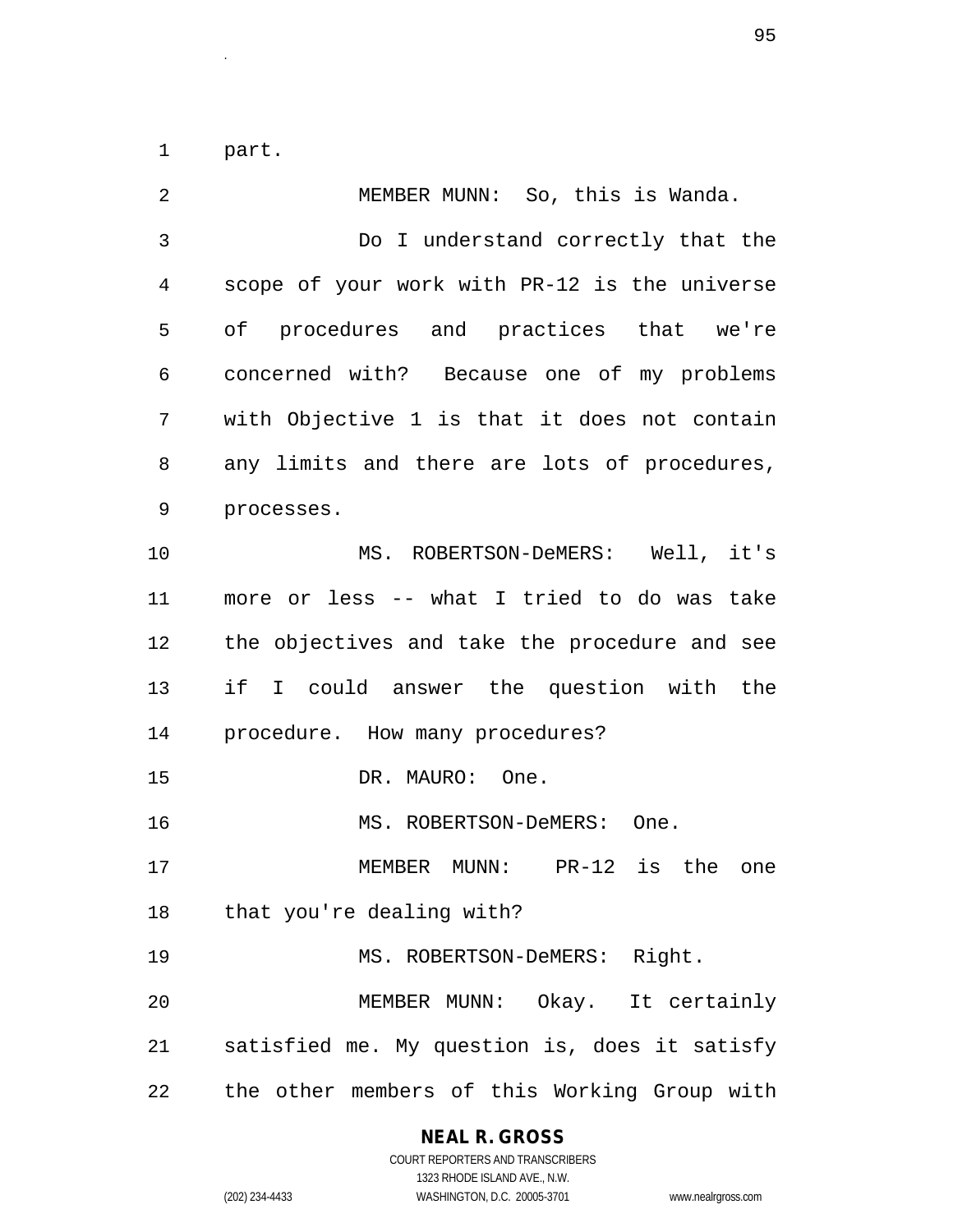part.

MEMBER MUNN: So, this is Wanda.

Do I understand correctly that the scope of your work with PR-12 is the universe of procedures and practices that we're concerned with? Because one of my problems with Objective 1 is that it does not contain any limits and there are lots of procedures, processes.

MS. ROBERTSON-DeMERS: Well, it's more or less -- what I tried to do was take the objectives and take the procedure and see if I could answer the question with the procedure. How many procedures?

DR. MAURO: One.

MS. ROBERTSON-DeMERS: One.

MEMBER MUNN: PR-12 is the one that you're dealing with?

MS. ROBERTSON-DeMERS: Right.

MEMBER MUNN: Okay. It certainly satisfied me. My question is, does it satisfy the other members of this Working Group with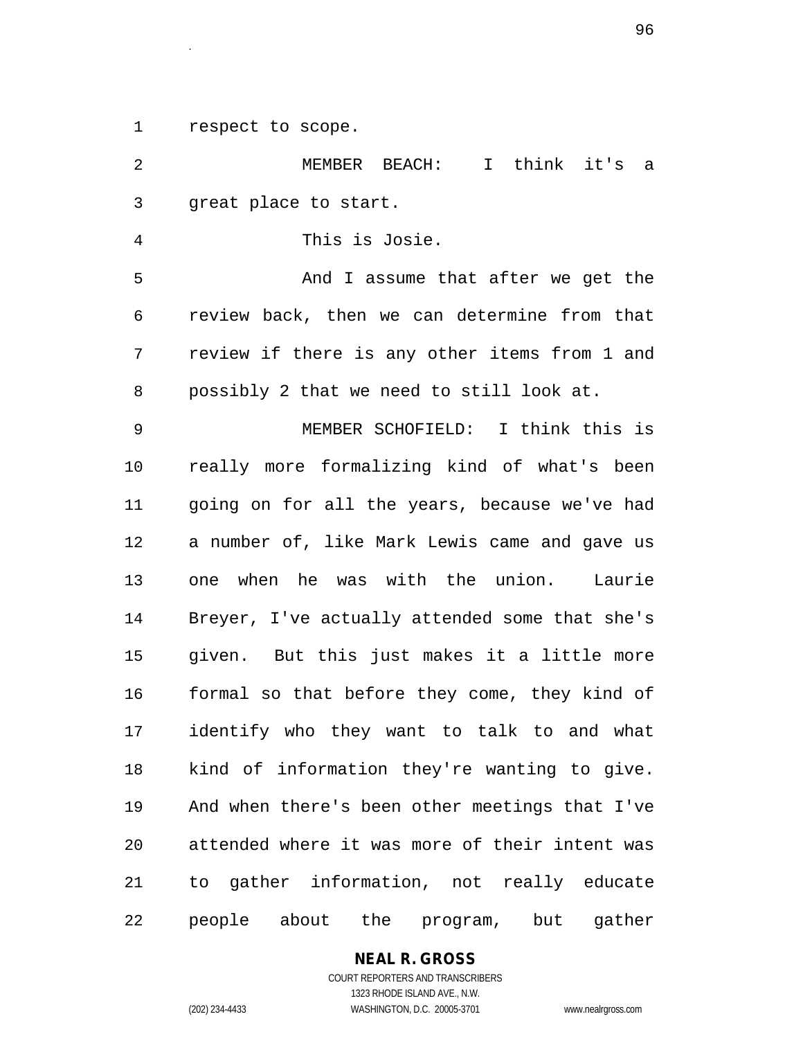respect to scope.

MEMBER BEACH: I think it's a great place to start.

This is Josie.

And I assume that after we get the review back, then we can determine from that review if there is any other items from 1 and possibly 2 that we need to still look at.

MEMBER SCHOFIELD: I think this is really more formalizing kind of what's been going on for all the years, because we've had a number of, like Mark Lewis came and gave us one when he was with the union. Laurie Breyer, I've actually attended some that she's given. But this just makes it a little more formal so that before they come, they kind of identify who they want to talk to and what kind of information they're wanting to give. And when there's been other meetings that I've attended where it was more of their intent was to gather information, not really educate people about the program, but gather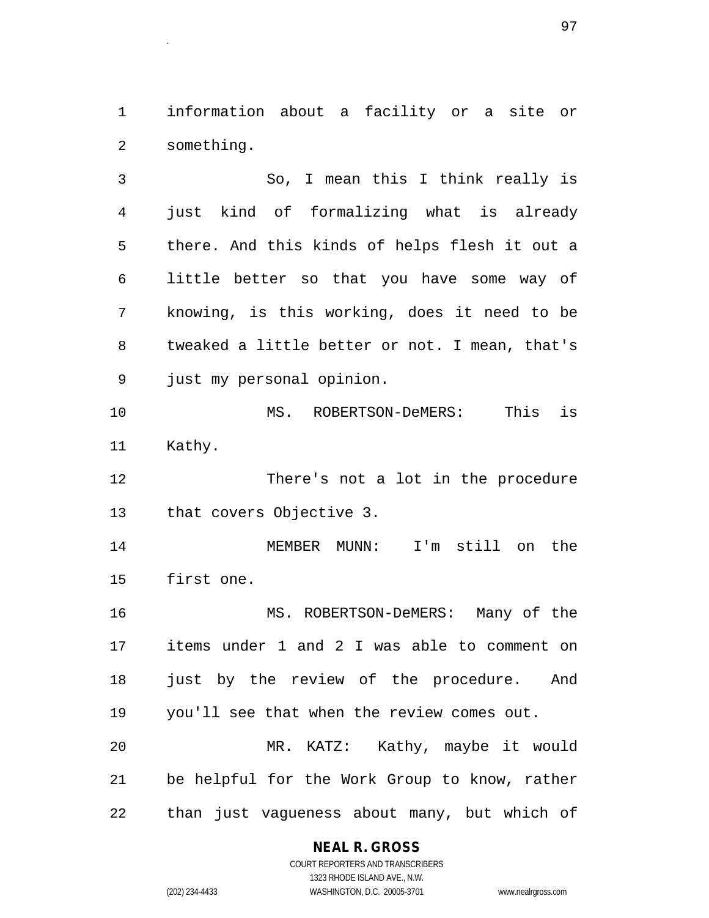information about a facility or a site or something.

So, I mean this I think really is just kind of formalizing what is already there. And this kinds of helps flesh it out a little better so that you have some way of knowing, is this working, does it need to be tweaked a little better or not. I mean, that's just my personal opinion.

MS. ROBERTSON-DeMERS: This is Kathy.

There's not a lot in the procedure that covers Objective 3.

MEMBER MUNN: I'm still on the first one.

MS. ROBERTSON-DeMERS: Many of the items under 1 and 2 I was able to comment on just by the review of the procedure. And you'll see that when the review comes out.

MR. KATZ: Kathy, maybe it would be helpful for the Work Group to know, rather than just vagueness about many, but which of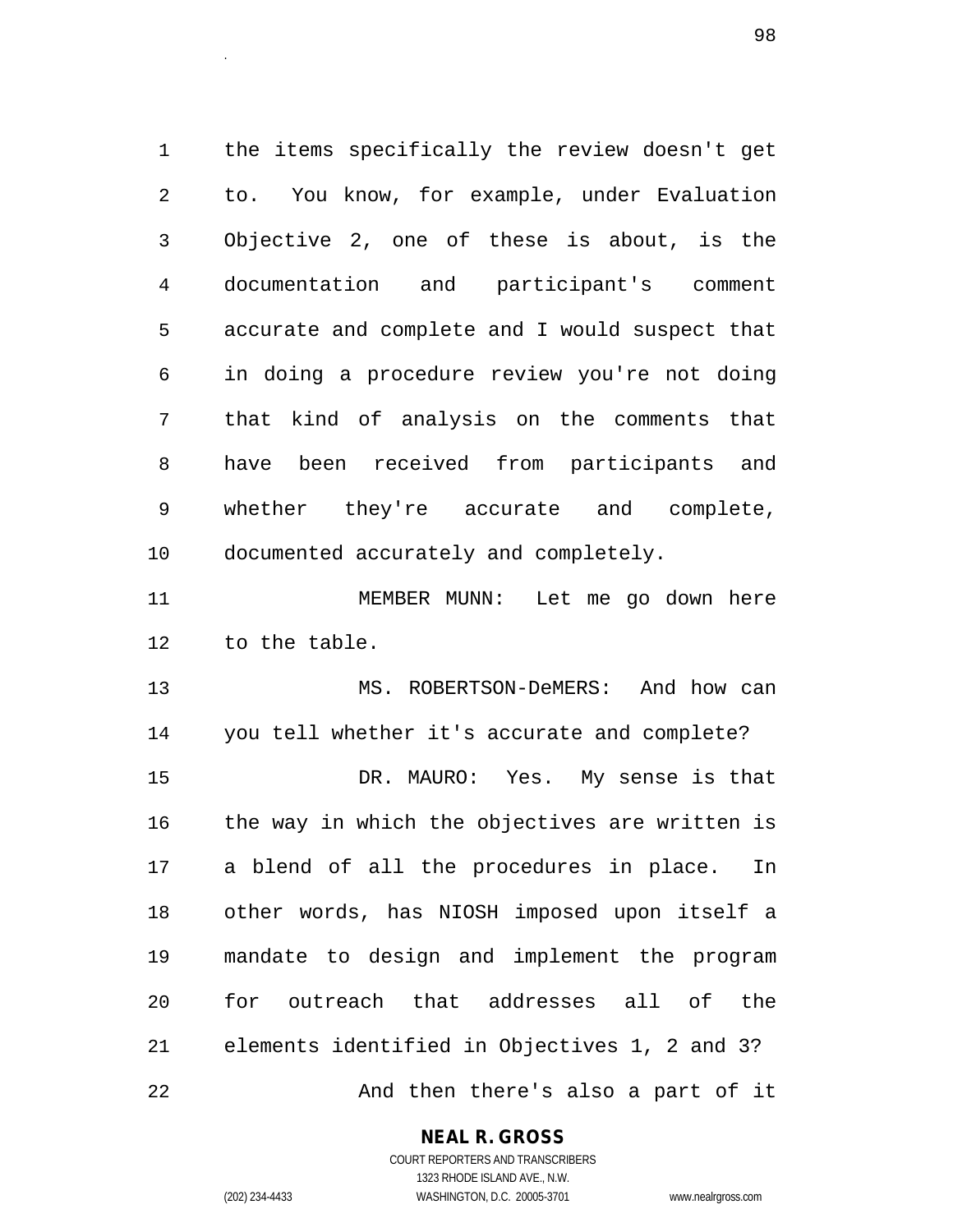the items specifically the review doesn't get to. You know, for example, under Evaluation Objective 2, one of these is about, is the documentation and participant's comment accurate and complete and I would suspect that in doing a procedure review you're not doing that kind of analysis on the comments that have been received from participants and whether they're accurate and complete, documented accurately and completely.

MEMBER MUNN: Let me go down here to the table.

MS. ROBERTSON-DeMERS: And how can you tell whether it's accurate and complete?

DR. MAURO: Yes. My sense is that the way in which the objectives are written is a blend of all the procedures in place. In other words, has NIOSH imposed upon itself a mandate to design and implement the program for outreach that addresses all of the elements identified in Objectives 1, 2 and 3?

And then there's also a part of it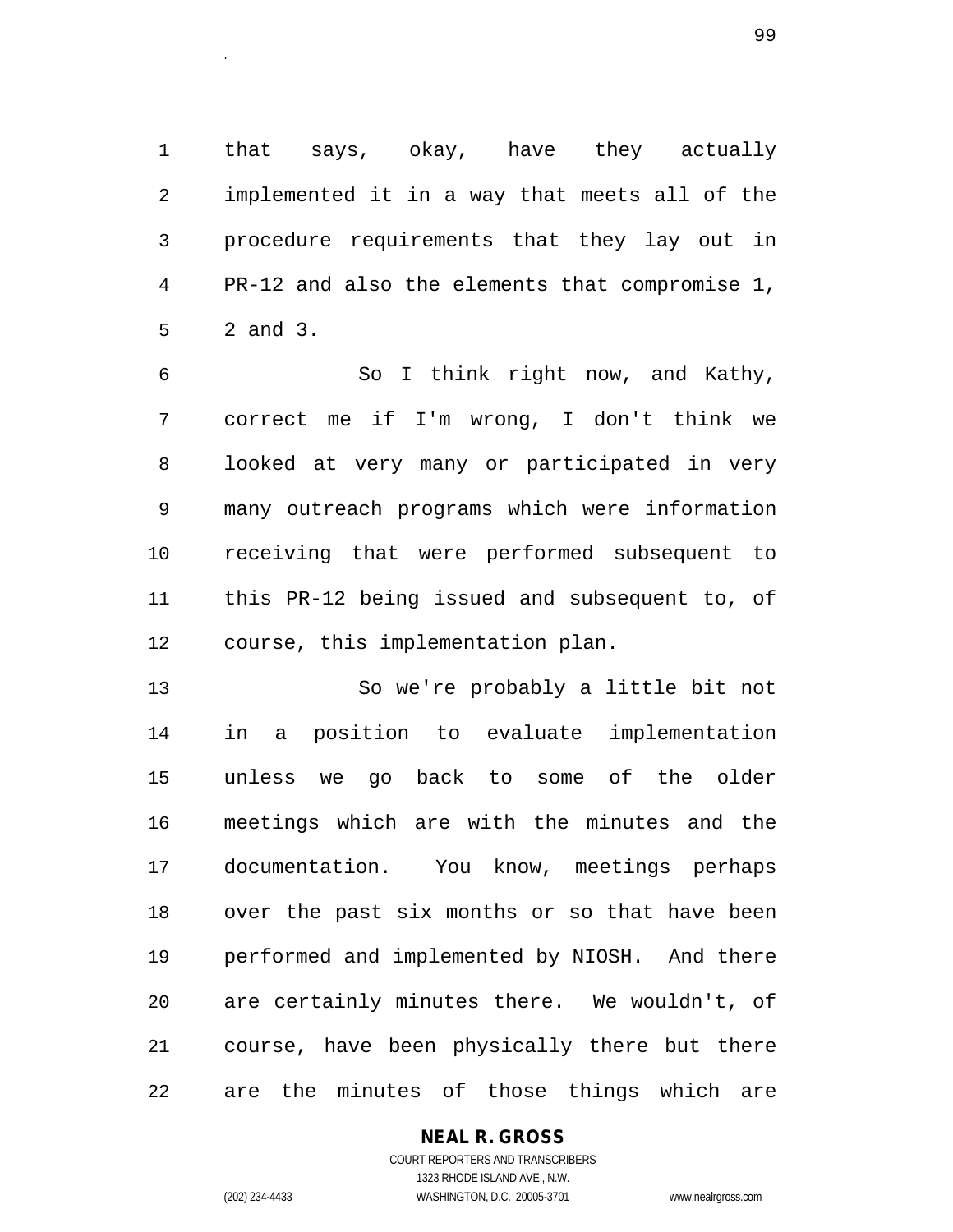that says, okay, have they actually implemented it in a way that meets all of the procedure requirements that they lay out in PR-12 and also the elements that compromise 1, 2 and 3.

So I think right now, and Kathy, correct me if I'm wrong, I don't think we looked at very many or participated in very many outreach programs which were information receiving that were performed subsequent to this PR-12 being issued and subsequent to, of course, this implementation plan.

So we're probably a little bit not in a position to evaluate implementation unless we go back to some of the older meetings which are with the minutes and the documentation. You know, meetings perhaps over the past six months or so that have been performed and implemented by NIOSH. And there are certainly minutes there. We wouldn't, of course, have been physically there but there are the minutes of those things which are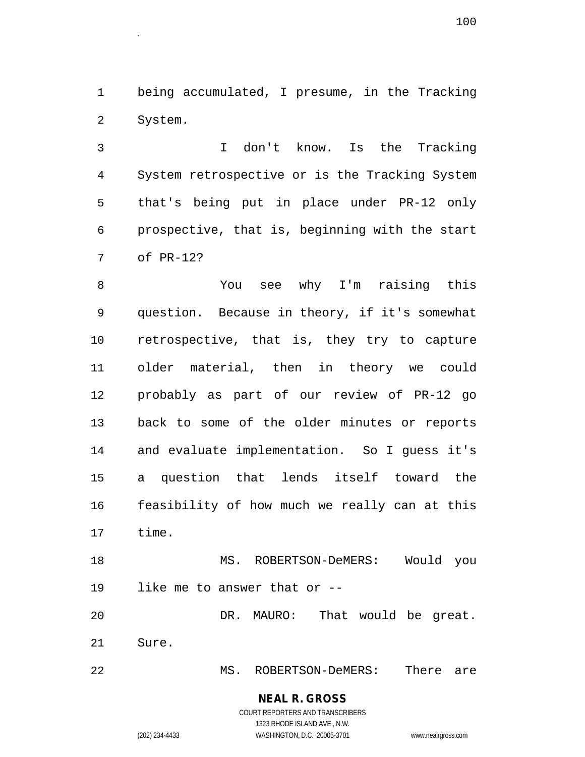being accumulated, I presume, in the Tracking System.

I don't know. Is the Tracking System retrospective or is the Tracking System that's being put in place under PR-12 only prospective, that is, beginning with the start of PR-12?

You see why I'm raising this question. Because in theory, if it's somewhat retrospective, that is, they try to capture older material, then in theory we could probably as part of our review of PR-12 go back to some of the older minutes or reports and evaluate implementation. So I guess it's a question that lends itself toward the feasibility of how much we really can at this time.

MS. ROBERTSON-DeMERS: Would you like me to answer that or --

DR. MAURO: That would be great. Sure.

MS. ROBERTSON-DeMERS: There are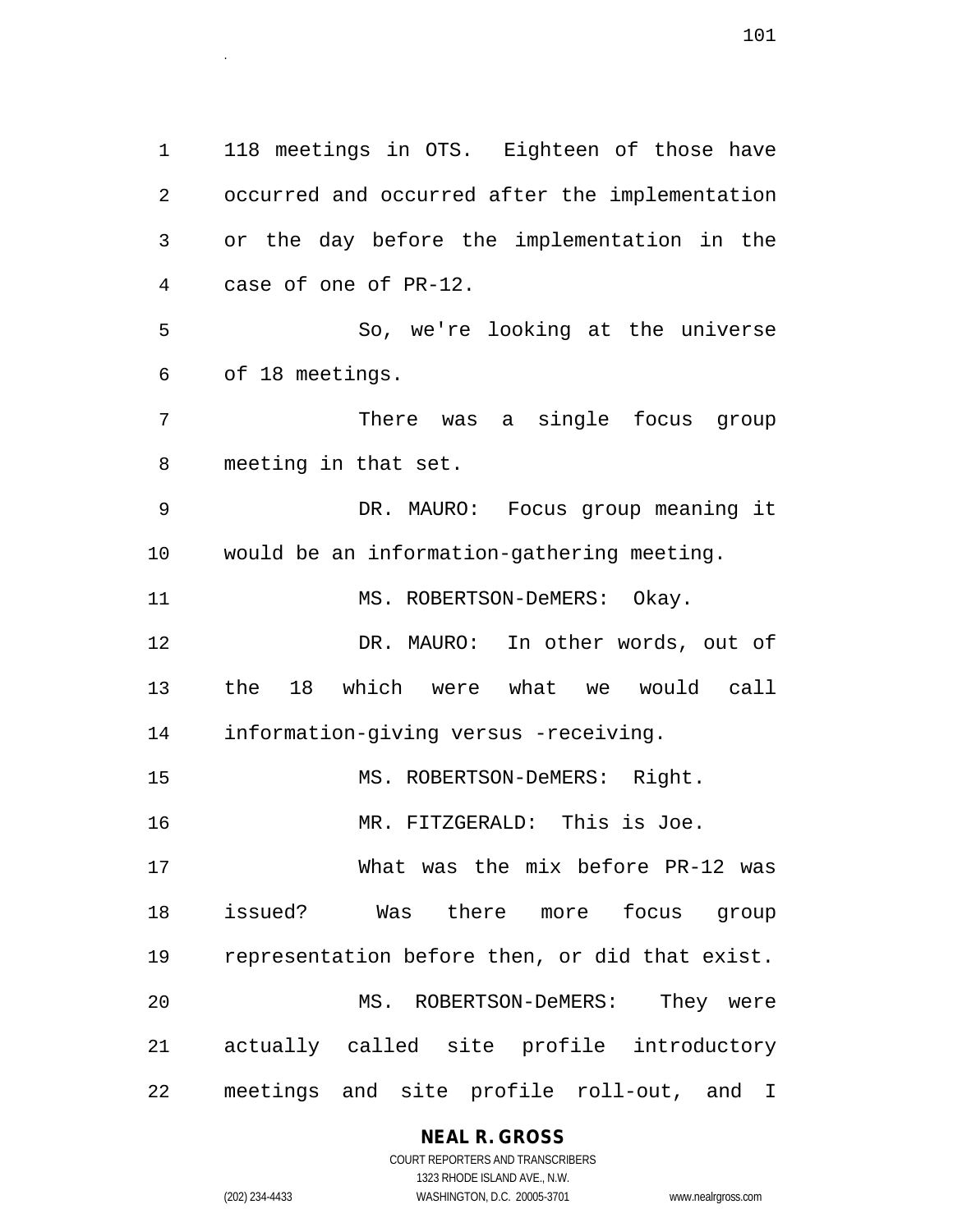118 meetings in OTS. Eighteen of those have occurred and occurred after the implementation or the day before the implementation in the case of one of PR-12.

So, we're looking at the universe of 18 meetings.

There was a single focus group meeting in that set.

DR. MAURO: Focus group meaning it would be an information-gathering meeting.

MS. ROBERTSON-DeMERS: Okay.

DR. MAURO: In other words, out of the 18 which were what we would call information-giving versus -receiving.

MS. ROBERTSON-DeMERS: Right.

MR. FITZGERALD: This is Joe.

What was the mix before PR-12 was issued? Was there more focus group representation before then, or did that exist.

MS. ROBERTSON-DeMERS: They were actually called site profile introductory meetings and site profile roll-out, and I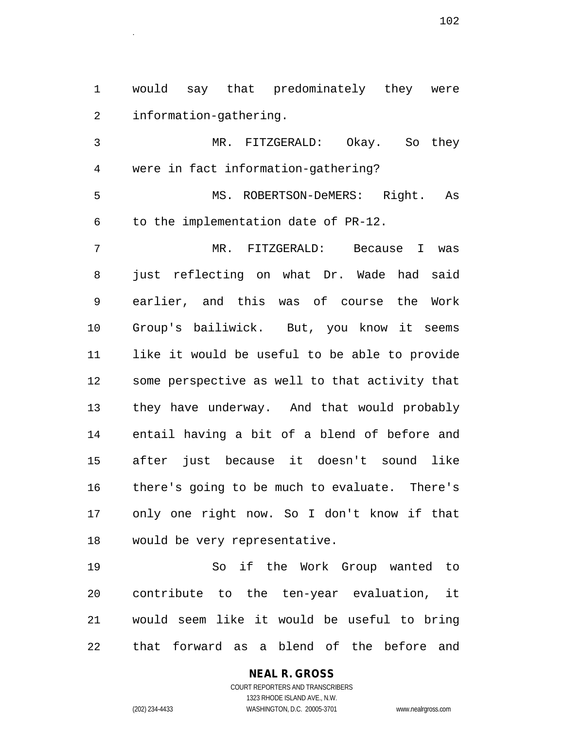would say that predominately they were information-gathering.

MR. FITZGERALD: Okay. So they were in fact information-gathering?

MS. ROBERTSON-DeMERS: Right. As to the implementation date of PR-12.

MR. FITZGERALD: Because I was just reflecting on what Dr. Wade had said earlier, and this was of course the Work Group's bailiwick. But, you know it seems like it would be useful to be able to provide some perspective as well to that activity that they have underway. And that would probably entail having a bit of a blend of before and after just because it doesn't sound like there's going to be much to evaluate. There's only one right now. So I don't know if that would be very representative.

So if the Work Group wanted to contribute to the ten-year evaluation, it would seem like it would be useful to bring that forward as a blend of the before and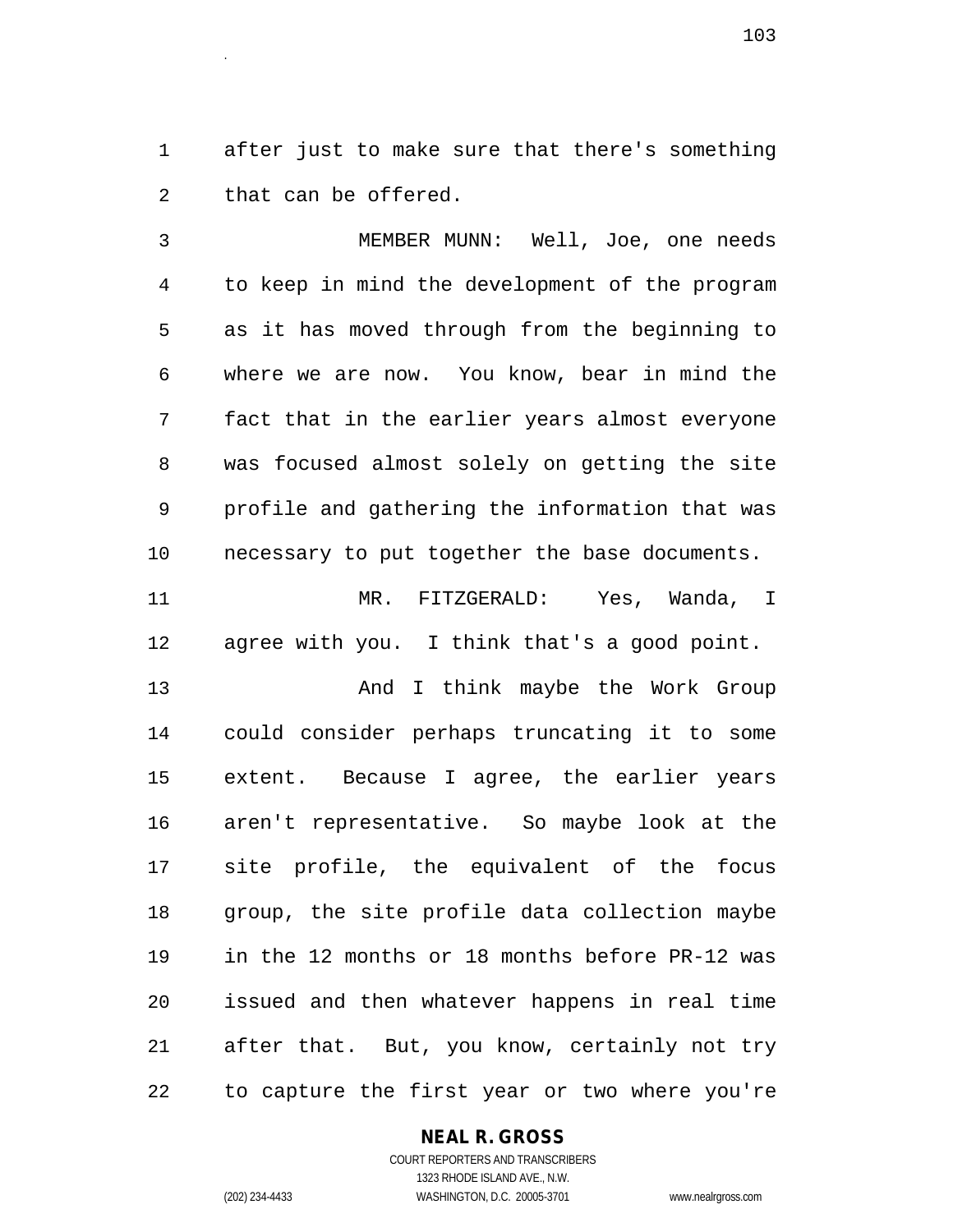after just to make sure that there's something that can be offered.

MEMBER MUNN: Well, Joe, one needs to keep in mind the development of the program as it has moved through from the beginning to where we are now. You know, bear in mind the fact that in the earlier years almost everyone was focused almost solely on getting the site profile and gathering the information that was necessary to put together the base documents.

MR. FITZGERALD: Yes, Wanda, I agree with you. I think that's a good point.

And I think maybe the Work Group could consider perhaps truncating it to some extent. Because I agree, the earlier years aren't representative. So maybe look at the site profile, the equivalent of the focus group, the site profile data collection maybe in the 12 months or 18 months before PR-12 was issued and then whatever happens in real time after that. But, you know, certainly not try to capture the first year or two where you're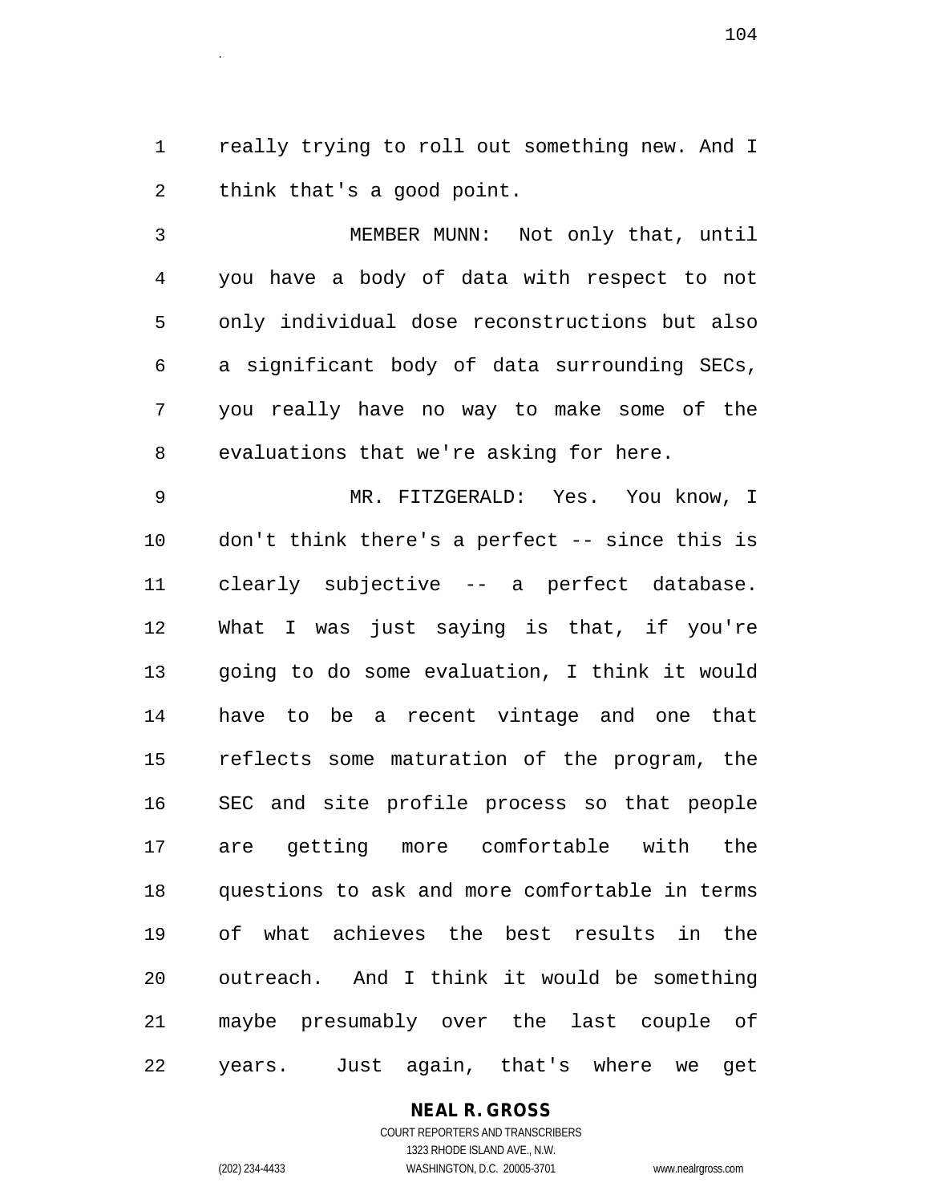really trying to roll out something new. And I think that's a good point.

MEMBER MUNN: Not only that, until you have a body of data with respect to not only individual dose reconstructions but also a significant body of data surrounding SECs, you really have no way to make some of the evaluations that we're asking for here.

MR. FITZGERALD: Yes. You know, I don't think there's a perfect -- since this is clearly subjective -- a perfect database. What I was just saying is that, if you're going to do some evaluation, I think it would have to be a recent vintage and one that reflects some maturation of the program, the SEC and site profile process so that people are getting more comfortable with the questions to ask and more comfortable in terms of what achieves the best results in the outreach. And I think it would be something maybe presumably over the last couple of years. Just again, that's where we get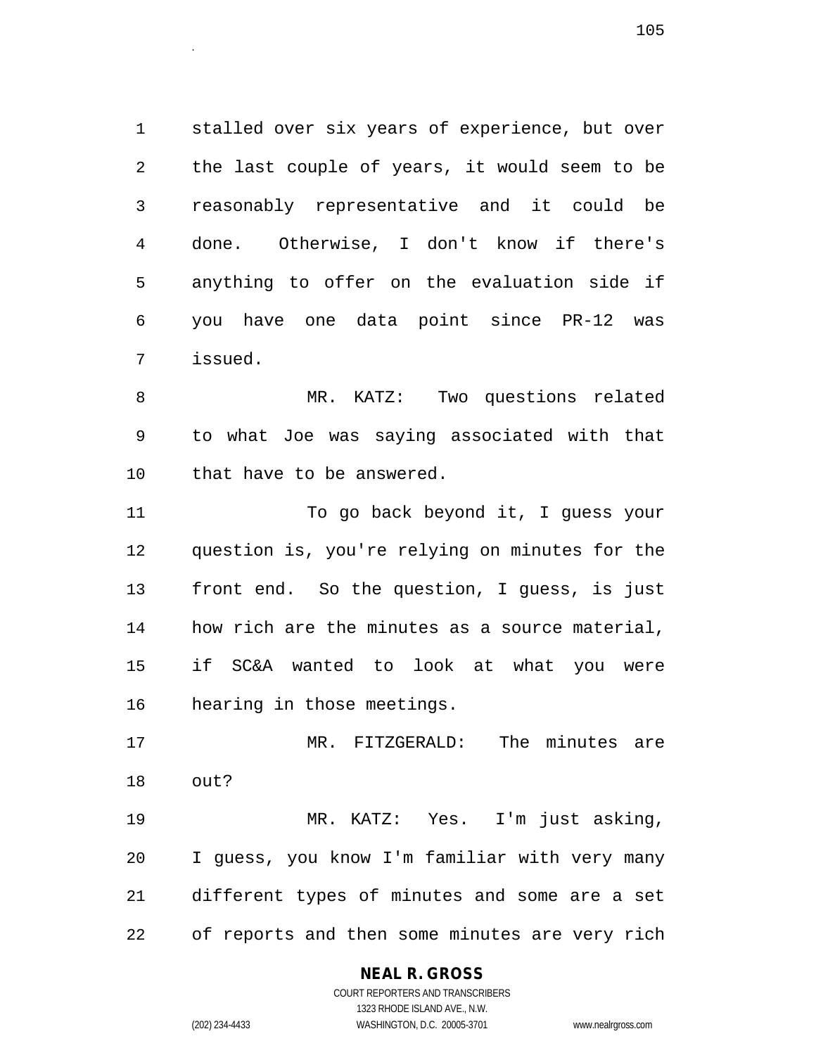stalled over six years of experience, but over the last couple of years, it would seem to be reasonably representative and it could be done. Otherwise, I don't know if there's anything to offer on the evaluation side if you have one data point since PR-12 was issued.

MR. KATZ: Two questions related to what Joe was saying associated with that that have to be answered.

To go back beyond it, I guess your question is, you're relying on minutes for the front end. So the question, I guess, is just how rich are the minutes as a source material, if SC&A wanted to look at what you were hearing in those meetings.

MR. FITZGERALD: The minutes are out?

MR. KATZ: Yes. I'm just asking, I guess, you know I'm familiar with very many different types of minutes and some are a set of reports and then some minutes are very rich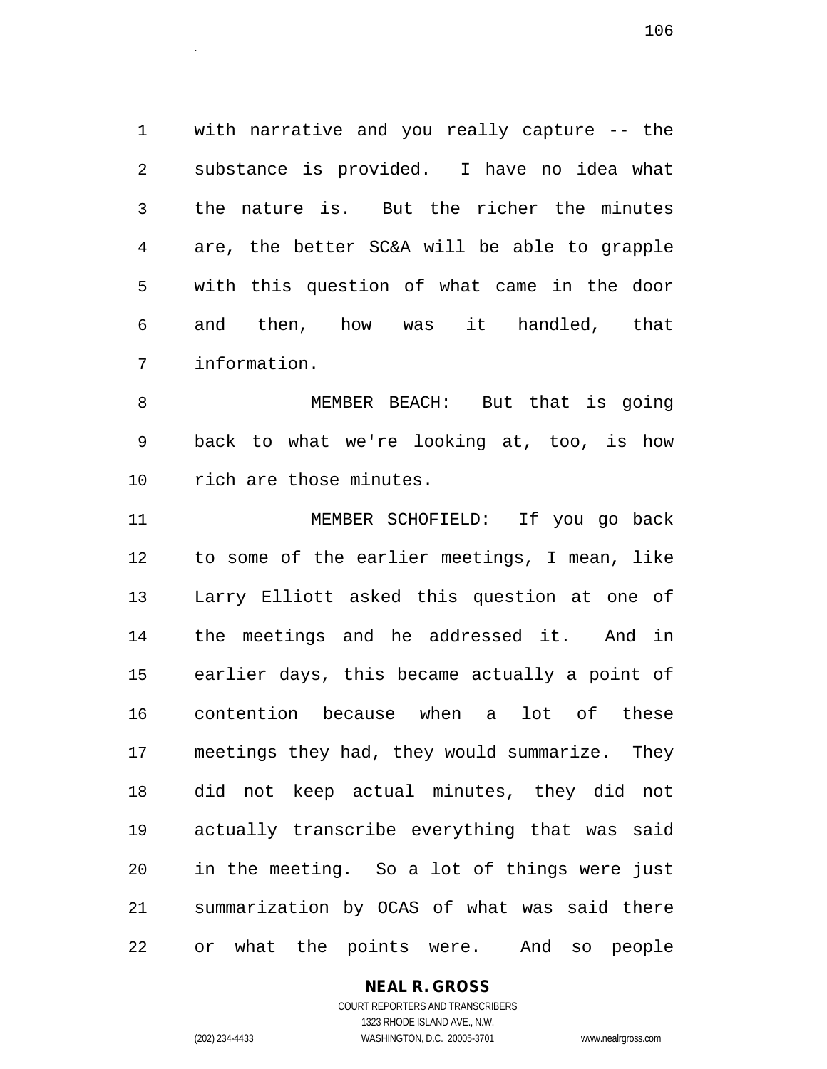with narrative and you really capture -- the substance is provided. I have no idea what the nature is. But the richer the minutes are, the better SC&A will be able to grapple with this question of what came in the door and then, how was it handled, that information.

MEMBER BEACH: But that is going back to what we're looking at, too, is how rich are those minutes.

MEMBER SCHOFIELD: If you go back to some of the earlier meetings, I mean, like Larry Elliott asked this question at one of the meetings and he addressed it. And in earlier days, this became actually a point of contention because when a lot of these meetings they had, they would summarize. They did not keep actual minutes, they did not actually transcribe everything that was said in the meeting. So a lot of things were just summarization by OCAS of what was said there or what the points were. And so people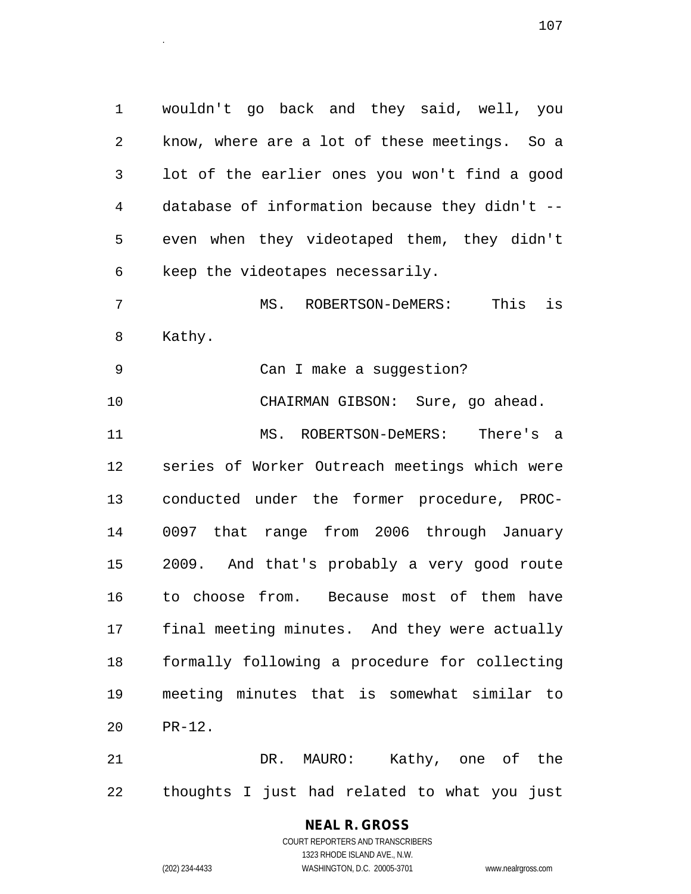wouldn't go back and they said, well, you know, where are a lot of these meetings. So a lot of the earlier ones you won't find a good database of information because they didn't -- even when they videotaped them, they didn't keep the videotapes necessarily.

MS. ROBERTSON-DeMERS: This is Kathy.

Can I make a suggestion?

CHAIRMAN GIBSON: Sure, go ahead.

MS. ROBERTSON-DeMERS: There's a series of Worker Outreach meetings which were conducted under the former procedure, PROC-0097 that range from 2006 through January 2009. And that's probably a very good route to choose from. Because most of them have final meeting minutes. And they were actually formally following a procedure for collecting meeting minutes that is somewhat similar to PR-12.

DR. MAURO: Kathy, one of the thoughts I just had related to what you just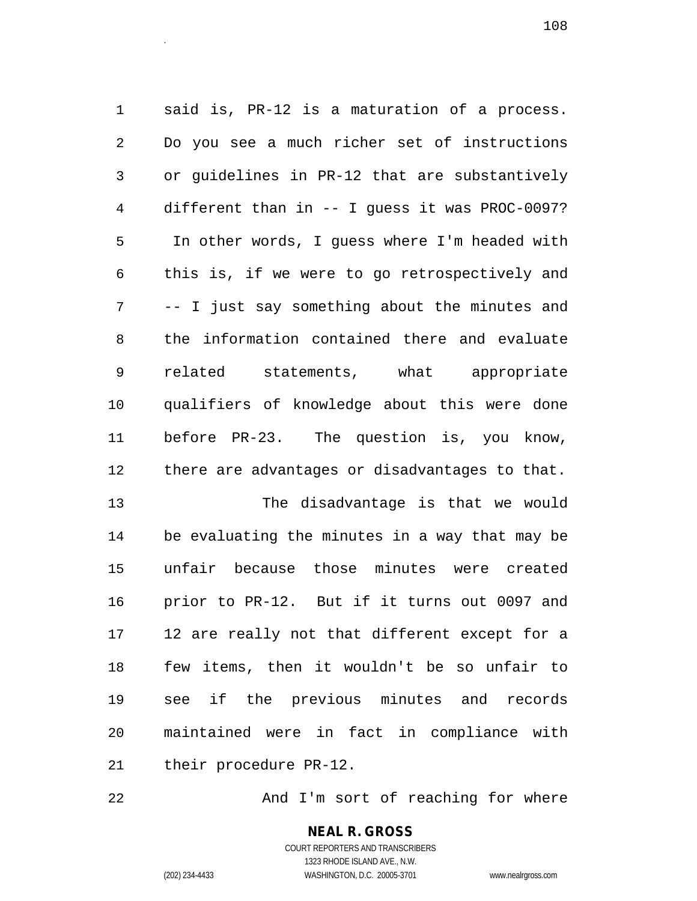said is, PR-12 is a maturation of a process. Do you see a much richer set of instructions or guidelines in PR-12 that are substantively different than in -- I guess it was PROC-0097? In other words, I guess where I'm headed with this is, if we were to go retrospectively and -- I just say something about the minutes and the information contained there and evaluate related statements, what appropriate qualifiers of knowledge about this were done before PR-23. The question is, you know, there are advantages or disadvantages to that.

The disadvantage is that we would be evaluating the minutes in a way that may be unfair because those minutes were created prior to PR-12. But if it turns out 0097 and 12 are really not that different except for a few items, then it wouldn't be so unfair to see if the previous minutes and records maintained were in fact in compliance with their procedure PR-12.

And I'm sort of reaching for where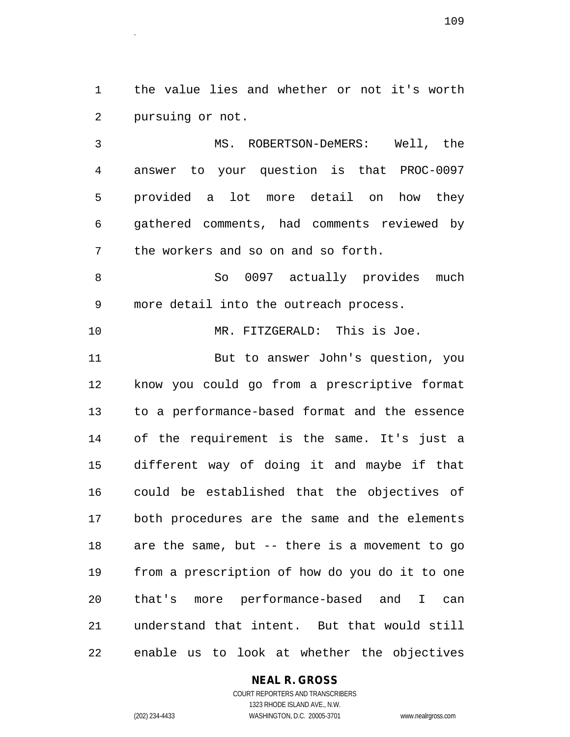the value lies and whether or not it's worth pursuing or not.

MS. ROBERTSON-DeMERS: Well, the answer to your question is that PROC-0097 provided a lot more detail on how they gathered comments, had comments reviewed by the workers and so on and so forth.

So 0097 actually provides much more detail into the outreach process.

MR. FITZGERALD: This is Joe.

But to answer John's question, you know you could go from a prescriptive format to a performance-based format and the essence of the requirement is the same. It's just a different way of doing it and maybe if that could be established that the objectives of both procedures are the same and the elements are the same, but -- there is a movement to go from a prescription of how do you do it to one that's more performance-based and I can understand that intent. But that would still enable us to look at whether the objectives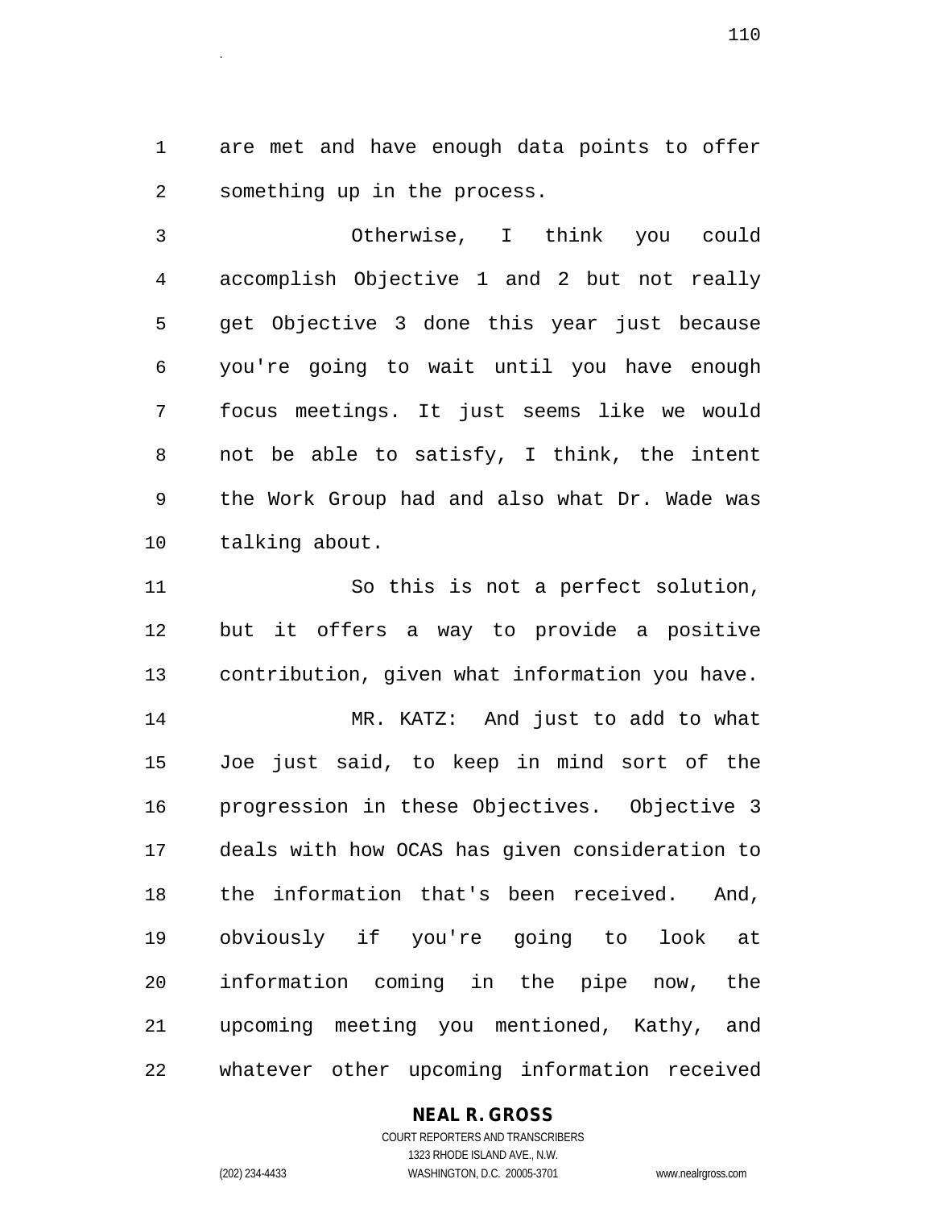are met and have enough data points to offer something up in the process.

Otherwise, I think you could accomplish Objective 1 and 2 but not really get Objective 3 done this year just because you're going to wait until you have enough focus meetings. It just seems like we would not be able to satisfy, I think, the intent the Work Group had and also what Dr. Wade was talking about.

So this is not a perfect solution, but it offers a way to provide a positive contribution, given what information you have.

MR. KATZ: And just to add to what Joe just said, to keep in mind sort of the progression in these Objectives. Objective 3 deals with how OCAS has given consideration to the information that's been received. And, obviously if you're going to look at information coming in the pipe now, the upcoming meeting you mentioned, Kathy, and whatever other upcoming information received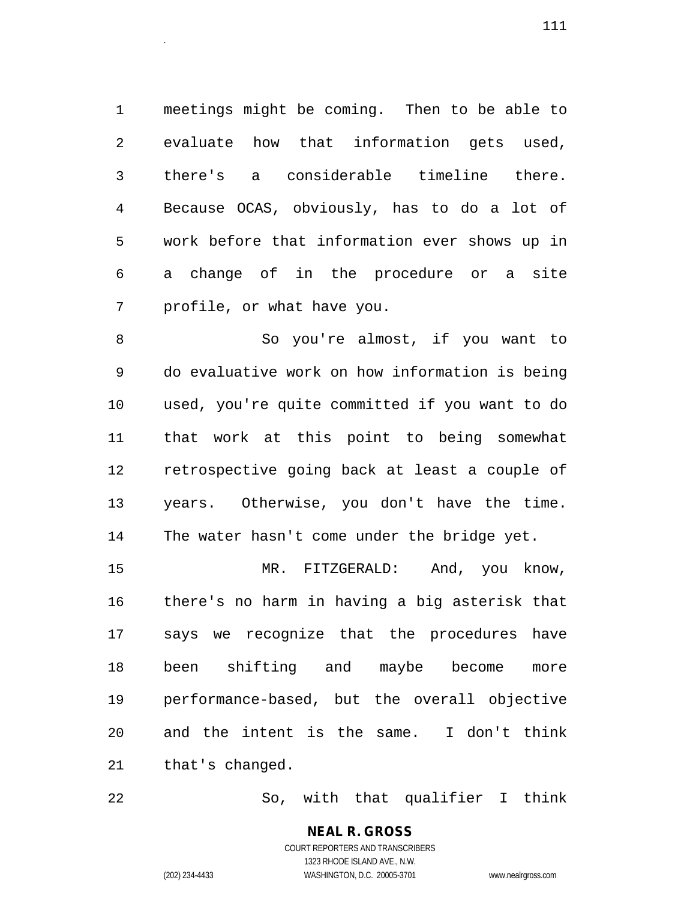meetings might be coming. Then to be able to evaluate how that information gets used, there's a considerable timeline there. Because OCAS, obviously, has to do a lot of work before that information ever shows up in a change of in the procedure or a site profile, or what have you.

So you're almost, if you want to do evaluative work on how information is being used, you're quite committed if you want to do that work at this point to being somewhat retrospective going back at least a couple of years. Otherwise, you don't have the time. The water hasn't come under the bridge yet.

MR. FITZGERALD: And, you know, there's no harm in having a big asterisk that says we recognize that the procedures have been shifting and maybe become more performance-based, but the overall objective and the intent is the same. I don't think that's changed.

So, with that qualifier I think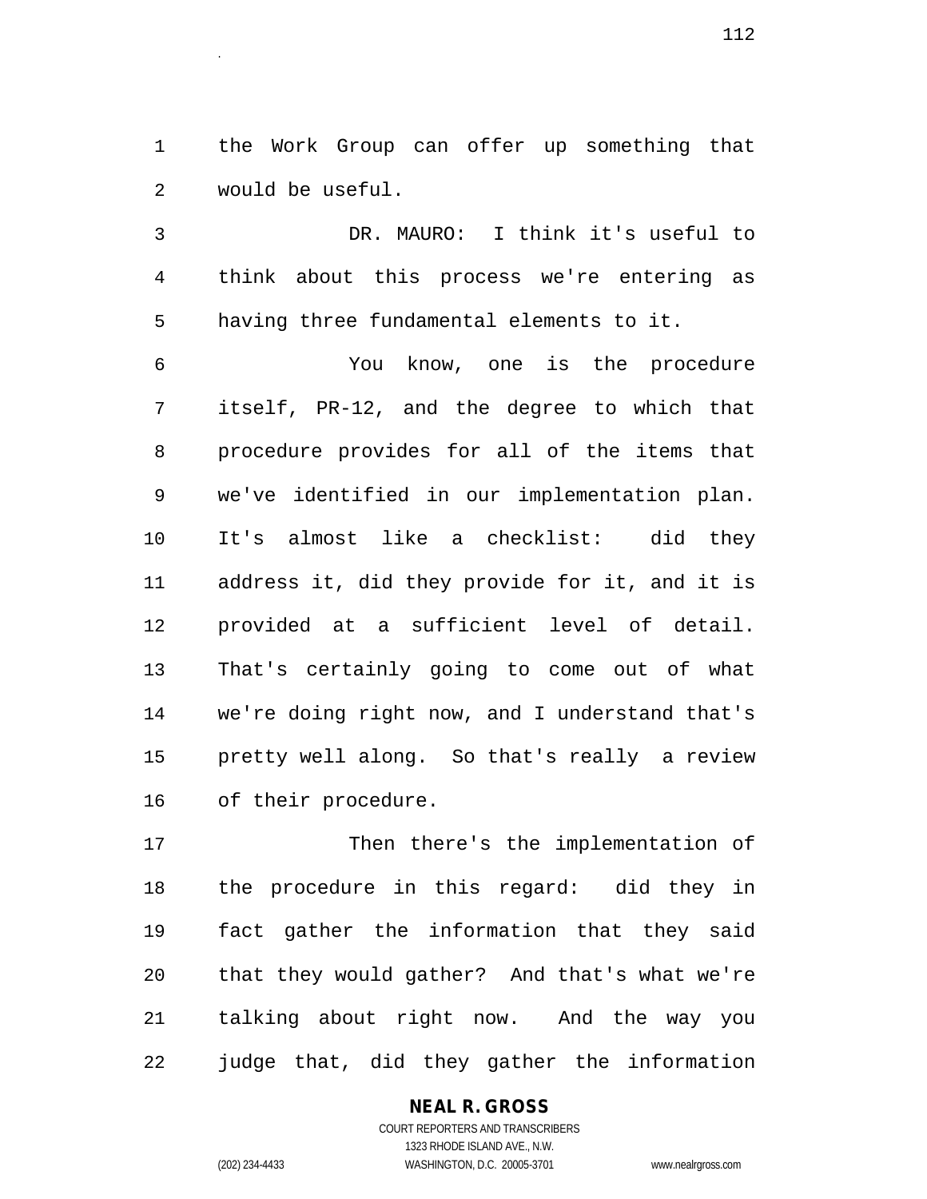the Work Group can offer up something that would be useful.

DR. MAURO: I think it's useful to think about this process we're entering as having three fundamental elements to it.

You know, one is the procedure itself, PR-12, and the degree to which that procedure provides for all of the items that we've identified in our implementation plan. It's almost like a checklist: did they address it, did they provide for it, and it is provided at a sufficient level of detail. That's certainly going to come out of what we're doing right now, and I understand that's pretty well along. So that's really a review of their procedure.

Then there's the implementation of the procedure in this regard: did they in fact gather the information that they said that they would gather? And that's what we're talking about right now. And the way you judge that, did they gather the information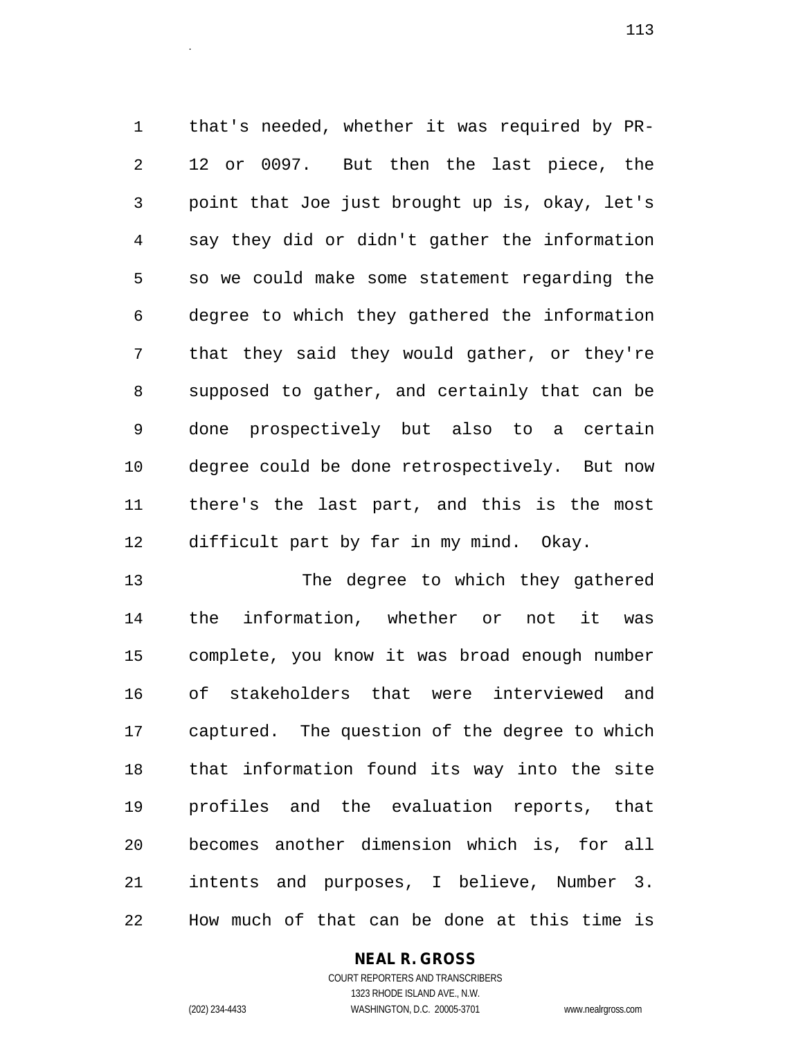that's needed, whether it was required by PR-12 or 0097. But then the last piece, the point that Joe just brought up is, okay, let's say they did or didn't gather the information so we could make some statement regarding the degree to which they gathered the information that they said they would gather, or they're supposed to gather, and certainly that can be done prospectively but also to a certain degree could be done retrospectively. But now there's the last part, and this is the most difficult part by far in my mind. Okay.

The degree to which they gathered the information, whether or not it was complete, you know it was broad enough number of stakeholders that were interviewed and captured. The question of the degree to which that information found its way into the site profiles and the evaluation reports, that becomes another dimension which is, for all intents and purposes, I believe, Number 3. How much of that can be done at this time is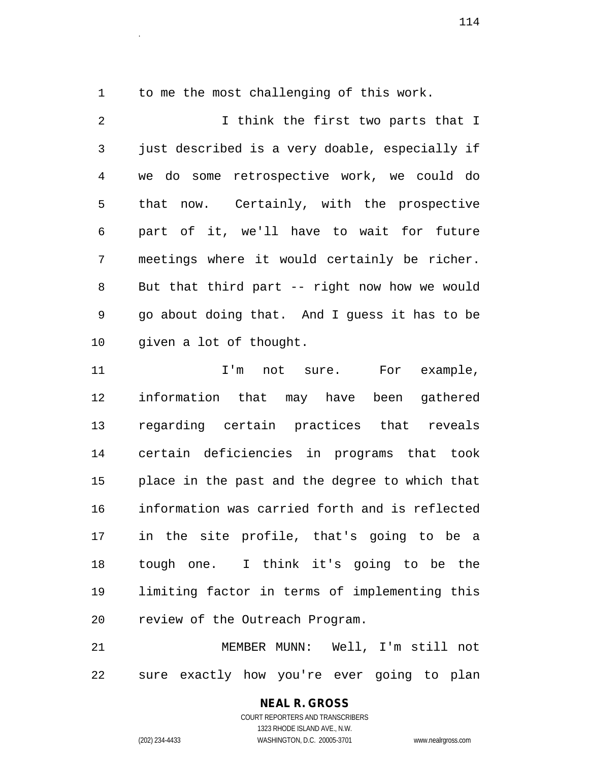to me the most challenging of this work.

I think the first two parts that I just described is a very doable, especially if we do some retrospective work, we could do that now. Certainly, with the prospective part of it, we'll have to wait for future meetings where it would certainly be richer. But that third part -- right now how we would go about doing that. And I guess it has to be given a lot of thought.

I'm not sure. For example, information that may have been gathered regarding certain practices that reveals certain deficiencies in programs that took place in the past and the degree to which that information was carried forth and is reflected in the site profile, that's going to be a tough one. I think it's going to be the limiting factor in terms of implementing this review of the Outreach Program.

MEMBER MUNN: Well, I'm still not sure exactly how you're ever going to plan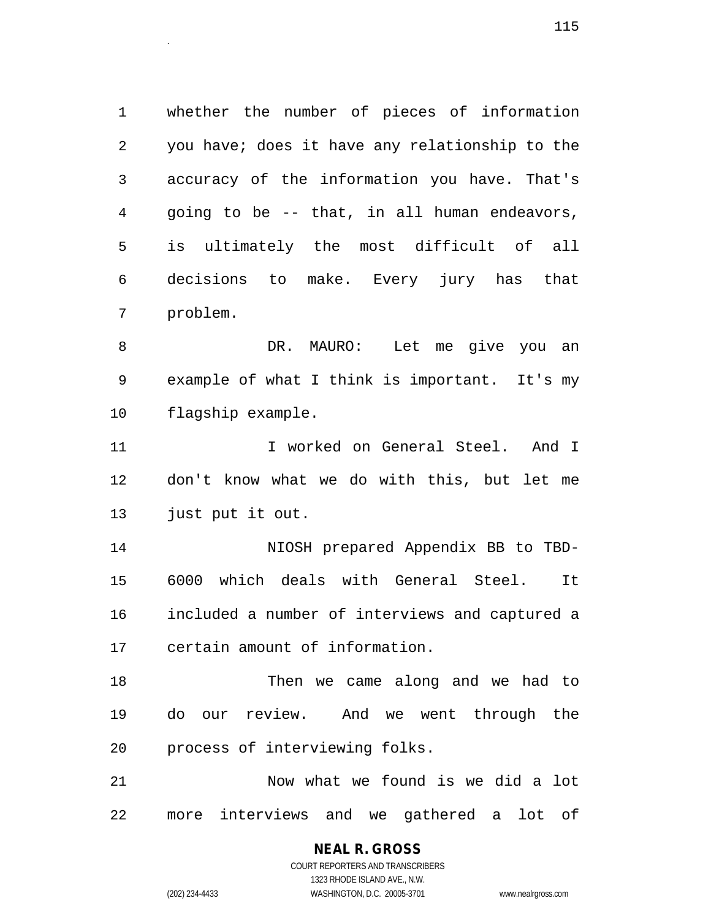whether the number of pieces of information you have; does it have any relationship to the accuracy of the information you have. That's going to be -- that, in all human endeavors, is ultimately the most difficult of all decisions to make. Every jury has that problem.

DR. MAURO: Let me give you an example of what I think is important. It's my flagship example.

I worked on General Steel. And I don't know what we do with this, but let me just put it out.

NIOSH prepared Appendix BB to TBD-6000 which deals with General Steel. It included a number of interviews and captured a certain amount of information.

Then we came along and we had to do our review. And we went through the process of interviewing folks.

Now what we found is we did a lot more interviews and we gathered a lot of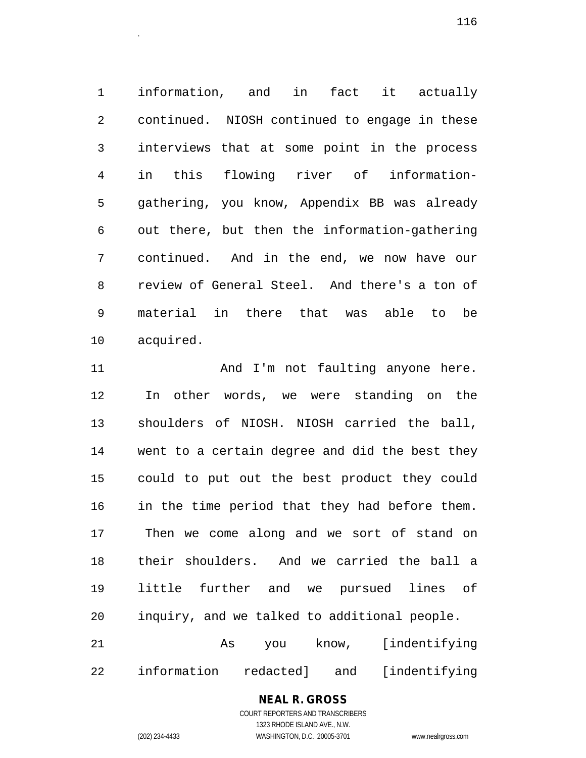information, and in fact it actually continued. NIOSH continued to engage in these interviews that at some point in the process in this flowing river of information-gathering, you know, Appendix BB was already out there, but then the information-gathering continued. And in the end, we now have our review of General Steel. And there's a ton of material in there that was able to be acquired.

And I'm not faulting anyone here. In other words, we were standing on the shoulders of NIOSH. NIOSH carried the ball, went to a certain degree and did the best they could to put out the best product they could in the time period that they had before them. Then we come along and we sort of stand on their shoulders. And we carried the ball a little further and we pursued lines of inquiry, and we talked to additional people.

As you know, [indentifying information redacted] and [indentifying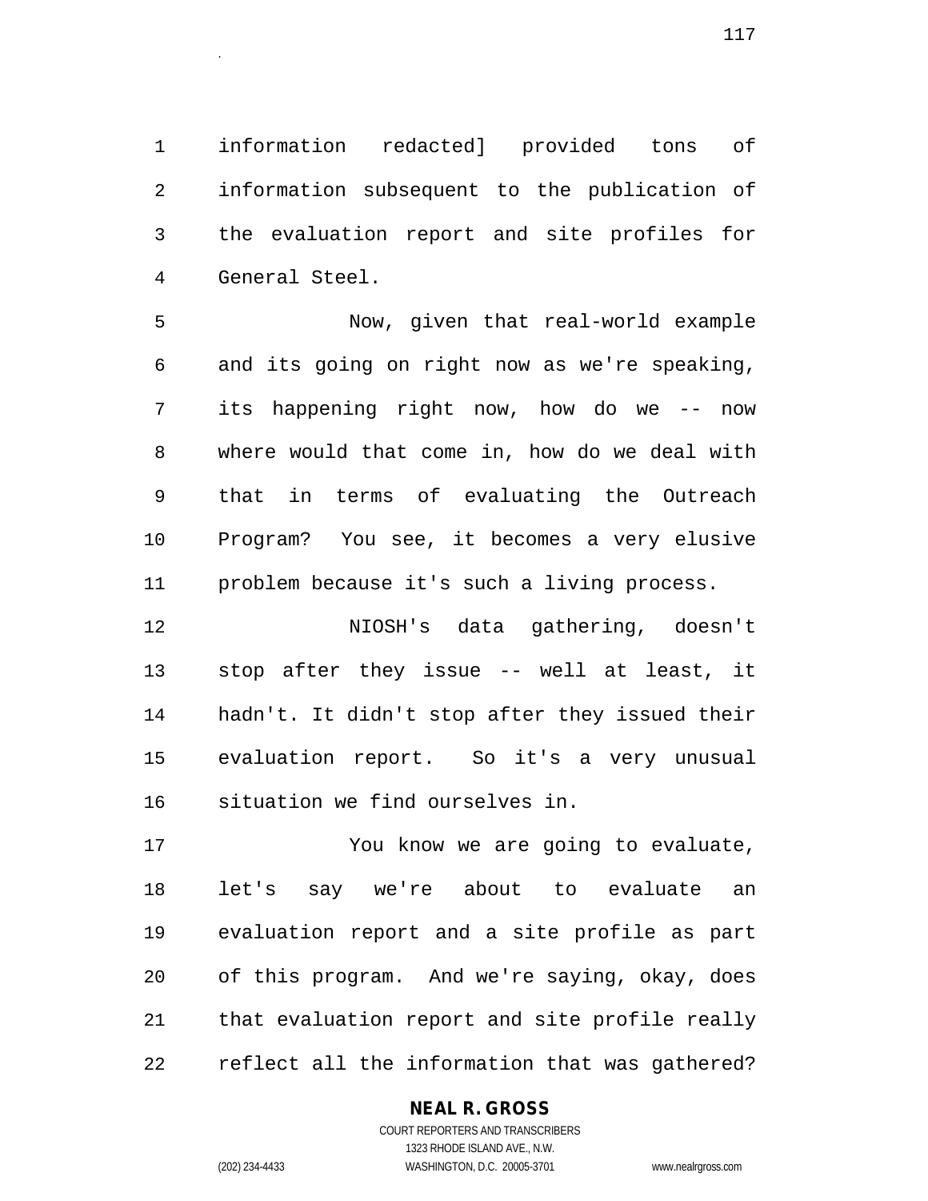information redacted] provided tons of information subsequent to the publication of the evaluation report and site profiles for General Steel.

Now, given that real-world example and its going on right now as we're speaking, its happening right now, how do we -- now where would that come in, how do we deal with that in terms of evaluating the Outreach Program? You see, it becomes a very elusive problem because it's such a living process.

NIOSH's data gathering, doesn't stop after they issue -- well at least, it hadn't. It didn't stop after they issued their evaluation report. So it's a very unusual situation we find ourselves in.

You know we are going to evaluate, let's say we're about to evaluate an evaluation report and a site profile as part of this program. And we're saying, okay, does that evaluation report and site profile really reflect all the information that was gathered?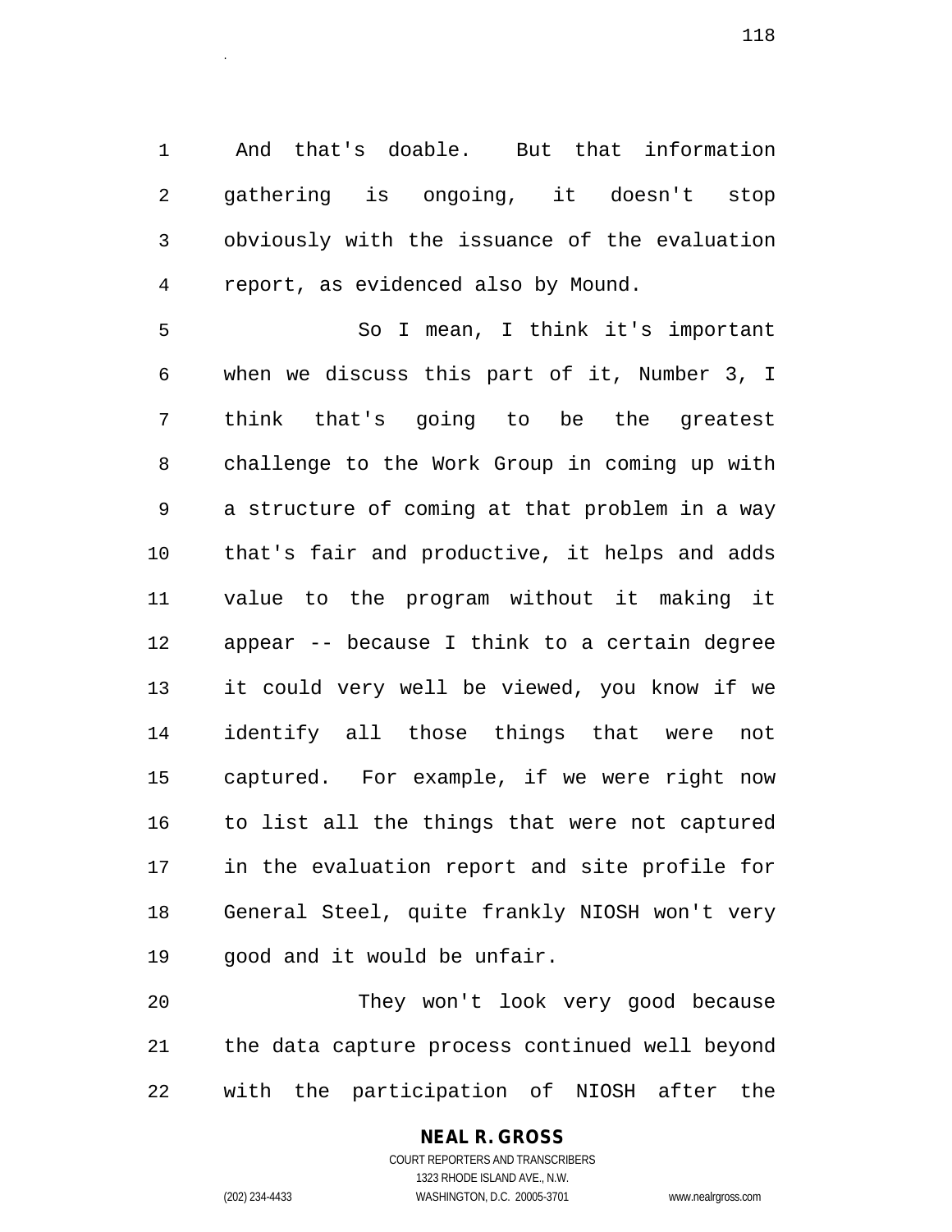And that's doable. But that information gathering is ongoing, it doesn't stop obviously with the issuance of the evaluation report, as evidenced also by Mound.

So I mean, I think it's important when we discuss this part of it, Number 3, I think that's going to be the greatest challenge to the Work Group in coming up with a structure of coming at that problem in a way that's fair and productive, it helps and adds value to the program without it making it appear -- because I think to a certain degree it could very well be viewed, you know if we identify all those things that were not captured. For example, if we were right now to list all the things that were not captured in the evaluation report and site profile for General Steel, quite frankly NIOSH won't very good and it would be unfair.

They won't look very good because the data capture process continued well beyond with the participation of NIOSH after the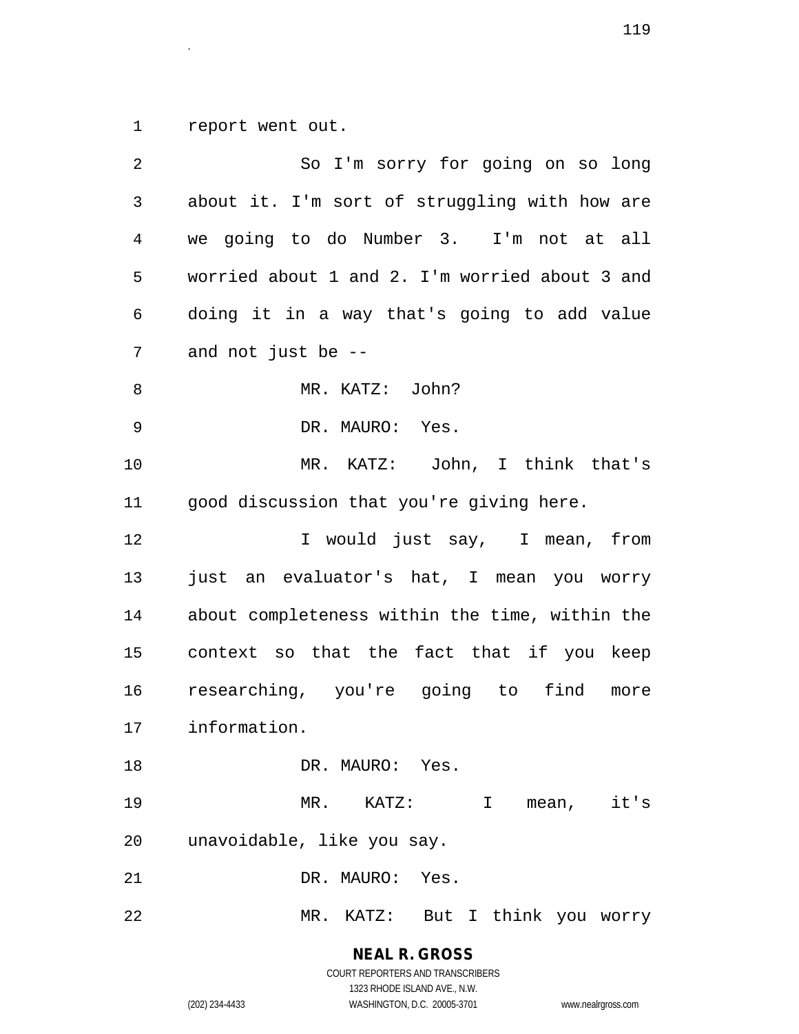report went out.

So I'm sorry for going on so long about it. I'm sort of struggling with how are we going to do Number 3. I'm not at all worried about 1 and 2. I'm worried about 3 and doing it in a way that's going to add value and not just be --

MR. KATZ: John?

DR. MAURO: Yes.

MR. KATZ: John, I think that's good discussion that you're giving here.

I would just say, I mean, from just an evaluator's hat, I mean you worry about completeness within the time, within the context so that the fact that if you keep researching, you're going to find more information.

DR. MAURO: Yes.

MR. KATZ: I mean, it's unavoidable, like you say.

DR. MAURO: Yes.

MR. KATZ: But I think you worry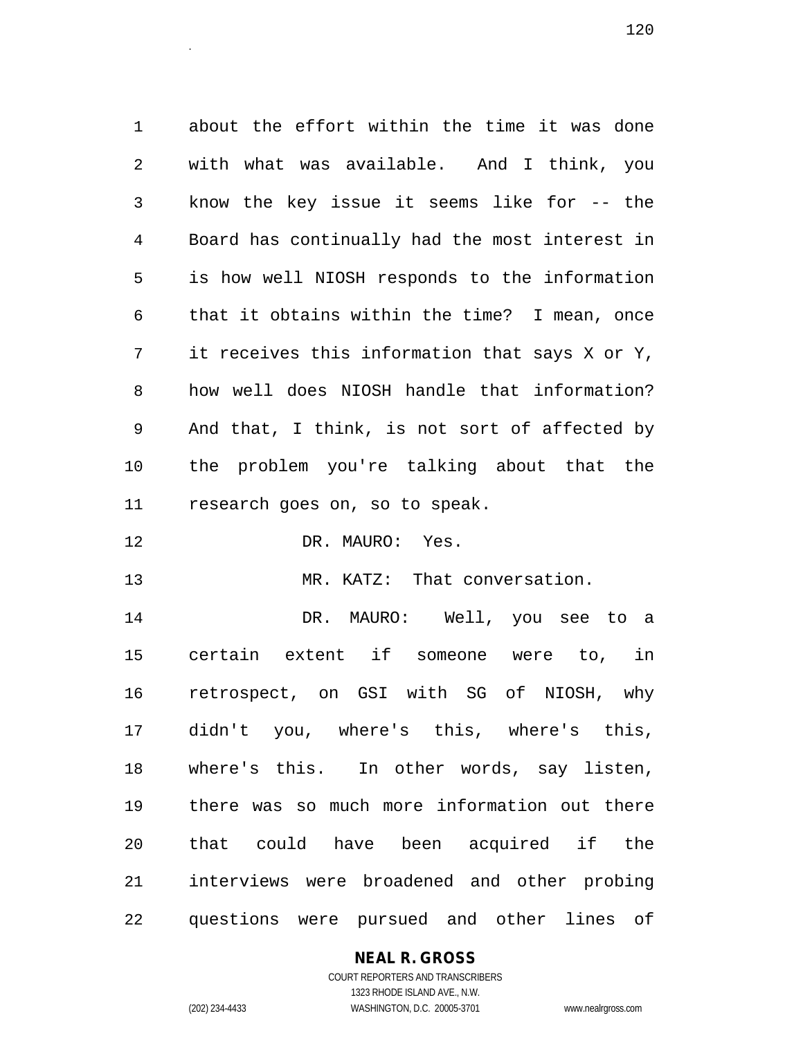about the effort within the time it was done with what was available. And I think, you know the key issue it seems like for -- the Board has continually had the most interest in is how well NIOSH responds to the information that it obtains within the time? I mean, once it receives this information that says X or Y, how well does NIOSH handle that information? And that, I think, is not sort of affected by the problem you're talking about that the research goes on, so to speak.

DR. MAURO: Yes.

MR. KATZ: That conversation.

DR. MAURO: Well, you see to a certain extent if someone were to, in retrospect, on GSI with SG of NIOSH, why didn't you, where's this, where's this, where's this. In other words, say listen, there was so much more information out there that could have been acquired if the interviews were broadened and other probing questions were pursued and other lines of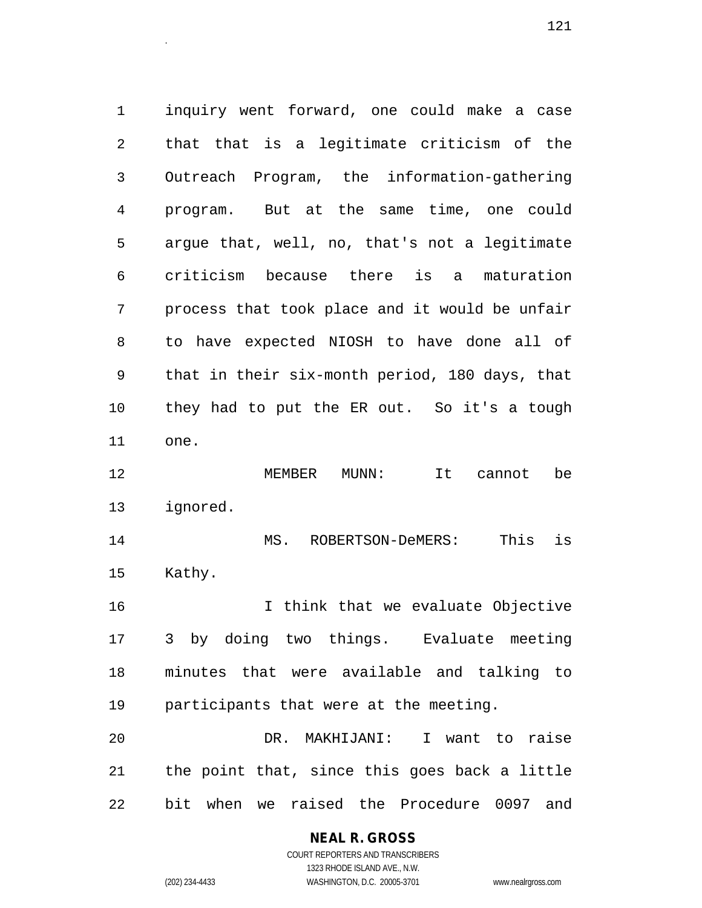inquiry went forward, one could make a case that that is a legitimate criticism of the Outreach Program, the information-gathering program. But at the same time, one could argue that, well, no, that's not a legitimate criticism because there is a maturation process that took place and it would be unfair to have expected NIOSH to have done all of that in their six-month period, 180 days, that they had to put the ER out. So it's a tough one.

MEMBER MUNN: It cannot be ignored.

MS. ROBERTSON-DeMERS: This is Kathy.

I think that we evaluate Objective 3 by doing two things. Evaluate meeting minutes that were available and talking to participants that were at the meeting.

DR. MAKHIJANI: I want to raise the point that, since this goes back a little bit when we raised the Procedure 0097 and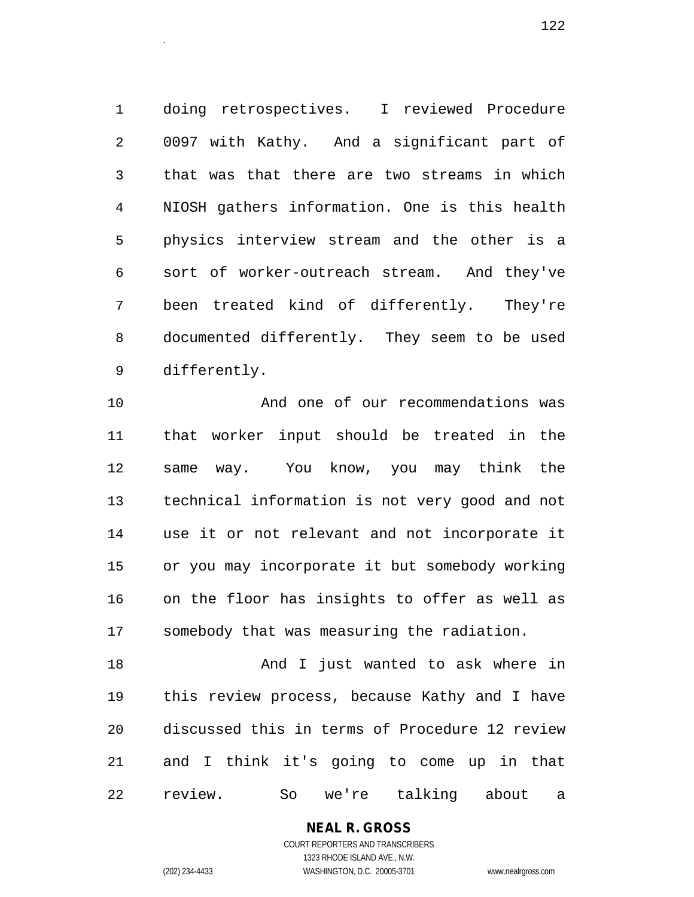doing retrospectives. I reviewed Procedure 0097 with Kathy. And a significant part of that was that there are two streams in which NIOSH gathers information. One is this health physics interview stream and the other is a sort of worker-outreach stream. And they've been treated kind of differently. They're documented differently. They seem to be used differently.

And one of our recommendations was that worker input should be treated in the same way. You know, you may think the technical information is not very good and not use it or not relevant and not incorporate it or you may incorporate it but somebody working on the floor has insights to offer as well as somebody that was measuring the radiation.

And I just wanted to ask where in this review process, because Kathy and I have discussed this in terms of Procedure 12 review and I think it's going to come up in that review. So we're talking about a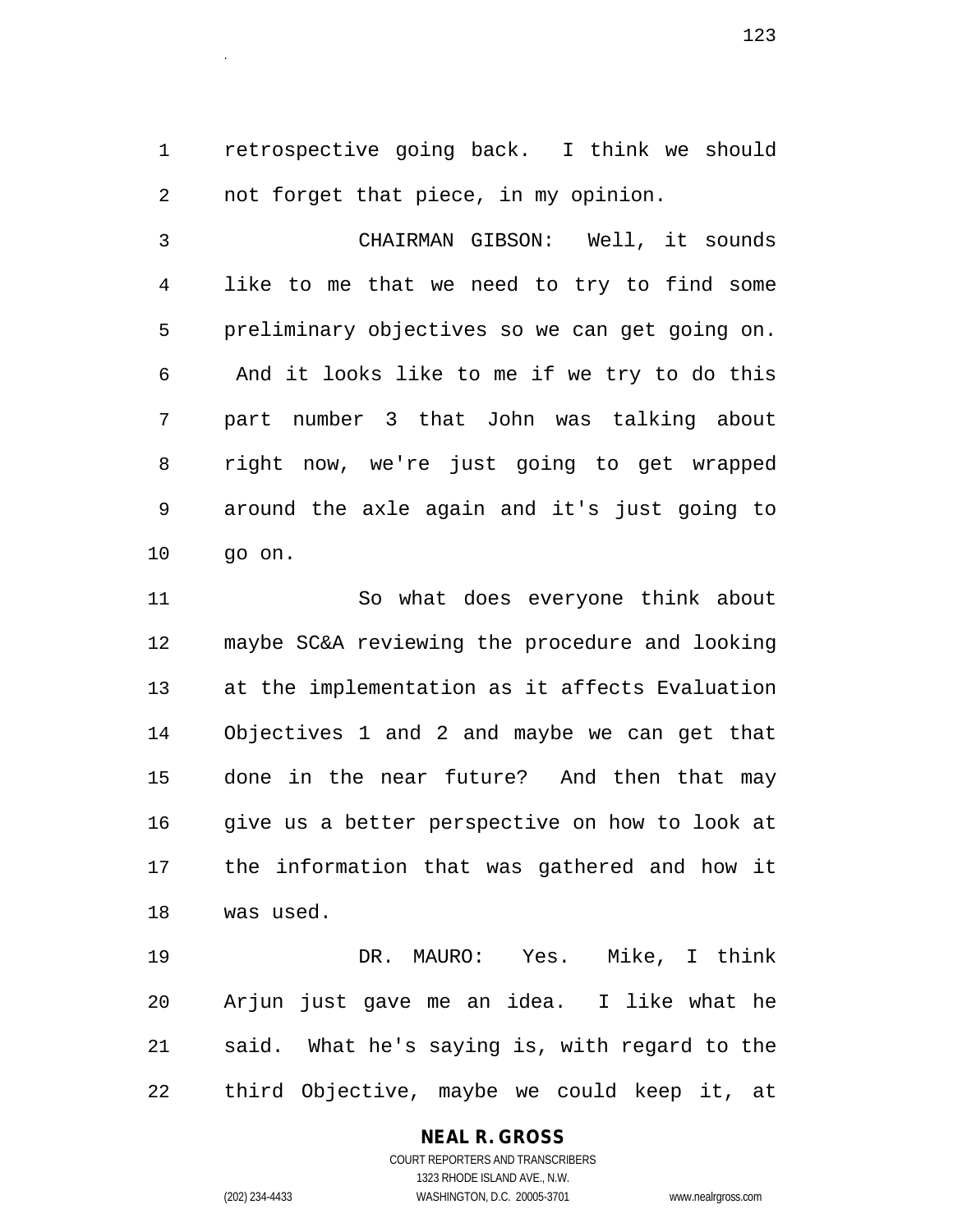retrospective going back. I think we should not forget that piece, in my opinion.

CHAIRMAN GIBSON: Well, it sounds like to me that we need to try to find some preliminary objectives so we can get going on. And it looks like to me if we try to do this part number 3 that John was talking about right now, we're just going to get wrapped around the axle again and it's just going to go on.

So what does everyone think about maybe SC&A reviewing the procedure and looking at the implementation as it affects Evaluation Objectives 1 and 2 and maybe we can get that done in the near future? And then that may give us a better perspective on how to look at the information that was gathered and how it was used.

DR. MAURO: Yes. Mike, I think Arjun just gave me an idea. I like what he said. What he's saying is, with regard to the third Objective, maybe we could keep it, at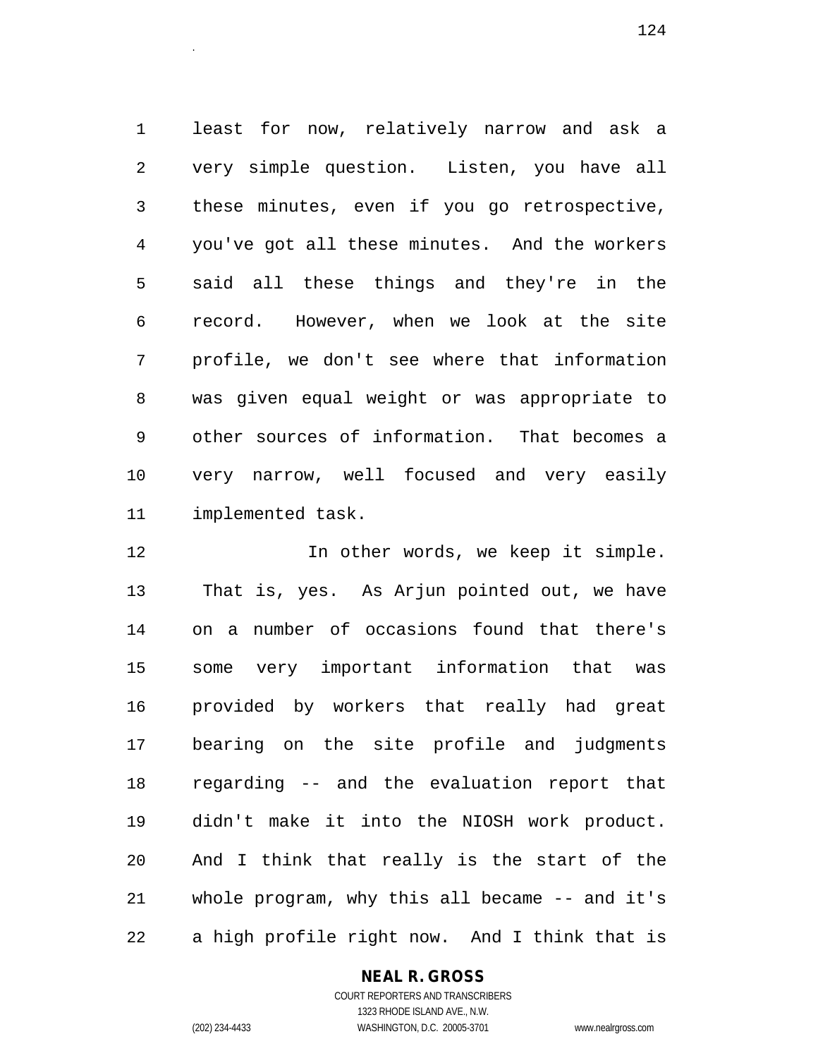least for now, relatively narrow and ask a very simple question. Listen, you have all these minutes, even if you go retrospective, you've got all these minutes. And the workers said all these things and they're in the record. However, when we look at the site profile, we don't see where that information was given equal weight or was appropriate to other sources of information. That becomes a very narrow, well focused and very easily implemented task.

In other words, we keep it simple. That is, yes. As Arjun pointed out, we have on a number of occasions found that there's some very important information that was provided by workers that really had great bearing on the site profile and judgments regarding -- and the evaluation report that didn't make it into the NIOSH work product. And I think that really is the start of the whole program, why this all became -- and it's a high profile right now. And I think that is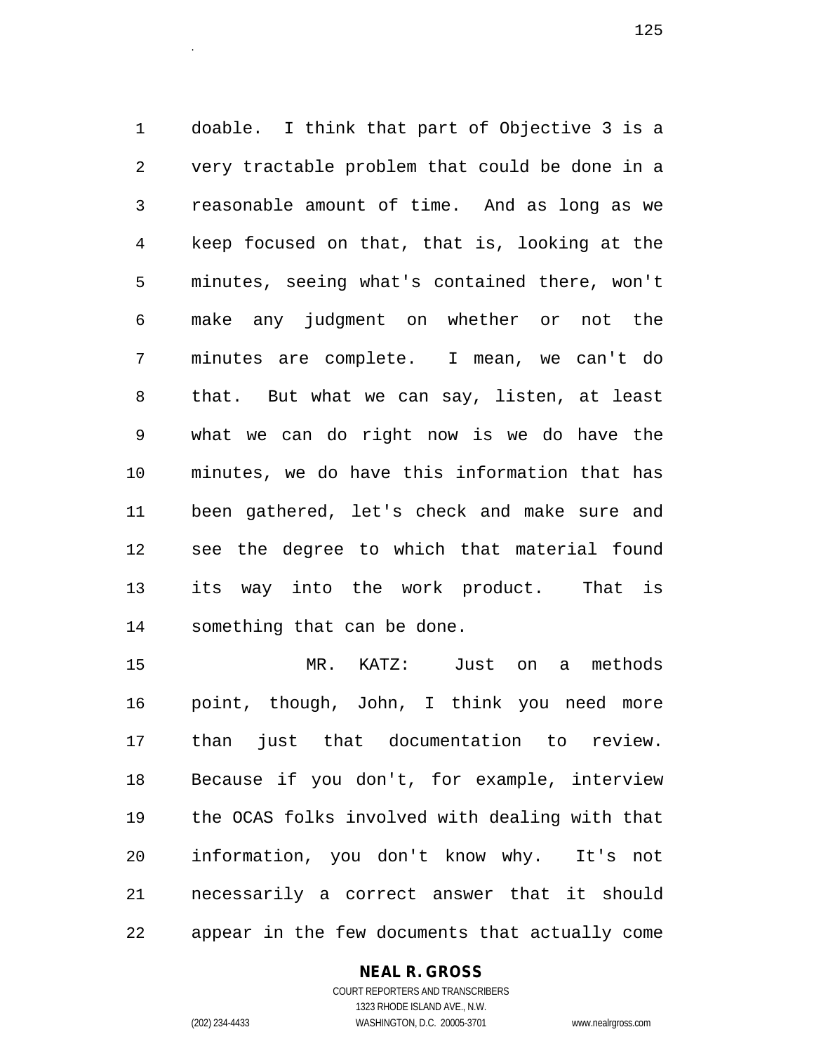doable. I think that part of Objective 3 is a very tractable problem that could be done in a reasonable amount of time. And as long as we keep focused on that, that is, looking at the minutes, seeing what's contained there, won't make any judgment on whether or not the minutes are complete. I mean, we can't do that. But what we can say, listen, at least what we can do right now is we do have the minutes, we do have this information that has been gathered, let's check and make sure and see the degree to which that material found its way into the work product. That is something that can be done.

MR. KATZ: Just on a methods point, though, John, I think you need more than just that documentation to review. Because if you don't, for example, interview the OCAS folks involved with dealing with that information, you don't know why. It's not necessarily a correct answer that it should appear in the few documents that actually come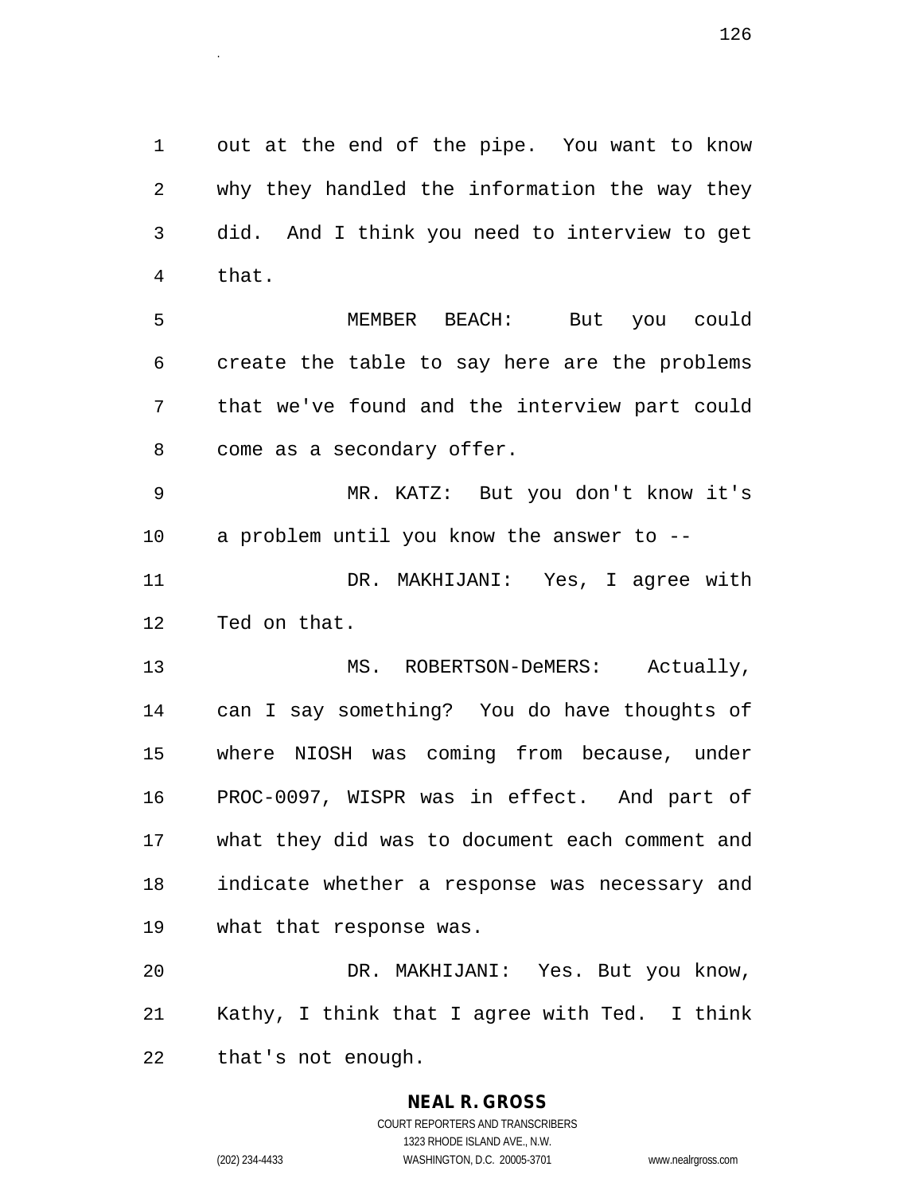out at the end of the pipe. You want to know why they handled the information the way they did. And I think you need to interview to get that.

MEMBER BEACH: But you could create the table to say here are the problems that we've found and the interview part could come as a secondary offer.

MR. KATZ: But you don't know it's a problem until you know the answer to --

DR. MAKHIJANI: Yes, I agree with Ted on that.

MS. ROBERTSON-DeMERS: Actually, can I say something? You do have thoughts of where NIOSH was coming from because, under PROC-0097, WISPR was in effect. And part of what they did was to document each comment and indicate whether a response was necessary and what that response was.

DR. MAKHIJANI: Yes. But you know, Kathy, I think that I agree with Ted. I think that's not enough.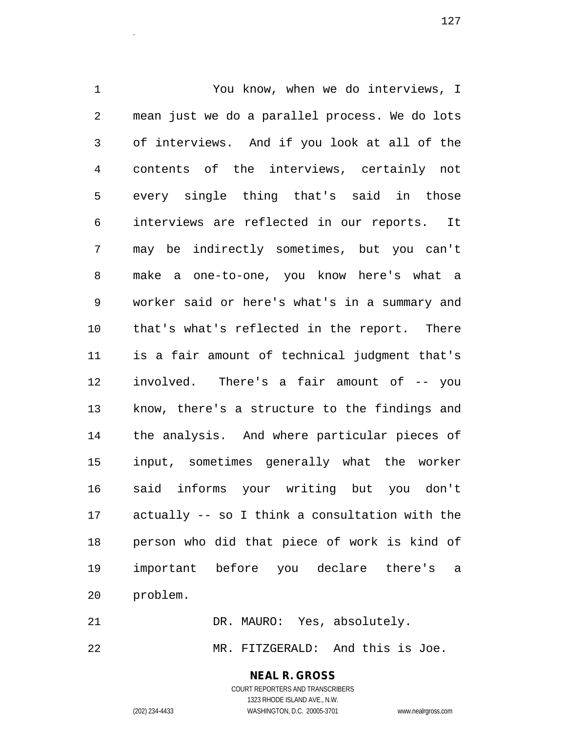You know, when we do interviews, I mean just we do a parallel process. We do lots of interviews. And if you look at all of the contents of the interviews, certainly not every single thing that's said in those interviews are reflected in our reports. It may be indirectly sometimes, but you can't make a one-to-one, you know here's what a worker said or here's what's in a summary and that's what's reflected in the report. There is a fair amount of technical judgment that's involved. There's a fair amount of -- you know, there's a structure to the findings and the analysis. And where particular pieces of input, sometimes generally what the worker said informs your writing but you don't actually -- so I think a consultation with the person who did that piece of work is kind of important before you declare there's a problem.

DR. MAURO: Yes, absolutely.

MR. FITZGERALD: And this is Joe.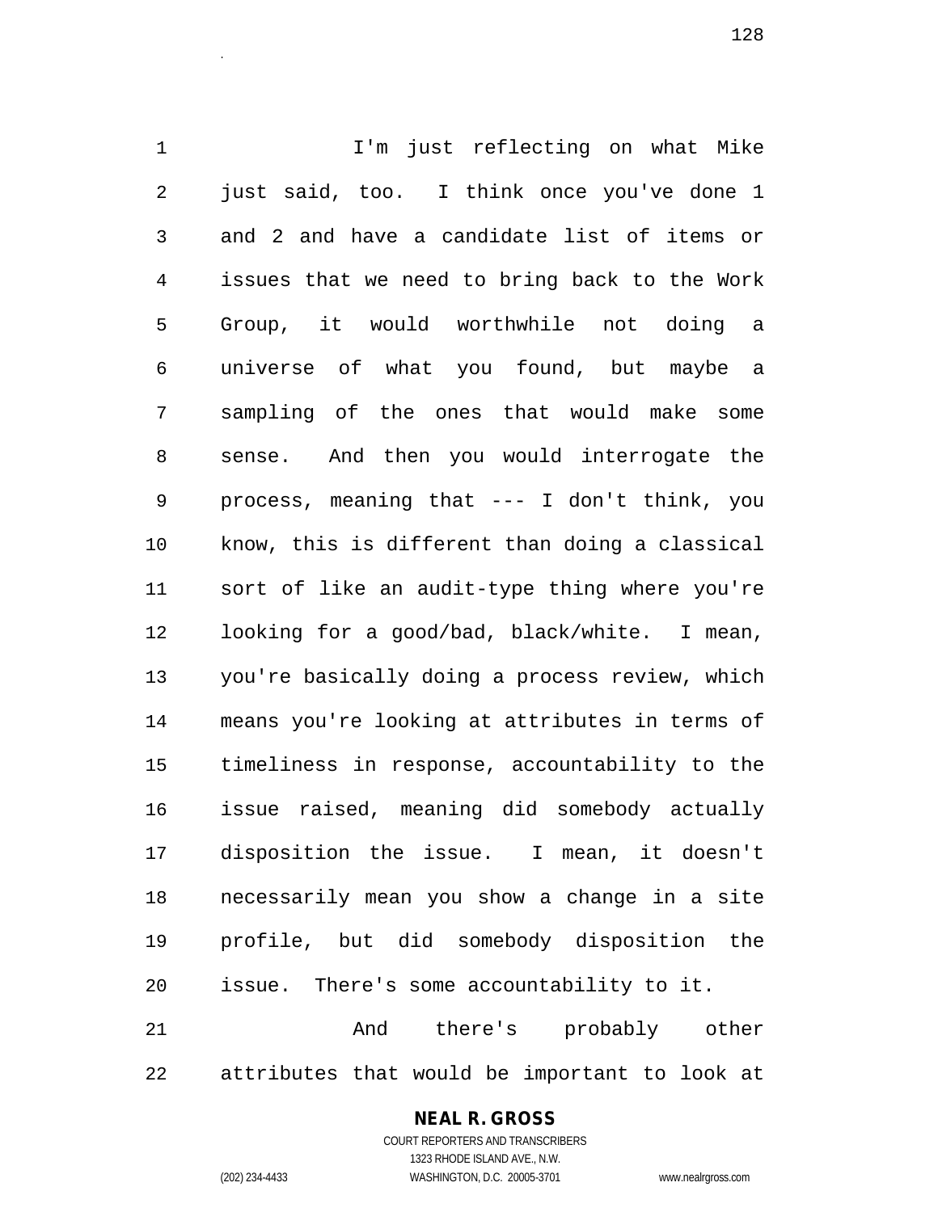I'm just reflecting on what Mike just said, too. I think once you've done 1 and 2 and have a candidate list of items or issues that we need to bring back to the Work Group, it would worthwhile not doing a universe of what you found, but maybe a sampling of the ones that would make some sense. And then you would interrogate the process, meaning that --- I don't think, you know, this is different than doing a classical sort of like an audit-type thing where you're looking for a good/bad, black/white. I mean, you're basically doing a process review, which means you're looking at attributes in terms of timeliness in response, accountability to the issue raised, meaning did somebody actually disposition the issue. I mean, it doesn't necessarily mean you show a change in a site profile, but did somebody disposition the issue. There's some accountability to it.

And there's probably other attributes that would be important to look at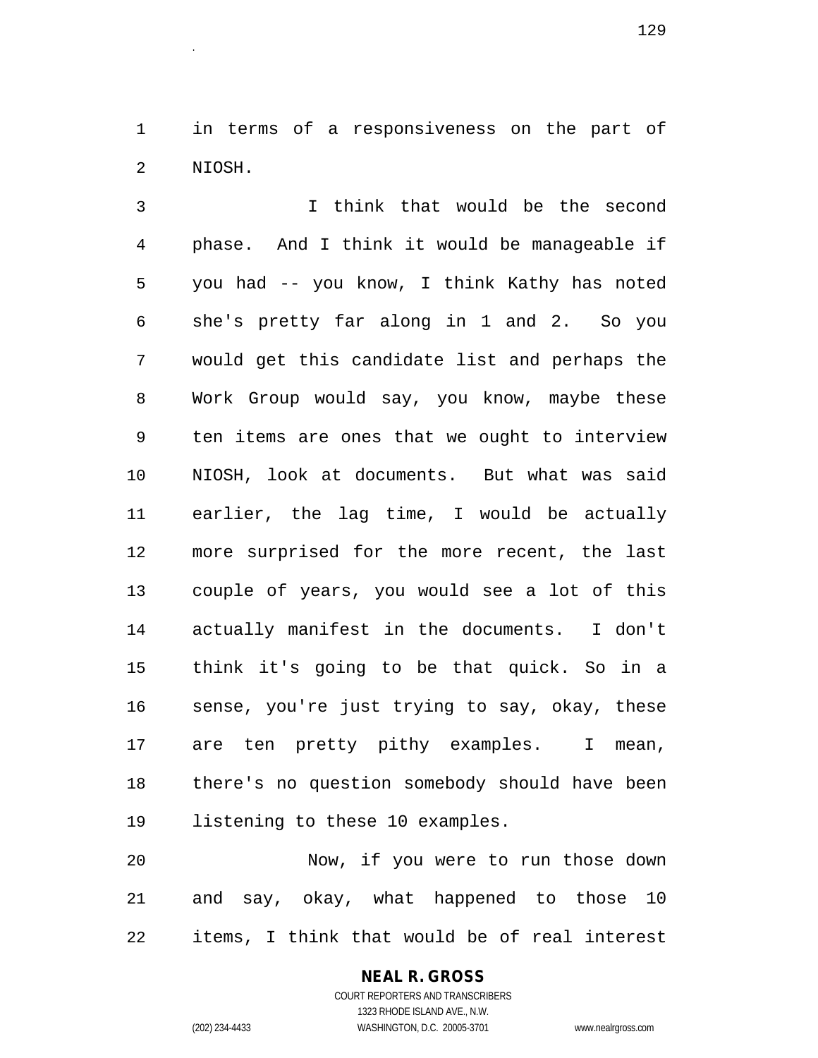in terms of a responsiveness on the part of NIOSH.

I think that would be the second phase. And I think it would be manageable if you had -- you know, I think Kathy has noted she's pretty far along in 1 and 2. So you would get this candidate list and perhaps the Work Group would say, you know, maybe these ten items are ones that we ought to interview NIOSH, look at documents. But what was said earlier, the lag time, I would be actually more surprised for the more recent, the last couple of years, you would see a lot of this actually manifest in the documents. I don't think it's going to be that quick. So in a sense, you're just trying to say, okay, these are ten pretty pithy examples. I mean, there's no question somebody should have been listening to these 10 examples.

Now, if you were to run those down and say, okay, what happened to those 10 items, I think that would be of real interest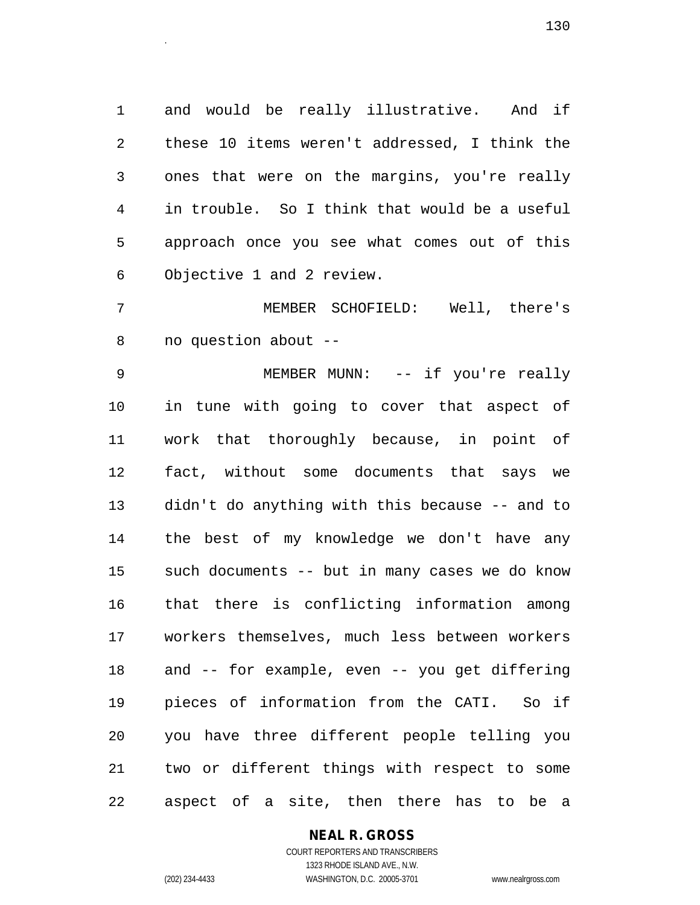and would be really illustrative. And if these 10 items weren't addressed, I think the ones that were on the margins, you're really in trouble. So I think that would be a useful approach once you see what comes out of this Objective 1 and 2 review.

MEMBER SCHOFIELD: Well, there's no question about --

MEMBER MUNN: -- if you're really in tune with going to cover that aspect of work that thoroughly because, in point of fact, without some documents that says we didn't do anything with this because -- and to the best of my knowledge we don't have any such documents -- but in many cases we do know that there is conflicting information among workers themselves, much less between workers and -- for example, even -- you get differing pieces of information from the CATI. So if you have three different people telling you two or different things with respect to some aspect of a site, then there has to be a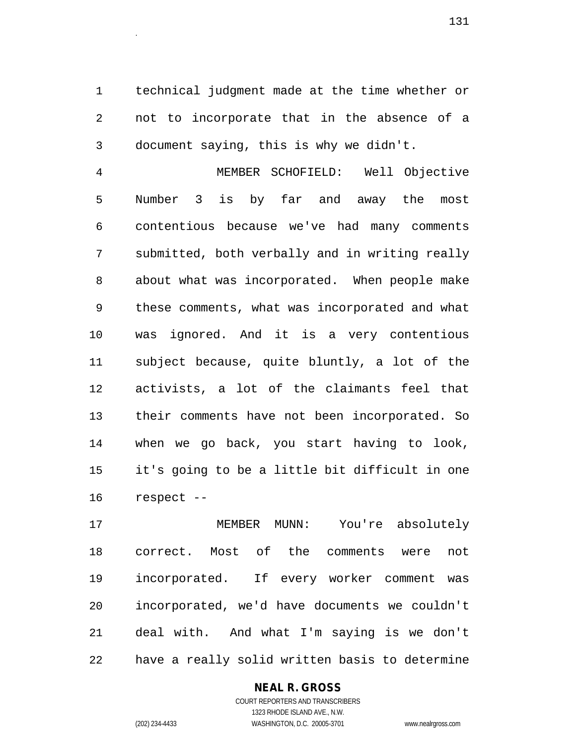technical judgment made at the time whether or not to incorporate that in the absence of a document saying, this is why we didn't.

MEMBER SCHOFIELD: Well Objective Number 3 is by far and away the most contentious because we've had many comments submitted, both verbally and in writing really about what was incorporated. When people make these comments, what was incorporated and what was ignored. And it is a very contentious subject because, quite bluntly, a lot of the activists, a lot of the claimants feel that their comments have not been incorporated. So when we go back, you start having to look, it's going to be a little bit difficult in one respect --

MEMBER MUNN: You're absolutely correct. Most of the comments were not incorporated. If every worker comment was incorporated, we'd have documents we couldn't deal with. And what I'm saying is we don't have a really solid written basis to determine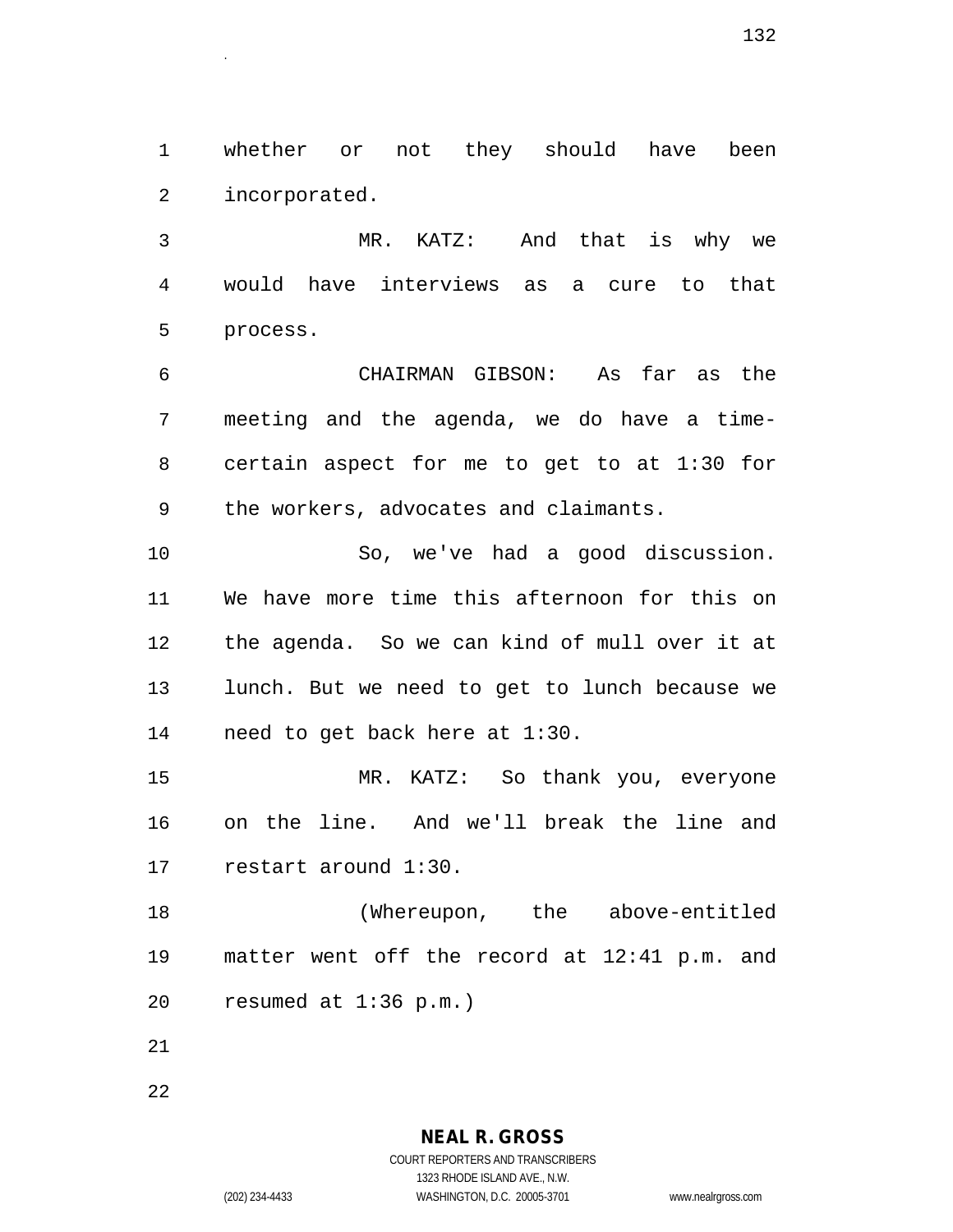whether or not they should have been incorporated.

MR. KATZ: And that is why we would have interviews as a cure to that process.

CHAIRMAN GIBSON: As far as the meeting and the agenda, we do have a time-certain aspect for me to get to at 1:30 for the workers, advocates and claimants.

So, we've had a good discussion. We have more time this afternoon for this on the agenda. So we can kind of mull over it at lunch. But we need to get to lunch because we need to get back here at 1:30.

MR. KATZ: So thank you, everyone on the line. And we'll break the line and restart around 1:30.

(Whereupon, the above-entitled matter went off the record at 12:41 p.m. and resumed at 1:36 p.m.)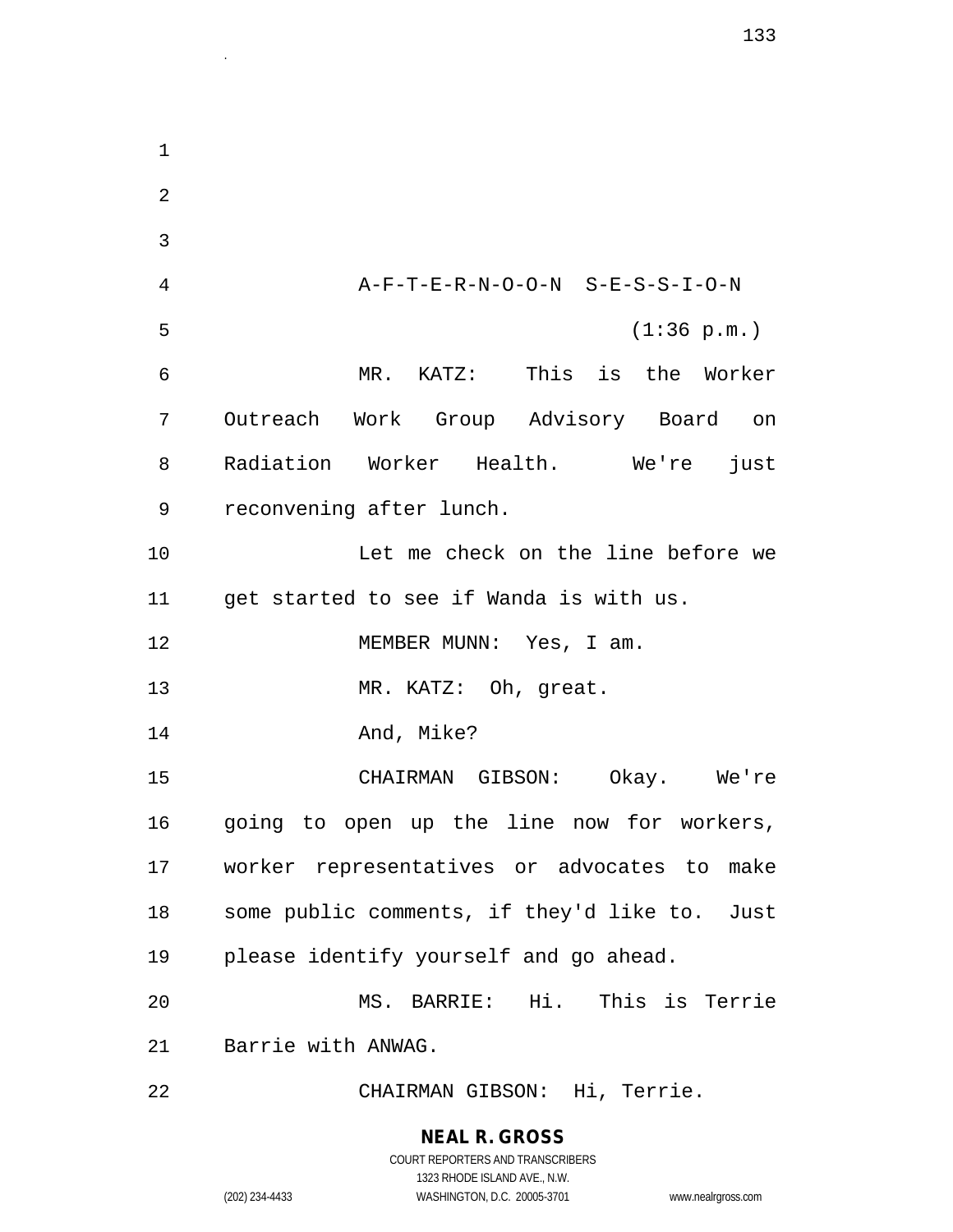A-F-T-E-R-N-O-O-N S-E-S-S-I-O-N

(1:36 p.m.)

MR. KATZ: This is the Worker Outreach Work Group Advisory Board on Radiation Worker Health. We're just reconvening after lunch.

Let me check on the line before we get started to see if Wanda is with us.

MEMBER MUNN: Yes, I am.

MR. KATZ: Oh, great.

And, Mike?

CHAIRMAN GIBSON: Okay. We're going to open up the line now for workers, worker representatives or advocates to make some public comments, if they'd like to. Just please identify yourself and go ahead.

MS. BARRIE: Hi. This is Terrie Barrie with ANWAG.

CHAIRMAN GIBSON: Hi, Terrie.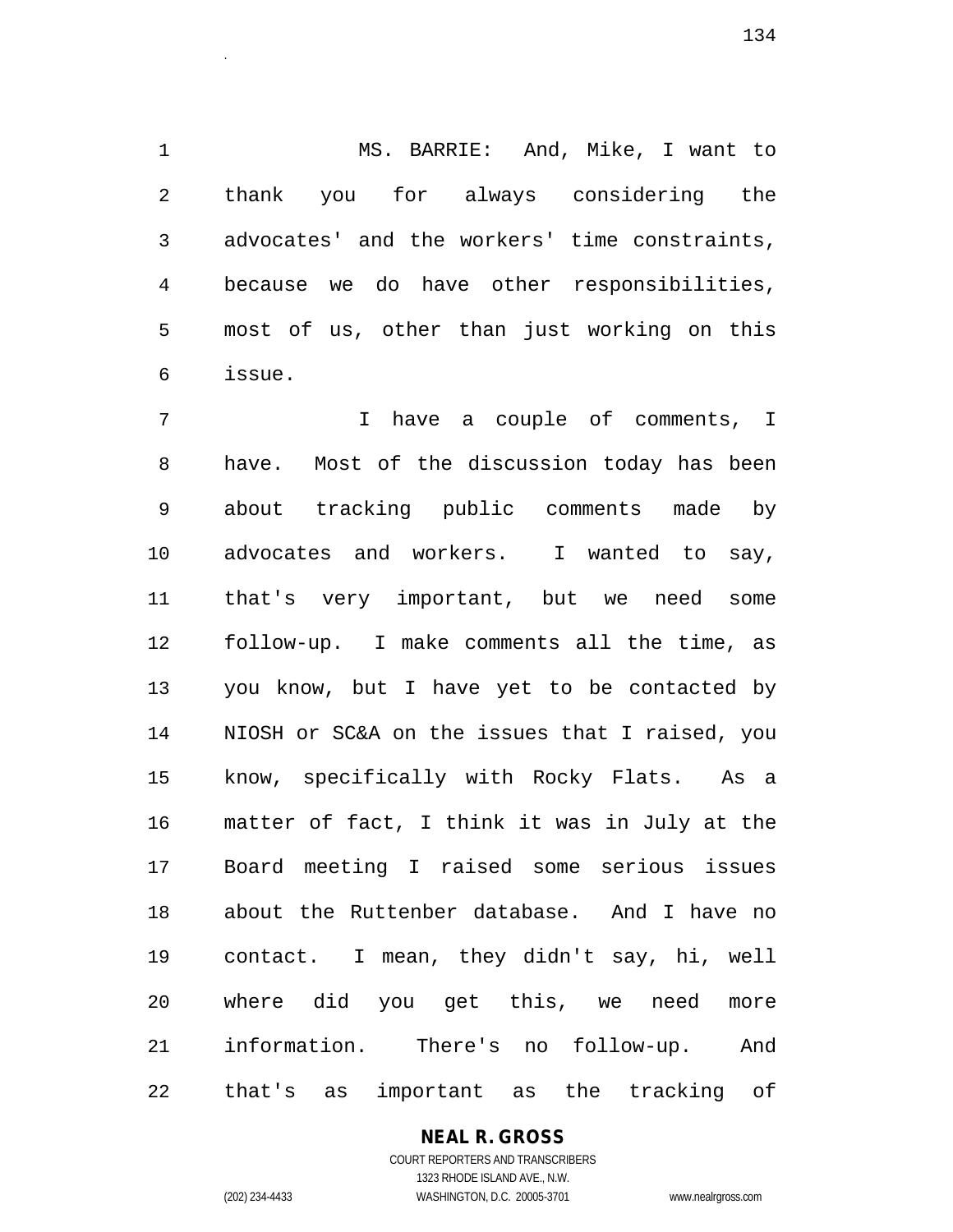MS. BARRIE: And, Mike, I want to thank you for always considering the advocates' and the workers' time constraints, because we do have other responsibilities, most of us, other than just working on this issue.

I have a couple of comments, I have. Most of the discussion today has been about tracking public comments made by advocates and workers. I wanted to say, that's very important, but we need some follow-up. I make comments all the time, as you know, but I have yet to be contacted by NIOSH or SC&A on the issues that I raised, you know, specifically with Rocky Flats. As a matter of fact, I think it was in July at the Board meeting I raised some serious issues about the Ruttenber database. And I have no contact. I mean, they didn't say, hi, well where did you get this, we need more information. There's no follow-up. And that's as important as the tracking of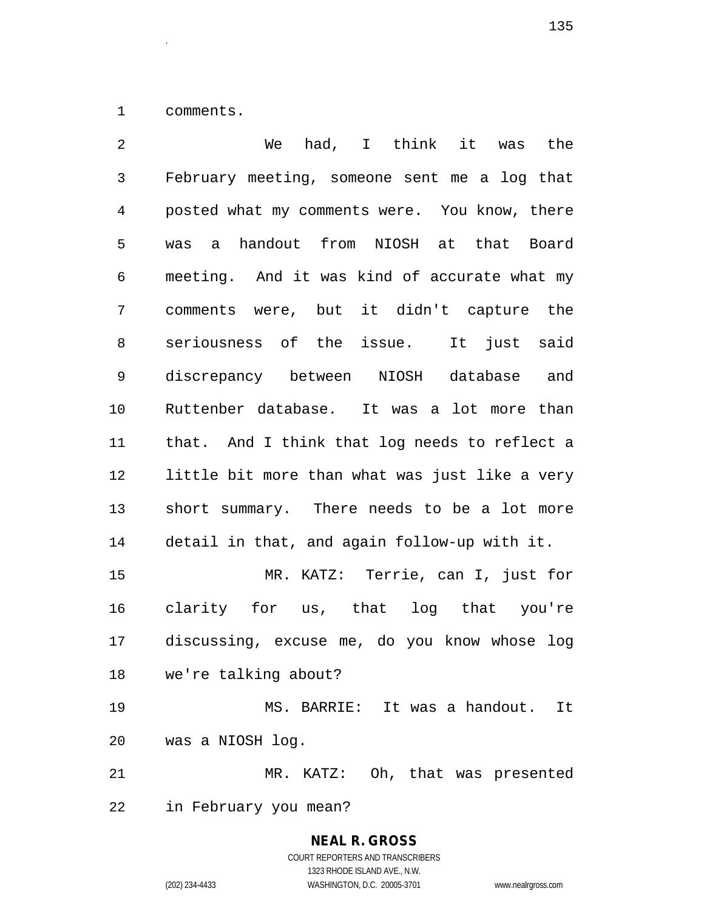comments.

We had, I think it was the February meeting, someone sent me a log that posted what my comments were. You know, there was a handout from NIOSH at that Board meeting. And it was kind of accurate what my comments were, but it didn't capture the seriousness of the issue. It just said discrepancy between NIOSH database and Ruttenber database. It was a lot more than that. And I think that log needs to reflect a little bit more than what was just like a very short summary. There needs to be a lot more detail in that, and again follow-up with it.

MR. KATZ: Terrie, can I, just for clarity for us, that log that you're discussing, excuse me, do you know whose log we're talking about?

MS. BARRIE: It was a handout. It was a NIOSH log.

MR. KATZ: Oh, that was presented in February you mean?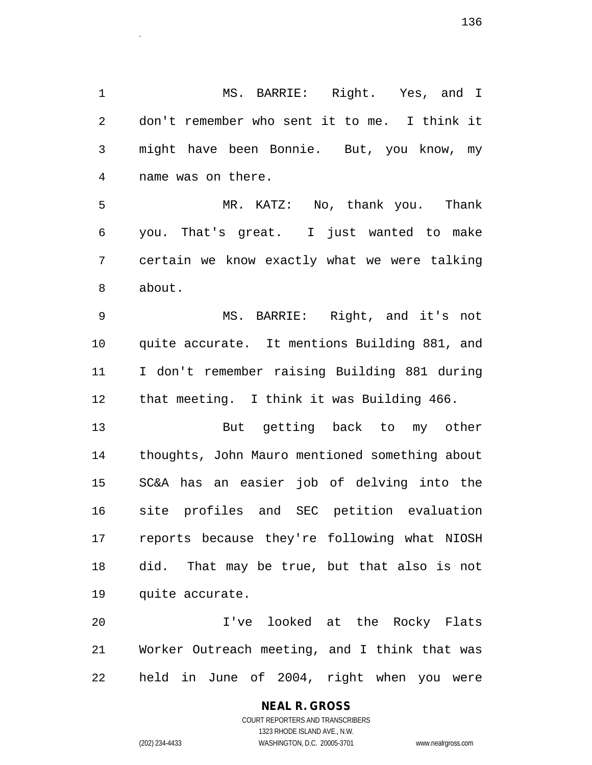MS. BARRIE: Right. Yes, and I don't remember who sent it to me. I think it might have been Bonnie. But, you know, my name was on there.

MR. KATZ: No, thank you. Thank you. That's great. I just wanted to make certain we know exactly what we were talking about.

MS. BARRIE: Right, and it's not quite accurate. It mentions Building 881, and I don't remember raising Building 881 during that meeting. I think it was Building 466.

But getting back to my other thoughts, John Mauro mentioned something about SC&A has an easier job of delving into the site profiles and SEC petition evaluation reports because they're following what NIOSH did. That may be true, but that also is not quite accurate.

I've looked at the Rocky Flats Worker Outreach meeting, and I think that was held in June of 2004, right when you were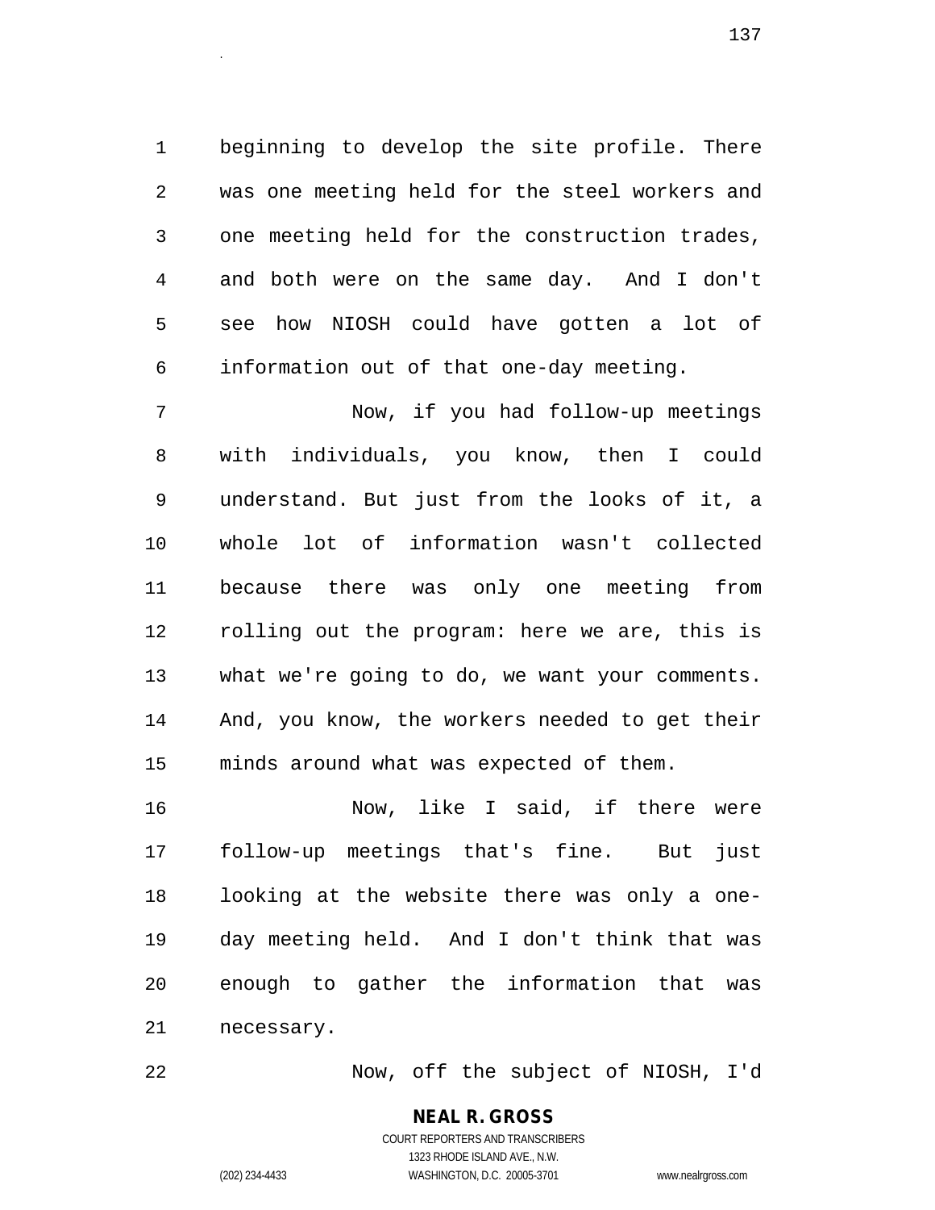beginning to develop the site profile. There was one meeting held for the steel workers and one meeting held for the construction trades, and both were on the same day. And I don't see how NIOSH could have gotten a lot of information out of that one-day meeting.

Now, if you had follow-up meetings with individuals, you know, then I could understand. But just from the looks of it, a whole lot of information wasn't collected because there was only one meeting from rolling out the program: here we are, this is what we're going to do, we want your comments. And, you know, the workers needed to get their minds around what was expected of them.

Now, like I said, if there were follow-up meetings that's fine. But just looking at the website there was only a one-day meeting held. And I don't think that was enough to gather the information that was necessary.

Now, off the subject of NIOSH, I'd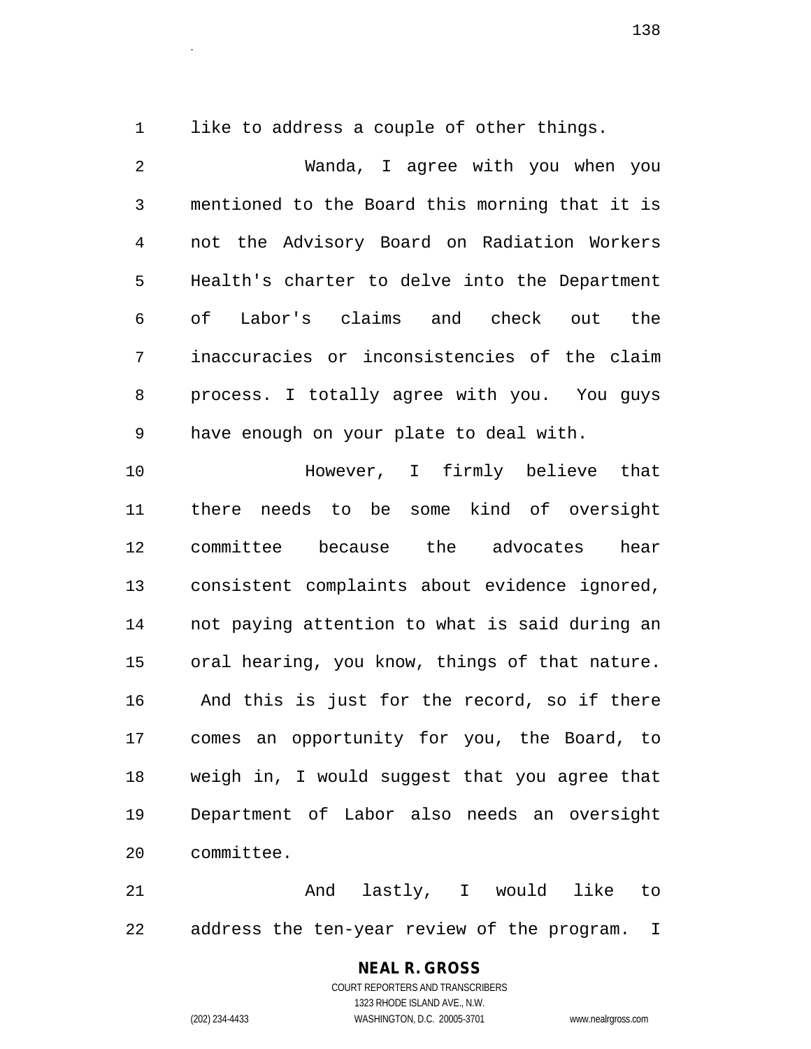like to address a couple of other things.

Wanda, I agree with you when you mentioned to the Board this morning that it is not the Advisory Board on Radiation Workers Health's charter to delve into the Department of Labor's claims and check out the inaccuracies or inconsistencies of the claim process. I totally agree with you. You guys have enough on your plate to deal with.

However, I firmly believe that there needs to be some kind of oversight committee because the advocates hear consistent complaints about evidence ignored, not paying attention to what is said during an oral hearing, you know, things of that nature. And this is just for the record, so if there comes an opportunity for you, the Board, to weigh in, I would suggest that you agree that Department of Labor also needs an oversight committee.

And lastly, I would like to address the ten-year review of the program. I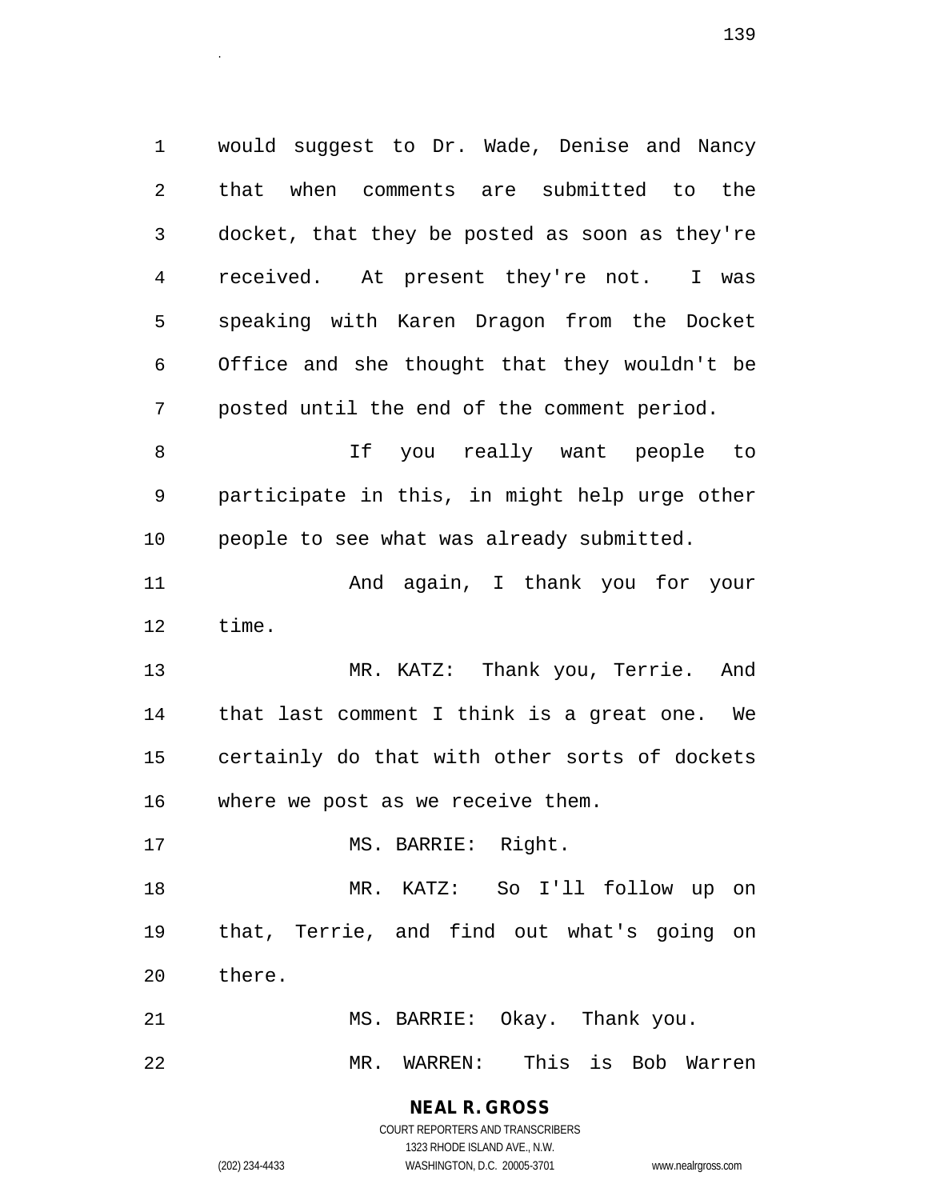would suggest to Dr. Wade, Denise and Nancy that when comments are submitted to the docket, that they be posted as soon as they're received. At present they're not. I was speaking with Karen Dragon from the Docket Office and she thought that they wouldn't be posted until the end of the comment period.

If you really want people to participate in this, in might help urge other people to see what was already submitted.

And again, I thank you for your time.

MR. KATZ: Thank you, Terrie. And that last comment I think is a great one. We certainly do that with other sorts of dockets where we post as we receive them.

MS. BARRIE: Right.

MR. KATZ: So I'll follow up on that, Terrie, and find out what's going on there.

MS. BARRIE: Okay. Thank you.

MR. WARREN: This is Bob Warren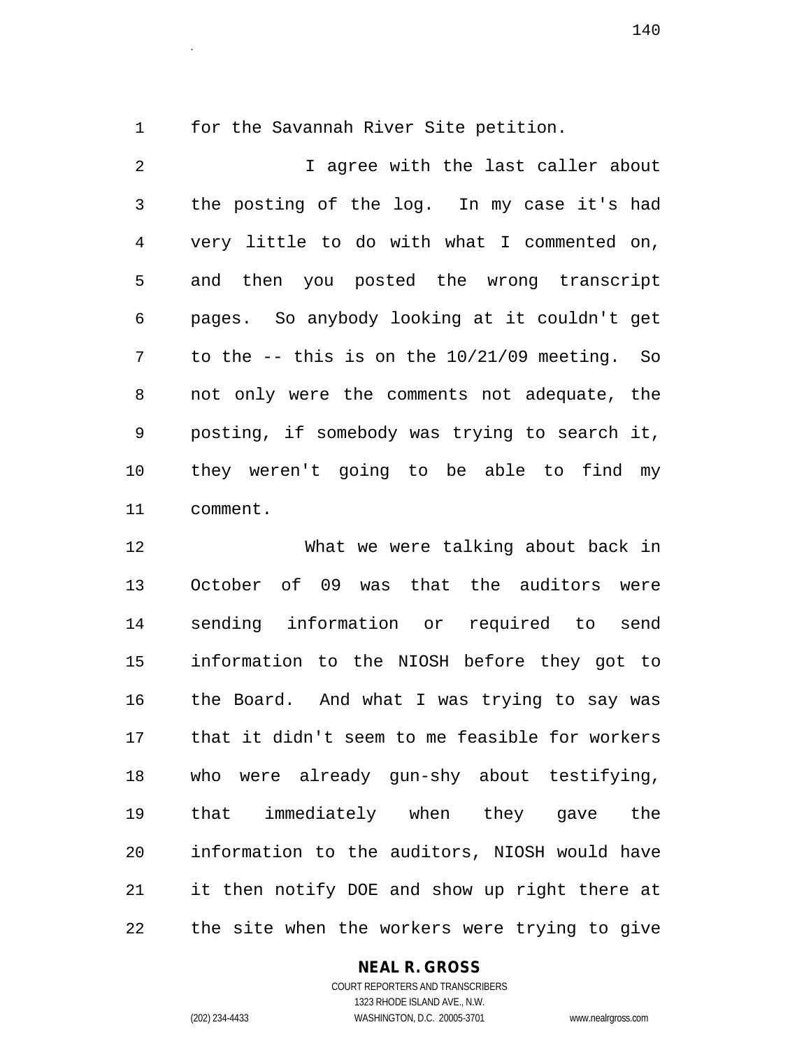for the Savannah River Site petition.

I agree with the last caller about the posting of the log. In my case it's had very little to do with what I commented on, and then you posted the wrong transcript pages. So anybody looking at it couldn't get to the -- this is on the 10/21/09 meeting. So not only were the comments not adequate, the posting, if somebody was trying to search it, they weren't going to be able to find my comment.

What we were talking about back in October of 09 was that the auditors were sending information or required to send information to the NIOSH before they got to the Board. And what I was trying to say was that it didn't seem to me feasible for workers who were already gun-shy about testifying, that immediately when they gave the information to the auditors, NIOSH would have it then notify DOE and show up right there at the site when the workers were trying to give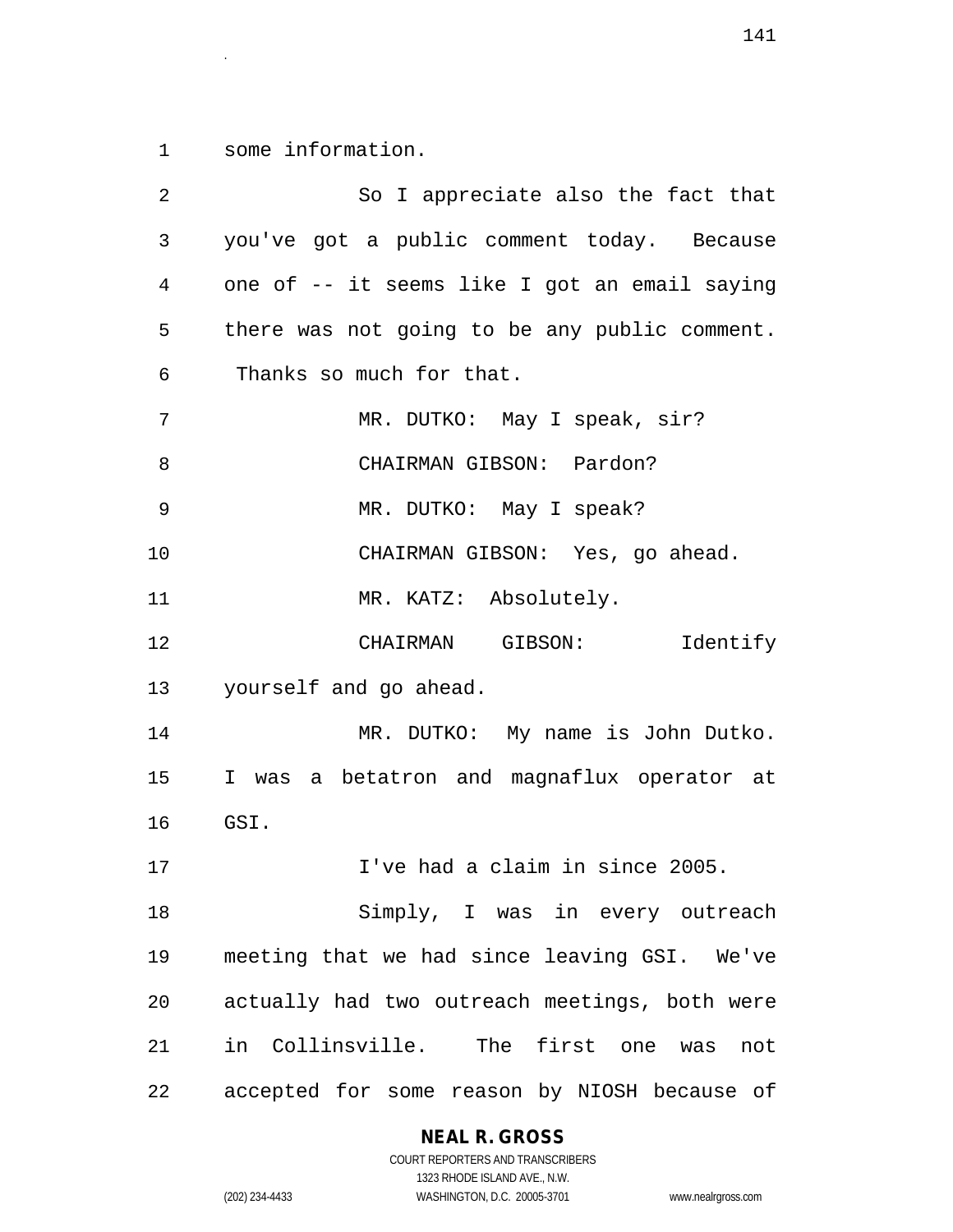some information.

So I appreciate also the fact that you've got a public comment today. Because one of -- it seems like I got an email saying there was not going to be any public comment. Thanks so much for that.

MR. DUTKO: May I speak, sir?

CHAIRMAN GIBSON: Pardon?

MR. DUTKO: May I speak?

CHAIRMAN GIBSON: Yes, go ahead.

MR. KATZ: Absolutely.

CHAIRMAN GIBSON: Identify yourself and go ahead.

MR. DUTKO: My name is John Dutko. I was a betatron and magnaflux operator at GSI.

I've had a claim in since 2005.

Simply, I was in every outreach meeting that we had since leaving GSI. We've actually had two outreach meetings, both were in Collinsville. The first one was not accepted for some reason by NIOSH because of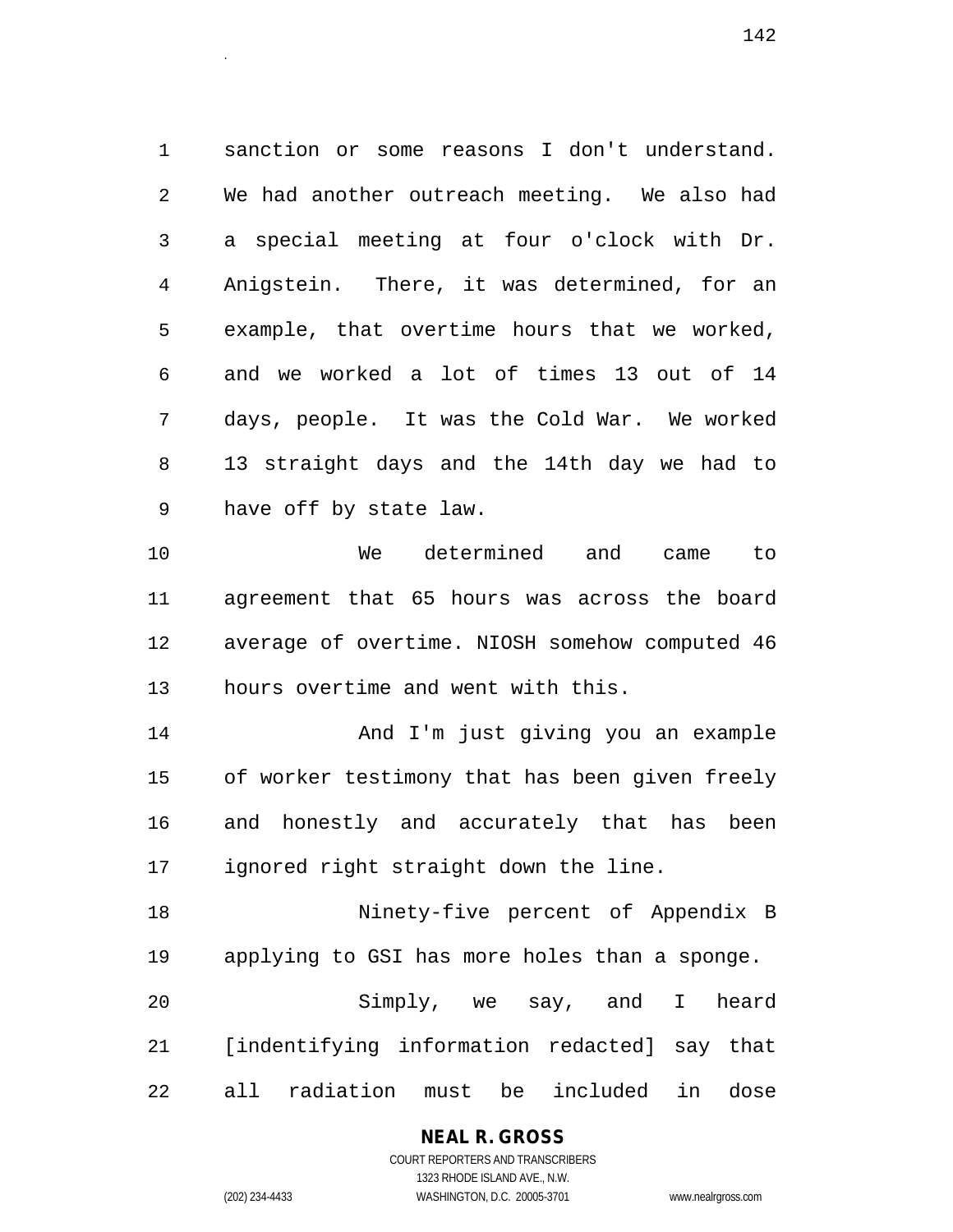sanction or some reasons I don't understand. We had another outreach meeting. We also had a special meeting at four o'clock with Dr. Anigstein. There, it was determined, for an example, that overtime hours that we worked, and we worked a lot of times 13 out of 14 days, people. It was the Cold War. We worked 13 straight days and the 14th day we had to have off by state law.

We determined and came to agreement that 65 hours was across the board average of overtime. NIOSH somehow computed 46 hours overtime and went with this.

And I'm just giving you an example of worker testimony that has been given freely and honestly and accurately that has been ignored right straight down the line.

Ninety-five percent of Appendix B applying to GSI has more holes than a sponge.

Simply, we say, and I heard [indentifying information redacted] say that all radiation must be included in dose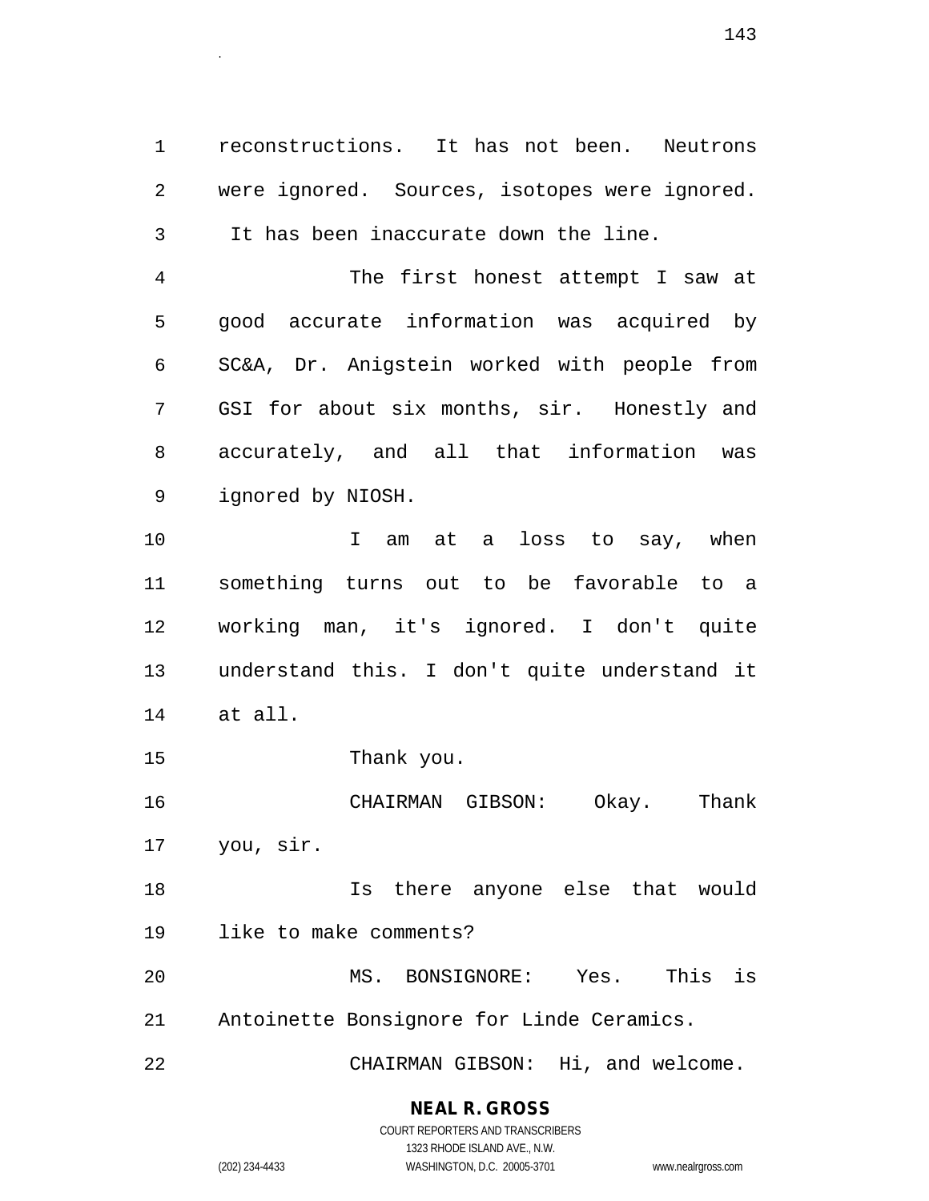reconstructions. It has not been. Neutrons were ignored. Sources, isotopes were ignored. It has been inaccurate down the line.

The first honest attempt I saw at good accurate information was acquired by SC&A, Dr. Anigstein worked with people from GSI for about six months, sir. Honestly and accurately, and all that information was ignored by NIOSH.

I am at a loss to say, when something turns out to be favorable to a working man, it's ignored. I don't quite understand this. I don't quite understand it at all.

Thank you.

CHAIRMAN GIBSON: Okay. Thank you, sir.

Is there anyone else that would like to make comments?

MS. BONSIGNORE: Yes. This is Antoinette Bonsignore for Linde Ceramics.

CHAIRMAN GIBSON: Hi, and welcome.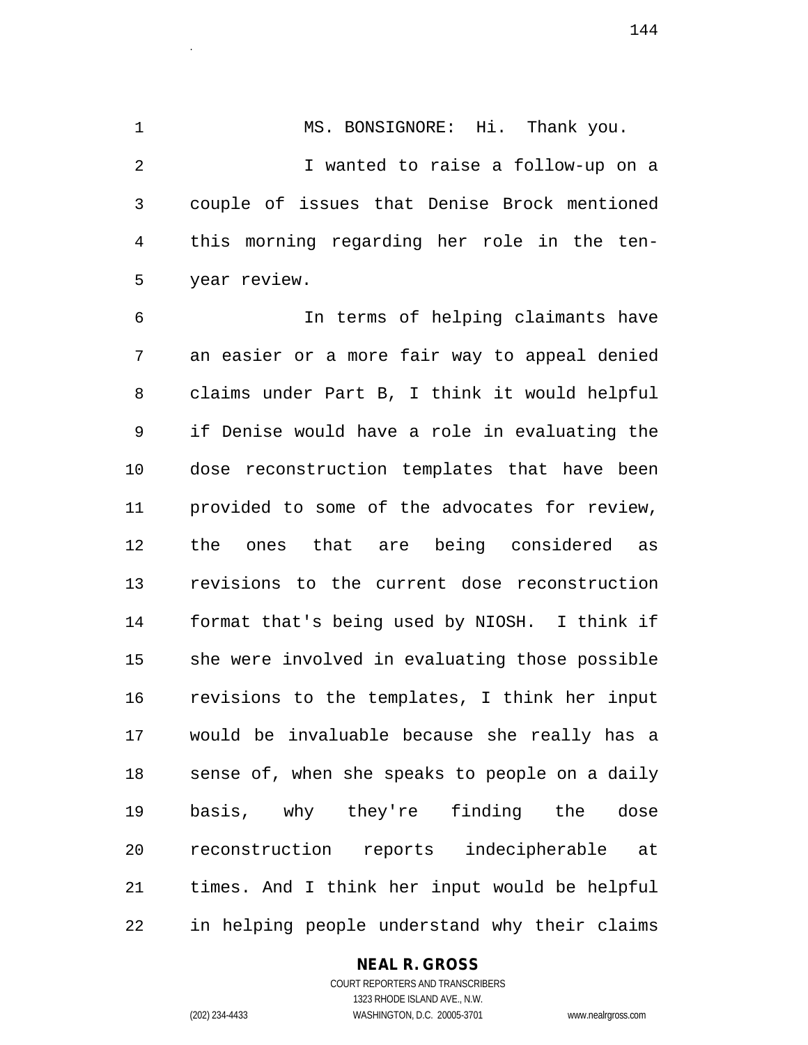MS. BONSIGNORE: Hi. Thank you.

I wanted to raise a follow-up on a couple of issues that Denise Brock mentioned this morning regarding her role in the ten-year review.

In terms of helping claimants have an easier or a more fair way to appeal denied claims under Part B, I think it would helpful if Denise would have a role in evaluating the dose reconstruction templates that have been provided to some of the advocates for review, the ones that are being considered as revisions to the current dose reconstruction format that's being used by NIOSH. I think if she were involved in evaluating those possible revisions to the templates, I think her input would be invaluable because she really has a sense of, when she speaks to people on a daily basis, why they're finding the dose reconstruction reports indecipherable at times. And I think her input would be helpful in helping people understand why their claims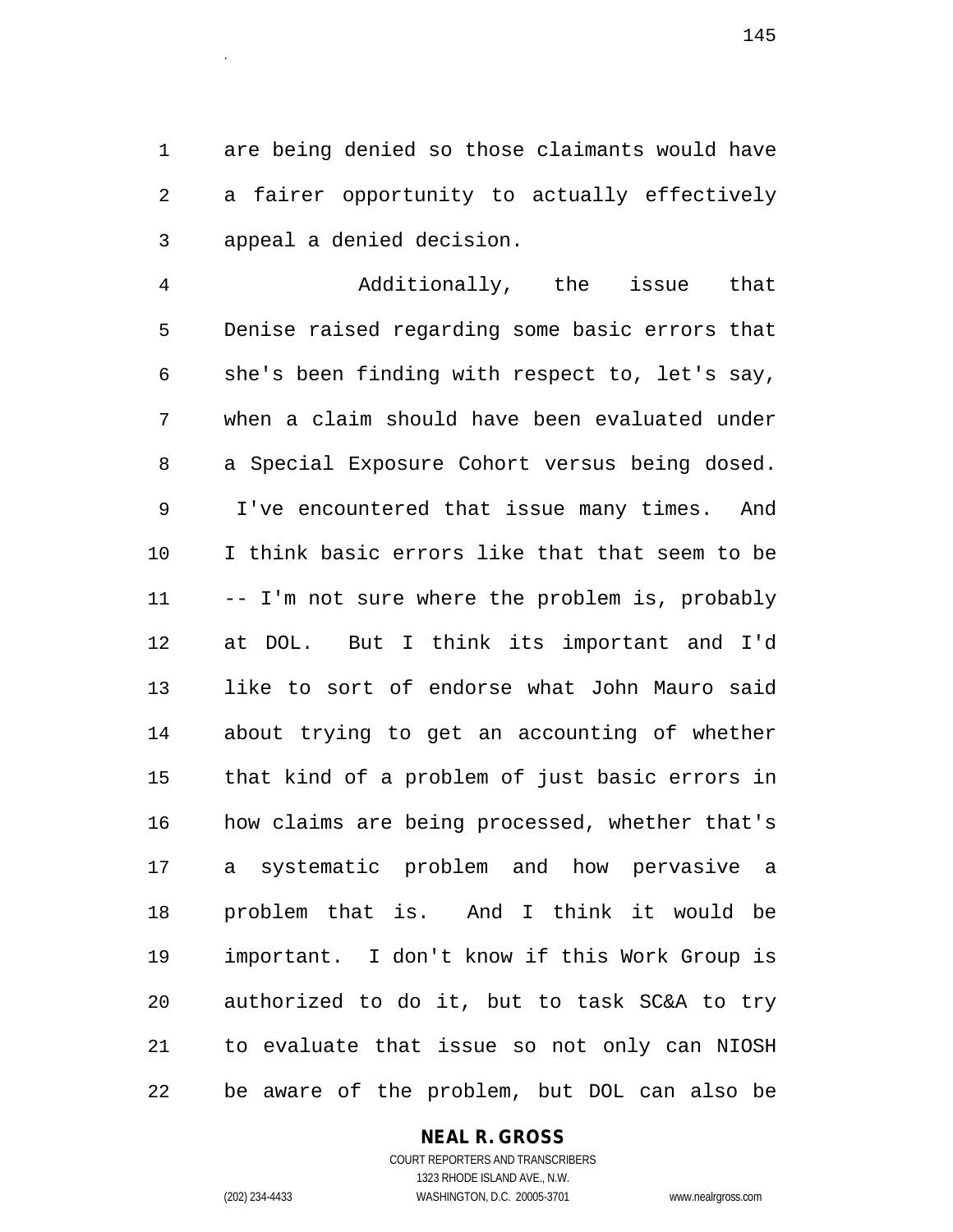are being denied so those claimants would have a fairer opportunity to actually effectively appeal a denied decision.

Additionally, the issue that Denise raised regarding some basic errors that she's been finding with respect to, let's say, when a claim should have been evaluated under a Special Exposure Cohort versus being dosed. I've encountered that issue many times. And I think basic errors like that that seem to be -- I'm not sure where the problem is, probably at DOL. But I think its important and I'd like to sort of endorse what John Mauro said about trying to get an accounting of whether that kind of a problem of just basic errors in how claims are being processed, whether that's a systematic problem and how pervasive a problem that is. And I think it would be important. I don't know if this Work Group is authorized to do it, but to task SC&A to try to evaluate that issue so not only can NIOSH be aware of the problem, but DOL can also be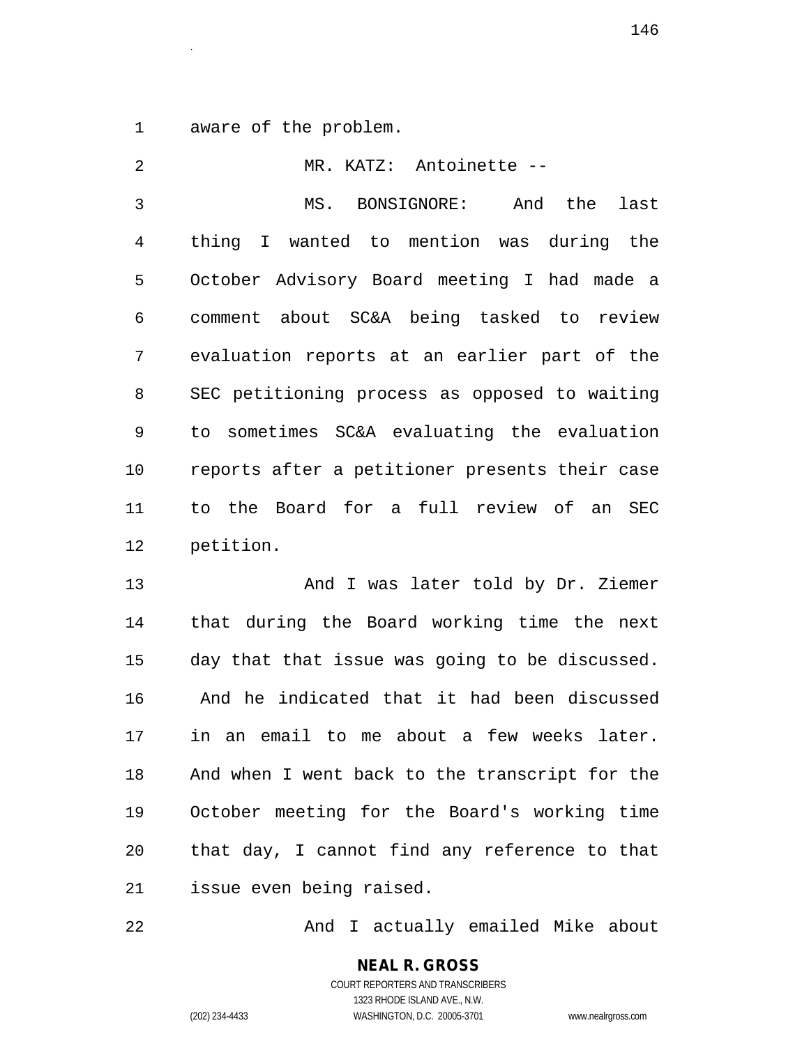aware of the problem.

MR. KATZ: Antoinette --

MS. BONSIGNORE: And the last thing I wanted to mention was during the October Advisory Board meeting I had made a comment about SC&A being tasked to review evaluation reports at an earlier part of the SEC petitioning process as opposed to waiting to sometimes SC&A evaluating the evaluation reports after a petitioner presents their case to the Board for a full review of an SEC petition.

And I was later told by Dr. Ziemer that during the Board working time the next day that that issue was going to be discussed. And he indicated that it had been discussed in an email to me about a few weeks later. And when I went back to the transcript for the October meeting for the Board's working time that day, I cannot find any reference to that issue even being raised.

And I actually emailed Mike about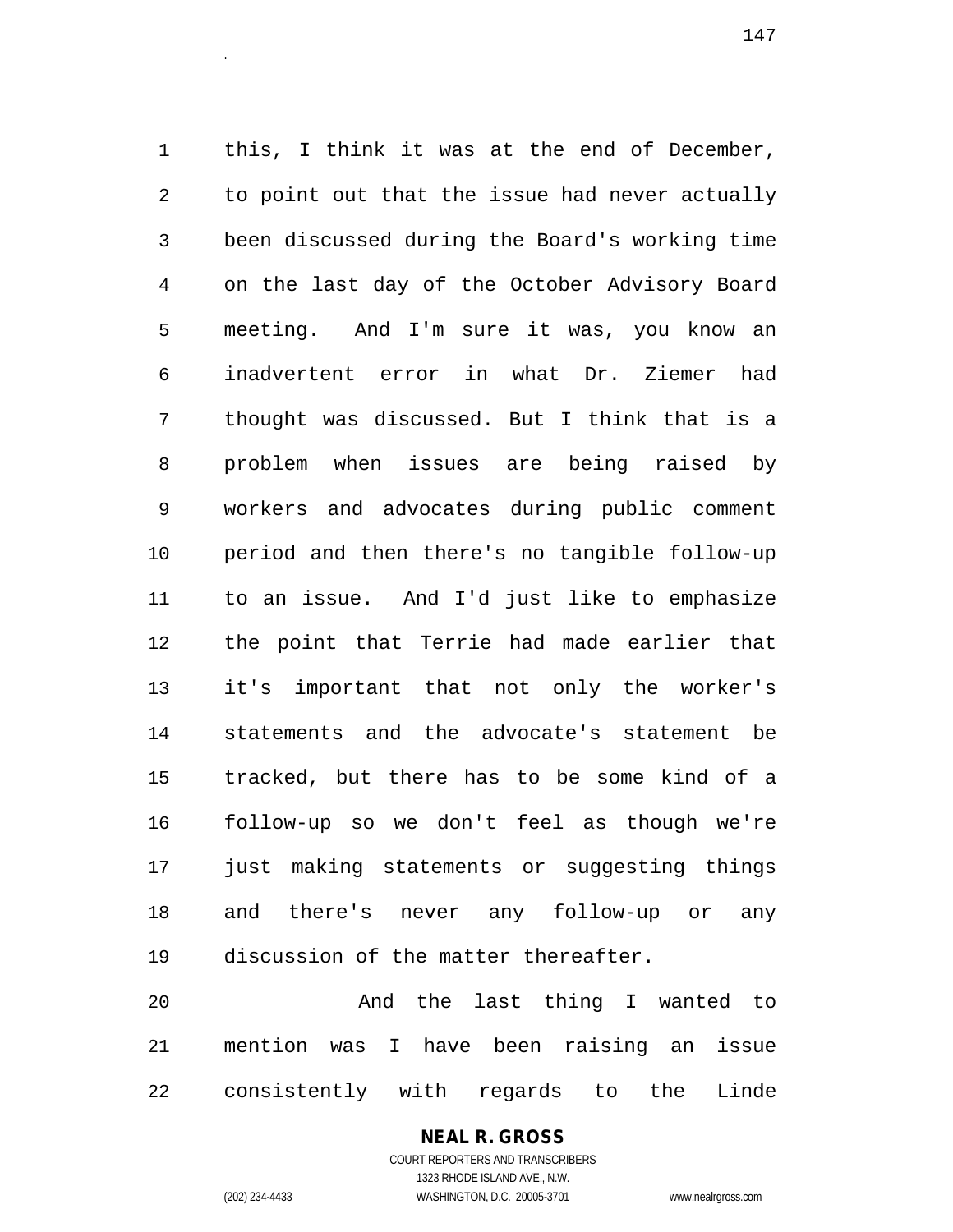this, I think it was at the end of December, to point out that the issue had never actually been discussed during the Board's working time on the last day of the October Advisory Board meeting. And I'm sure it was, you know an inadvertent error in what Dr. Ziemer had thought was discussed. But I think that is a problem when issues are being raised by workers and advocates during public comment period and then there's no tangible follow-up to an issue. And I'd just like to emphasize the point that Terrie had made earlier that it's important that not only the worker's statements and the advocate's statement be tracked, but there has to be some kind of a follow-up so we don't feel as though we're just making statements or suggesting things and there's never any follow-up or any discussion of the matter thereafter.

And the last thing I wanted to mention was I have been raising an issue consistently with regards to the Linde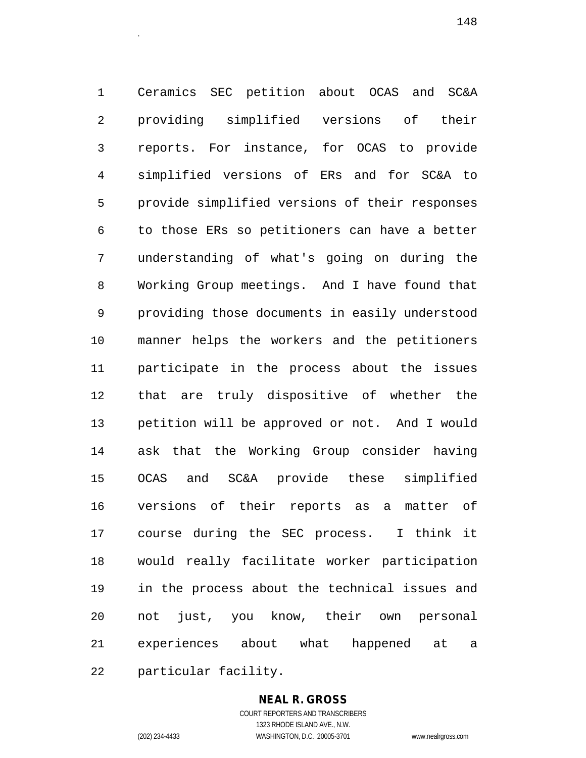Ceramics SEC petition about OCAS and SC&A providing simplified versions of their reports. For instance, for OCAS to provide simplified versions of ERs and for SC&A to provide simplified versions of their responses to those ERs so petitioners can have a better understanding of what's going on during the Working Group meetings. And I have found that providing those documents in easily understood manner helps the workers and the petitioners participate in the process about the issues that are truly dispositive of whether the petition will be approved or not. And I would ask that the Working Group consider having OCAS and SC&A provide these simplified versions of their reports as a matter of course during the SEC process. I think it would really facilitate worker participation in the process about the technical issues and not just, you know, their own personal experiences about what happened at a particular facility.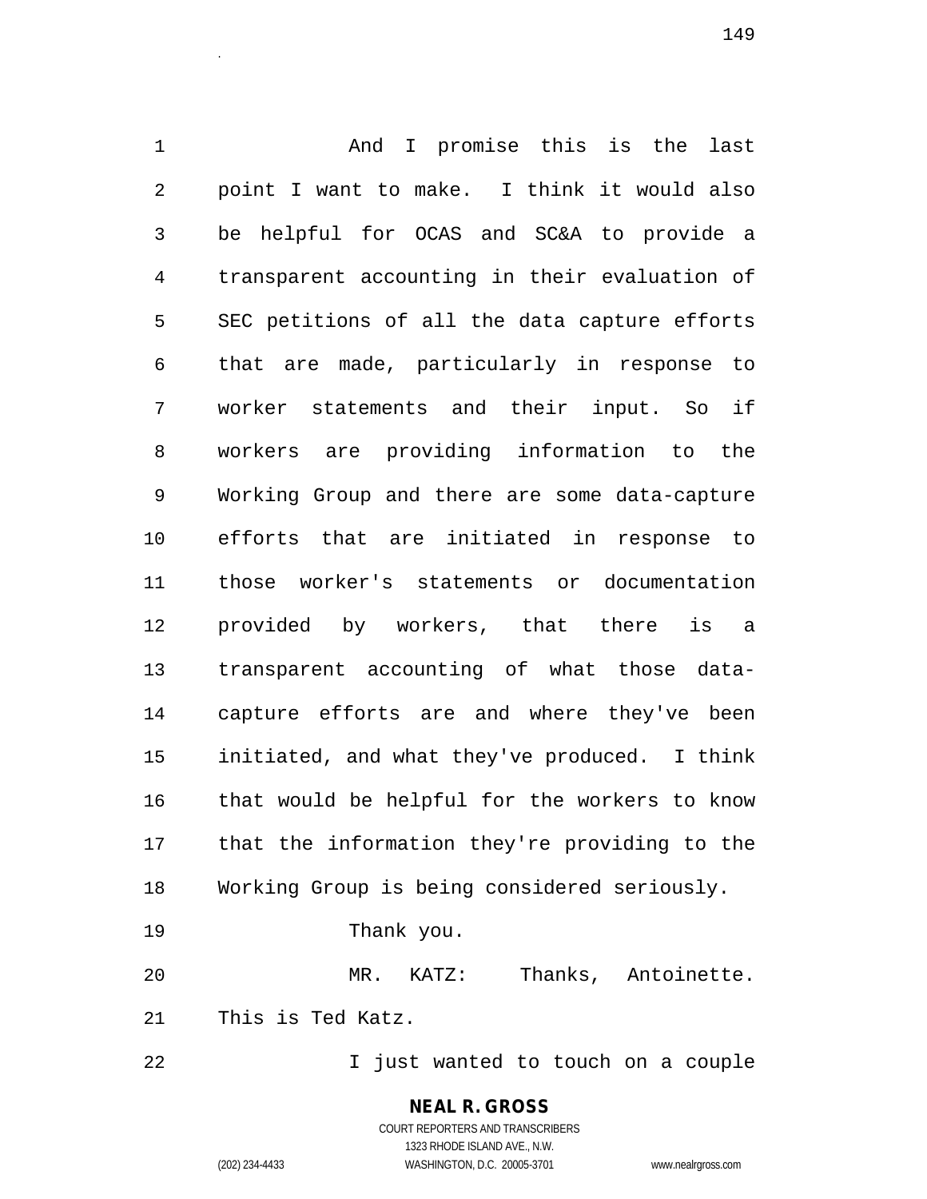And I promise this is the last point I want to make. I think it would also be helpful for OCAS and SC&A to provide a transparent accounting in their evaluation of SEC petitions of all the data capture efforts that are made, particularly in response to worker statements and their input. So if workers are providing information to the Working Group and there are some data-capture efforts that are initiated in response to those worker's statements or documentation provided by workers, that there is a transparent accounting of what those data-capture efforts are and where they've been initiated, and what they've produced. I think that would be helpful for the workers to know that the information they're providing to the Working Group is being considered seriously.

Thank you.

MR. KATZ: Thanks, Antoinette. This is Ted Katz.

I just wanted to touch on a couple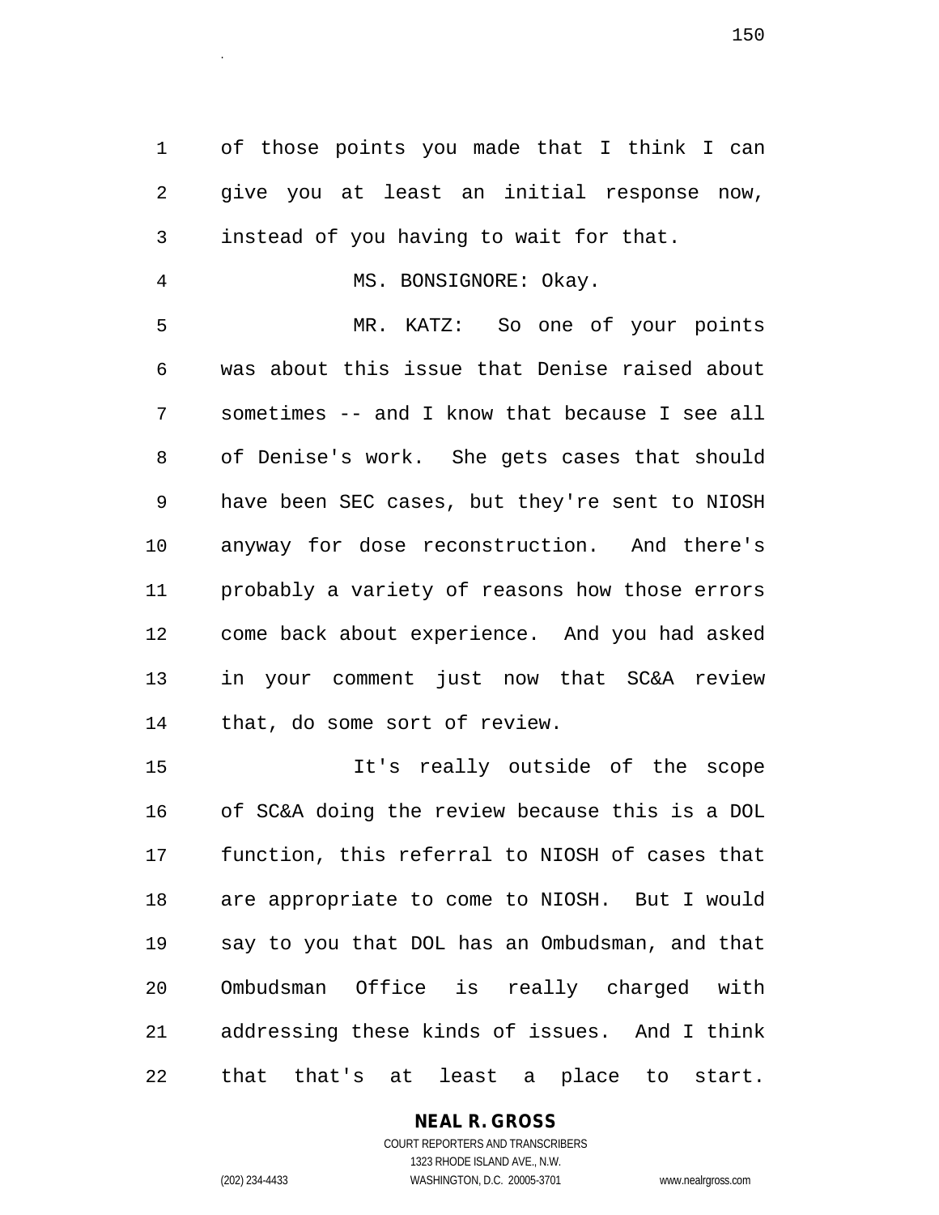of those points you made that I think I can give you at least an initial response now, instead of you having to wait for that.

MS. BONSIGNORE: Okay.

MR. KATZ: So one of your points was about this issue that Denise raised about sometimes -- and I know that because I see all of Denise's work. She gets cases that should have been SEC cases, but they're sent to NIOSH anyway for dose reconstruction. And there's probably a variety of reasons how those errors come back about experience. And you had asked in your comment just now that SC&A review that, do some sort of review.

It's really outside of the scope of SC&A doing the review because this is a DOL function, this referral to NIOSH of cases that are appropriate to come to NIOSH. But I would say to you that DOL has an Ombudsman, and that Ombudsman Office is really charged with addressing these kinds of issues. And I think that that's at least a place to start.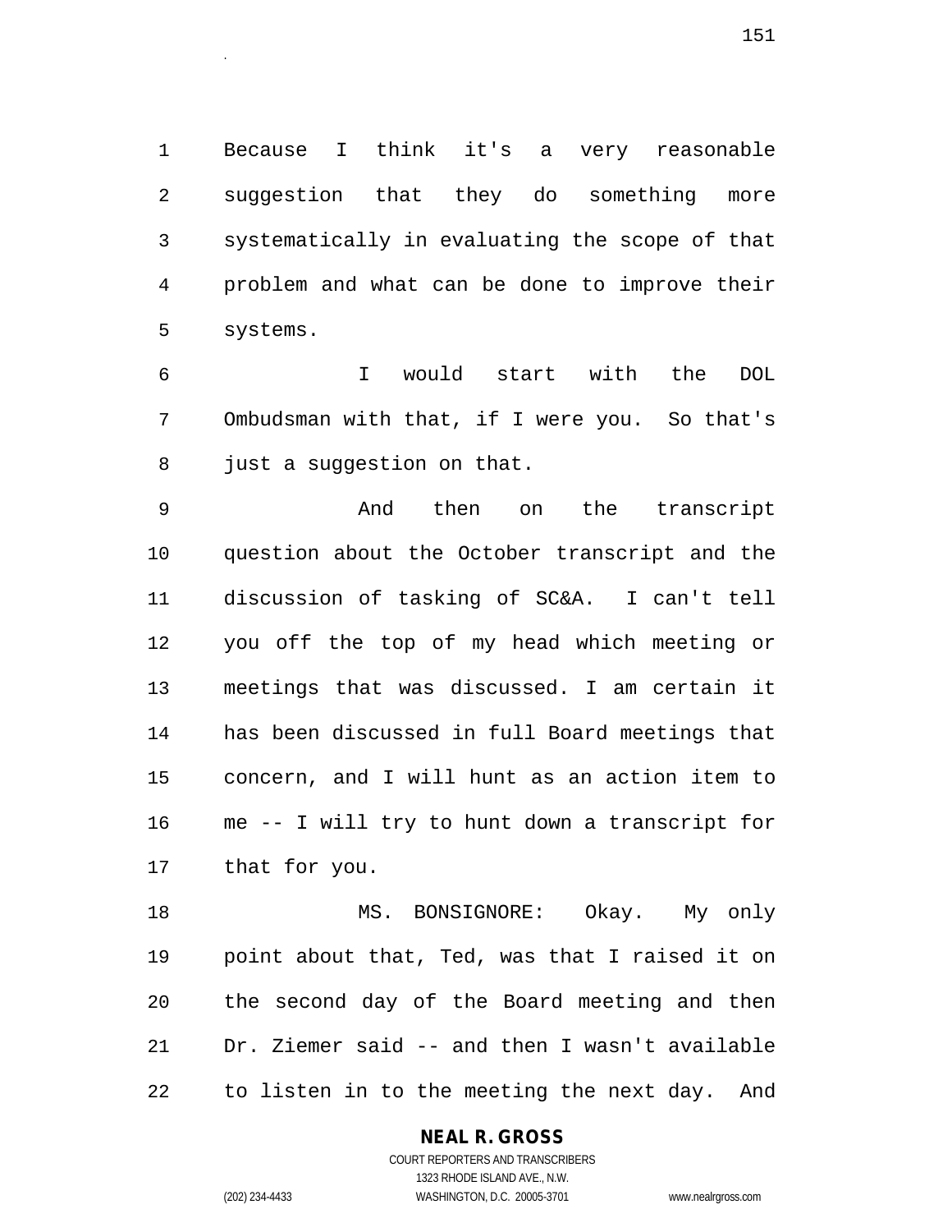Because I think it's a very reasonable suggestion that they do something more systematically in evaluating the scope of that problem and what can be done to improve their systems.

I would start with the DOL Ombudsman with that, if I were you. So that's just a suggestion on that.

And then on the transcript question about the October transcript and the discussion of tasking of SC&A. I can't tell you off the top of my head which meeting or meetings that was discussed. I am certain it has been discussed in full Board meetings that concern, and I will hunt as an action item to me -- I will try to hunt down a transcript for that for you.

MS. BONSIGNORE: Okay. My only point about that, Ted, was that I raised it on the second day of the Board meeting and then Dr. Ziemer said -- and then I wasn't available to listen in to the meeting the next day. And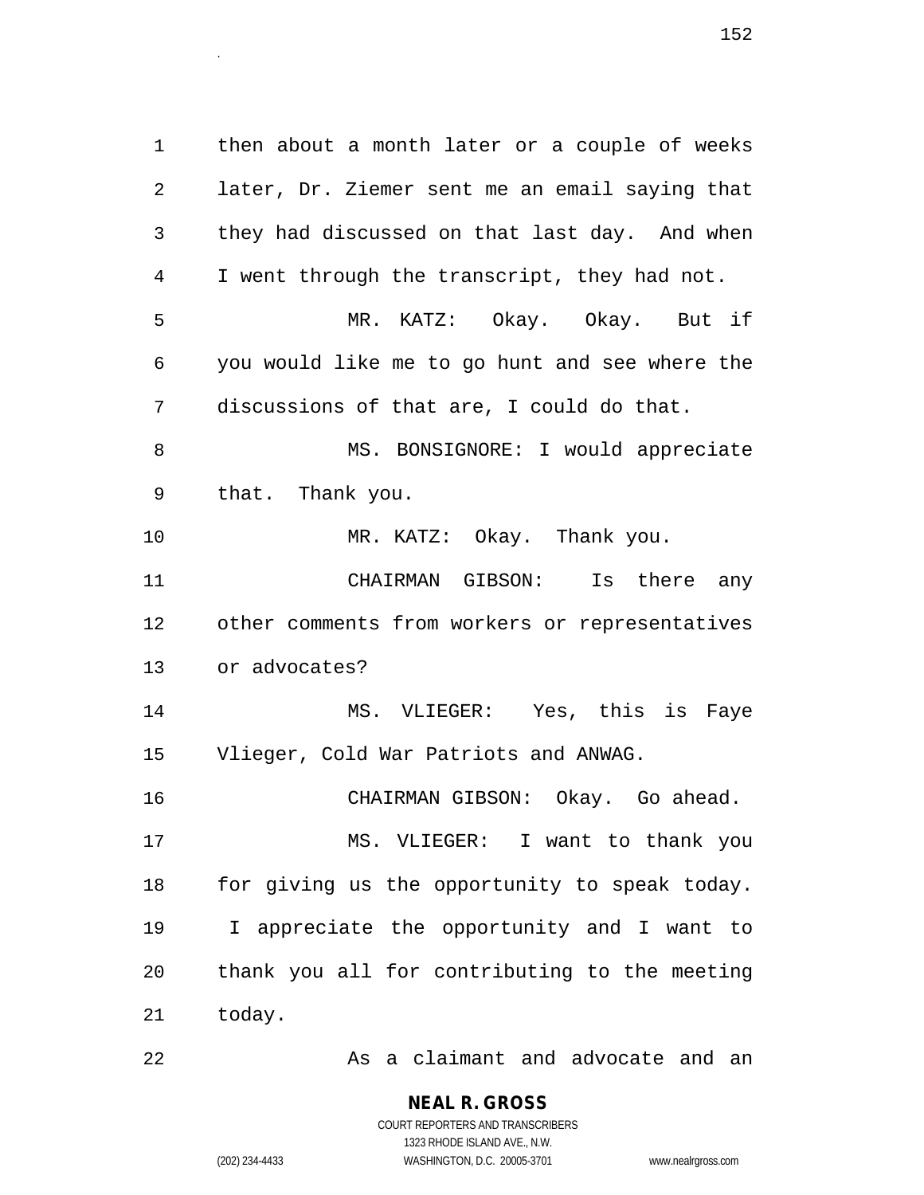then about a month later or a couple of weeks later, Dr. Ziemer sent me an email saying that they had discussed on that last day. And when I went through the transcript, they had not.

MR. KATZ: Okay. Okay. But if you would like me to go hunt and see where the discussions of that are, I could do that.

MS. BONSIGNORE: I would appreciate that. Thank you.

MR. KATZ: Okay. Thank you.

CHAIRMAN GIBSON: Is there any other comments from workers or representatives or advocates?

MS. VLIEGER: Yes, this is Faye Vlieger, Cold War Patriots and ANWAG.

CHAIRMAN GIBSON: Okay. Go ahead.

MS. VLIEGER: I want to thank you for giving us the opportunity to speak today. I appreciate the opportunity and I want to thank you all for contributing to the meeting today.

As a claimant and advocate and an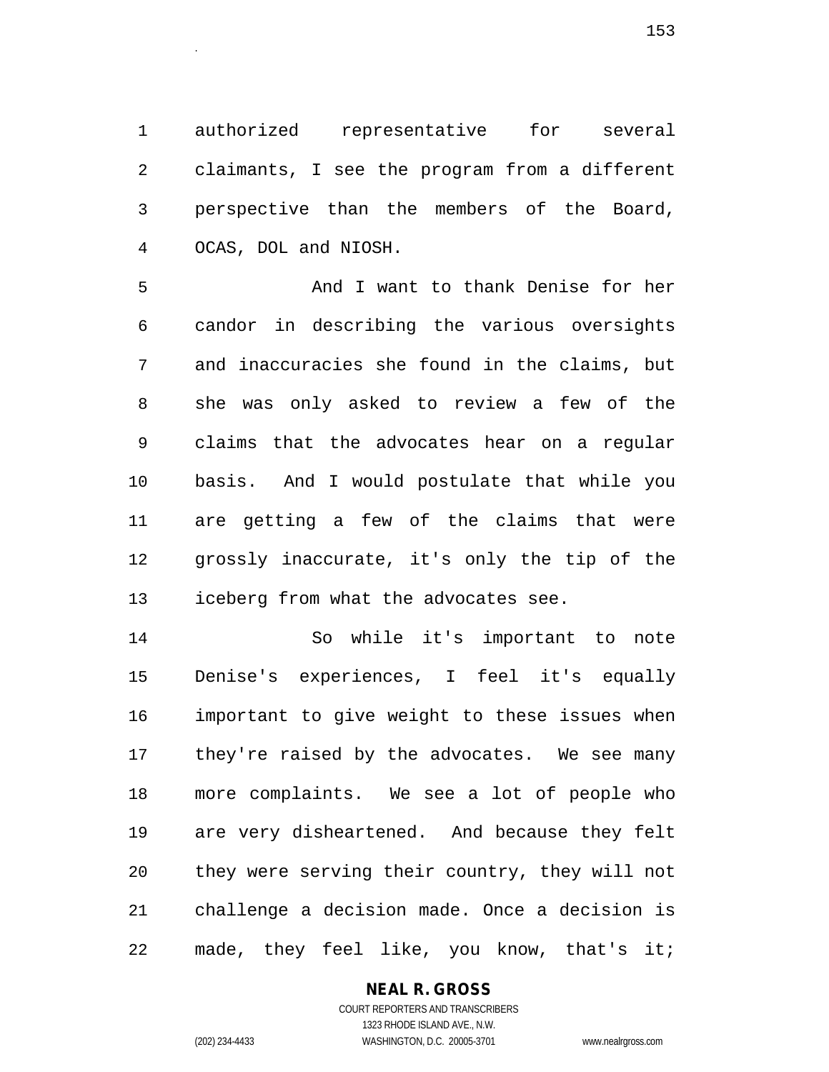authorized representative for several claimants, I see the program from a different perspective than the members of the Board, OCAS, DOL and NIOSH.

And I want to thank Denise for her candor in describing the various oversights and inaccuracies she found in the claims, but she was only asked to review a few of the claims that the advocates hear on a regular basis. And I would postulate that while you are getting a few of the claims that were grossly inaccurate, it's only the tip of the iceberg from what the advocates see.

So while it's important to note Denise's experiences, I feel it's equally important to give weight to these issues when they're raised by the advocates. We see many more complaints. We see a lot of people who are very disheartened. And because they felt they were serving their country, they will not challenge a decision made. Once a decision is made, they feel like, you know, that's it;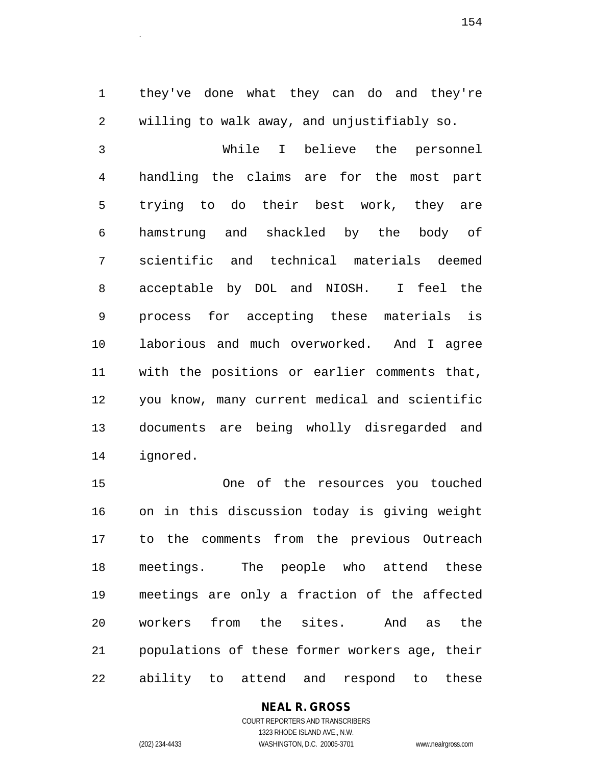they've done what they can do and they're willing to walk away, and unjustifiably so.

While I believe the personnel handling the claims are for the most part trying to do their best work, they are hamstrung and shackled by the body of scientific and technical materials deemed acceptable by DOL and NIOSH. I feel the process for accepting these materials is laborious and much overworked. And I agree with the positions or earlier comments that, you know, many current medical and scientific documents are being wholly disregarded and ignored.

One of the resources you touched on in this discussion today is giving weight to the comments from the previous Outreach meetings. The people who attend these meetings are only a fraction of the affected workers from the sites. And as the populations of these former workers age, their ability to attend and respond to these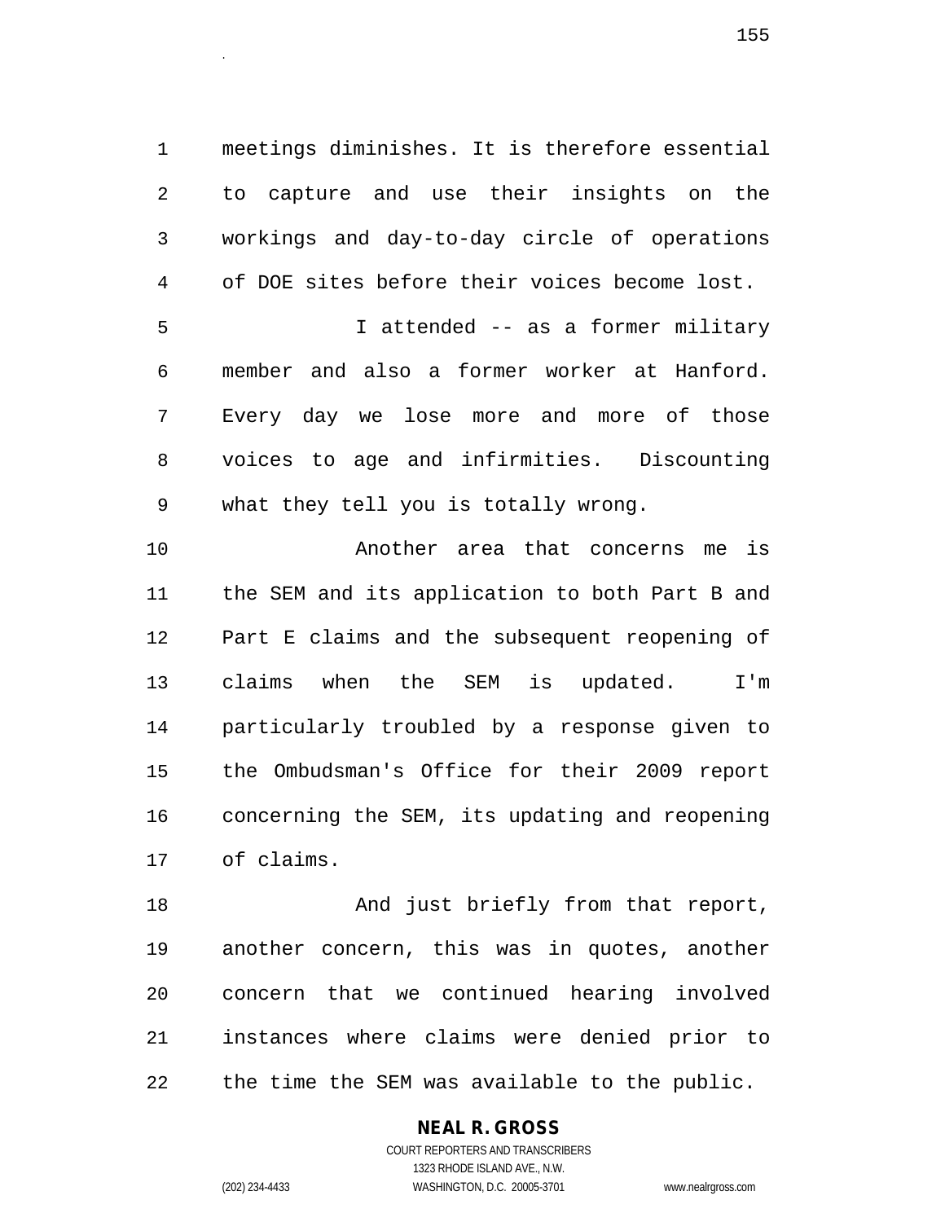meetings diminishes. It is therefore essential to capture and use their insights on the workings and day-to-day circle of operations of DOE sites before their voices become lost.

I attended -- as a former military member and also a former worker at Hanford. Every day we lose more and more of those voices to age and infirmities. Discounting what they tell you is totally wrong.

Another area that concerns me is the SEM and its application to both Part B and Part E claims and the subsequent reopening of claims when the SEM is updated. I'm particularly troubled by a response given to the Ombudsman's Office for their 2009 report concerning the SEM, its updating and reopening of claims.

And just briefly from that report, another concern, this was in quotes, another concern that we continued hearing involved instances where claims were denied prior to the time the SEM was available to the public.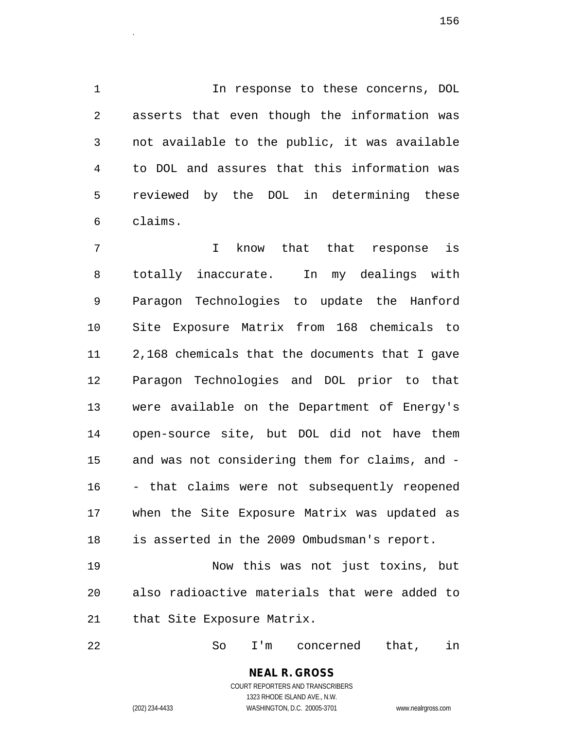In response to these concerns, DOL asserts that even though the information was not available to the public, it was available to DOL and assures that this information was reviewed by the DOL in determining these claims.

I know that that response is totally inaccurate. In my dealings with Paragon Technologies to update the Hanford Site Exposure Matrix from 168 chemicals to 2,168 chemicals that the documents that I gave Paragon Technologies and DOL prior to that were available on the Department of Energy's open-source site, but DOL did not have them and was not considering them for claims, and -- that claims were not subsequently reopened when the Site Exposure Matrix was updated as is asserted in the 2009 Ombudsman's report.

Now this was not just toxins, but also radioactive materials that were added to that Site Exposure Matrix.

So I'm concerned that, in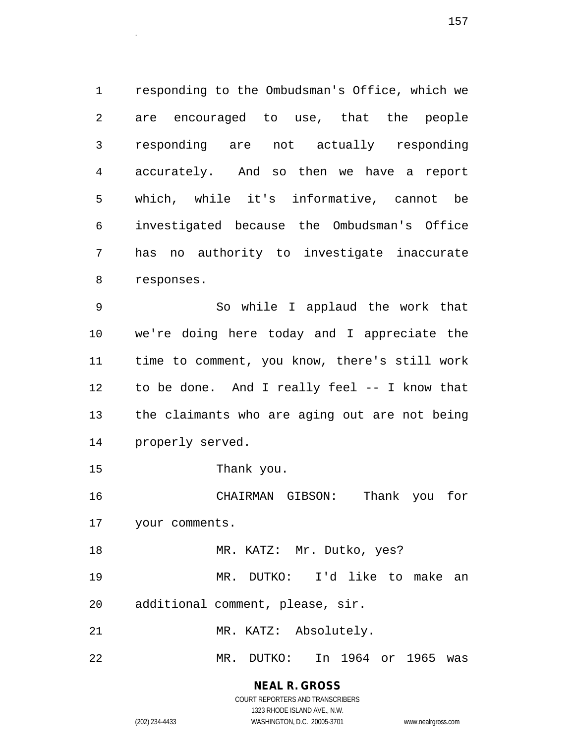responding to the Ombudsman's Office, which we are encouraged to use, that the people responding are not actually responding accurately. And so then we have a report which, while it's informative, cannot be investigated because the Ombudsman's Office has no authority to investigate inaccurate responses.

So while I applaud the work that we're doing here today and I appreciate the time to comment, you know, there's still work to be done. And I really feel -- I know that the claimants who are aging out are not being properly served.

Thank you.

CHAIRMAN GIBSON: Thank you for your comments.

MR. KATZ: Mr. Dutko, yes?

MR. DUTKO: I'd like to make an additional comment, please, sir.

MR. KATZ: Absolutely.

MR. DUTKO: In 1964 or 1965 was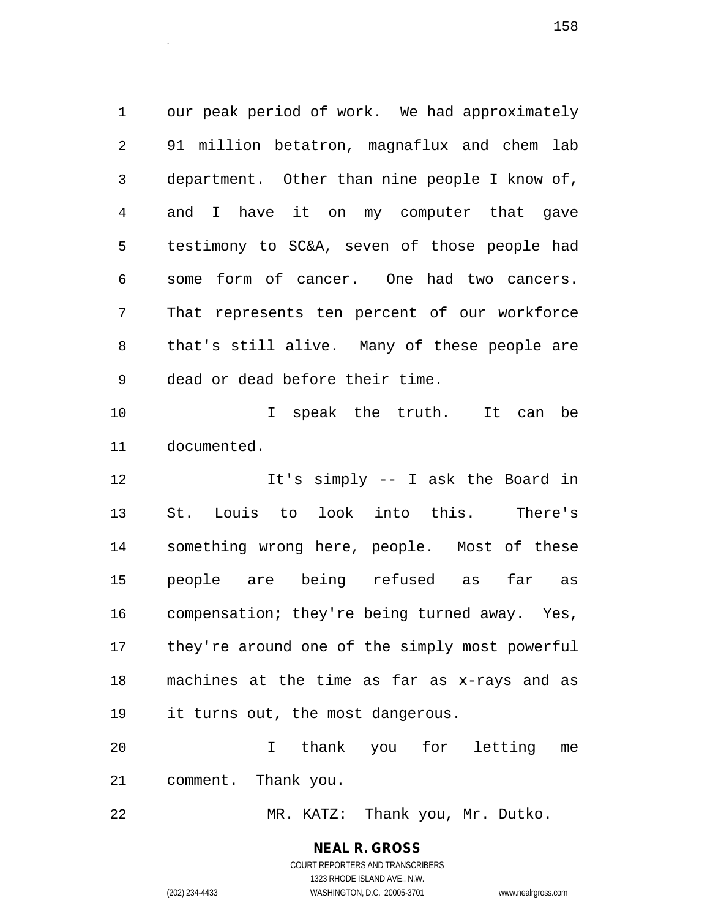our peak period of work. We had approximately 91 million betatron, magnaflux and chem lab department. Other than nine people I know of, and I have it on my computer that gave testimony to SC&A, seven of those people had some form of cancer. One had two cancers. That represents ten percent of our workforce that's still alive. Many of these people are dead or dead before their time.

I speak the truth. It can be documented.

It's simply -- I ask the Board in St. Louis to look into this. There's something wrong here, people. Most of these people are being refused as far as compensation; they're being turned away. Yes, they're around one of the simply most powerful machines at the time as far as x-rays and as it turns out, the most dangerous.

I thank you for letting me comment. Thank you.

MR. KATZ: Thank you, Mr. Dutko.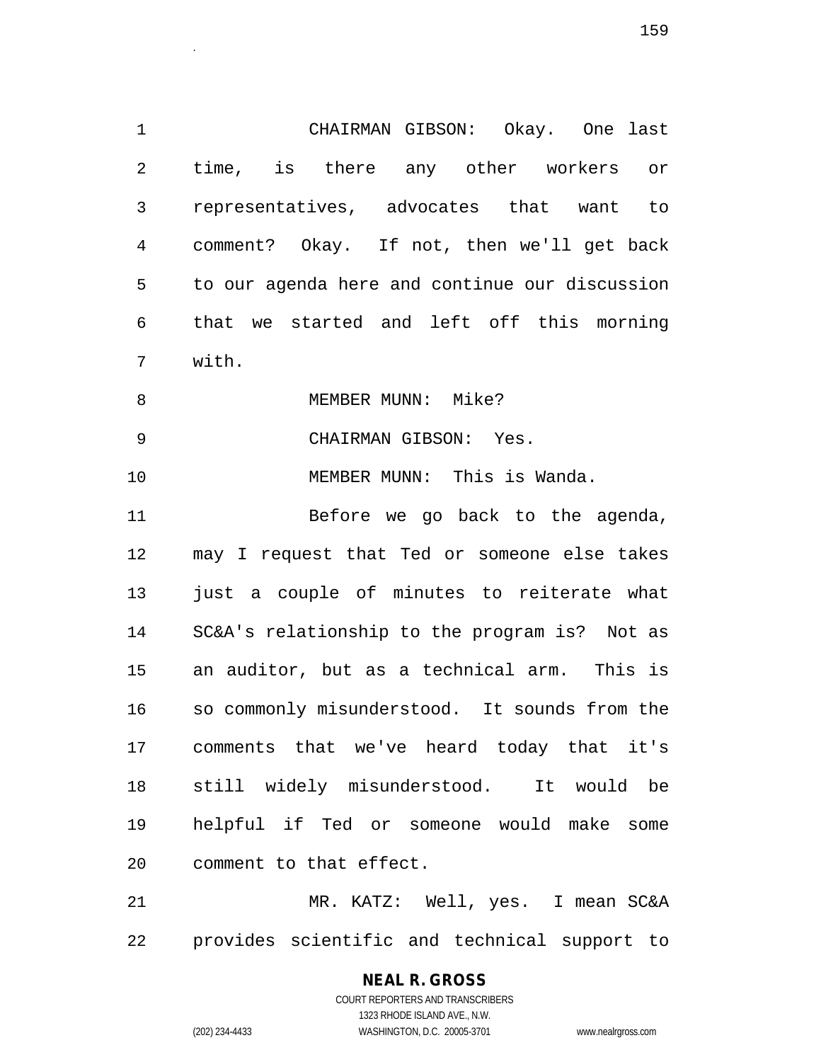CHAIRMAN GIBSON: Okay. One last time, is there any other workers or representatives, advocates that want to comment? Okay. If not, then we'll get back to our agenda here and continue our discussion that we started and left off this morning with.

MEMBER MUNN: Mike?

CHAIRMAN GIBSON: Yes.

MEMBER MUNN: This is Wanda.

Before we go back to the agenda, may I request that Ted or someone else takes just a couple of minutes to reiterate what SC&A's relationship to the program is? Not as an auditor, but as a technical arm. This is so commonly misunderstood. It sounds from the comments that we've heard today that it's still widely misunderstood. It would be helpful if Ted or someone would make some comment to that effect.

MR. KATZ: Well, yes. I mean SC&A provides scientific and technical support to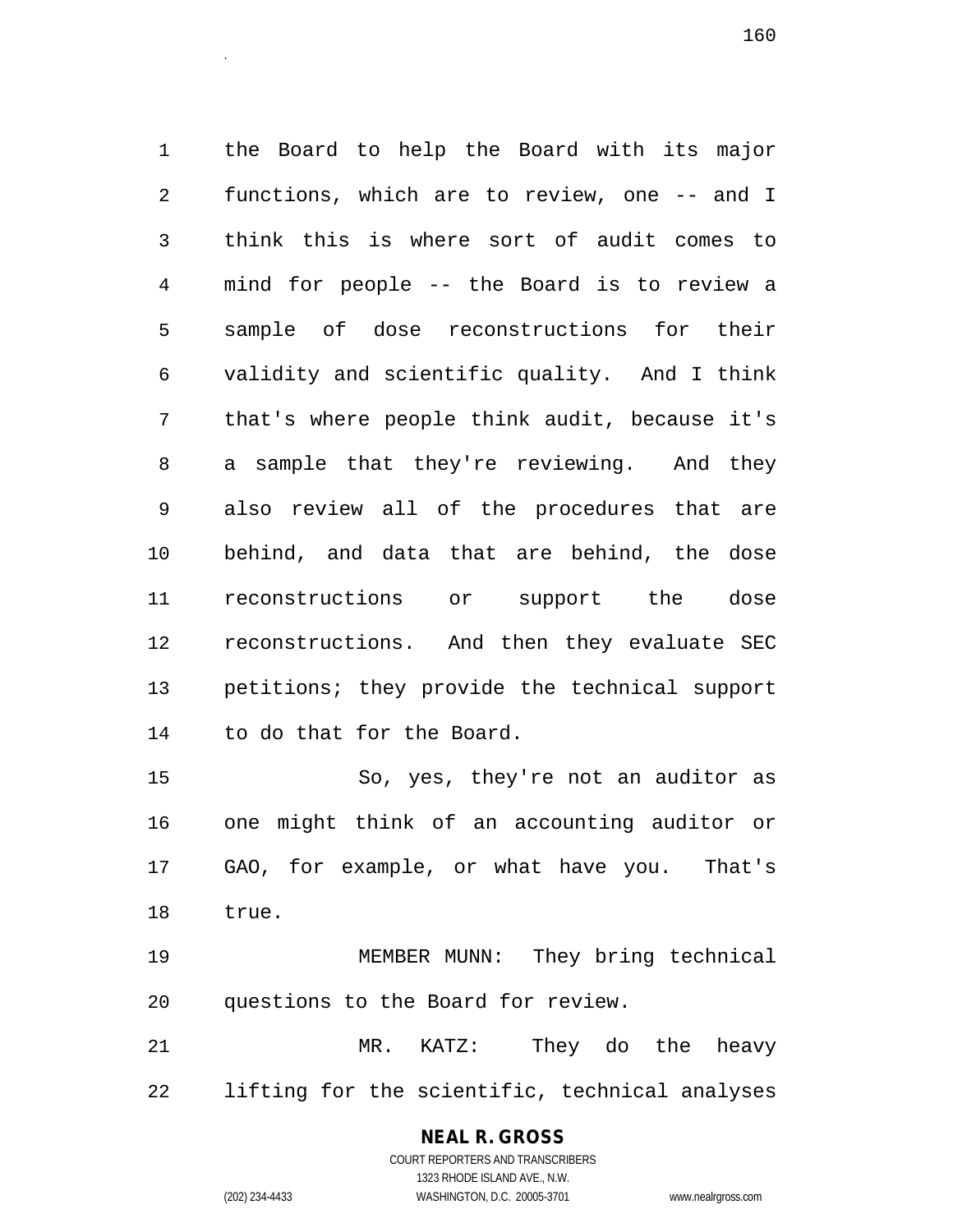the Board to help the Board with its major functions, which are to review, one -- and I think this is where sort of audit comes to mind for people -- the Board is to review a sample of dose reconstructions for their validity and scientific quality. And I think that's where people think audit, because it's a sample that they're reviewing. And they also review all of the procedures that are behind, and data that are behind, the dose reconstructions or support the dose reconstructions. And then they evaluate SEC petitions; they provide the technical support to do that for the Board.

So, yes, they're not an auditor as one might think of an accounting auditor or GAO, for example, or what have you. That's true.

MEMBER MUNN: They bring technical questions to the Board for review.

MR. KATZ: They do the heavy lifting for the scientific, technical analyses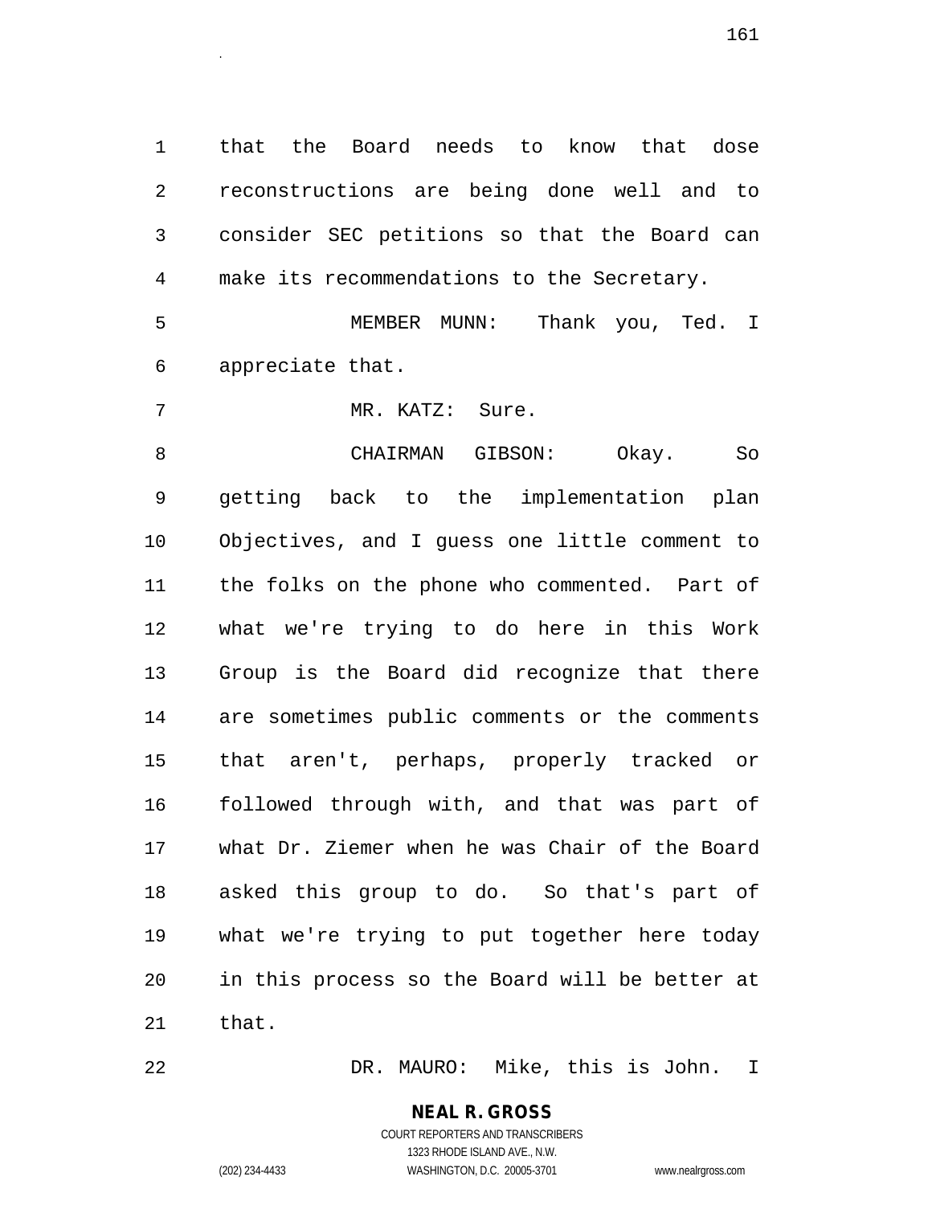that the Board needs to know that dose reconstructions are being done well and to consider SEC petitions so that the Board can make its recommendations to the Secretary.

MEMBER MUNN: Thank you, Ted. I appreciate that.

MR. KATZ: Sure.

CHAIRMAN GIBSON: Okay. So getting back to the implementation plan Objectives, and I guess one little comment to the folks on the phone who commented. Part of what we're trying to do here in this Work Group is the Board did recognize that there are sometimes public comments or the comments that aren't, perhaps, properly tracked or followed through with, and that was part of what Dr. Ziemer when he was Chair of the Board asked this group to do. So that's part of what we're trying to put together here today in this process so the Board will be better at that.

DR. MAURO: Mike, this is John. I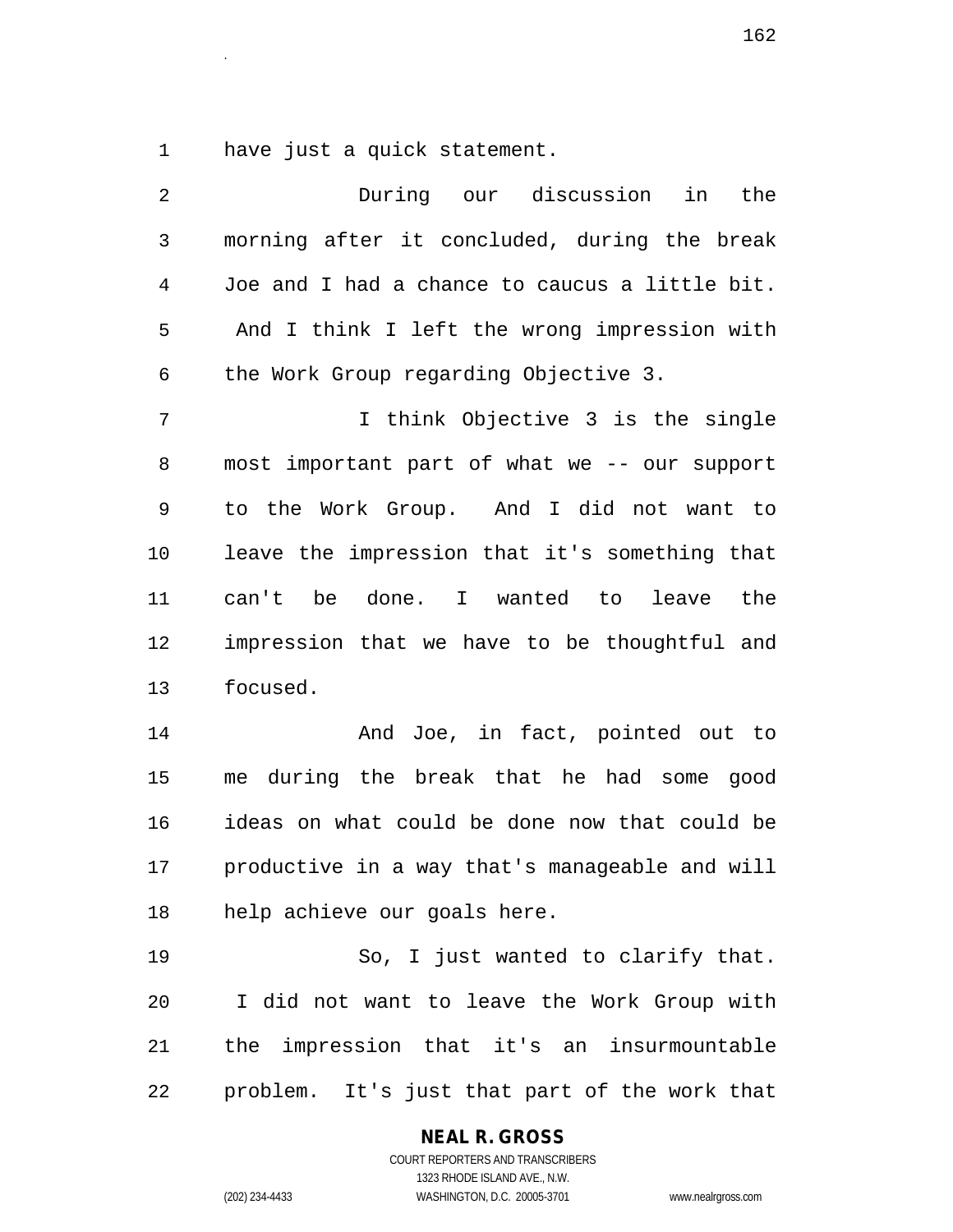have just a quick statement.

During our discussion in the morning after it concluded, during the break Joe and I had a chance to caucus a little bit. And I think I left the wrong impression with the Work Group regarding Objective 3.

I think Objective 3 is the single most important part of what we -- our support to the Work Group. And I did not want to leave the impression that it's something that can't be done. I wanted to leave the impression that we have to be thoughtful and focused.

And Joe, in fact, pointed out to me during the break that he had some good ideas on what could be done now that could be productive in a way that's manageable and will help achieve our goals here.

So, I just wanted to clarify that. I did not want to leave the Work Group with the impression that it's an insurmountable problem. It's just that part of the work that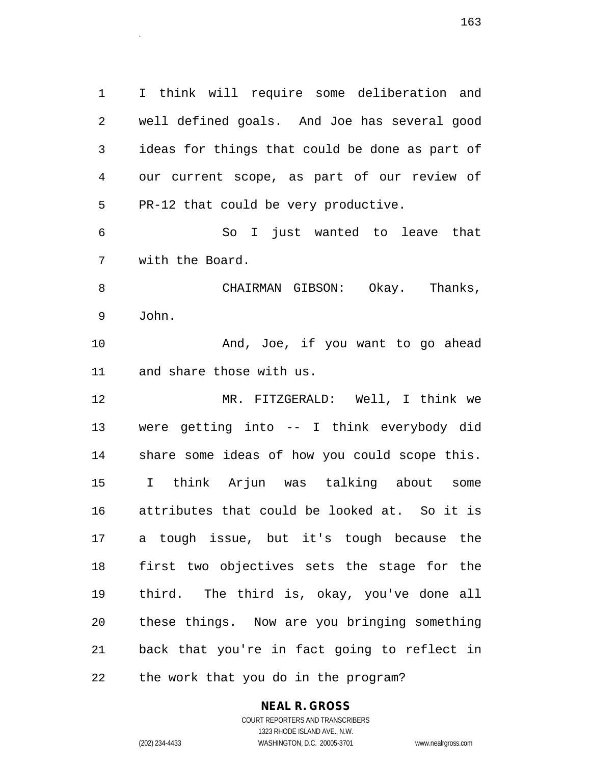I think will require some deliberation and well defined goals. And Joe has several good ideas for things that could be done as part of our current scope, as part of our review of PR-12 that could be very productive.

So I just wanted to leave that with the Board.

CHAIRMAN GIBSON: Okay. Thanks, John.

And, Joe, if you want to go ahead and share those with us.

MR. FITZGERALD: Well, I think we were getting into -- I think everybody did share some ideas of how you could scope this. I think Arjun was talking about some attributes that could be looked at. So it is a tough issue, but it's tough because the first two objectives sets the stage for the third. The third is, okay, you've done all these things. Now are you bringing something back that you're in fact going to reflect in the work that you do in the program?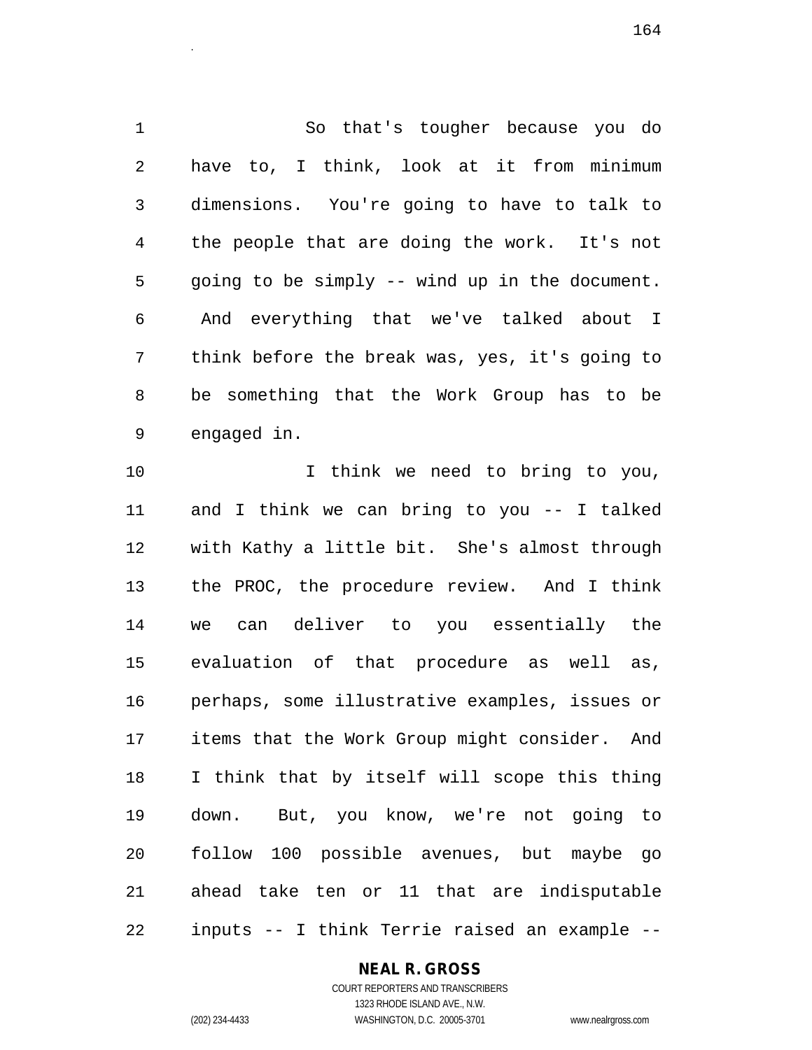So that's tougher because you do have to, I think, look at it from minimum dimensions. You're going to have to talk to the people that are doing the work. It's not going to be simply -- wind up in the document. And everything that we've talked about I think before the break was, yes, it's going to be something that the Work Group has to be engaged in.

I think we need to bring to you, and I think we can bring to you -- I talked with Kathy a little bit. She's almost through the PROC, the procedure review. And I think we can deliver to you essentially the evaluation of that procedure as well as, perhaps, some illustrative examples, issues or items that the Work Group might consider. And I think that by itself will scope this thing down. But, you know, we're not going to follow 100 possible avenues, but maybe go ahead take ten or 11 that are indisputable inputs -- I think Terrie raised an example --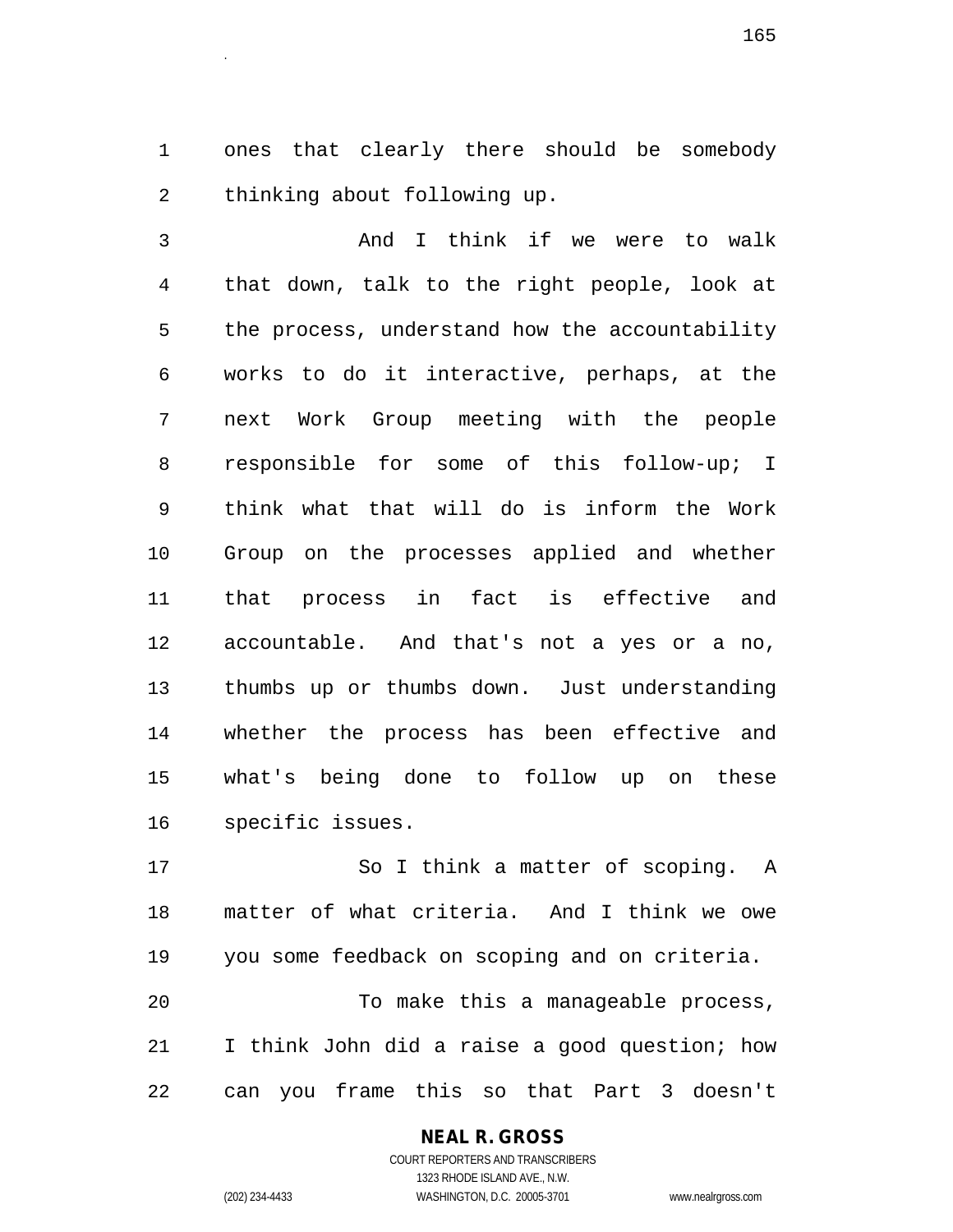ones that clearly there should be somebody thinking about following up.

And I think if we were to walk that down, talk to the right people, look at the process, understand how the accountability works to do it interactive, perhaps, at the next Work Group meeting with the people responsible for some of this follow-up; I think what that will do is inform the Work Group on the processes applied and whether that process in fact is effective and accountable. And that's not a yes or a no, thumbs up or thumbs down. Just understanding whether the process has been effective and what's being done to follow up on these specific issues.

So I think a matter of scoping. A matter of what criteria. And I think we owe you some feedback on scoping and on criteria.

To make this a manageable process, I think John did a raise a good question; how can you frame this so that Part 3 doesn't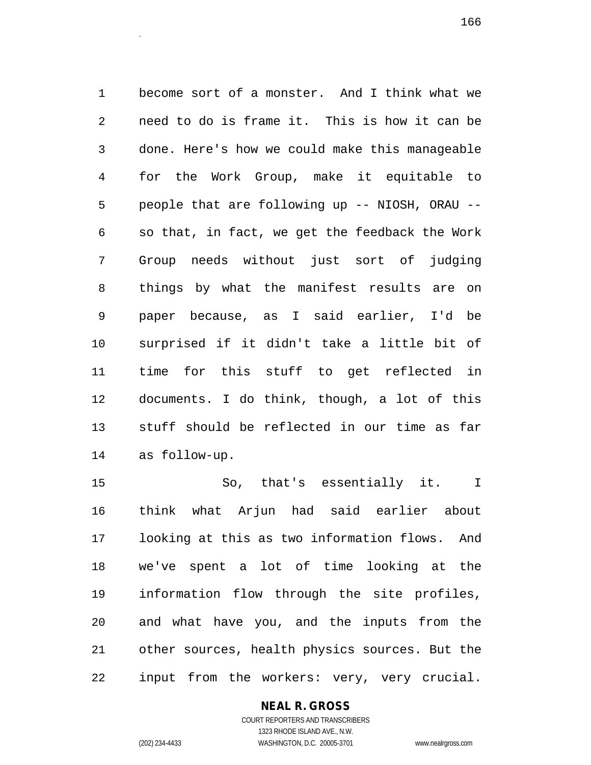become sort of a monster. And I think what we need to do is frame it. This is how it can be done. Here's how we could make this manageable for the Work Group, make it equitable to people that are following up -- NIOSH, ORAU -- so that, in fact, we get the feedback the Work Group needs without just sort of judging things by what the manifest results are on paper because, as I said earlier, I'd be surprised if it didn't take a little bit of time for this stuff to get reflected in documents. I do think, though, a lot of this stuff should be reflected in our time as far as follow-up.

So, that's essentially it. I think what Arjun had said earlier about looking at this as two information flows. And we've spent a lot of time looking at the information flow through the site profiles, and what have you, and the inputs from the other sources, health physics sources. But the input from the workers: very, very crucial.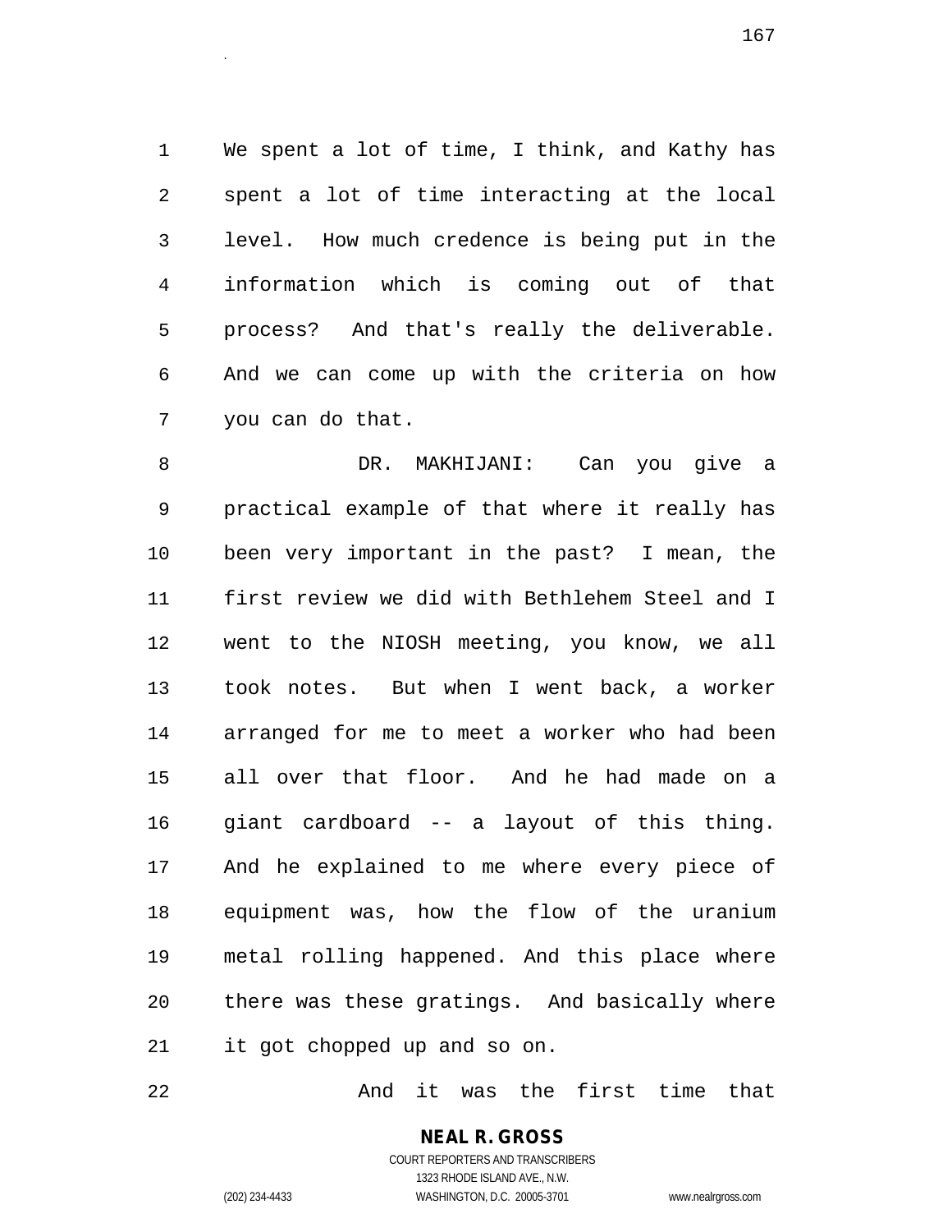We spent a lot of time, I think, and Kathy has spent a lot of time interacting at the local level. How much credence is being put in the information which is coming out of that process? And that's really the deliverable. And we can come up with the criteria on how you can do that.

DR. MAKHIJANI: Can you give a practical example of that where it really has been very important in the past? I mean, the first review we did with Bethlehem Steel and I went to the NIOSH meeting, you know, we all took notes. But when I went back, a worker arranged for me to meet a worker who had been all over that floor. And he had made on a giant cardboard -- a layout of this thing. And he explained to me where every piece of equipment was, how the flow of the uranium metal rolling happened. And this place where there was these gratings. And basically where it got chopped up and so on.

And it was the first time that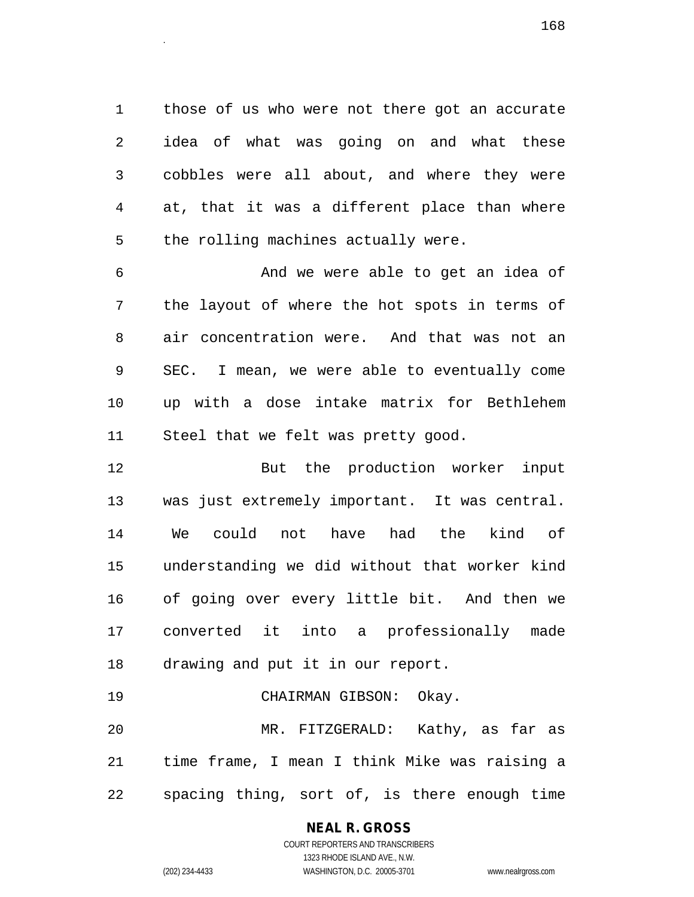those of us who were not there got an accurate idea of what was going on and what these cobbles were all about, and where they were at, that it was a different place than where the rolling machines actually were.

And we were able to get an idea of the layout of where the hot spots in terms of air concentration were. And that was not an SEC. I mean, we were able to eventually come up with a dose intake matrix for Bethlehem Steel that we felt was pretty good.

But the production worker input was just extremely important. It was central. We could not have had the kind of understanding we did without that worker kind of going over every little bit. And then we converted it into a professionally made drawing and put it in our report.

CHAIRMAN GIBSON: Okay.

MR. FITZGERALD: Kathy, as far as time frame, I mean I think Mike was raising a spacing thing, sort of, is there enough time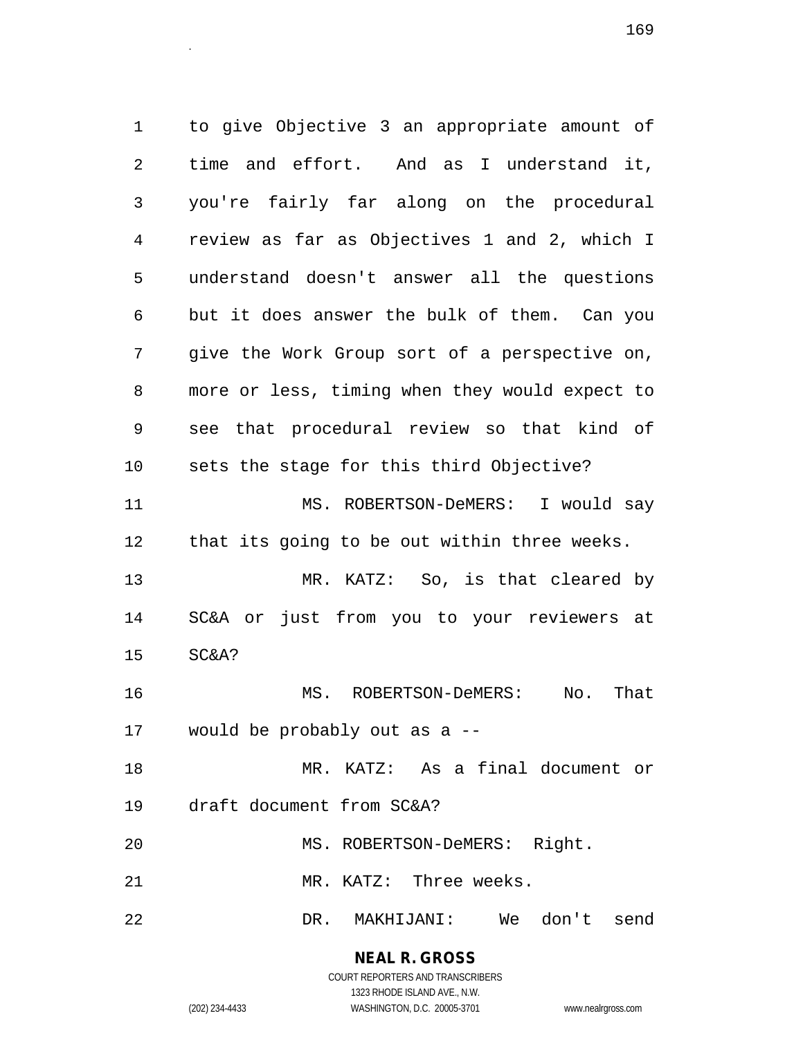to give Objective 3 an appropriate amount of time and effort. And as I understand it, you're fairly far along on the procedural review as far as Objectives 1 and 2, which I understand doesn't answer all the questions but it does answer the bulk of them. Can you give the Work Group sort of a perspective on, more or less, timing when they would expect to see that procedural review so that kind of sets the stage for this third Objective?

MS. ROBERTSON-DeMERS: I would say that its going to be out within three weeks.

MR. KATZ: So, is that cleared by SC&A or just from you to your reviewers at SC&A?

MS. ROBERTSON-DeMERS: No. That would be probably out as a --

MR. KATZ: As a final document or draft document from SC&A?

MS. ROBERTSON-DeMERS: Right.

MR. KATZ: Three weeks.

DR. MAKHIJANI: We don't send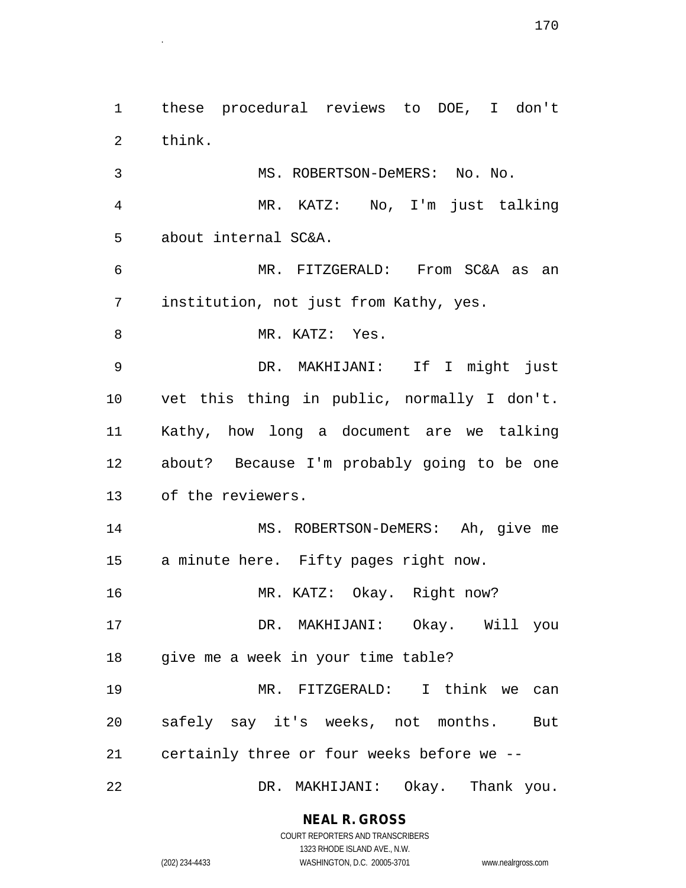these procedural reviews to DOE, I don't think.

MS. ROBERTSON-DeMERS: No. No.

MR. KATZ: No, I'm just talking about internal SC&A.

MR. FITZGERALD: From SC&A as an institution, not just from Kathy, yes.

MR. KATZ: Yes.

DR. MAKHIJANI: If I might just vet this thing in public, normally I don't. Kathy, how long a document are we talking about? Because I'm probably going to be one of the reviewers.

MS. ROBERTSON-DeMERS: Ah, give me a minute here. Fifty pages right now.

MR. KATZ: Okay. Right now?

DR. MAKHIJANI: Okay. Will you give me a week in your time table?

MR. FITZGERALD: I think we can safely say it's weeks, not months. But certainly three or four weeks before we --

DR. MAKHIJANI: Okay. Thank you.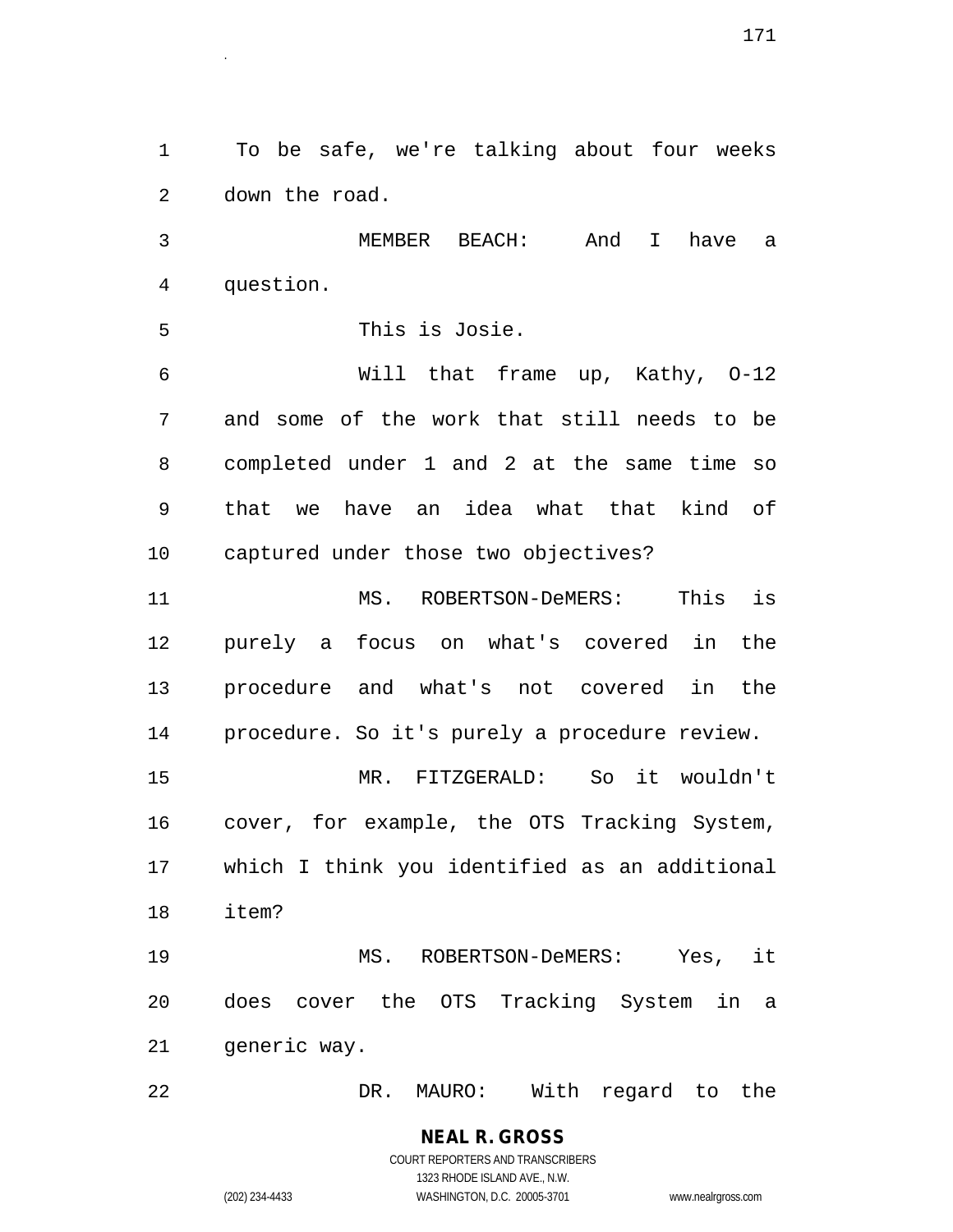To be safe, we're talking about four weeks down the road.

MEMBER BEACH: And I have a question.

This is Josie.

Will that frame up, Kathy, O-12 and some of the work that still needs to be completed under 1 and 2 at the same time so that we have an idea what that kind of captured under those two objectives?

MS. ROBERTSON-DeMERS: This is purely a focus on what's covered in the procedure and what's not covered in the procedure. So it's purely a procedure review.

MR. FITZGERALD: So it wouldn't cover, for example, the OTS Tracking System, which I think you identified as an additional item?

MS. ROBERTSON-DeMERS: Yes, it does cover the OTS Tracking System in a generic way.

DR. MAURO: With regard to the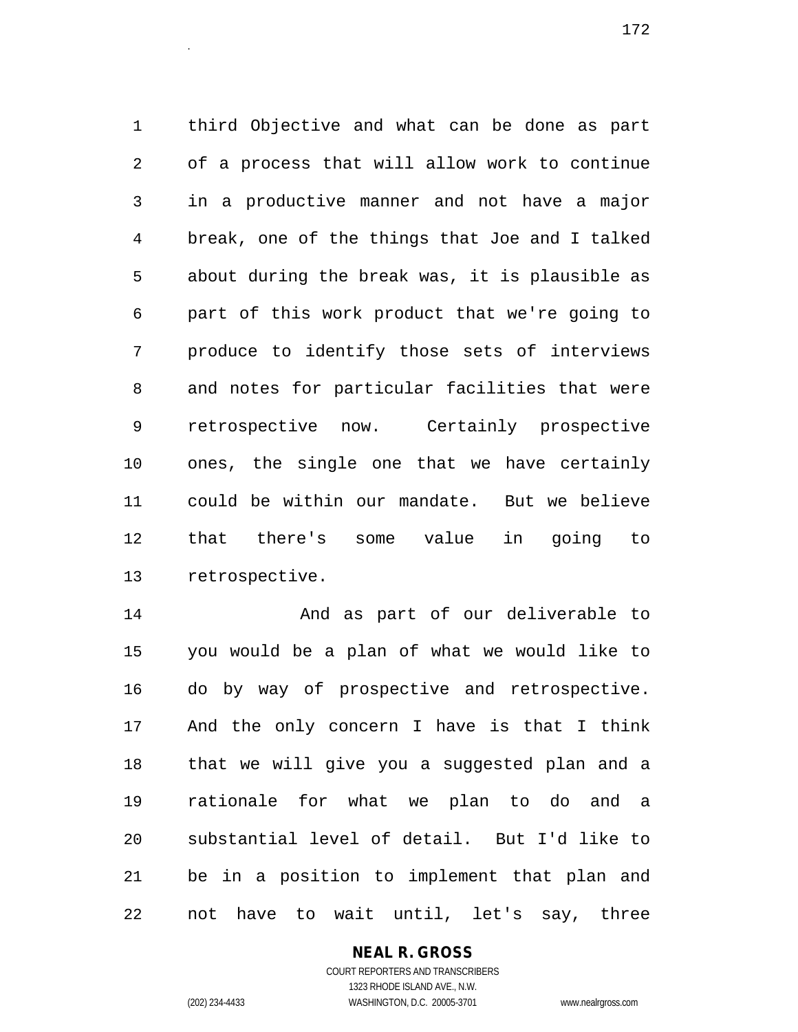third Objective and what can be done as part of a process that will allow work to continue in a productive manner and not have a major break, one of the things that Joe and I talked about during the break was, it is plausible as part of this work product that we're going to produce to identify those sets of interviews and notes for particular facilities that were retrospective now. Certainly prospective ones, the single one that we have certainly could be within our mandate. But we believe that there's some value in going to retrospective.

And as part of our deliverable to you would be a plan of what we would like to do by way of prospective and retrospective. And the only concern I have is that I think that we will give you a suggested plan and a rationale for what we plan to do and a substantial level of detail. But I'd like to be in a position to implement that plan and not have to wait until, let's say, three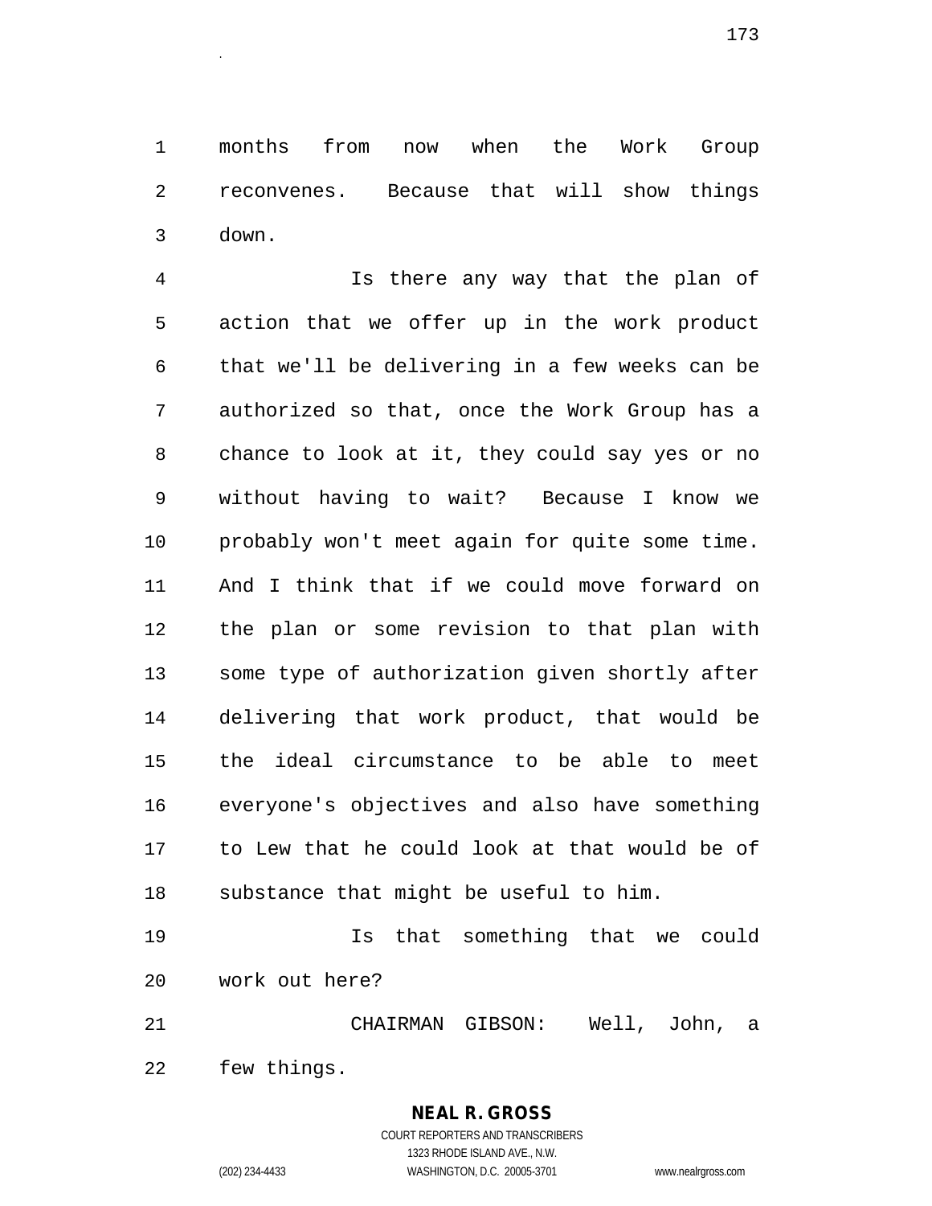months from now when the Work Group reconvenes. Because that will show things down.

Is there any way that the plan of action that we offer up in the work product that we'll be delivering in a few weeks can be authorized so that, once the Work Group has a chance to look at it, they could say yes or no without having to wait? Because I know we probably won't meet again for quite some time. And I think that if we could move forward on the plan or some revision to that plan with some type of authorization given shortly after delivering that work product, that would be the ideal circumstance to be able to meet everyone's objectives and also have something to Lew that he could look at that would be of substance that might be useful to him.

Is that something that we could work out here?

CHAIRMAN GIBSON: Well, John, a few things.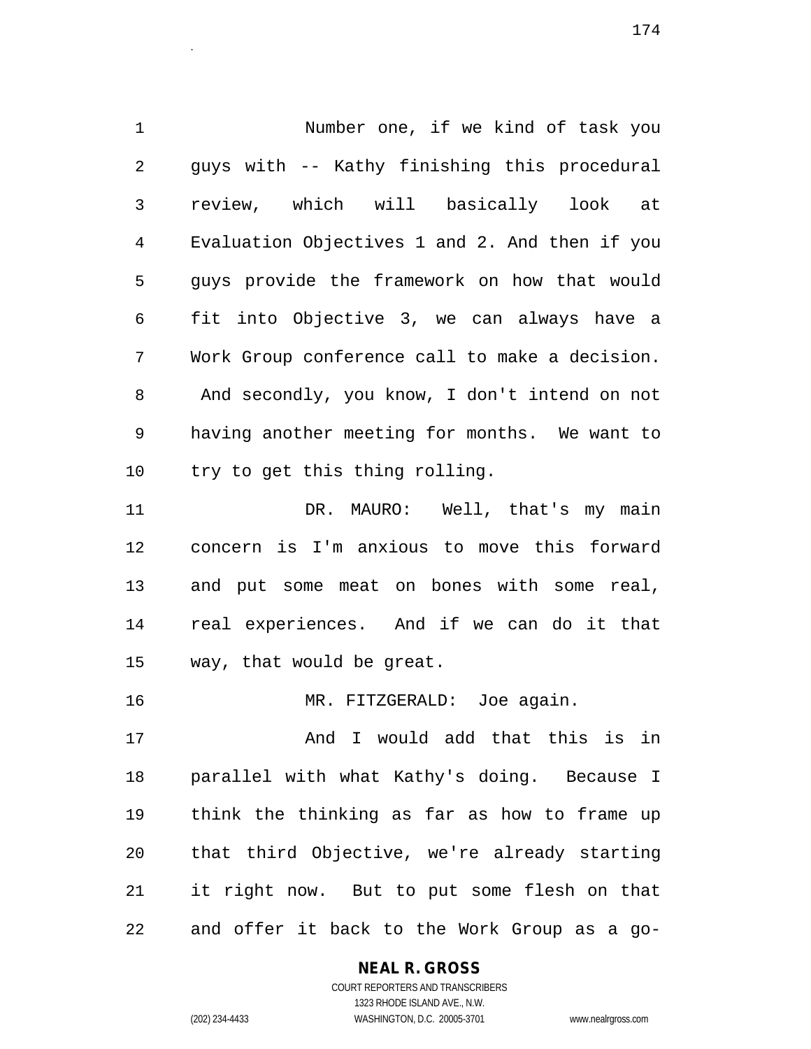Number one, if we kind of task you guys with -- Kathy finishing this procedural review, which will basically look at Evaluation Objectives 1 and 2. And then if you guys provide the framework on how that would fit into Objective 3, we can always have a Work Group conference call to make a decision. And secondly, you know, I don't intend on not having another meeting for months. We want to try to get this thing rolling.

DR. MAURO: Well, that's my main concern is I'm anxious to move this forward and put some meat on bones with some real, real experiences. And if we can do it that way, that would be great.

MR. FITZGERALD: Joe again.

And I would add that this is in parallel with what Kathy's doing. Because I think the thinking as far as how to frame up that third Objective, we're already starting it right now. But to put some flesh on that and offer it back to the Work Group as a go-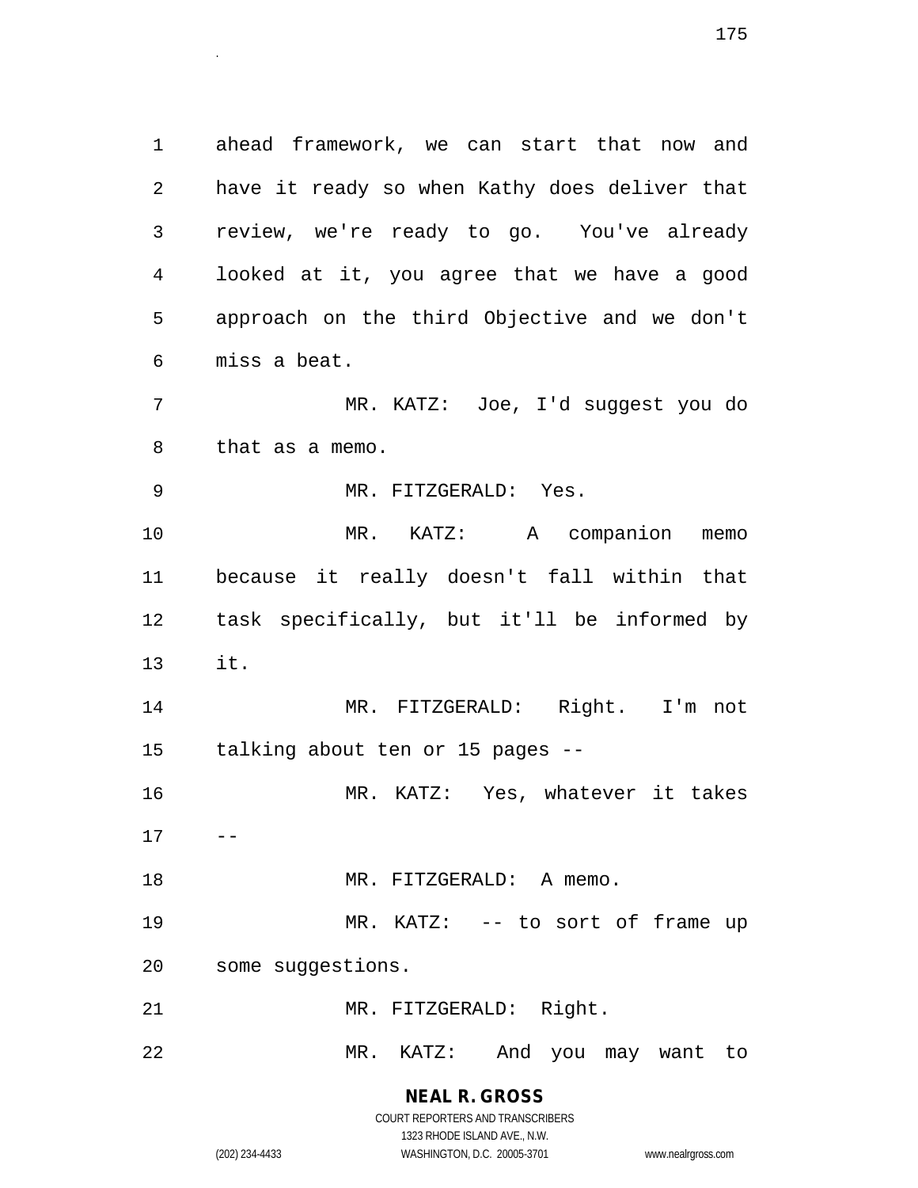ahead framework, we can start that now and have it ready so when Kathy does deliver that review, we're ready to go. You've already looked at it, you agree that we have a good approach on the third Objective and we don't miss a beat.

MR. KATZ: Joe, I'd suggest you do that as a memo.

MR. FITZGERALD: Yes.

MR. KATZ: A companion memo because it really doesn't fall within that task specifically, but it'll be informed by it.

MR. FITZGERALD: Right. I'm not talking about ten or 15 pages --

MR. KATZ: Yes, whatever it takes --

MR. FITZGERALD: A memo.

MR. KATZ: -- to sort of frame up some suggestions.

MR. FITZGERALD: Right.

MR. KATZ: And you may want to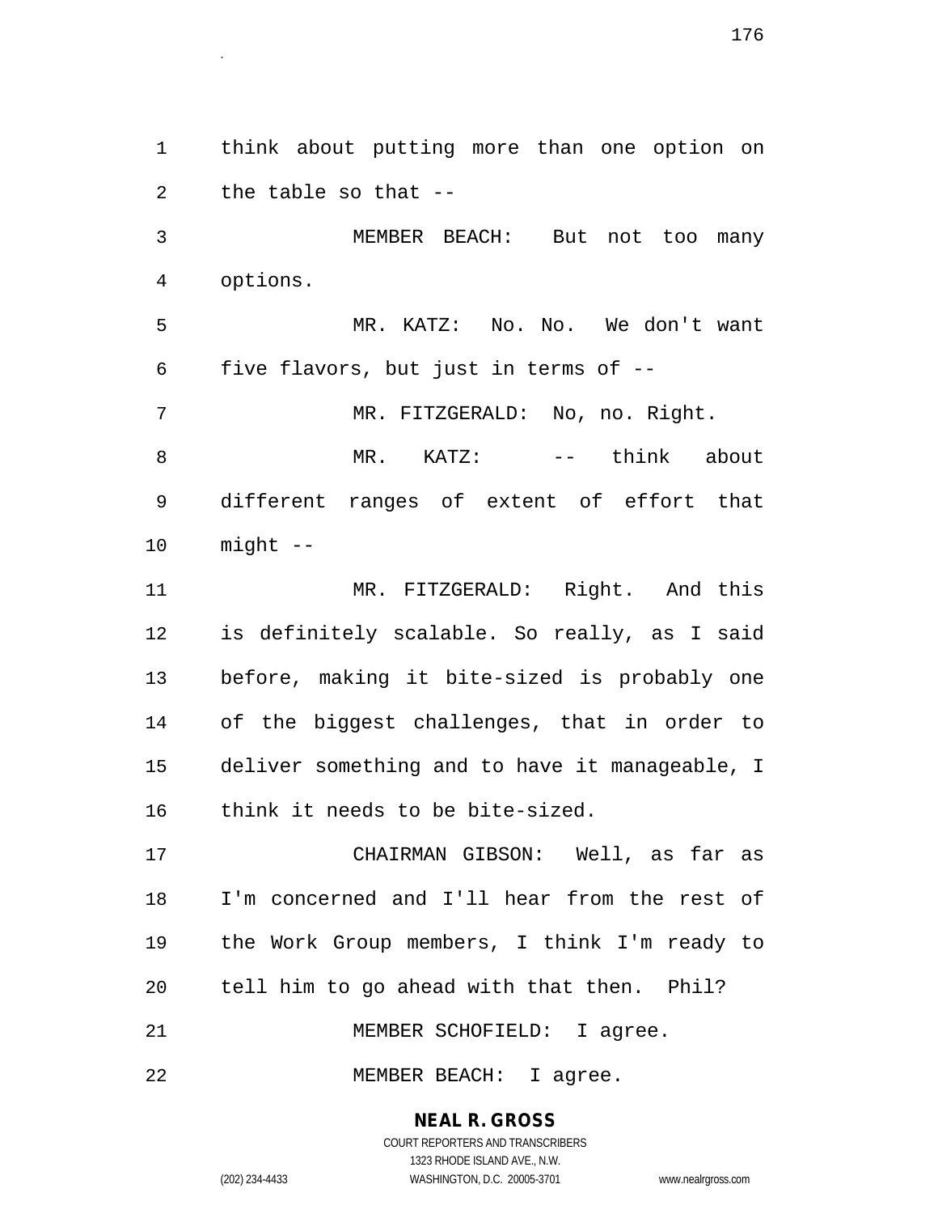1 think about putting more than one option on
2 the table so that --

3 MEMBER BEACH: But not too many
4 options.

5 MR. KATZ: No. No. We don't want
6 five flavors, but just in terms of --

7 MR. FITZGERALD: No, no. Right.

8 MR. KATZ: -- think about
9 different ranges of extent of effort that
10 might --

11 MR. FITZGERALD: Right. And this
12 is definitely scalable. So really, as I said
13 before, making it bite-sized is probably one
14 of the biggest challenges, that in order to
15 deliver something and to have it manageable, I
16 think it needs to be bite-sized.

17 CHAIRMAN GIBSON: Well, as far as
18 I'm concerned and I'll hear from the rest of
19 the Work Group members, I think I'm ready to
20 tell him to go ahead with that then. Phil?

21 MEMBER SCHOFIELD: I agree.

22 MEMBER BEACH: I agree.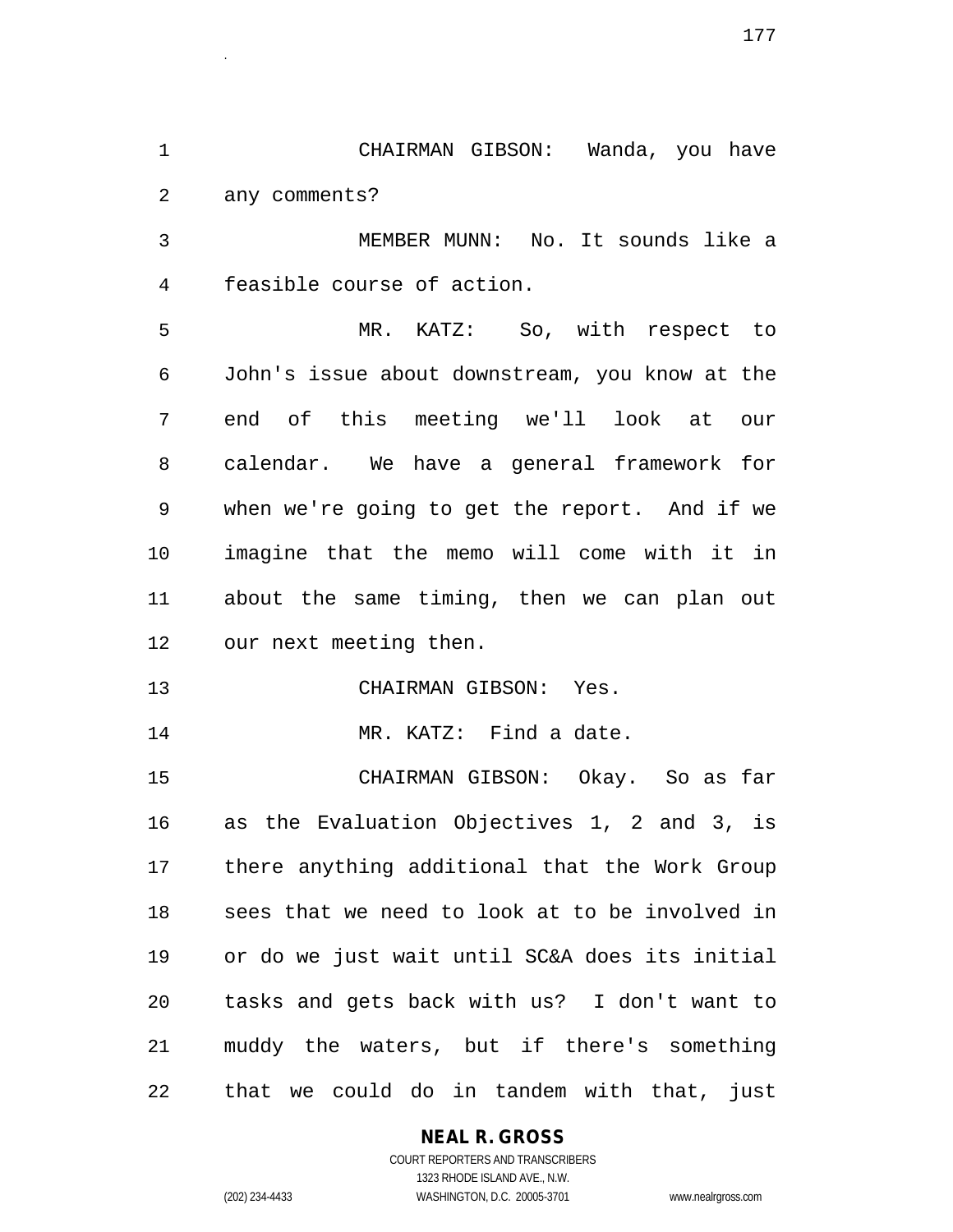CHAIRMAN GIBSON: Wanda, you have any comments?

MEMBER MUNN: No. It sounds like a feasible course of action.

MR. KATZ: So, with respect to John's issue about downstream, you know at the end of this meeting we'll look at our calendar. We have a general framework for when we're going to get the report. And if we imagine that the memo will come with it in about the same timing, then we can plan out our next meeting then.

CHAIRMAN GIBSON: Yes.

MR. KATZ: Find a date.

CHAIRMAN GIBSON: Okay. So as far as the Evaluation Objectives 1, 2 and 3, is there anything additional that the Work Group sees that we need to look at to be involved in or do we just wait until SC&A does its initial tasks and gets back with us? I don't want to muddy the waters, but if there's something that we could do in tandem with that, just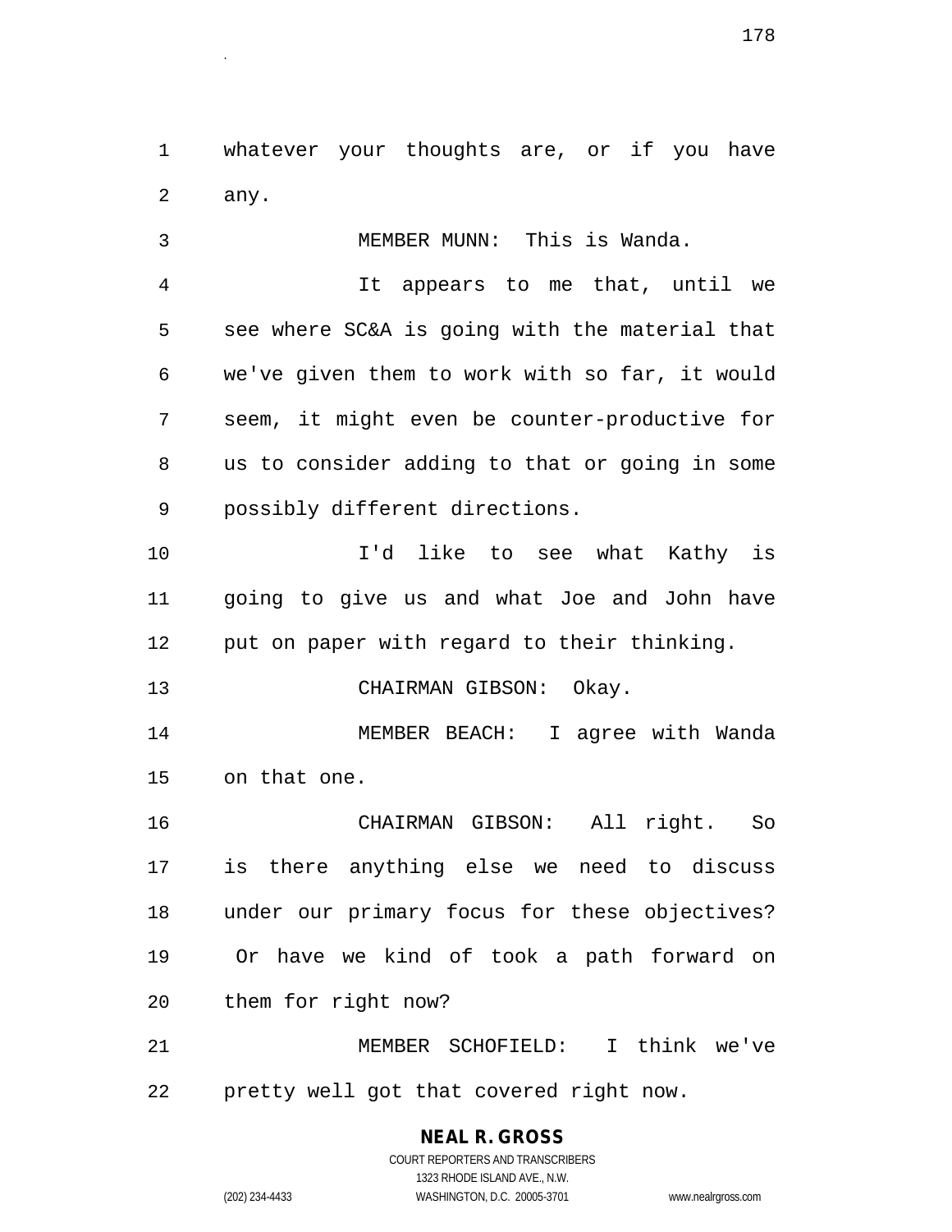whatever your thoughts are, or if you have any.

MEMBER MUNN: This is Wanda.

It appears to me that, until we see where SC&A is going with the material that we've given them to work with so far, it would seem, it might even be counter-productive for us to consider adding to that or going in some possibly different directions.

I'd like to see what Kathy is going to give us and what Joe and John have put on paper with regard to their thinking.

CHAIRMAN GIBSON: Okay.

MEMBER BEACH: I agree with Wanda on that one.

CHAIRMAN GIBSON: All right. So is there anything else we need to discuss under our primary focus for these objectives? Or have we kind of took a path forward on them for right now?

MEMBER SCHOFIELD: I think we've pretty well got that covered right now.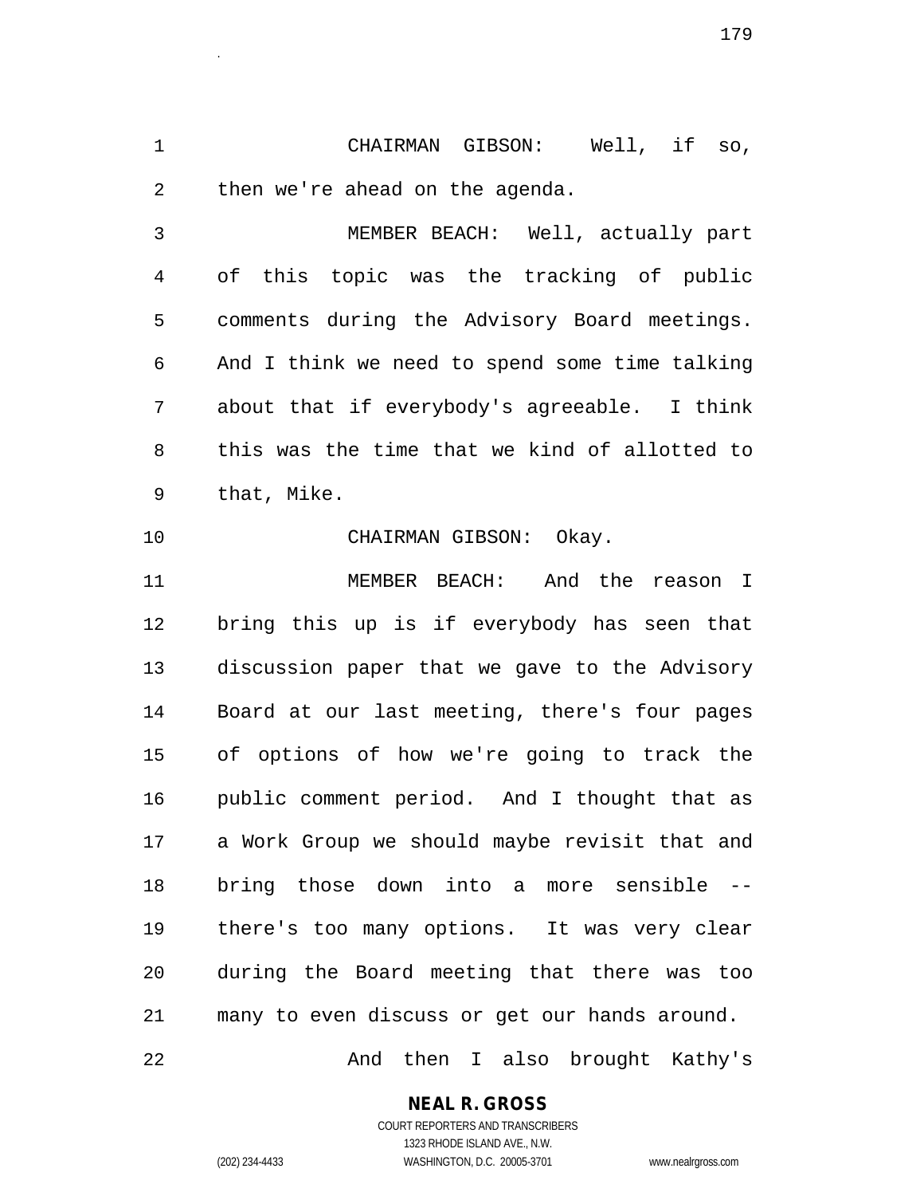CHAIRMAN GIBSON: Well, if so, then we're ahead on the agenda.

MEMBER BEACH: Well, actually part of this topic was the tracking of public comments during the Advisory Board meetings. And I think we need to spend some time talking about that if everybody's agreeable. I think this was the time that we kind of allotted to that, Mike.

CHAIRMAN GIBSON: Okay.

MEMBER BEACH: And the reason I bring this up is if everybody has seen that discussion paper that we gave to the Advisory Board at our last meeting, there's four pages of options of how we're going to track the public comment period. And I thought that as a Work Group we should maybe revisit that and bring those down into a more sensible -- there's too many options. It was very clear during the Board meeting that there was too many to even discuss or get our hands around.

And then I also brought Kathy's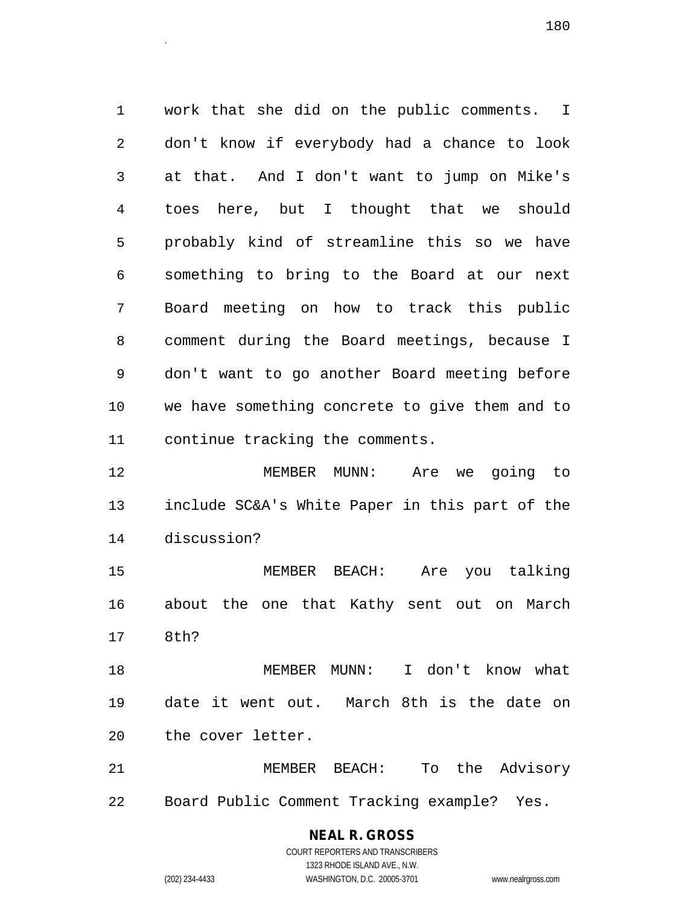work that she did on the public comments. I don't know if everybody had a chance to look at that. And I don't want to jump on Mike's toes here, but I thought that we should probably kind of streamline this so we have something to bring to the Board at our next Board meeting on how to track this public comment during the Board meetings, because I don't want to go another Board meeting before we have something concrete to give them and to continue tracking the comments.

MEMBER MUNN: Are we going to include SC&A's White Paper in this part of the discussion?

MEMBER BEACH: Are you talking about the one that Kathy sent out on March 8th?

MEMBER MUNN: I don't know what date it went out. March 8th is the date on the cover letter.

MEMBER BEACH: To the Advisory Board Public Comment Tracking example? Yes.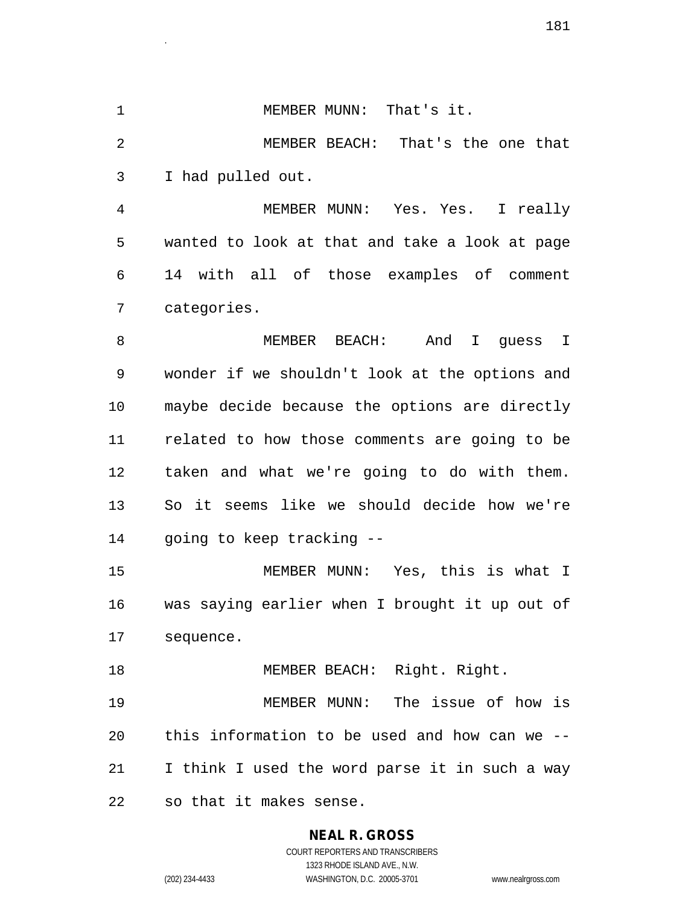MEMBER MUNN: That's it.

MEMBER BEACH: That's the one that I had pulled out.

MEMBER MUNN: Yes. Yes. I really wanted to look at that and take a look at page 14 with all of those examples of comment categories.

MEMBER BEACH: And I guess I wonder if we shouldn't look at the options and maybe decide because the options are directly related to how those comments are going to be taken and what we're going to do with them. So it seems like we should decide how we're going to keep tracking --

MEMBER MUNN: Yes, this is what I was saying earlier when I brought it up out of sequence.

MEMBER BEACH: Right. Right.

MEMBER MUNN: The issue of how is this information to be used and how can we -- I think I used the word parse it in such a way so that it makes sense.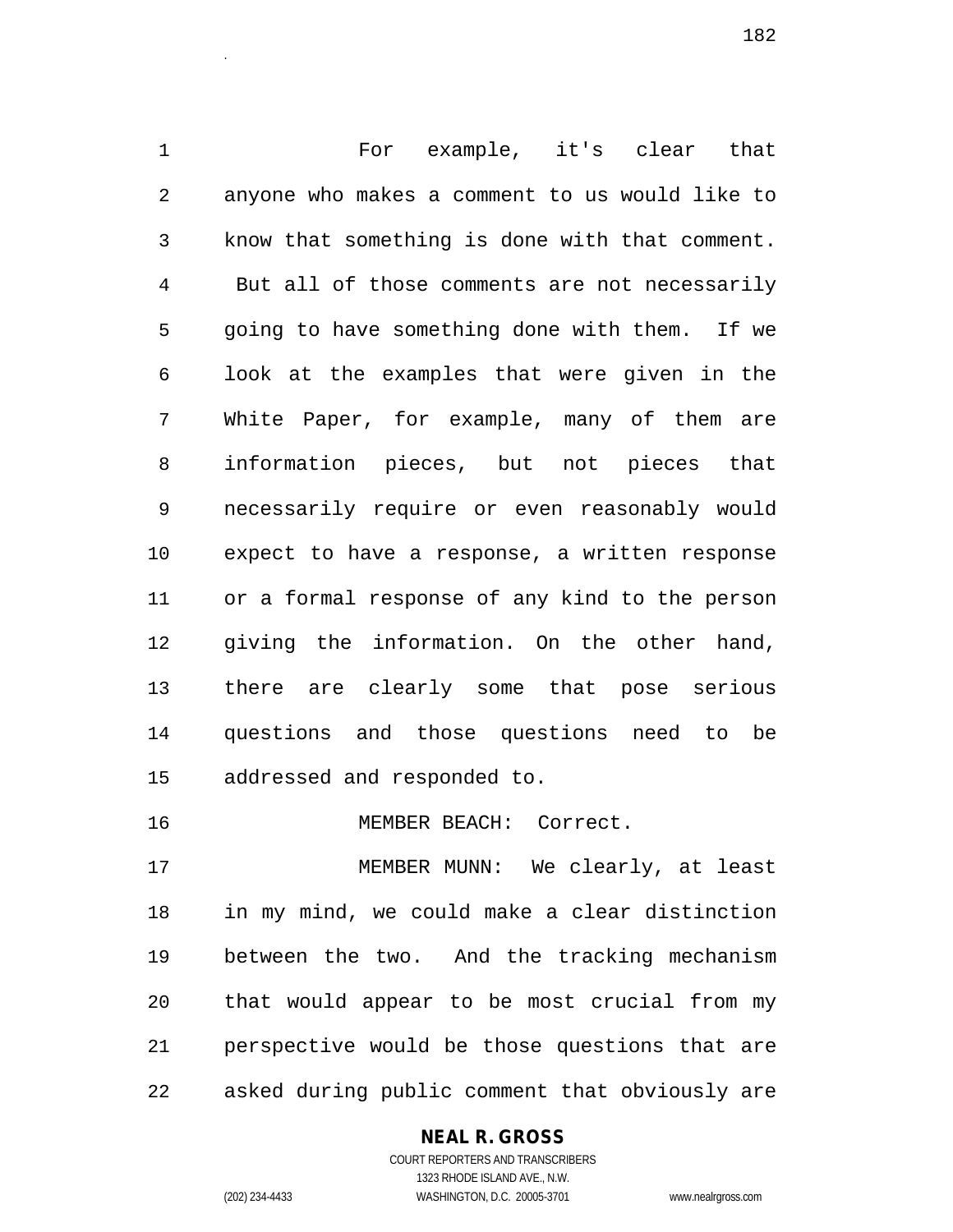For example, it's clear that anyone who makes a comment to us would like to know that something is done with that comment. But all of those comments are not necessarily going to have something done with them. If we look at the examples that were given in the White Paper, for example, many of them are information pieces, but not pieces that necessarily require or even reasonably would expect to have a response, a written response or a formal response of any kind to the person giving the information. On the other hand, there are clearly some that pose serious questions and those questions need to be addressed and responded to.

MEMBER BEACH: Correct.

MEMBER MUNN: We clearly, at least in my mind, we could make a clear distinction between the two. And the tracking mechanism that would appear to be most crucial from my perspective would be those questions that are asked during public comment that obviously are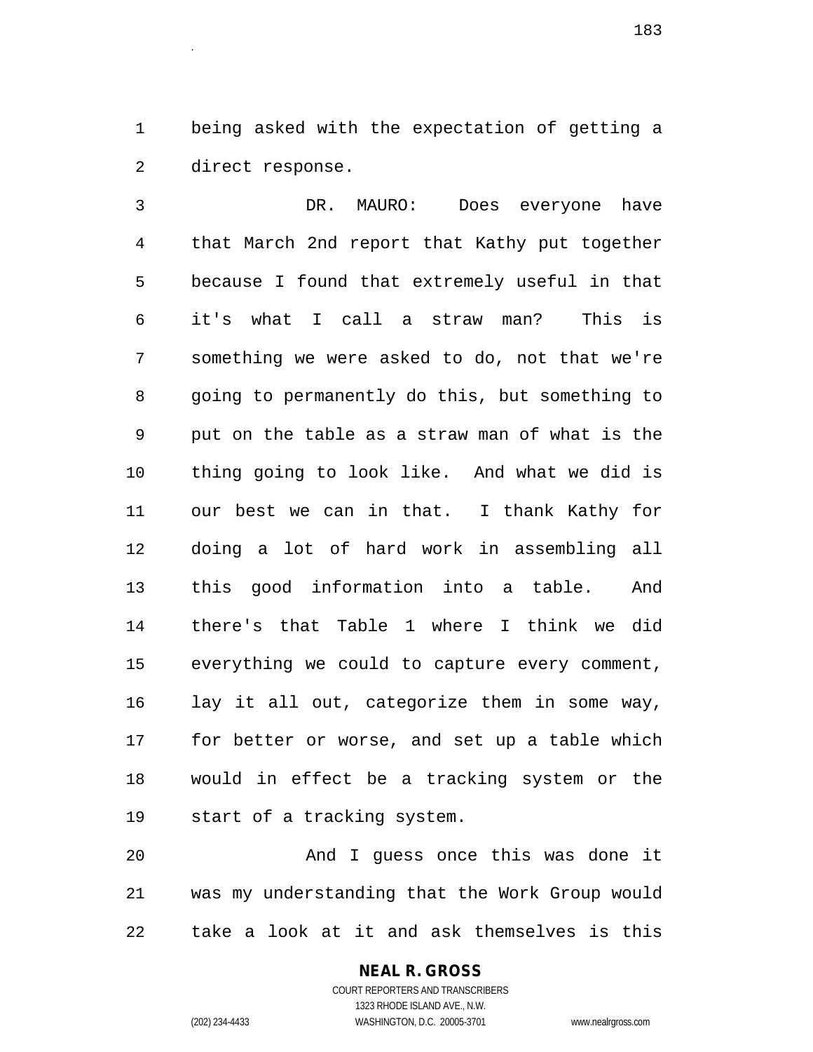being asked with the expectation of getting a direct response.

DR. MAURO: Does everyone have that March 2nd report that Kathy put together because I found that extremely useful in that it's what I call a straw man? This is something we were asked to do, not that we're going to permanently do this, but something to put on the table as a straw man of what is the thing going to look like. And what we did is our best we can in that. I thank Kathy for doing a lot of hard work in assembling all this good information into a table. And there's that Table 1 where I think we did everything we could to capture every comment, lay it all out, categorize them in some way, for better or worse, and set up a table which would in effect be a tracking system or the start of a tracking system.

And I guess once this was done it was my understanding that the Work Group would take a look at it and ask themselves is this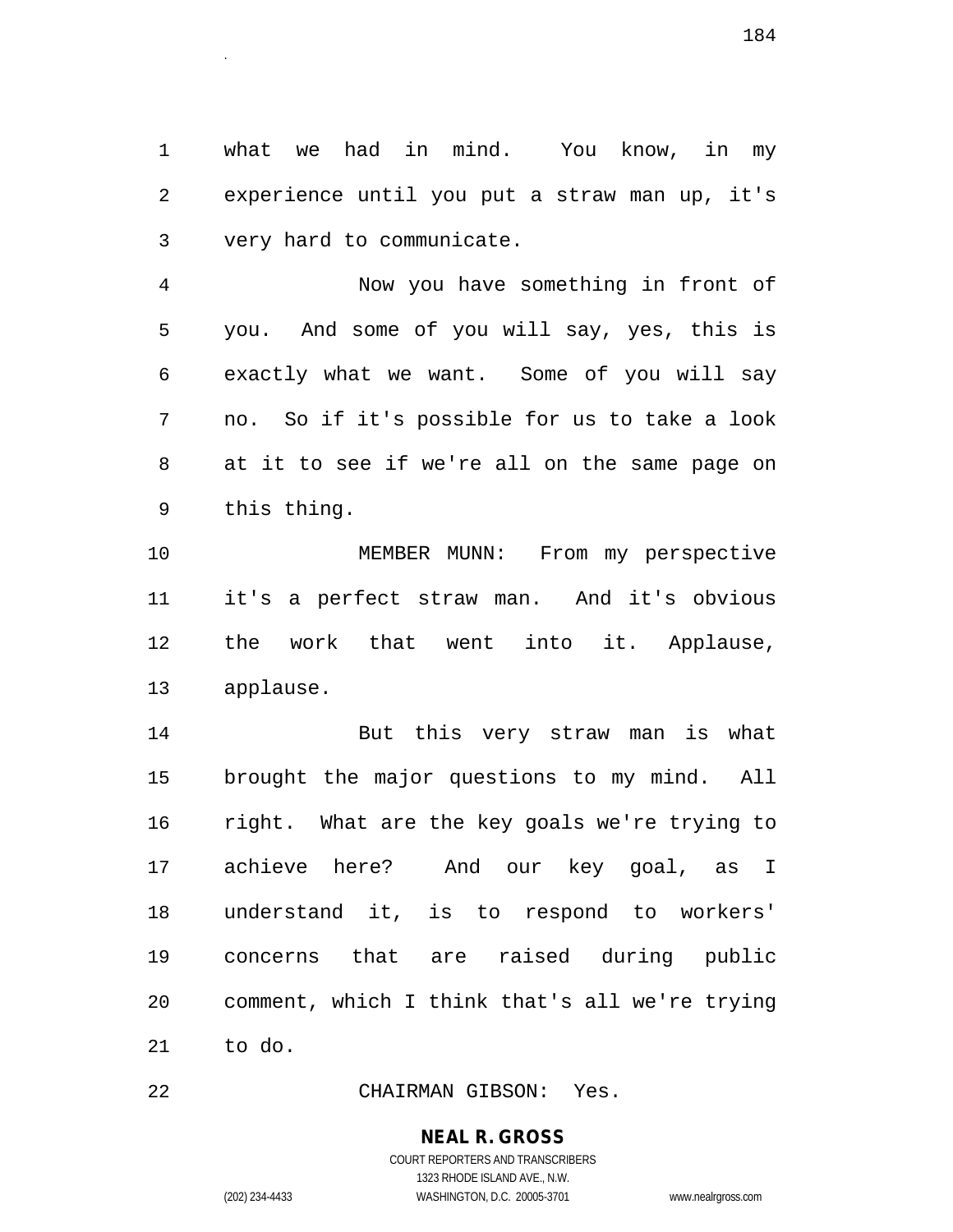what we had in mind. You know, in my experience until you put a straw man up, it's very hard to communicate.

Now you have something in front of you. And some of you will say, yes, this is exactly what we want. Some of you will say no. So if it's possible for us to take a look at it to see if we're all on the same page on this thing.

MEMBER MUNN: From my perspective it's a perfect straw man. And it's obvious the work that went into it. Applause, applause.

But this very straw man is what brought the major questions to my mind. All right. What are the key goals we're trying to achieve here? And our key goal, as I understand it, is to respond to workers' concerns that are raised during public comment, which I think that's all we're trying to do.

CHAIRMAN GIBSON: Yes.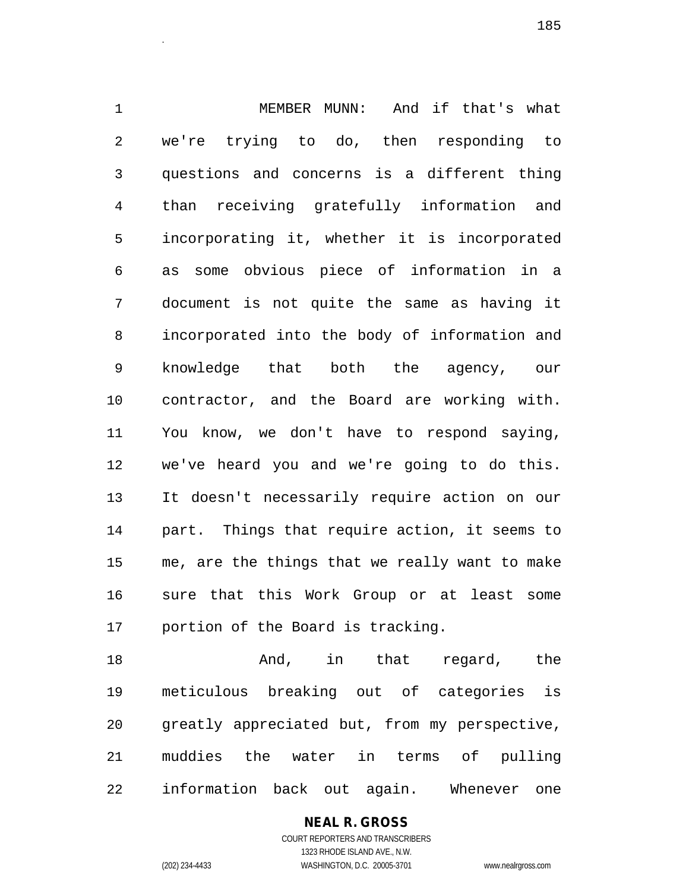MEMBER MUNN: And if that's what we're trying to do, then responding to questions and concerns is a different thing than receiving gratefully information and incorporating it, whether it is incorporated as some obvious piece of information in a document is not quite the same as having it incorporated into the body of information and knowledge that both the agency, our contractor, and the Board are working with. You know, we don't have to respond saying, we've heard you and we're going to do this. It doesn't necessarily require action on our part. Things that require action, it seems to me, are the things that we really want to make sure that this Work Group or at least some portion of the Board is tracking.

And, in that regard, the meticulous breaking out of categories is greatly appreciated but, from my perspective, muddies the water in terms of pulling information back out again. Whenever one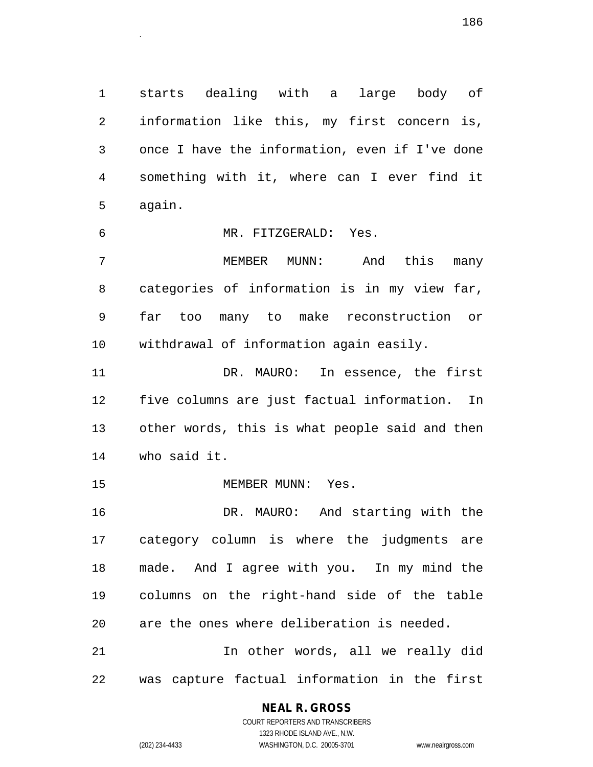starts dealing with a large body of information like this, my first concern is, once I have the information, even if I've done something with it, where can I ever find it again.

MR. FITZGERALD: Yes.

MEMBER MUNN: And this many categories of information is in my view far, far too many to make reconstruction or withdrawal of information again easily.

DR. MAURO: In essence, the first five columns are just factual information. In other words, this is what people said and then who said it.

MEMBER MUNN: Yes.

DR. MAURO: And starting with the category column is where the judgments are made. And I agree with you. In my mind the columns on the right-hand side of the table are the ones where deliberation is needed.

In other words, all we really did was capture factual information in the first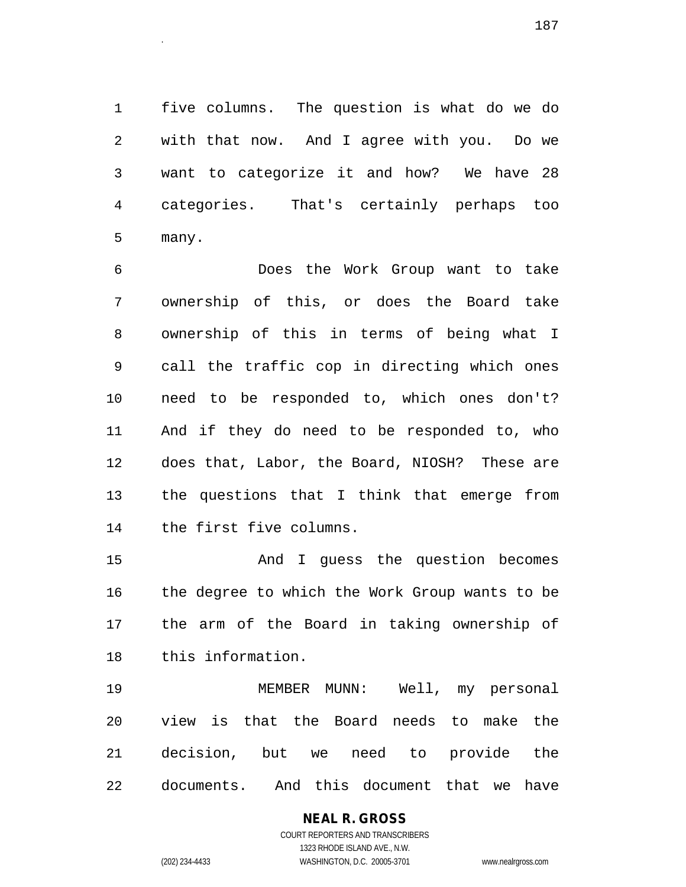five columns. The question is what do we do with that now. And I agree with you. Do we want to categorize it and how? We have 28 categories. That's certainly perhaps too many.

Does the Work Group want to take ownership of this, or does the Board take ownership of this in terms of being what I call the traffic cop in directing which ones need to be responded to, which ones don't? And if they do need to be responded to, who does that, Labor, the Board, NIOSH? These are the questions that I think that emerge from the first five columns.

And I guess the question becomes the degree to which the Work Group wants to be the arm of the Board in taking ownership of this information.

MEMBER MUNN: Well, my personal view is that the Board needs to make the decision, but we need to provide the documents. And this document that we have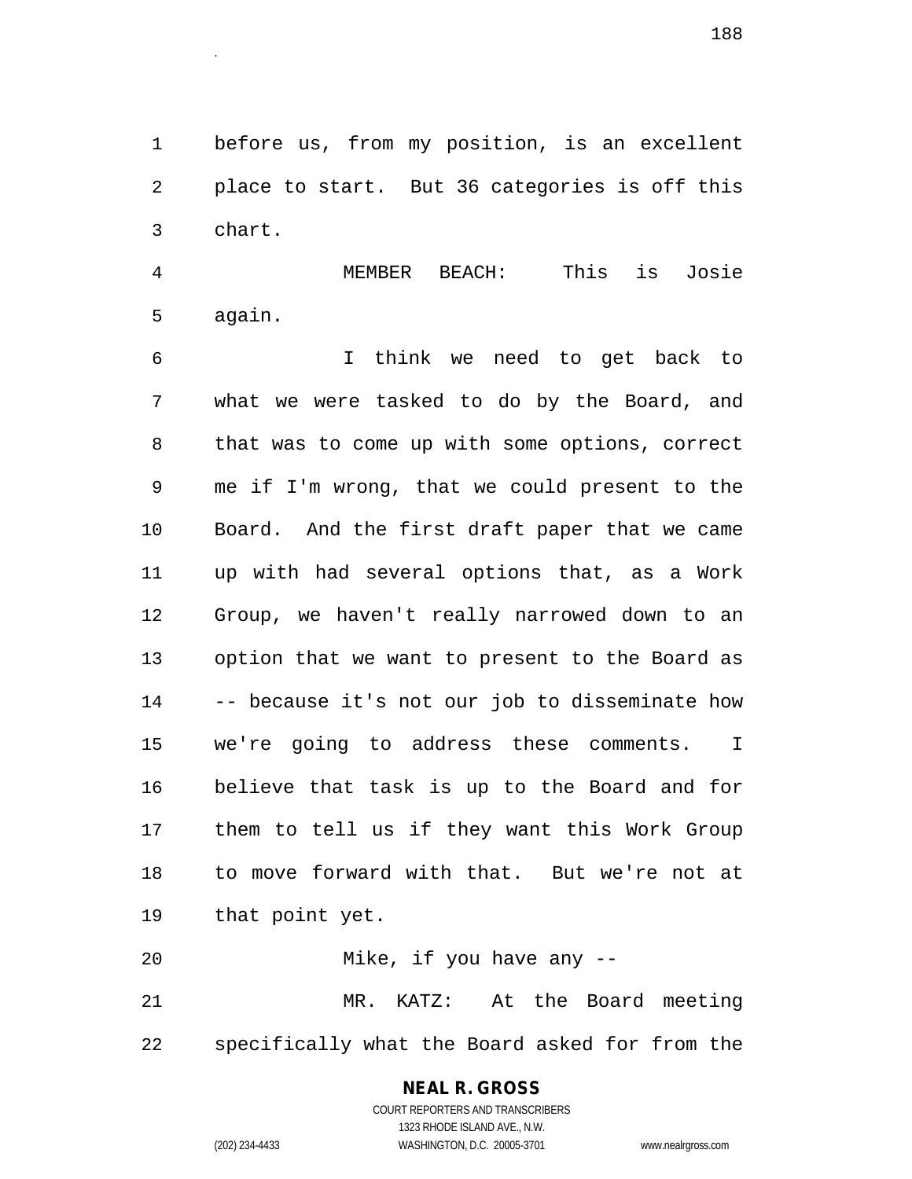before us, from my position, is an excellent place to start. But 36 categories is off this chart.

MEMBER BEACH: This is Josie again.

I think we need to get back to what we were tasked to do by the Board, and that was to come up with some options, correct me if I'm wrong, that we could present to the Board. And the first draft paper that we came up with had several options that, as a Work Group, we haven't really narrowed down to an option that we want to present to the Board as -- because it's not our job to disseminate how we're going to address these comments. I believe that task is up to the Board and for them to tell us if they want this Work Group to move forward with that. But we're not at that point yet.

Mike, if you have any --

MR. KATZ: At the Board meeting specifically what the Board asked for from the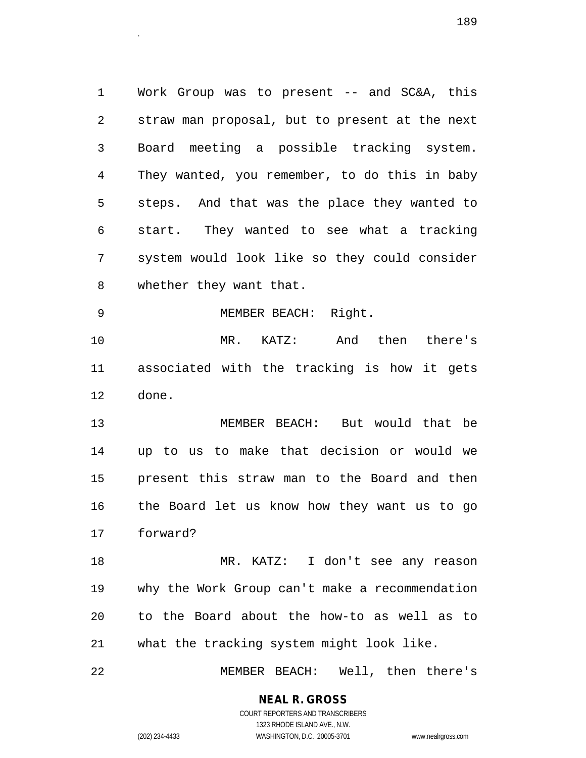Work Group was to present -- and SC&A, this straw man proposal, but to present at the next Board meeting a possible tracking system. They wanted, you remember, to do this in baby steps. And that was the place they wanted to start. They wanted to see what a tracking system would look like so they could consider whether they want that.

MEMBER BEACH: Right.

MR. KATZ: And then there's associated with the tracking is how it gets done.

MEMBER BEACH: But would that be up to us to make that decision or would we present this straw man to the Board and then the Board let us know how they want us to go forward?

MR. KATZ: I don't see any reason why the Work Group can't make a recommendation to the Board about the how-to as well as to what the tracking system might look like.

MEMBER BEACH: Well, then there's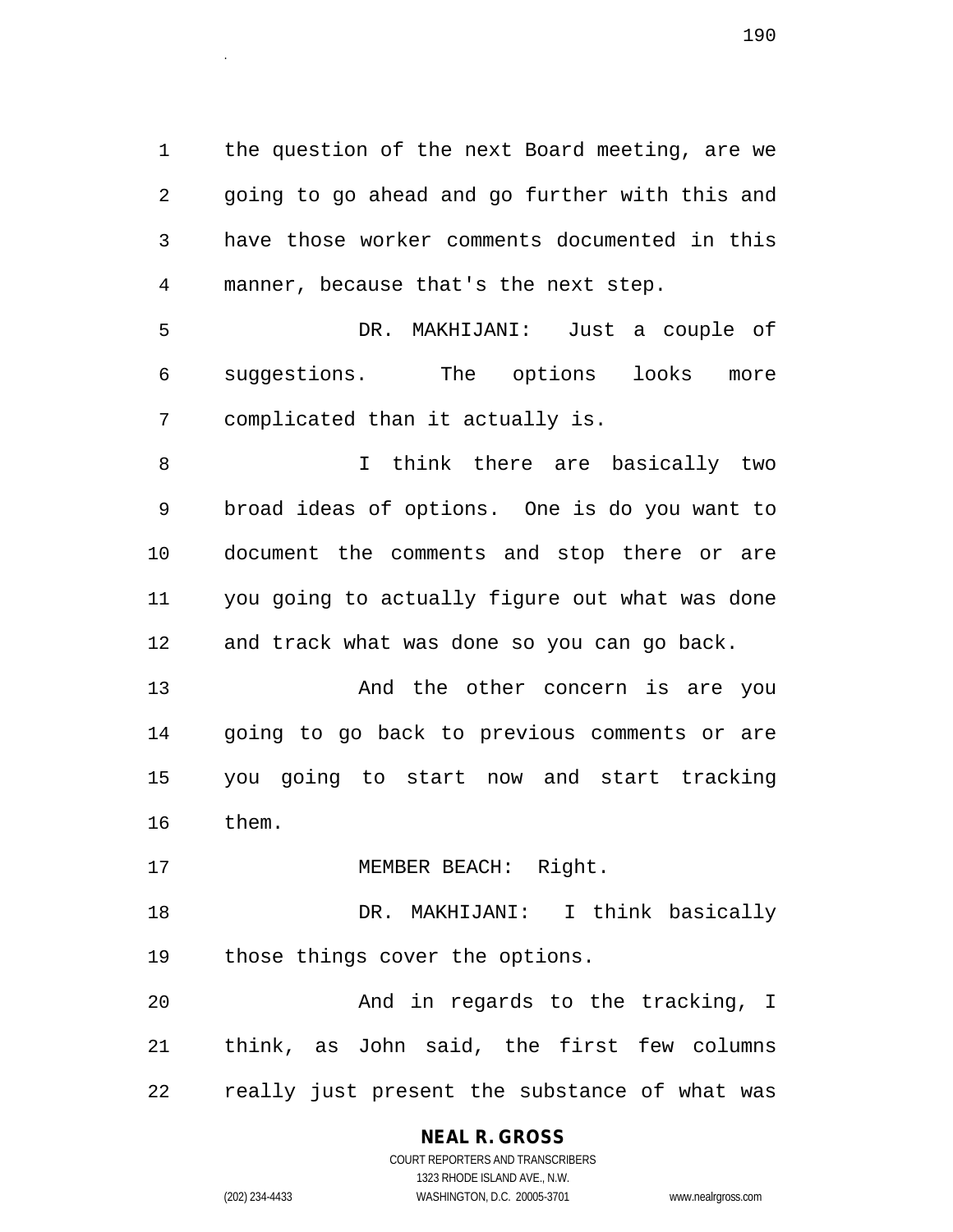the question of the next Board meeting, are we going to go ahead and go further with this and have those worker comments documented in this manner, because that's the next step.

DR. MAKHIJANI: Just a couple of suggestions. The options looks more complicated than it actually is.

I think there are basically two broad ideas of options. One is do you want to document the comments and stop there or are you going to actually figure out what was done and track what was done so you can go back.

And the other concern is are you going to go back to previous comments or are you going to start now and start tracking them.

MEMBER BEACH: Right.

DR. MAKHIJANI: I think basically those things cover the options.

And in regards to the tracking, I think, as John said, the first few columns really just present the substance of what was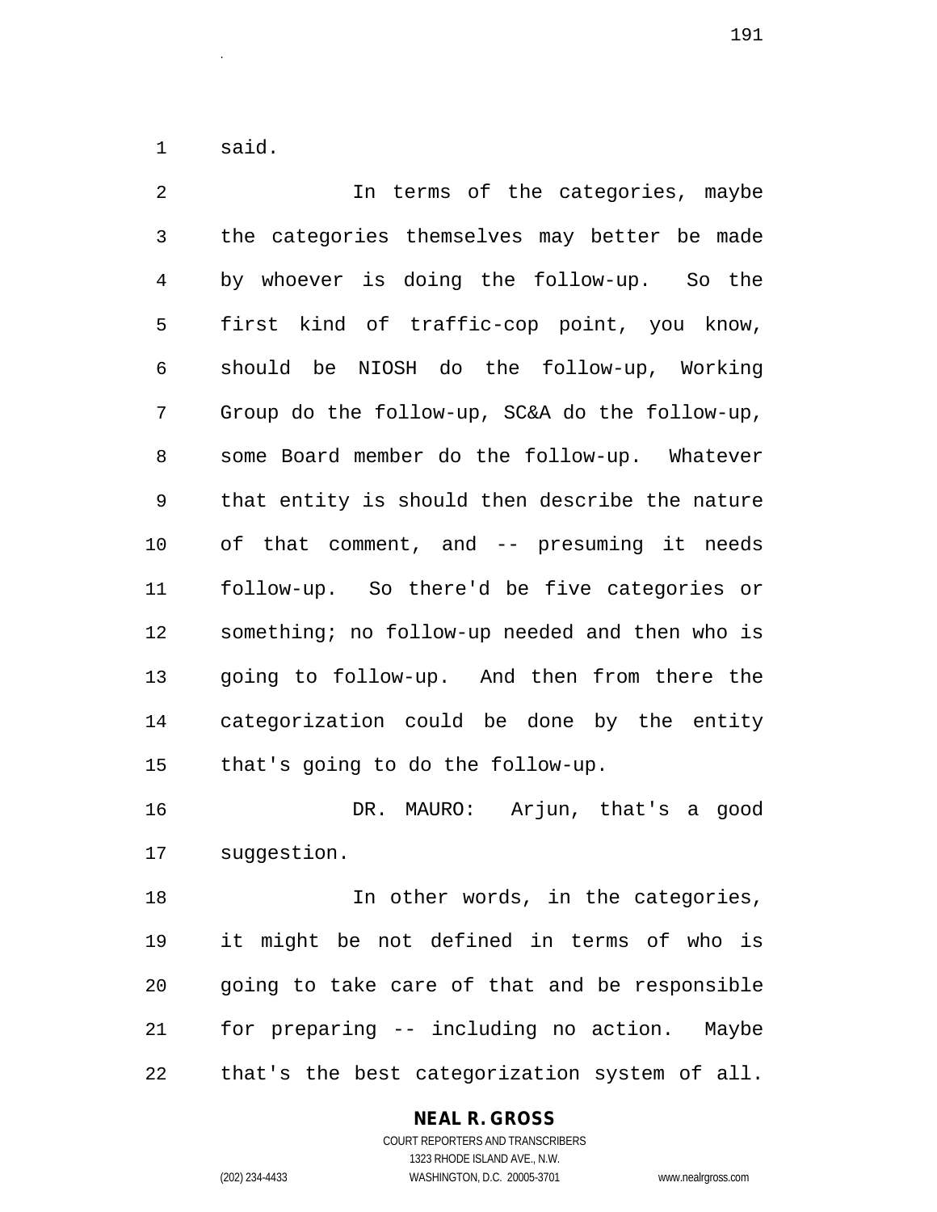said.

In terms of the categories, maybe the categories themselves may better be made by whoever is doing the follow-up. So the first kind of traffic-cop point, you know, should be NIOSH do the follow-up, Working Group do the follow-up, SC&A do the follow-up, some Board member do the follow-up. Whatever that entity is should then describe the nature of that comment, and -- presuming it needs follow-up. So there'd be five categories or something; no follow-up needed and then who is going to follow-up. And then from there the categorization could be done by the entity that's going to do the follow-up.

DR. MAURO: Arjun, that's a good suggestion.

In other words, in the categories, it might be not defined in terms of who is going to take care of that and be responsible for preparing -- including no action. Maybe that's the best categorization system of all.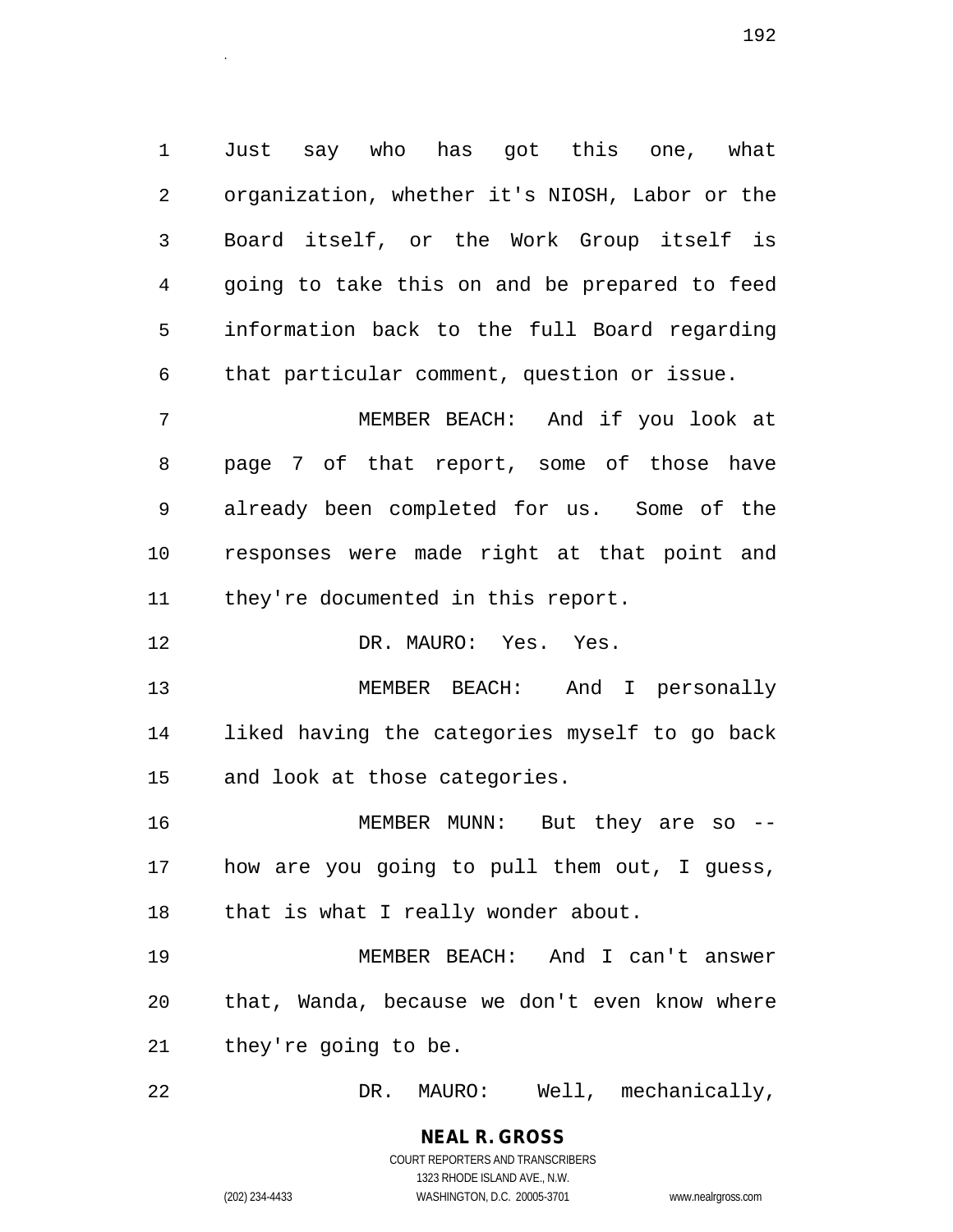Just say who has got this one, what organization, whether it's NIOSH, Labor or the Board itself, or the Work Group itself is going to take this on and be prepared to feed information back to the full Board regarding that particular comment, question or issue.

MEMBER BEACH: And if you look at page 7 of that report, some of those have already been completed for us. Some of the responses were made right at that point and they're documented in this report.

DR. MAURO: Yes. Yes.

MEMBER BEACH: And I personally liked having the categories myself to go back and look at those categories.

MEMBER MUNN: But they are so -- how are you going to pull them out, I guess, that is what I really wonder about.

MEMBER BEACH: And I can't answer that, Wanda, because we don't even know where they're going to be.

DR. MAURO: Well, mechanically,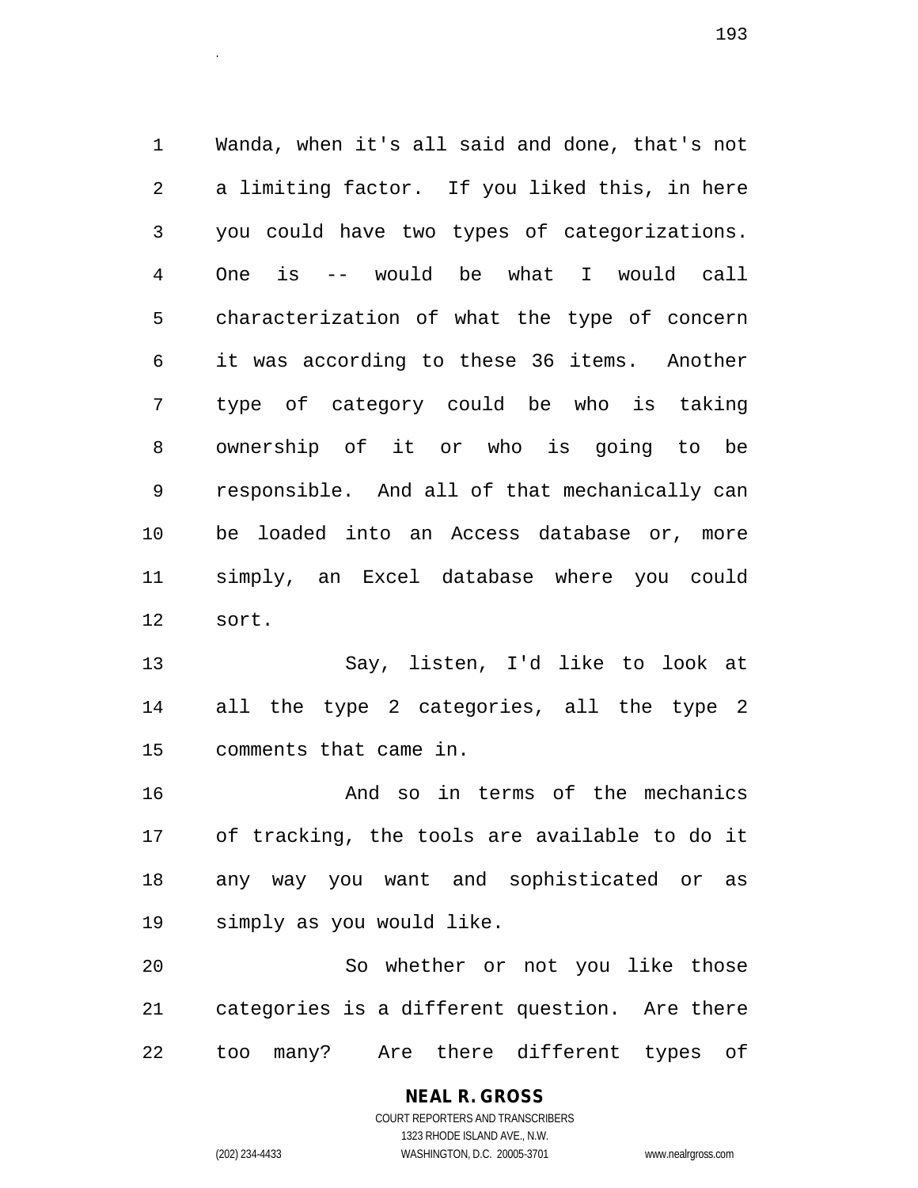Wanda, when it's all said and done, that's not a limiting factor. If you liked this, in here you could have two types of categorizations. One is -- would be what I would call characterization of what the type of concern it was according to these 36 items. Another type of category could be who is taking ownership of it or who is going to be responsible. And all of that mechanically can be loaded into an Access database or, more simply, an Excel database where you could sort.

Say, listen, I'd like to look at all the type 2 categories, all the type 2 comments that came in.

And so in terms of the mechanics of tracking, the tools are available to do it any way you want and sophisticated or as simply as you would like.

So whether or not you like those categories is a different question. Are there too many? Are there different types of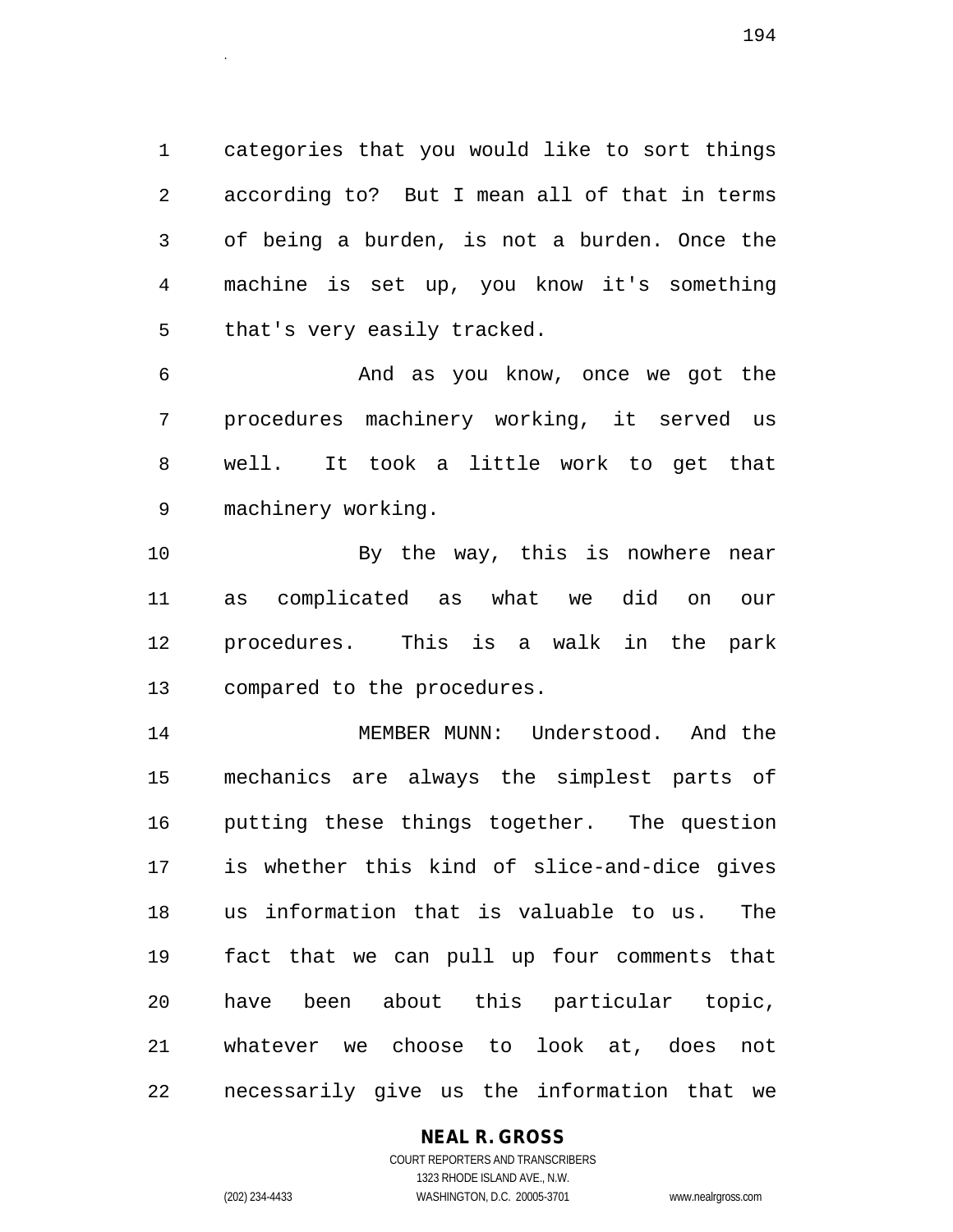categories that you would like to sort things according to? But I mean all of that in terms of being a burden, is not a burden. Once the machine is set up, you know it's something that's very easily tracked.

And as you know, once we got the procedures machinery working, it served us well. It took a little work to get that machinery working.

By the way, this is nowhere near as complicated as what we did on our procedures. This is a walk in the park compared to the procedures.

MEMBER MUNN: Understood. And the mechanics are always the simplest parts of putting these things together. The question is whether this kind of slice-and-dice gives us information that is valuable to us. The fact that we can pull up four comments that have been about this particular topic, whatever we choose to look at, does not necessarily give us the information that we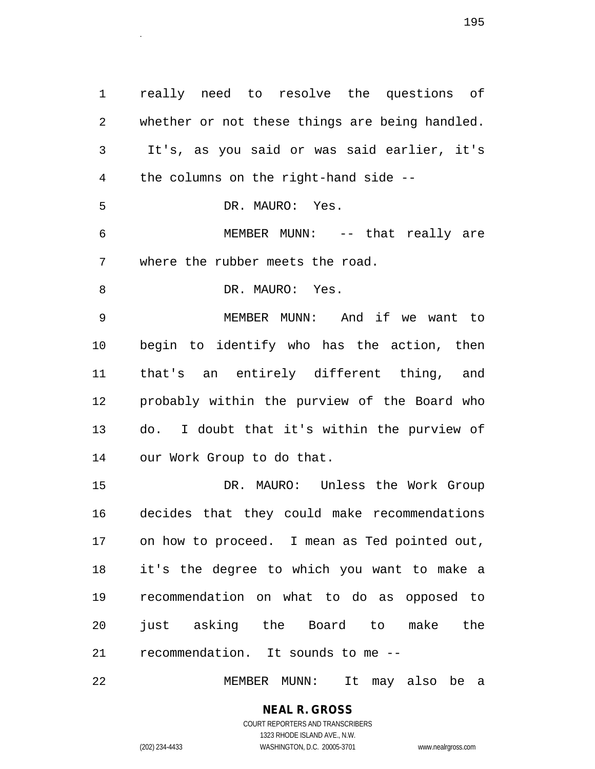really need to resolve the questions of whether or not these things are being handled. It's, as you said or was said earlier, it's the columns on the right-hand side --

DR. MAURO: Yes.

MEMBER MUNN: -- that really are where the rubber meets the road.

DR. MAURO: Yes.

MEMBER MUNN: And if we want to begin to identify who has the action, then that's an entirely different thing, and probably within the purview of the Board who do. I doubt that it's within the purview of our Work Group to do that.

DR. MAURO: Unless the Work Group decides that they could make recommendations on how to proceed. I mean as Ted pointed out, it's the degree to which you want to make a recommendation on what to do as opposed to just asking the Board to make the recommendation. It sounds to me --

MEMBER MUNN: It may also be a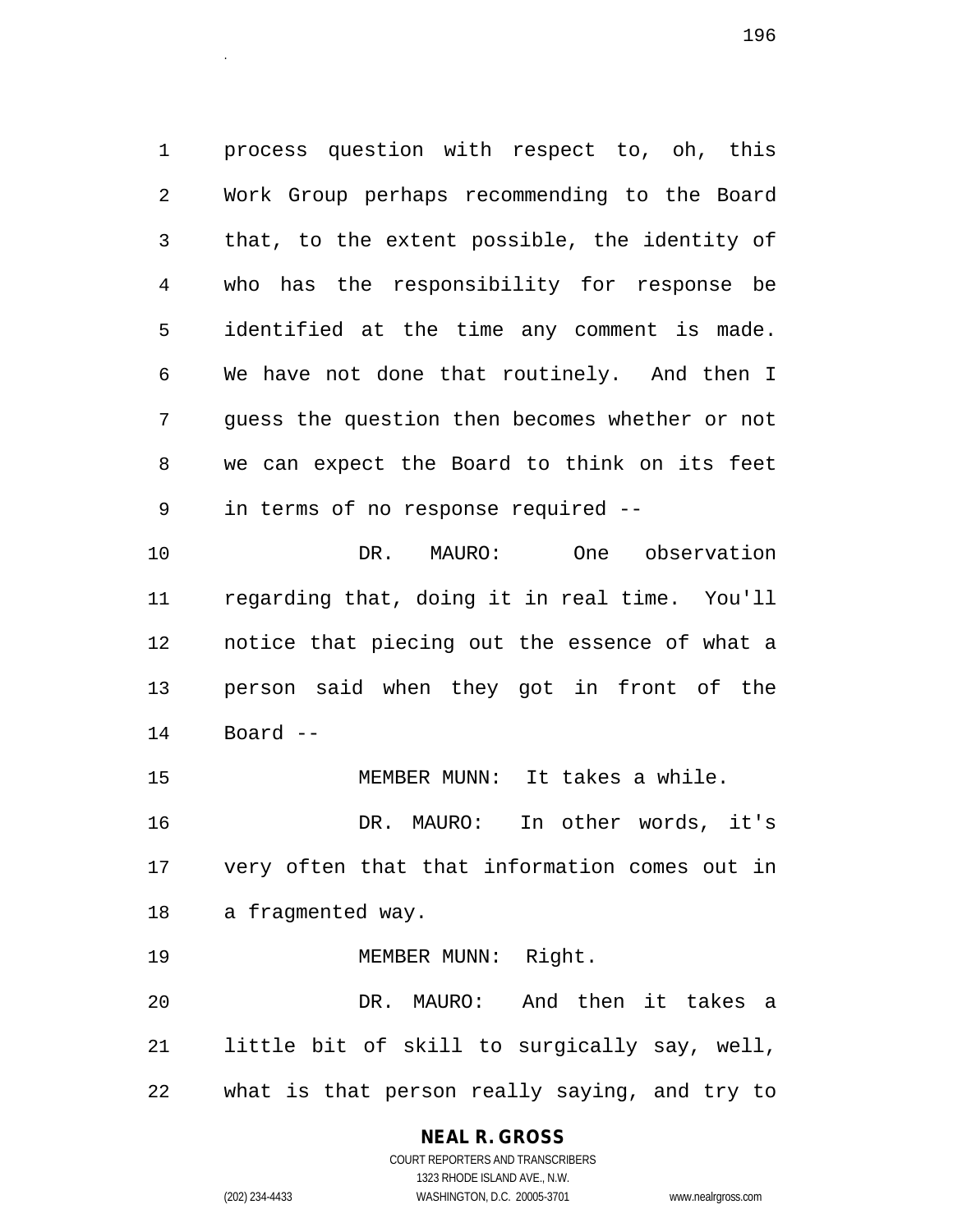process question with respect to, oh, this Work Group perhaps recommending to the Board that, to the extent possible, the identity of who has the responsibility for response be identified at the time any comment is made. We have not done that routinely. And then I guess the question then becomes whether or not we can expect the Board to think on its feet in terms of no response required --

DR. MAURO: One observation regarding that, doing it in real time. You'll notice that piecing out the essence of what a person said when they got in front of the Board --

MEMBER MUNN: It takes a while.

DR. MAURO: In other words, it's very often that that information comes out in a fragmented way.

MEMBER MUNN: Right.

DR. MAURO: And then it takes a little bit of skill to surgically say, well, what is that person really saying, and try to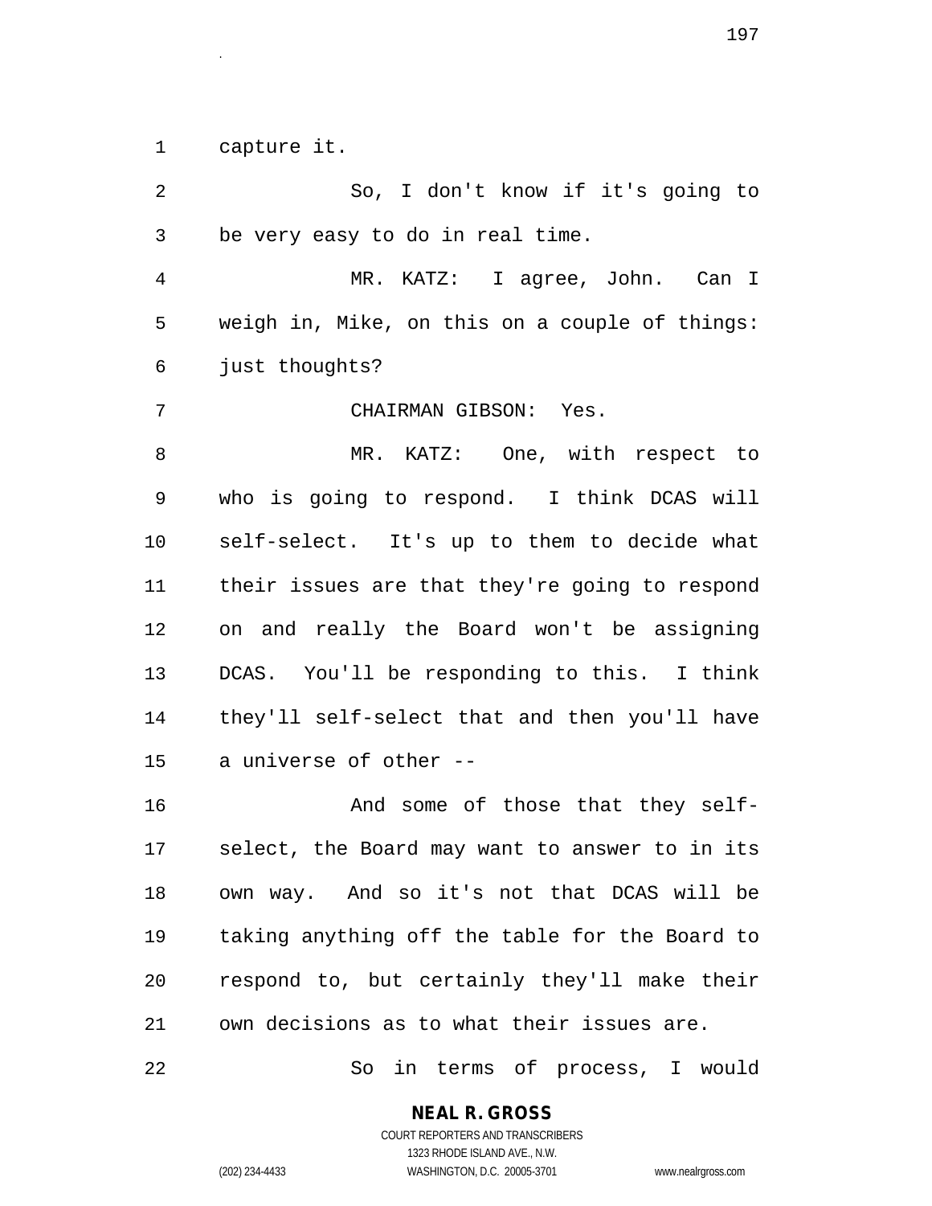capture it.

So, I don't know if it's going to be very easy to do in real time.

MR. KATZ: I agree, John. Can I weigh in, Mike, on this on a couple of things: just thoughts?

CHAIRMAN GIBSON: Yes.

MR. KATZ: One, with respect to who is going to respond. I think DCAS will self-select. It's up to them to decide what their issues are that they're going to respond on and really the Board won't be assigning DCAS. You'll be responding to this. I think they'll self-select that and then you'll have a universe of other --

And some of those that they self-select, the Board may want to answer to in its own way. And so it's not that DCAS will be taking anything off the table for the Board to respond to, but certainly they'll make their own decisions as to what their issues are.

So in terms of process, I would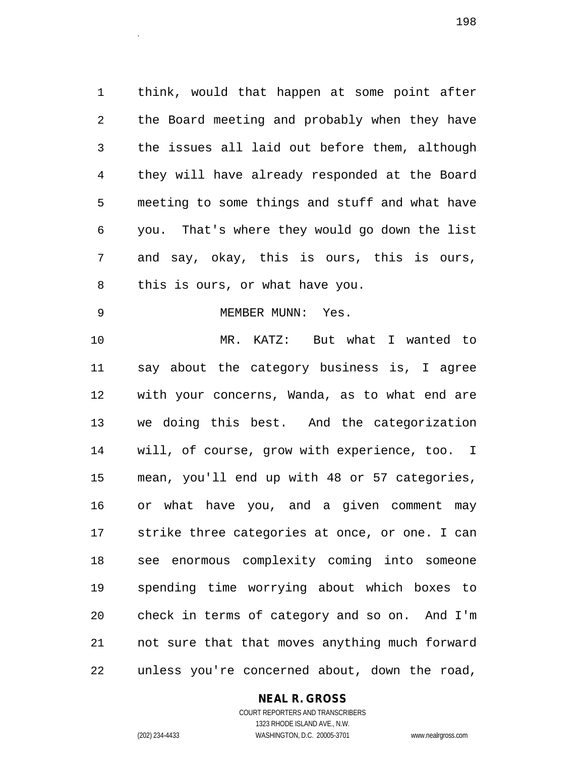think, would that happen at some point after the Board meeting and probably when they have the issues all laid out before them, although they will have already responded at the Board meeting to some things and stuff and what have you. That's where they would go down the list and say, okay, this is ours, this is ours, this is ours, or what have you.

MEMBER MUNN: Yes.

MR. KATZ: But what I wanted to say about the category business is, I agree with your concerns, Wanda, as to what end are we doing this best. And the categorization will, of course, grow with experience, too. I mean, you'll end up with 48 or 57 categories, or what have you, and a given comment may strike three categories at once, or one. I can see enormous complexity coming into someone spending time worrying about which boxes to check in terms of category and so on. And I'm not sure that that moves anything much forward unless you're concerned about, down the road,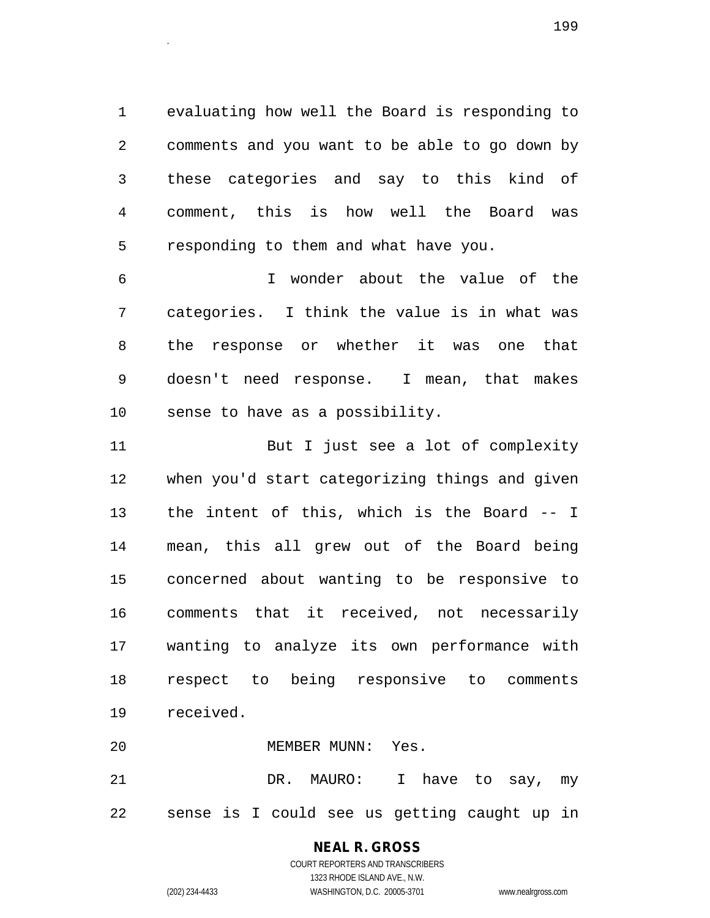evaluating how well the Board is responding to comments and you want to be able to go down by these categories and say to this kind of comment, this is how well the Board was responding to them and what have you.

I wonder about the value of the categories. I think the value is in what was the response or whether it was one that doesn't need response. I mean, that makes sense to have as a possibility.

But I just see a lot of complexity when you'd start categorizing things and given the intent of this, which is the Board -- I mean, this all grew out of the Board being concerned about wanting to be responsive to comments that it received, not necessarily wanting to analyze its own performance with respect to being responsive to comments received.

MEMBER MUNN: Yes.

DR. MAURO: I have to say, my sense is I could see us getting caught up in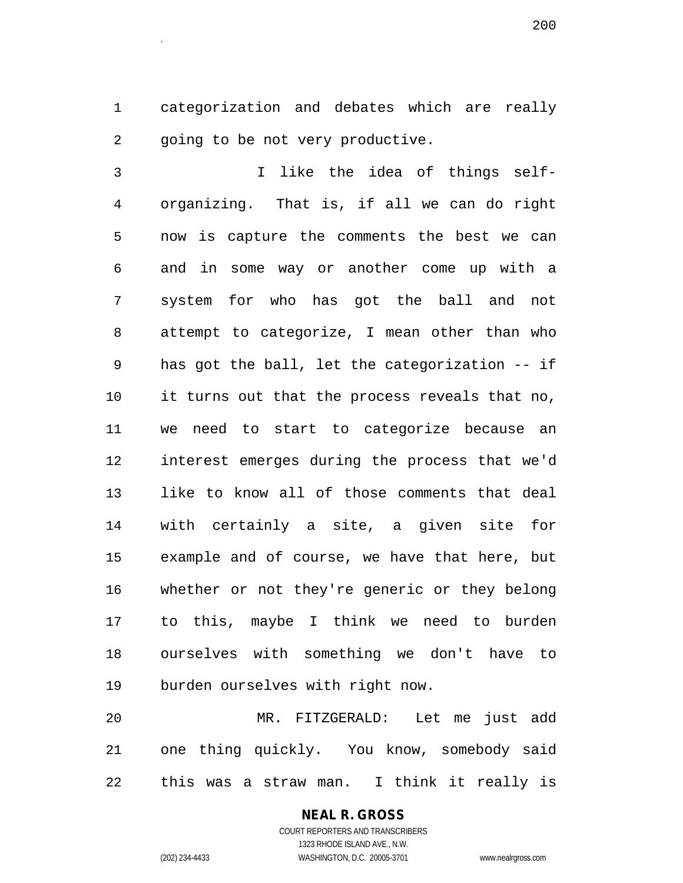categorization and debates which are really going to be not very productive.

I like the idea of things self-organizing. That is, if all we can do right now is capture the comments the best we can and in some way or another come up with a system for who has got the ball and not attempt to categorize, I mean other than who has got the ball, let the categorization -- if it turns out that the process reveals that no, we need to start to categorize because an interest emerges during the process that we'd like to know all of those comments that deal with certainly a site, a given site for example and of course, we have that here, but whether or not they're generic or they belong to this, maybe I think we need to burden ourselves with something we don't have to burden ourselves with right now.

MR. FITZGERALD: Let me just add one thing quickly. You know, somebody said this was a straw man. I think it really is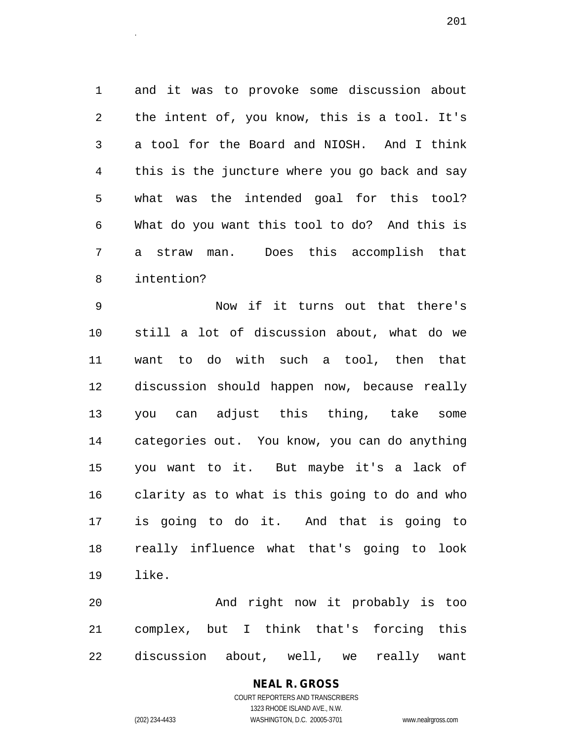and it was to provoke some discussion about the intent of, you know, this is a tool. It's a tool for the Board and NIOSH. And I think this is the juncture where you go back and say what was the intended goal for this tool? What do you want this tool to do? And this is a straw man. Does this accomplish that intention?

Now if it turns out that there's still a lot of discussion about, what do we want to do with such a tool, then that discussion should happen now, because really you can adjust this thing, take some categories out. You know, you can do anything you want to it. But maybe it's a lack of clarity as to what is this going to do and who is going to do it. And that is going to really influence what that's going to look like.

And right now it probably is too complex, but I think that's forcing this discussion about, well, we really want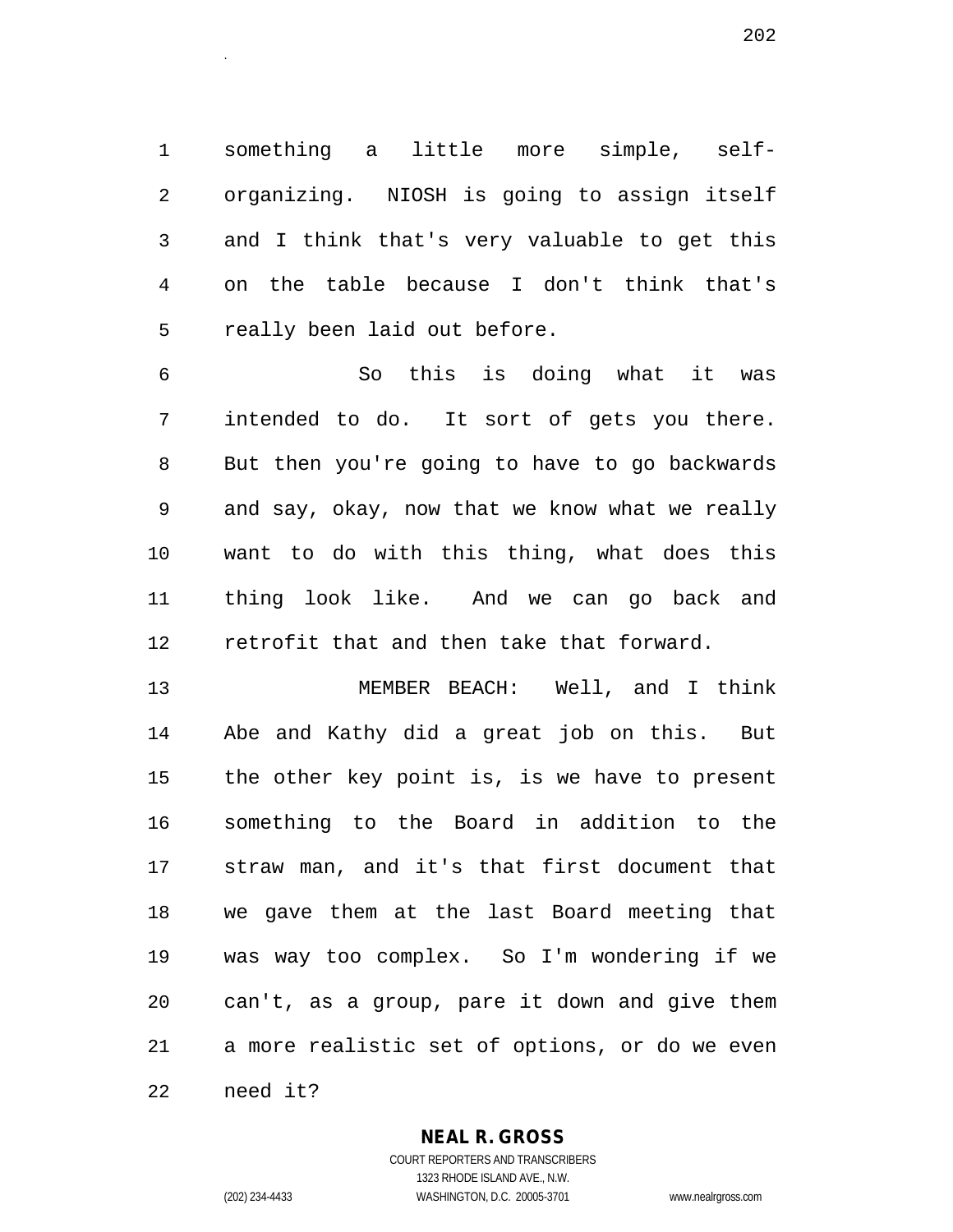something a little more simple, self-organizing. NIOSH is going to assign itself and I think that's very valuable to get this on the table because I don't think that's really been laid out before.

So this is doing what it was intended to do. It sort of gets you there. But then you're going to have to go backwards and say, okay, now that we know what we really want to do with this thing, what does this thing look like. And we can go back and retrofit that and then take that forward.

MEMBER BEACH: Well, and I think Abe and Kathy did a great job on this. But the other key point is, is we have to present something to the Board in addition to the straw man, and it's that first document that we gave them at the last Board meeting that was way too complex. So I'm wondering if we can't, as a group, pare it down and give them a more realistic set of options, or do we even need it?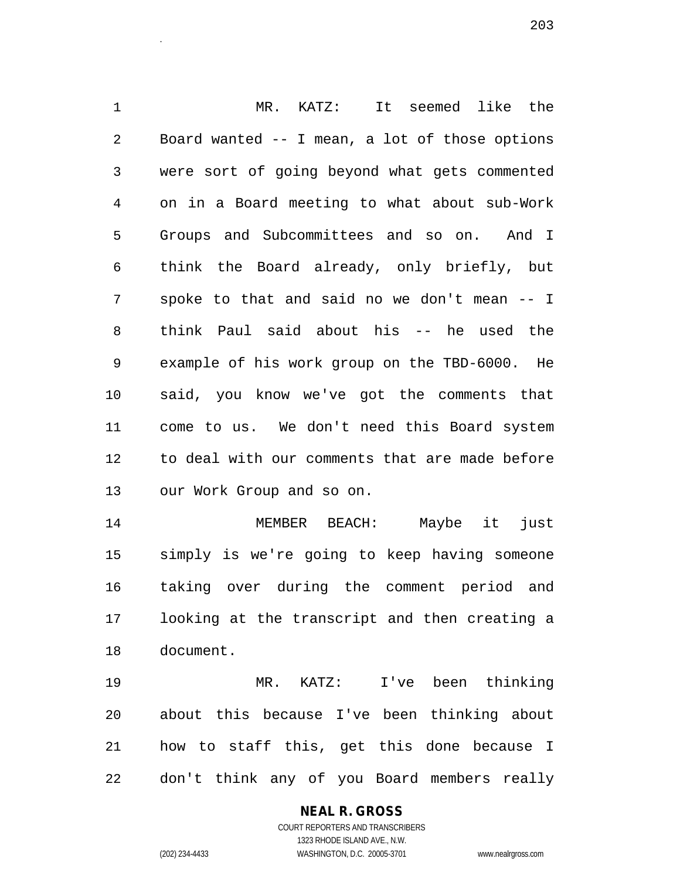MR. KATZ: It seemed like the Board wanted -- I mean, a lot of those options were sort of going beyond what gets commented on in a Board meeting to what about sub-Work Groups and Subcommittees and so on. And I think the Board already, only briefly, but spoke to that and said no we don't mean -- I think Paul said about his -- he used the example of his work group on the TBD-6000. He said, you know we've got the comments that come to us. We don't need this Board system to deal with our comments that are made before our Work Group and so on.

MEMBER BEACH: Maybe it just simply is we're going to keep having someone taking over during the comment period and looking at the transcript and then creating a document.

MR. KATZ: I've been thinking about this because I've been thinking about how to staff this, get this done because I don't think any of you Board members really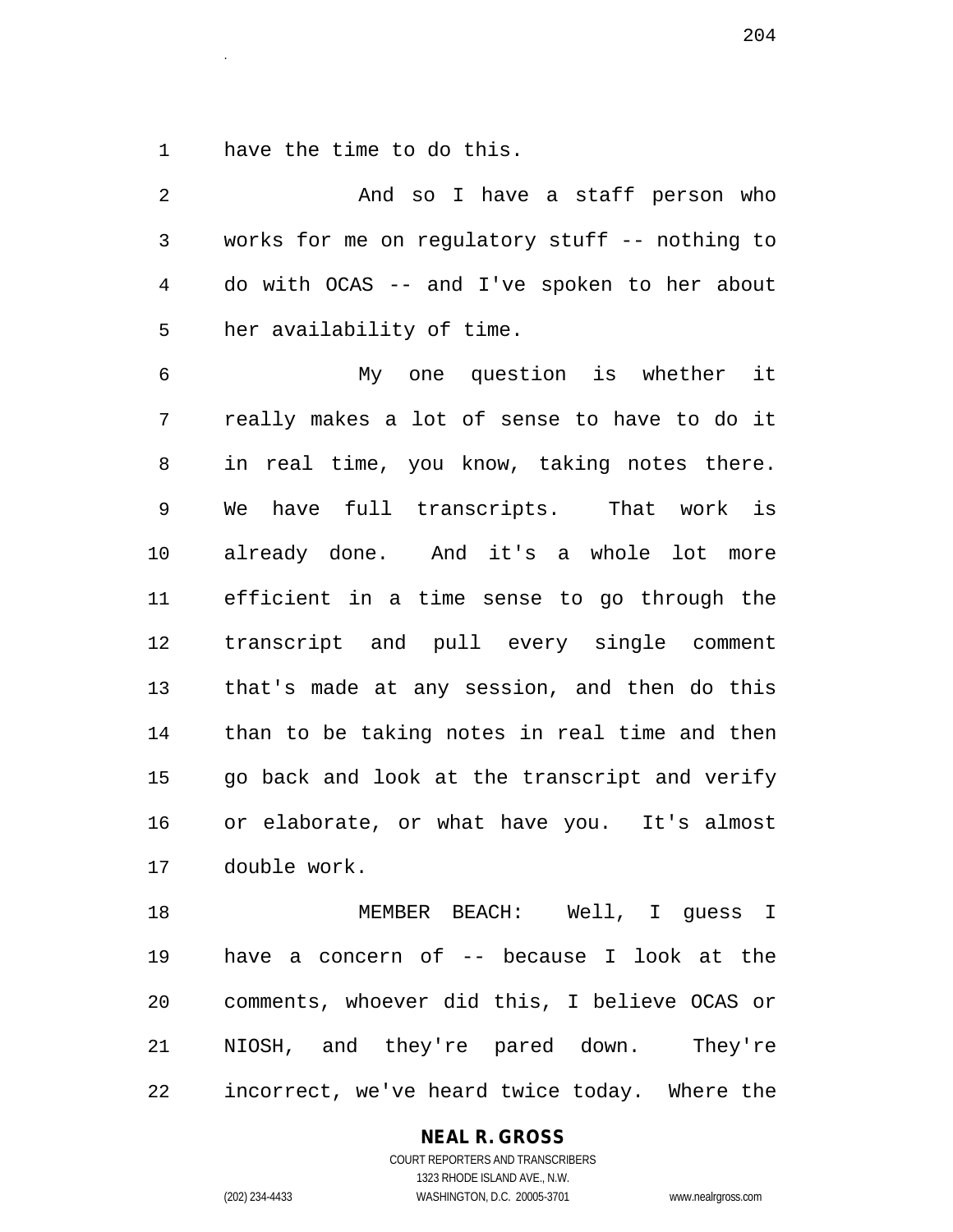have the time to do this.

And so I have a staff person who works for me on regulatory stuff -- nothing to do with OCAS -- and I've spoken to her about her availability of time.

My one question is whether it really makes a lot of sense to have to do it in real time, you know, taking notes there. We have full transcripts. That work is already done. And it's a whole lot more efficient in a time sense to go through the transcript and pull every single comment that's made at any session, and then do this than to be taking notes in real time and then go back and look at the transcript and verify or elaborate, or what have you. It's almost double work.

MEMBER BEACH: Well, I guess I have a concern of -- because I look at the comments, whoever did this, I believe OCAS or NIOSH, and they're pared down. They're incorrect, we've heard twice today. Where the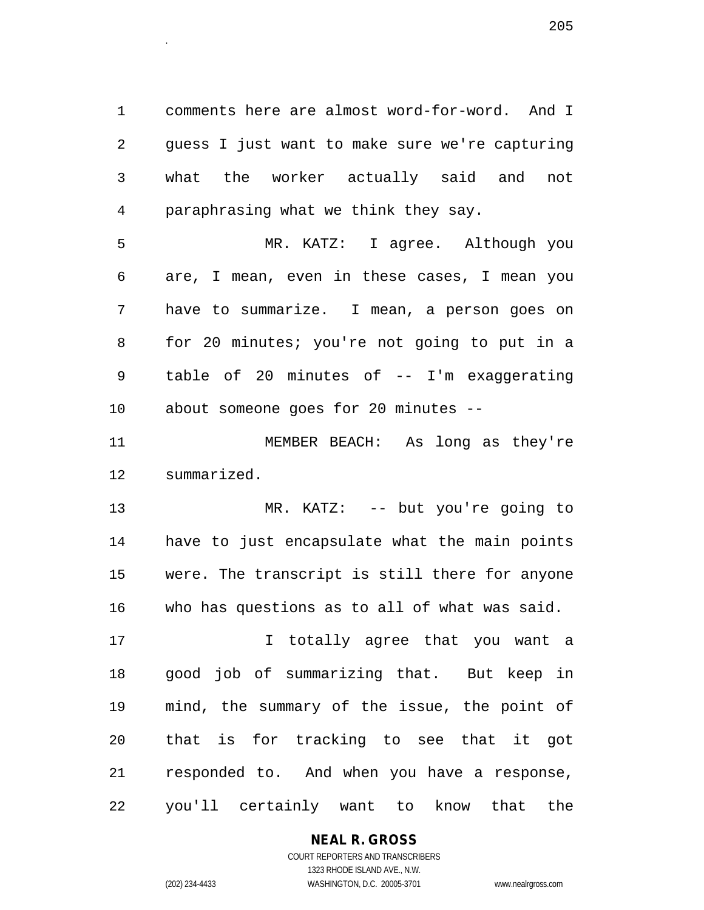comments here are almost word-for-word. And I guess I just want to make sure we're capturing what the worker actually said and not paraphrasing what we think they say.

MR. KATZ: I agree. Although you are, I mean, even in these cases, I mean you have to summarize. I mean, a person goes on for 20 minutes; you're not going to put in a table of 20 minutes of -- I'm exaggerating about someone goes for 20 minutes --

MEMBER BEACH: As long as they're summarized.

MR. KATZ: -- but you're going to have to just encapsulate what the main points were. The transcript is still there for anyone who has questions as to all of what was said.

I totally agree that you want a good job of summarizing that. But keep in mind, the summary of the issue, the point of that is for tracking to see that it got responded to. And when you have a response, you'll certainly want to know that the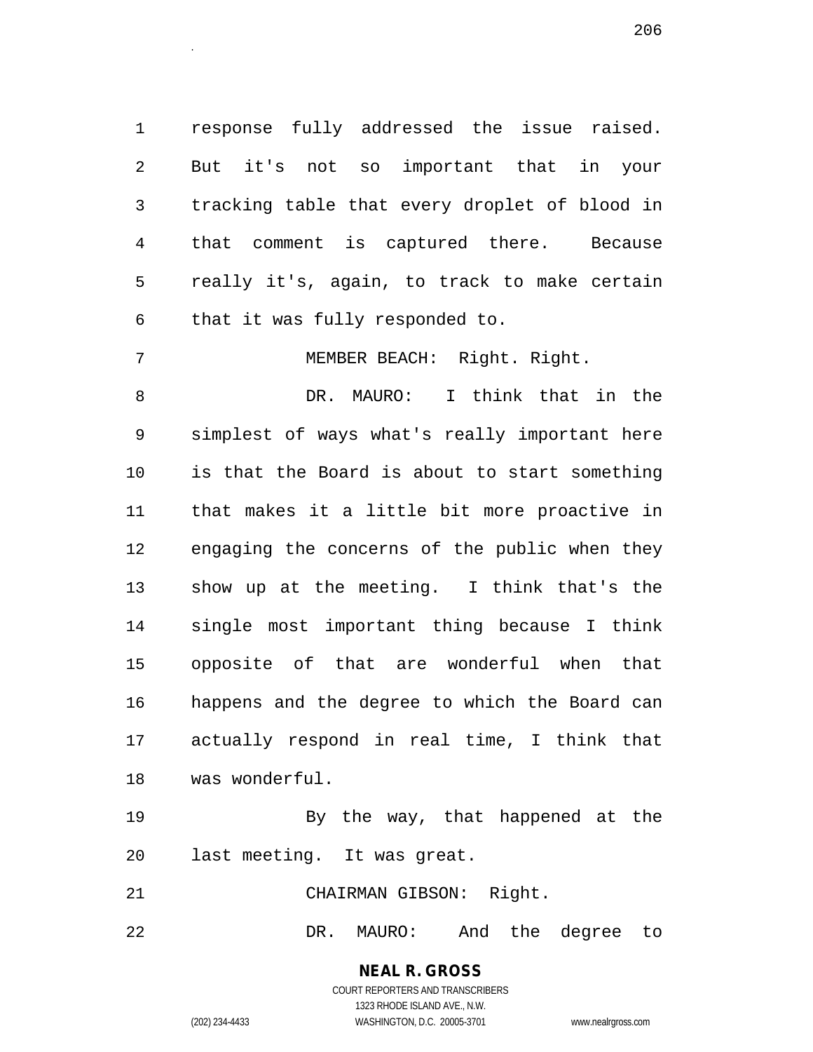response fully addressed the issue raised. But it's not so important that in your tracking table that every droplet of blood in that comment is captured there. Because really it's, again, to track to make certain that it was fully responded to.

MEMBER BEACH: Right. Right.

DR. MAURO: I think that in the simplest of ways what's really important here is that the Board is about to start something that makes it a little bit more proactive in engaging the concerns of the public when they show up at the meeting. I think that's the single most important thing because I think opposite of that are wonderful when that happens and the degree to which the Board can actually respond in real time, I think that was wonderful.

By the way, that happened at the last meeting. It was great.

CHAIRMAN GIBSON: Right.

DR. MAURO: And the degree to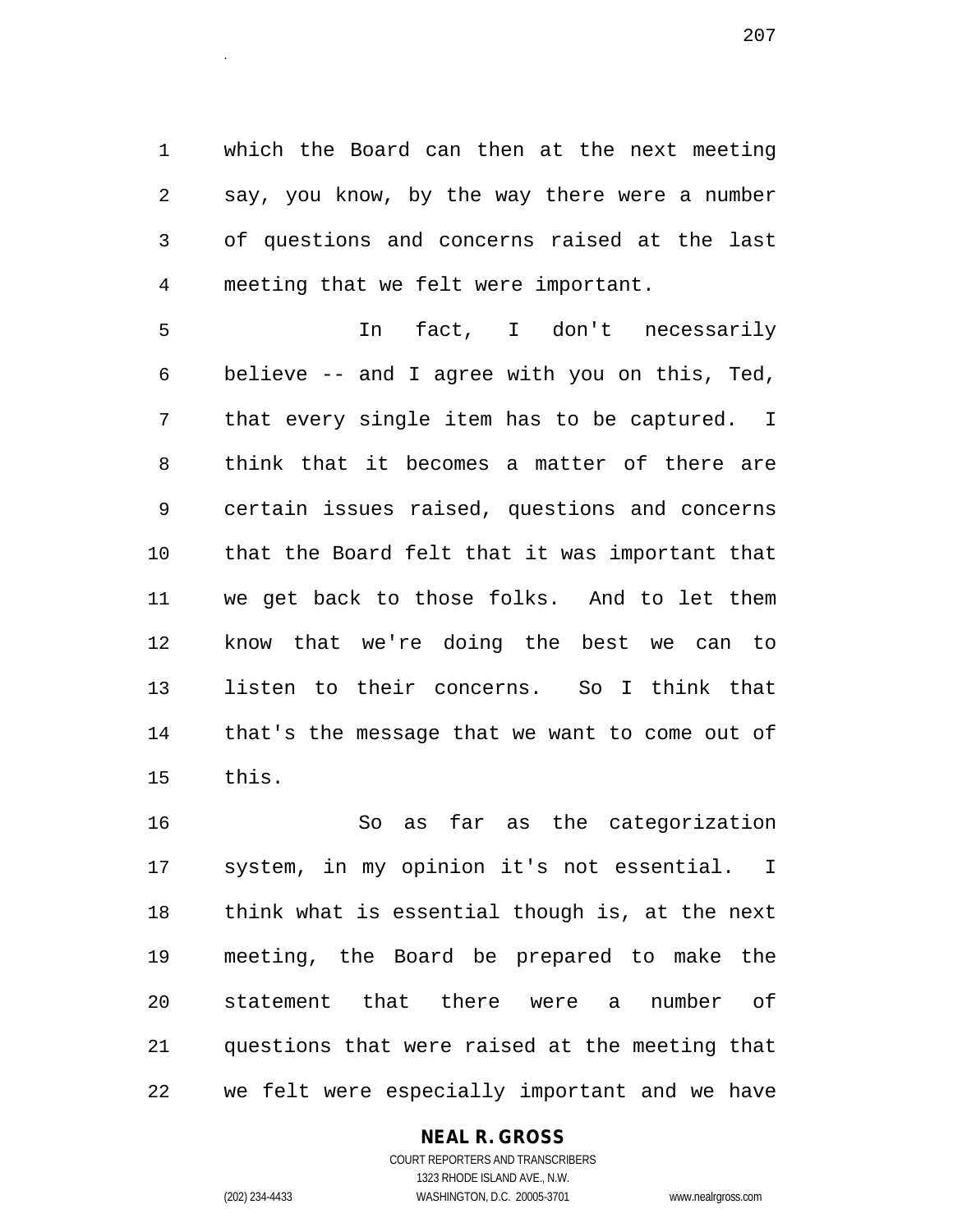which the Board can then at the next meeting say, you know, by the way there were a number of questions and concerns raised at the last meeting that we felt were important.

In fact, I don't necessarily believe -- and I agree with you on this, Ted, that every single item has to be captured. I think that it becomes a matter of there are certain issues raised, questions and concerns that the Board felt that it was important that we get back to those folks. And to let them know that we're doing the best we can to listen to their concerns. So I think that that's the message that we want to come out of this.

So as far as the categorization system, in my opinion it's not essential. I think what is essential though is, at the next meeting, the Board be prepared to make the statement that there were a number of questions that were raised at the meeting that we felt were especially important and we have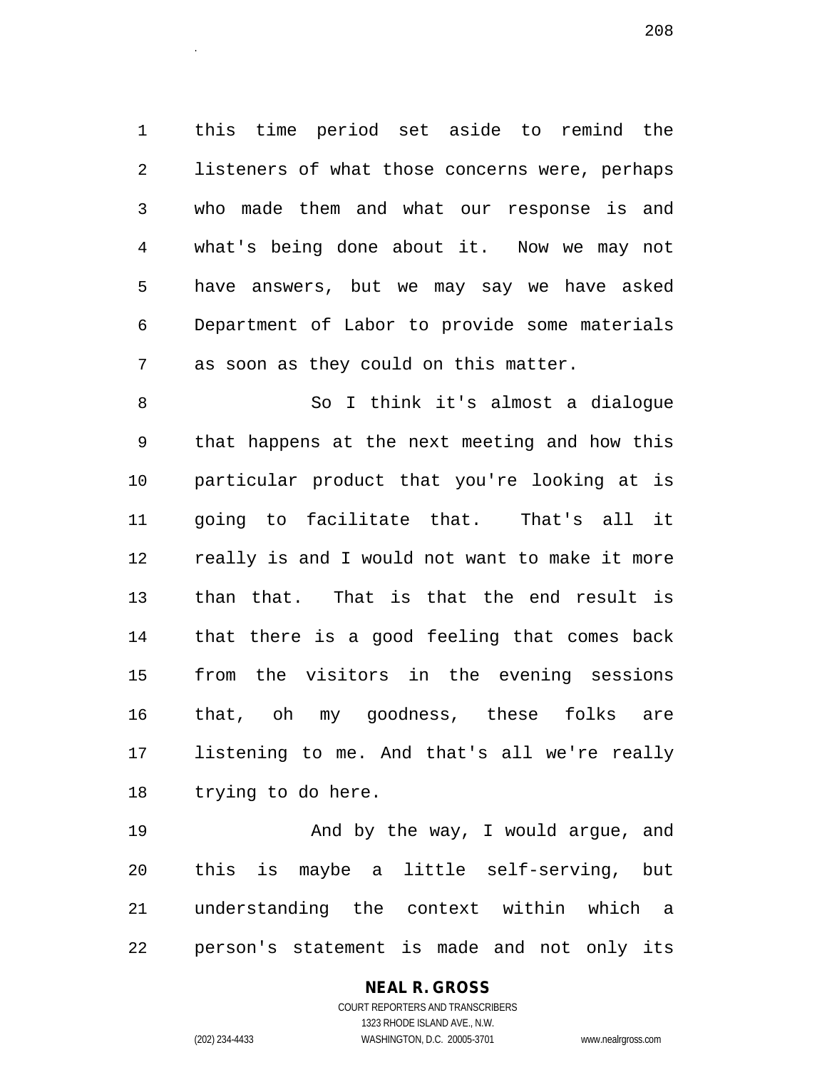this time period set aside to remind the listeners of what those concerns were, perhaps who made them and what our response is and what's being done about it. Now we may not have answers, but we may say we have asked Department of Labor to provide some materials as soon as they could on this matter.

So I think it's almost a dialogue that happens at the next meeting and how this particular product that you're looking at is going to facilitate that. That's all it really is and I would not want to make it more than that. That is that the end result is that there is a good feeling that comes back from the visitors in the evening sessions that, oh my goodness, these folks are listening to me. And that's all we're really trying to do here.

And by the way, I would argue, and this is maybe a little self-serving, but understanding the context within which a person's statement is made and not only its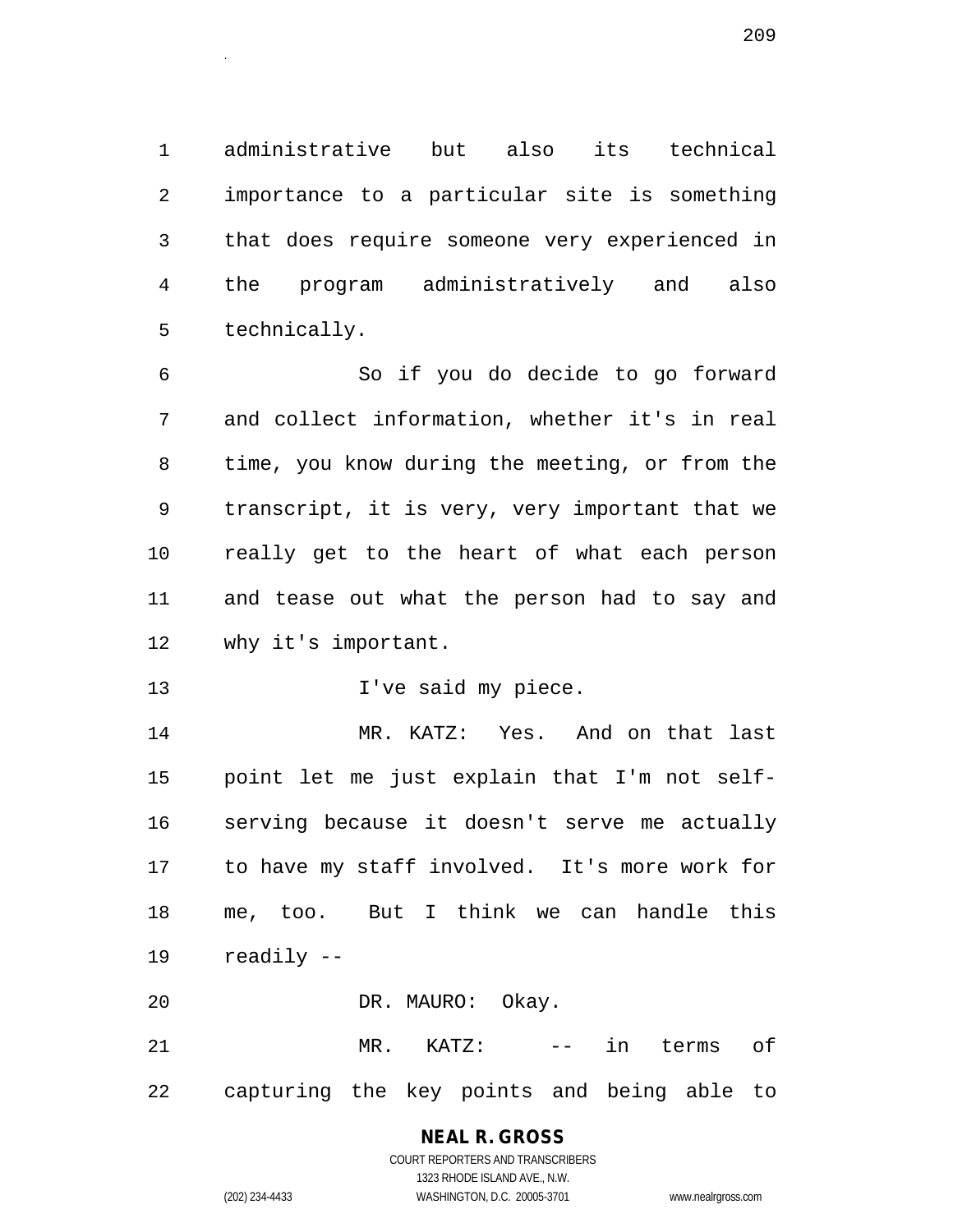administrative but also its technical importance to a particular site is something that does require someone very experienced in the program administratively and also technically.

So if you do decide to go forward and collect information, whether it's in real time, you know during the meeting, or from the transcript, it is very, very important that we really get to the heart of what each person and tease out what the person had to say and why it's important.

I've said my piece.

MR. KATZ: Yes. And on that last point let me just explain that I'm not self-serving because it doesn't serve me actually to have my staff involved. It's more work for me, too. But I think we can handle this readily --

DR. MAURO: Okay.

MR. KATZ: -- in terms of capturing the key points and being able to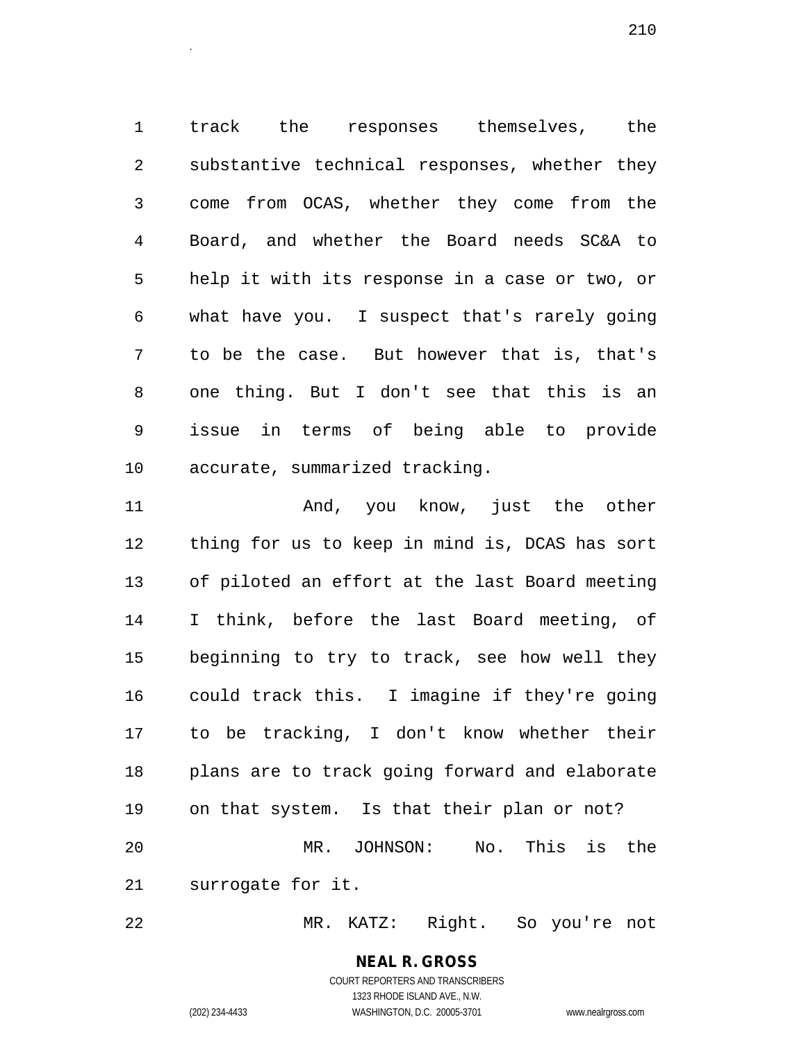track the responses themselves, the substantive technical responses, whether they come from OCAS, whether they come from the Board, and whether the Board needs SC&A to help it with its response in a case or two, or what have you. I suspect that's rarely going to be the case. But however that is, that's one thing. But I don't see that this is an issue in terms of being able to provide accurate, summarized tracking.

And, you know, just the other thing for us to keep in mind is, DCAS has sort of piloted an effort at the last Board meeting I think, before the last Board meeting, of beginning to try to track, see how well they could track this. I imagine if they're going to be tracking, I don't know whether their plans are to track going forward and elaborate on that system. Is that their plan or not?

MR. JOHNSON: No. This is the surrogate for it.

MR. KATZ: Right. So you're not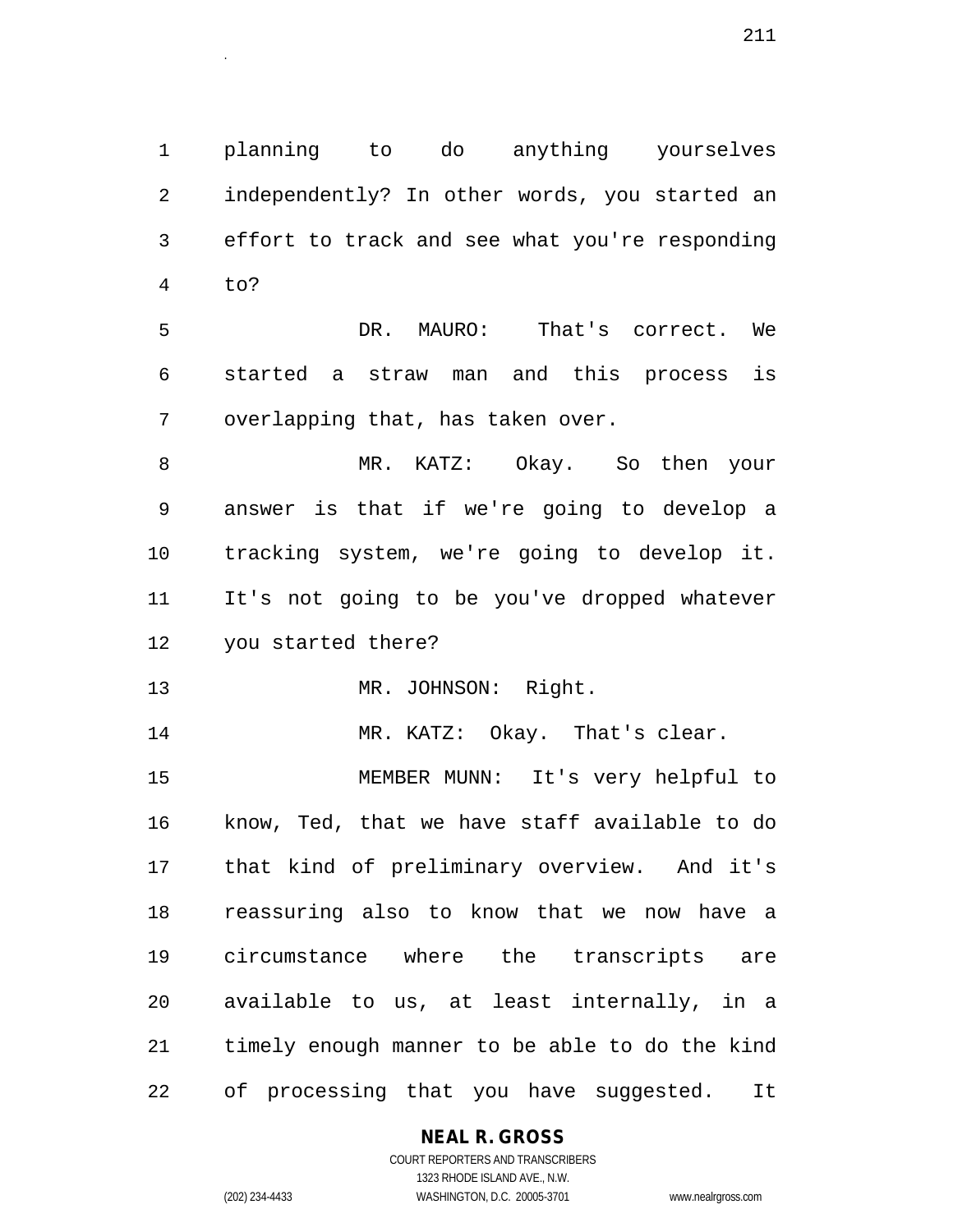planning to do anything yourselves independently? In other words, you started an effort to track and see what you're responding to?

DR. MAURO: That's correct. We started a straw man and this process is overlapping that, has taken over.

MR. KATZ: Okay. So then your answer is that if we're going to develop a tracking system, we're going to develop it. It's not going to be you've dropped whatever you started there?

MR. JOHNSON: Right.

MR. KATZ: Okay. That's clear.

MEMBER MUNN: It's very helpful to know, Ted, that we have staff available to do that kind of preliminary overview. And it's reassuring also to know that we now have a circumstance where the transcripts are available to us, at least internally, in a timely enough manner to be able to do the kind of processing that you have suggested. It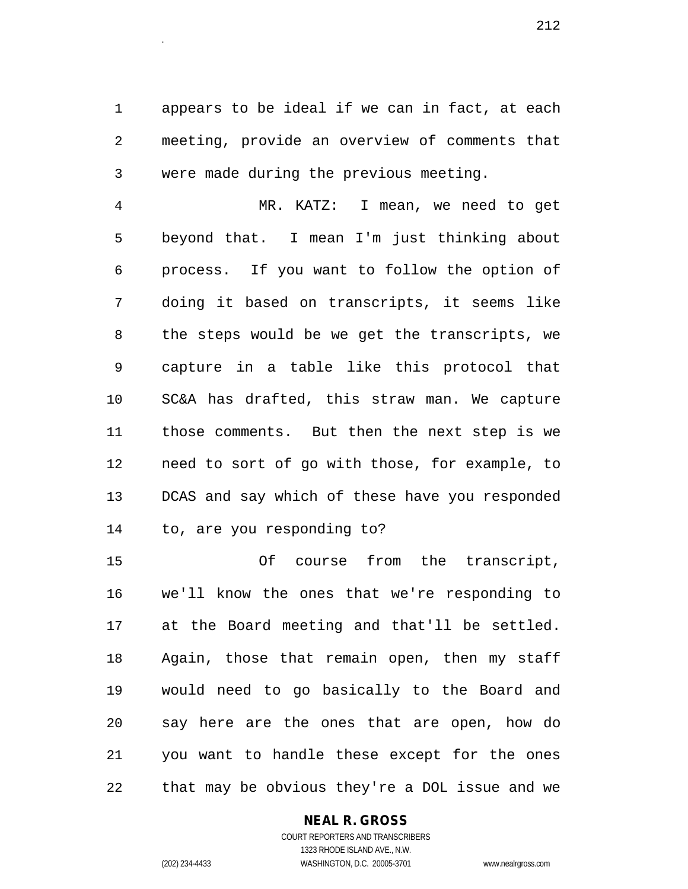appears to be ideal if we can in fact, at each meeting, provide an overview of comments that were made during the previous meeting.

MR. KATZ: I mean, we need to get beyond that. I mean I'm just thinking about process. If you want to follow the option of doing it based on transcripts, it seems like the steps would be we get the transcripts, we capture in a table like this protocol that SC&A has drafted, this straw man. We capture those comments. But then the next step is we need to sort of go with those, for example, to DCAS and say which of these have you responded to, are you responding to?

Of course from the transcript, we'll know the ones that we're responding to at the Board meeting and that'll be settled. Again, those that remain open, then my staff would need to go basically to the Board and say here are the ones that are open, how do you want to handle these except for the ones that may be obvious they're a DOL issue and we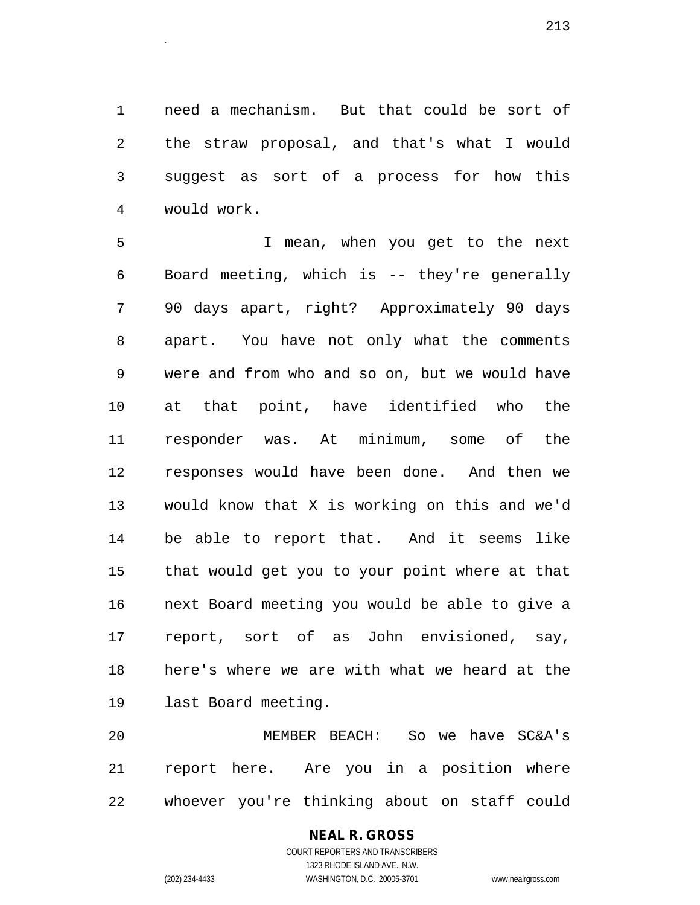need a mechanism. But that could be sort of the straw proposal, and that's what I would suggest as sort of a process for how this would work.

I mean, when you get to the next Board meeting, which is -- they're generally 90 days apart, right? Approximately 90 days apart. You have not only what the comments were and from who and so on, but we would have at that point, have identified who the responder was. At minimum, some of the responses would have been done. And then we would know that X is working on this and we'd be able to report that. And it seems like that would get you to your point where at that next Board meeting you would be able to give a report, sort of as John envisioned, say, here's where we are with what we heard at the last Board meeting.

MEMBER BEACH: So we have SC&A's report here. Are you in a position where whoever you're thinking about on staff could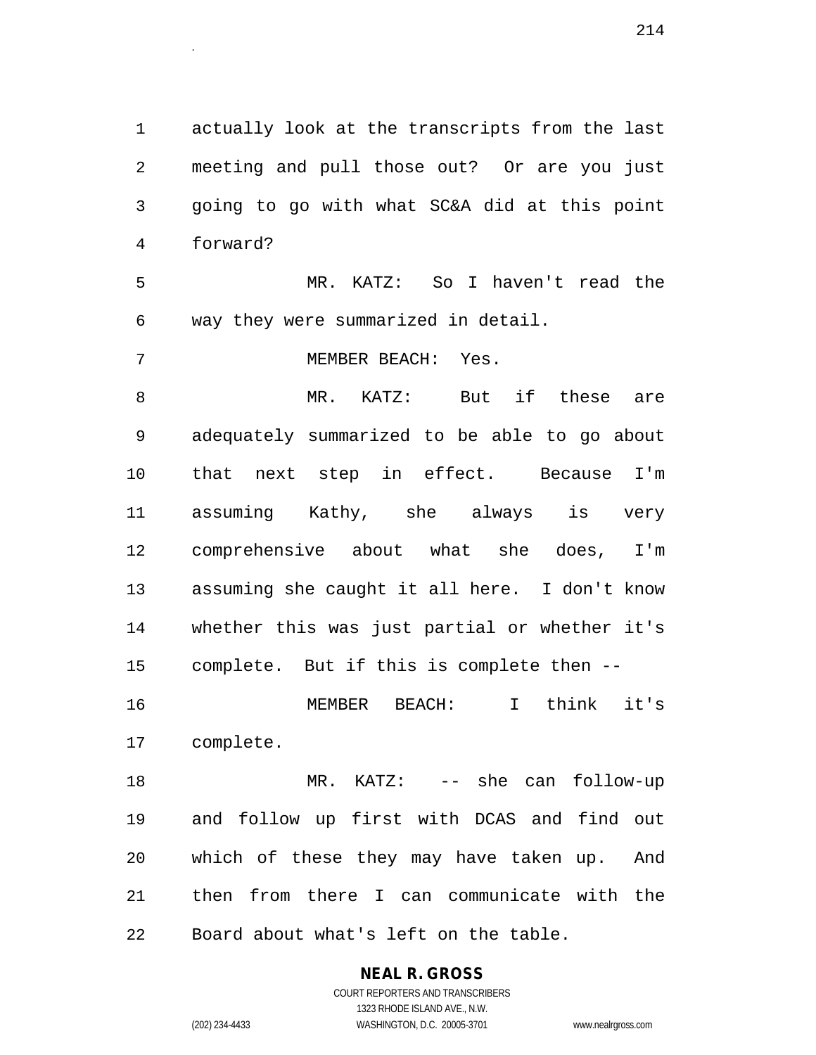actually look at the transcripts from the last meeting and pull those out? Or are you just going to go with what SC&A did at this point forward?

MR. KATZ: So I haven't read the way they were summarized in detail.

MEMBER BEACH: Yes.

MR. KATZ: But if these are adequately summarized to be able to go about that next step in effect. Because I'm assuming Kathy, she always is very comprehensive about what she does, I'm assuming she caught it all here. I don't know whether this was just partial or whether it's complete. But if this is complete then --

MEMBER BEACH: I think it's complete.

MR. KATZ: -- she can follow-up and follow up first with DCAS and find out which of these they may have taken up. And then from there I can communicate with the Board about what's left on the table.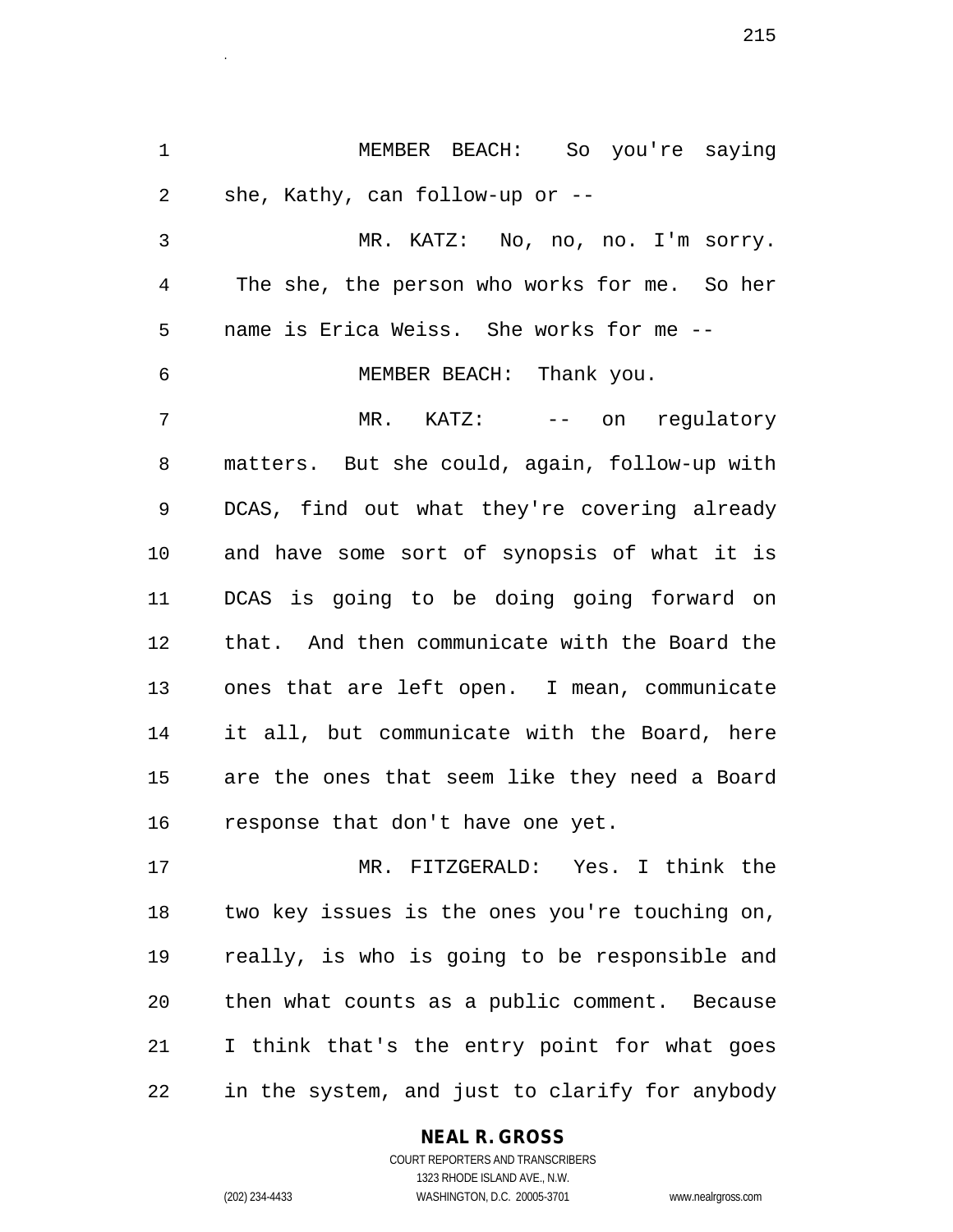MEMBER BEACH: So you're saying she, Kathy, can follow-up or --

MR. KATZ: No, no, no. I'm sorry. The she, the person who works for me. So her name is Erica Weiss. She works for me --

MEMBER BEACH: Thank you.

MR. KATZ: -- on regulatory matters. But she could, again, follow-up with DCAS, find out what they're covering already and have some sort of synopsis of what it is DCAS is going to be doing going forward on that. And then communicate with the Board the ones that are left open. I mean, communicate it all, but communicate with the Board, here are the ones that seem like they need a Board response that don't have one yet.

MR. FITZGERALD: Yes. I think the two key issues is the ones you're touching on, really, is who is going to be responsible and then what counts as a public comment. Because I think that's the entry point for what goes in the system, and just to clarify for anybody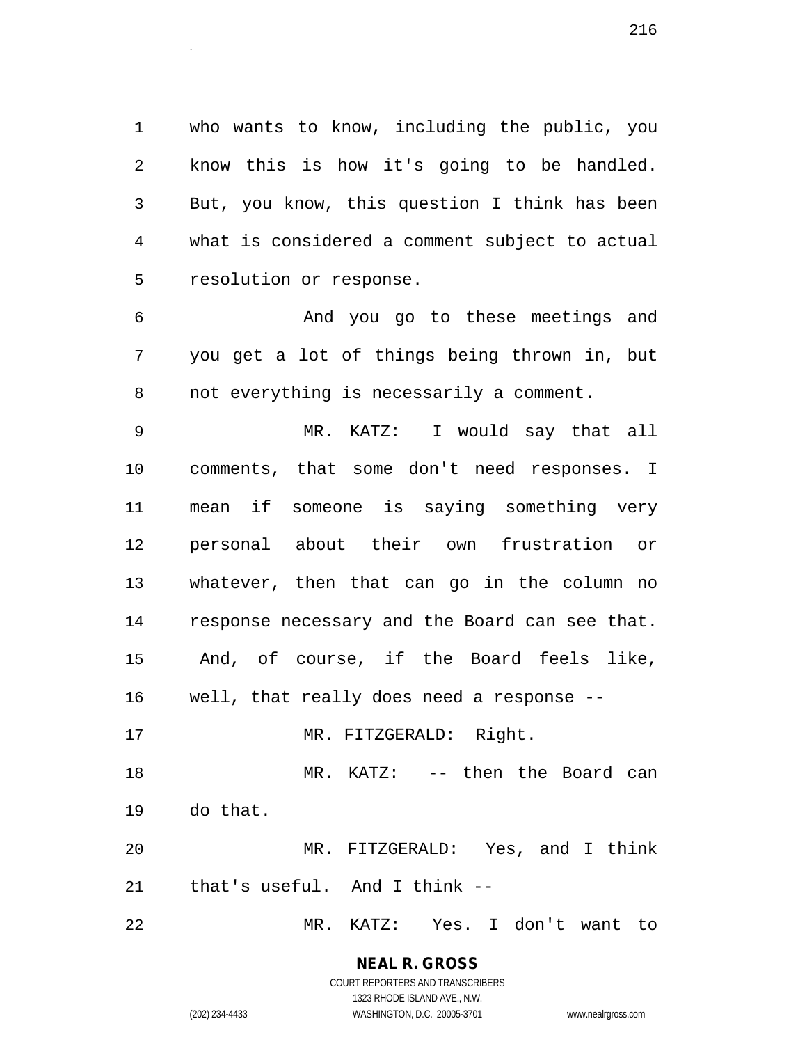who wants to know, including the public, you know this is how it's going to be handled. But, you know, this question I think has been what is considered a comment subject to actual resolution or response.

And you go to these meetings and you get a lot of things being thrown in, but not everything is necessarily a comment.

MR. KATZ: I would say that all comments, that some don't need responses. I mean if someone is saying something very personal about their own frustration or whatever, then that can go in the column no response necessary and the Board can see that. And, of course, if the Board feels like, well, that really does need a response --

MR. FITZGERALD: Right.

MR. KATZ: -- then the Board can do that.

MR. FITZGERALD: Yes, and I think that's useful. And I think --

MR. KATZ: Yes. I don't want to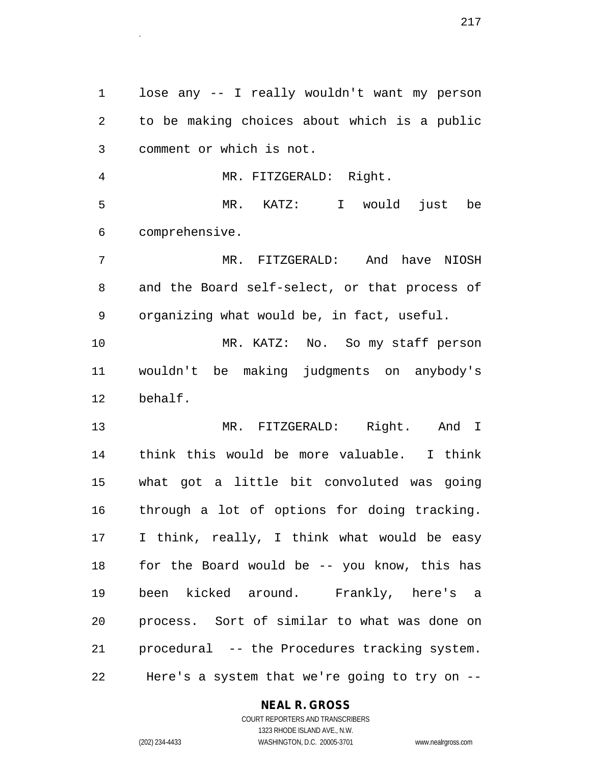lose any -- I really wouldn't want my person to be making choices about which is a public comment or which is not.

MR. FITZGERALD: Right.

MR. KATZ: I would just be comprehensive.

MR. FITZGERALD: And have NIOSH and the Board self-select, or that process of organizing what would be, in fact, useful.

MR. KATZ: No. So my staff person wouldn't be making judgments on anybody's behalf.

MR. FITZGERALD: Right. And I think this would be more valuable. I think what got a little bit convoluted was going through a lot of options for doing tracking. I think, really, I think what would be easy for the Board would be -- you know, this has been kicked around. Frankly, here's a process. Sort of similar to what was done on procedural -- the Procedures tracking system. Here's a system that we're going to try on --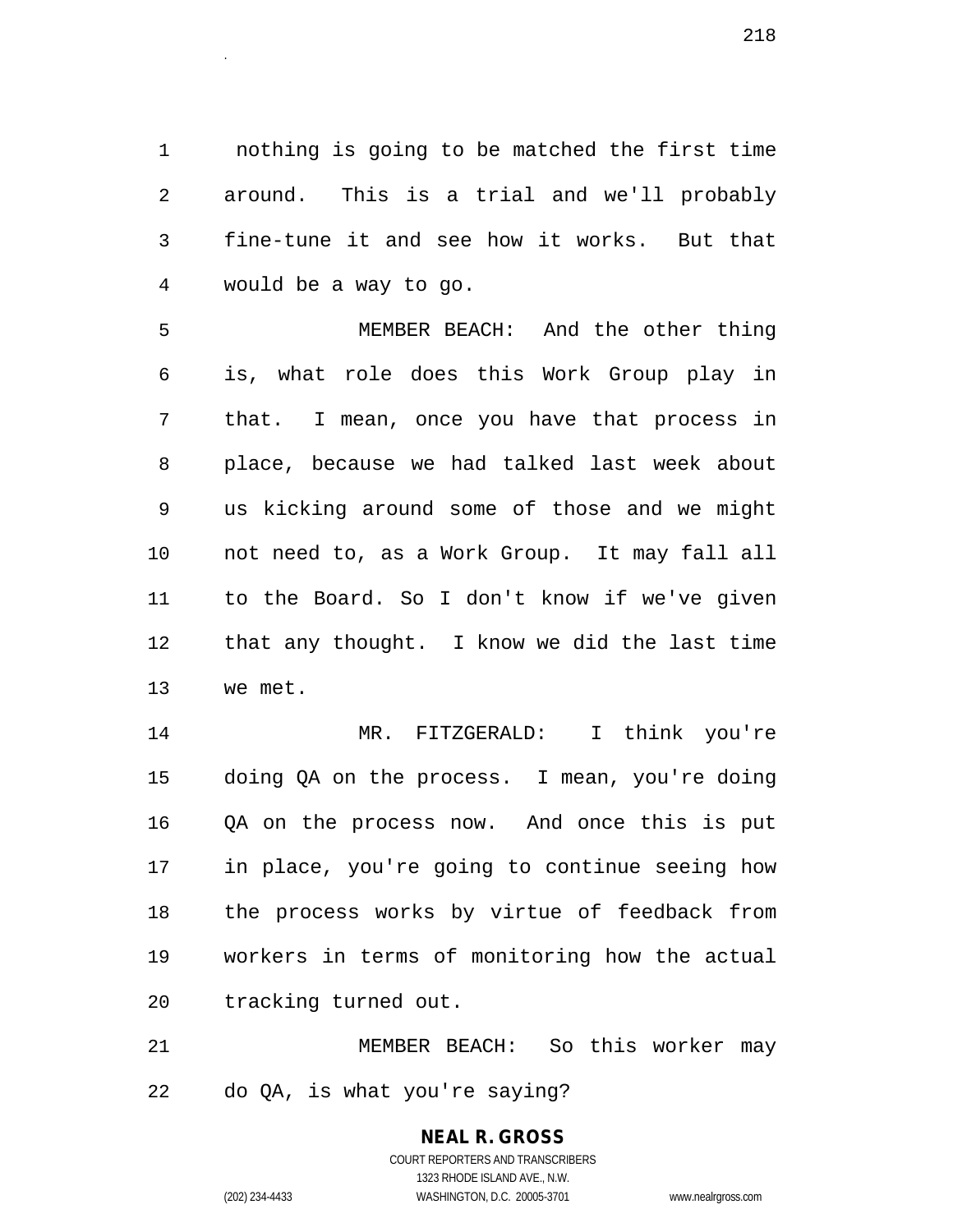nothing is going to be matched the first time around. This is a trial and we'll probably fine-tune it and see how it works. But that would be a way to go.

MEMBER BEACH: And the other thing is, what role does this Work Group play in that. I mean, once you have that process in place, because we had talked last week about us kicking around some of those and we might not need to, as a Work Group. It may fall all to the Board. So I don't know if we've given that any thought. I know we did the last time we met.

MR. FITZGERALD: I think you're doing QA on the process. I mean, you're doing QA on the process now. And once this is put in place, you're going to continue seeing how the process works by virtue of feedback from workers in terms of monitoring how the actual tracking turned out.

MEMBER BEACH: So this worker may do QA, is what you're saying?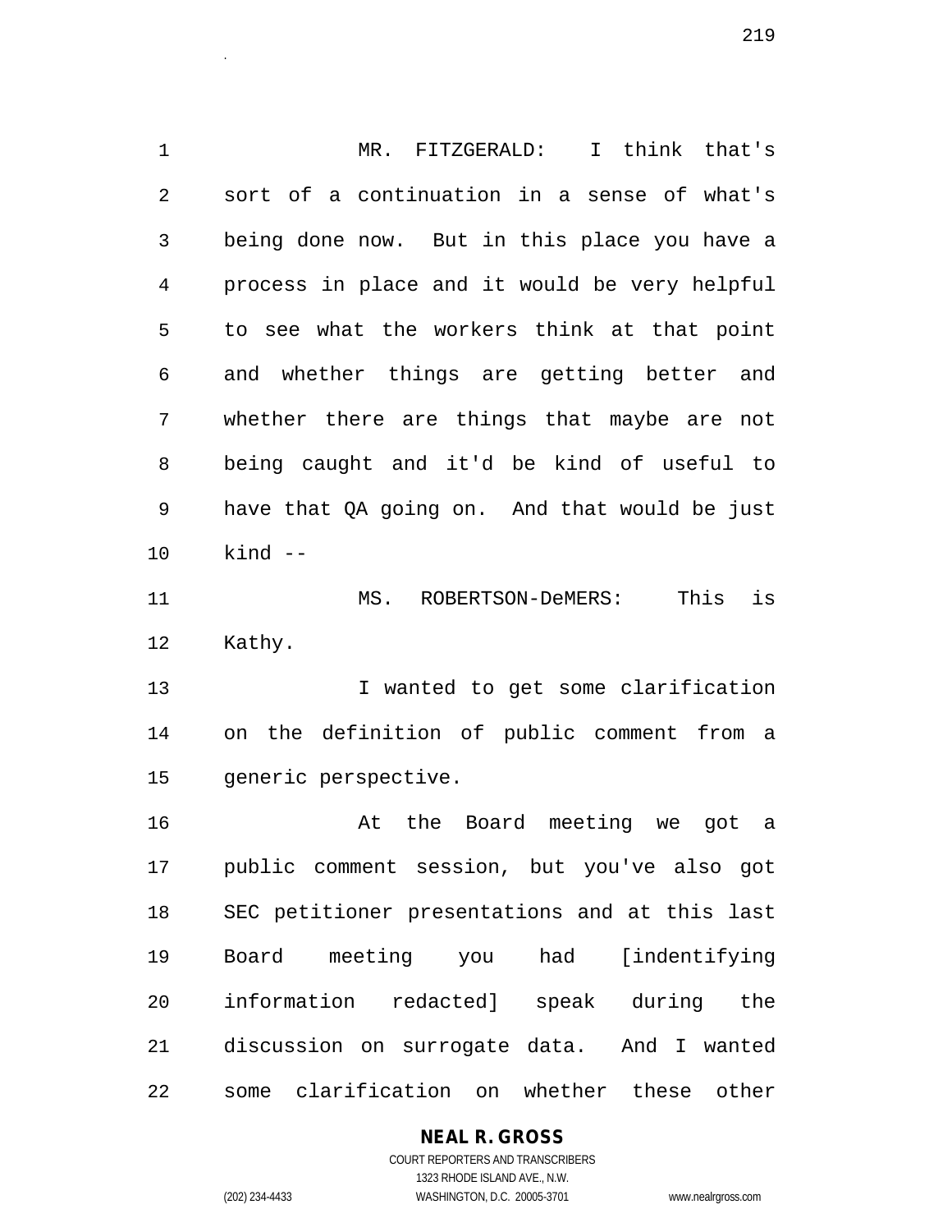MR. FITZGERALD: I think that's sort of a continuation in a sense of what's being done now. But in this place you have a process in place and it would be very helpful to see what the workers think at that point and whether things are getting better and whether there are things that maybe are not being caught and it'd be kind of useful to have that QA going on. And that would be just kind --

MS. ROBERTSON-DeMERS: This is Kathy.

I wanted to get some clarification on the definition of public comment from a generic perspective.

At the Board meeting we got a public comment session, but you've also got SEC petitioner presentations and at this last Board meeting you had [indentifying information redacted] speak during the discussion on surrogate data. And I wanted some clarification on whether these other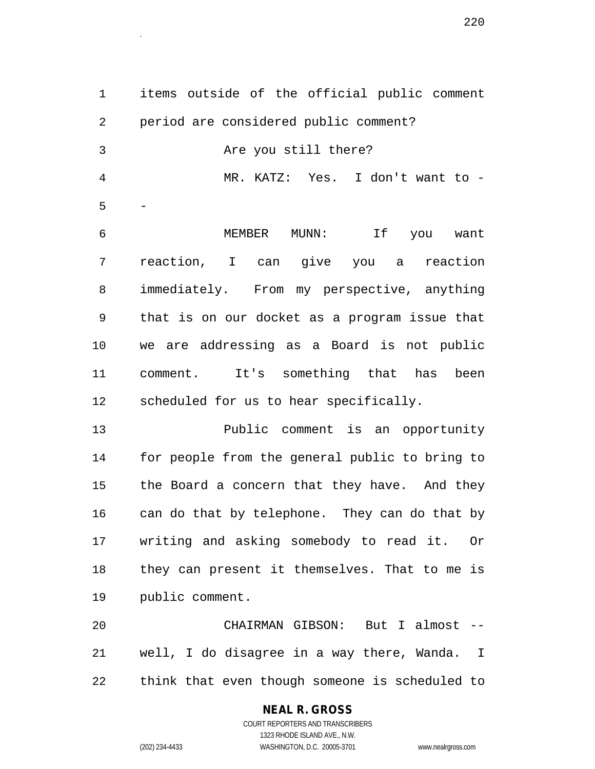items outside of the official public comment period are considered public comment?

Are you still there?

MR. KATZ: Yes. I don't want to --

MEMBER MUNN: If you want reaction, I can give you a reaction immediately. From my perspective, anything that is on our docket as a program issue that we are addressing as a Board is not public comment. It's something that has been scheduled for us to hear specifically.

Public comment is an opportunity for people from the general public to bring to the Board a concern that they have. And they can do that by telephone. They can do that by writing and asking somebody to read it. Or they can present it themselves. That to me is public comment.

CHAIRMAN GIBSON: But I almost -- well, I do disagree in a way there, Wanda. I think that even though someone is scheduled to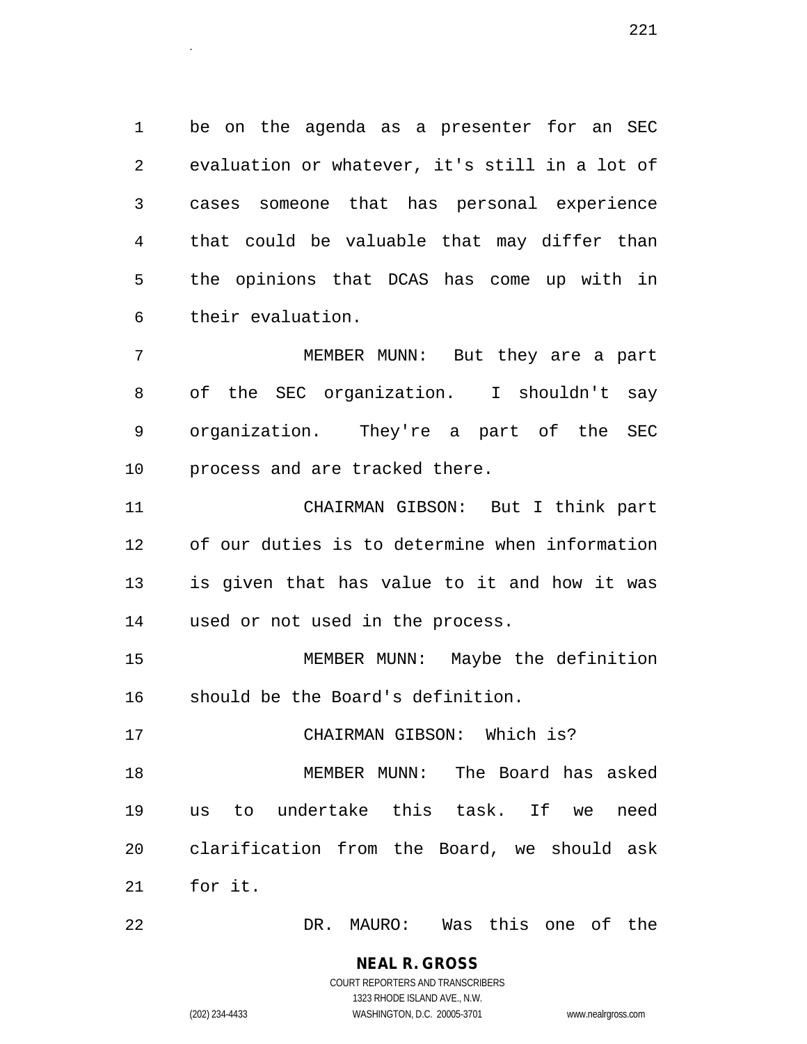be on the agenda as a presenter for an SEC evaluation or whatever, it's still in a lot of cases someone that has personal experience that could be valuable that may differ than the opinions that DCAS has come up with in their evaluation.

MEMBER MUNN: But they are a part of the SEC organization. I shouldn't say organization. They're a part of the SEC process and are tracked there.

CHAIRMAN GIBSON: But I think part of our duties is to determine when information is given that has value to it and how it was used or not used in the process.

MEMBER MUNN: Maybe the definition should be the Board's definition.

CHAIRMAN GIBSON: Which is?

MEMBER MUNN: The Board has asked us to undertake this task. If we need clarification from the Board, we should ask for it.

DR. MAURO: Was this one of the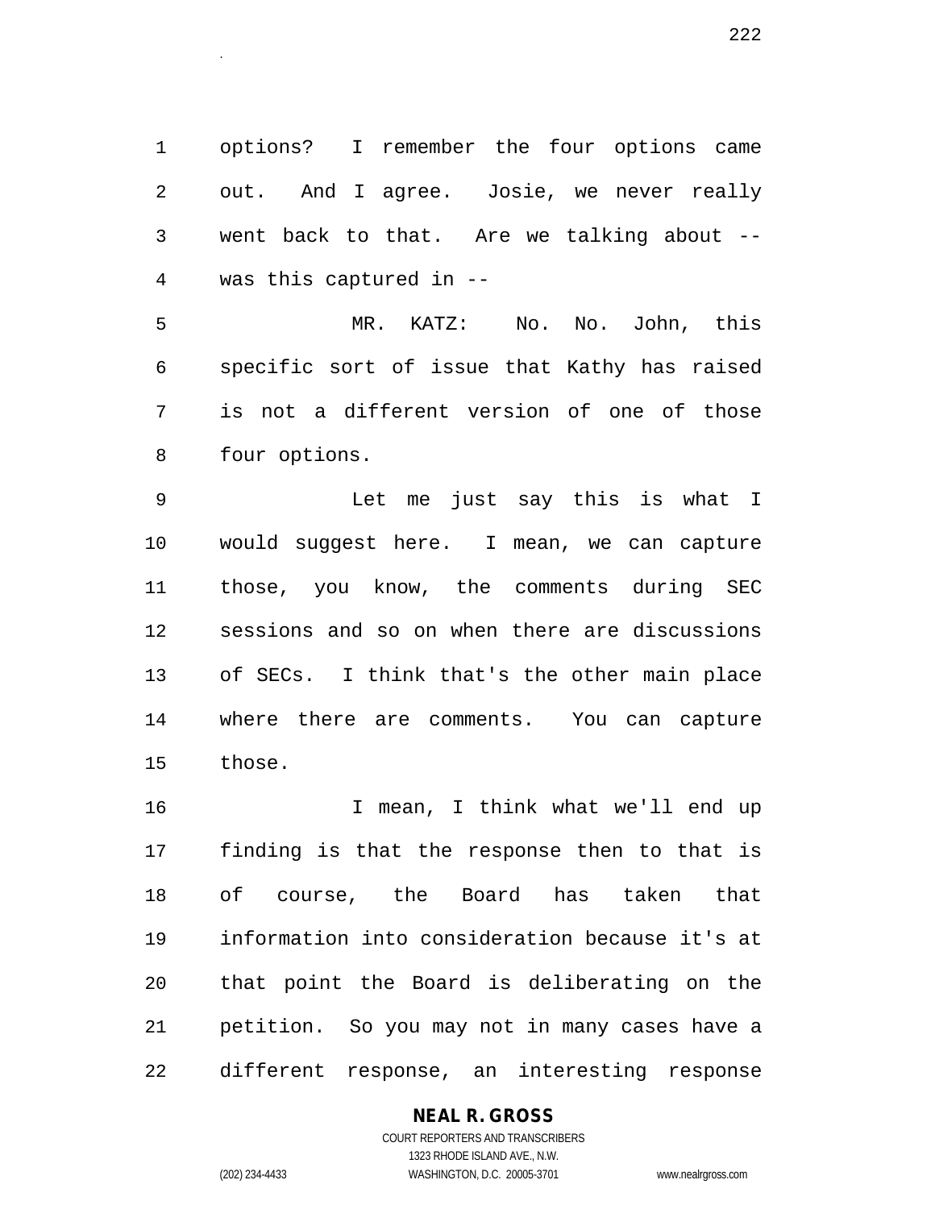options? I remember the four options came out. And I agree. Josie, we never really went back to that. Are we talking about -- was this captured in --

MR. KATZ: No. No. John, this specific sort of issue that Kathy has raised is not a different version of one of those four options.

Let me just say this is what I would suggest here. I mean, we can capture those, you know, the comments during SEC sessions and so on when there are discussions of SECs. I think that's the other main place where there are comments. You can capture those.

I mean, I think what we'll end up finding is that the response then to that is of course, the Board has taken that information into consideration because it's at that point the Board is deliberating on the petition. So you may not in many cases have a different response, an interesting response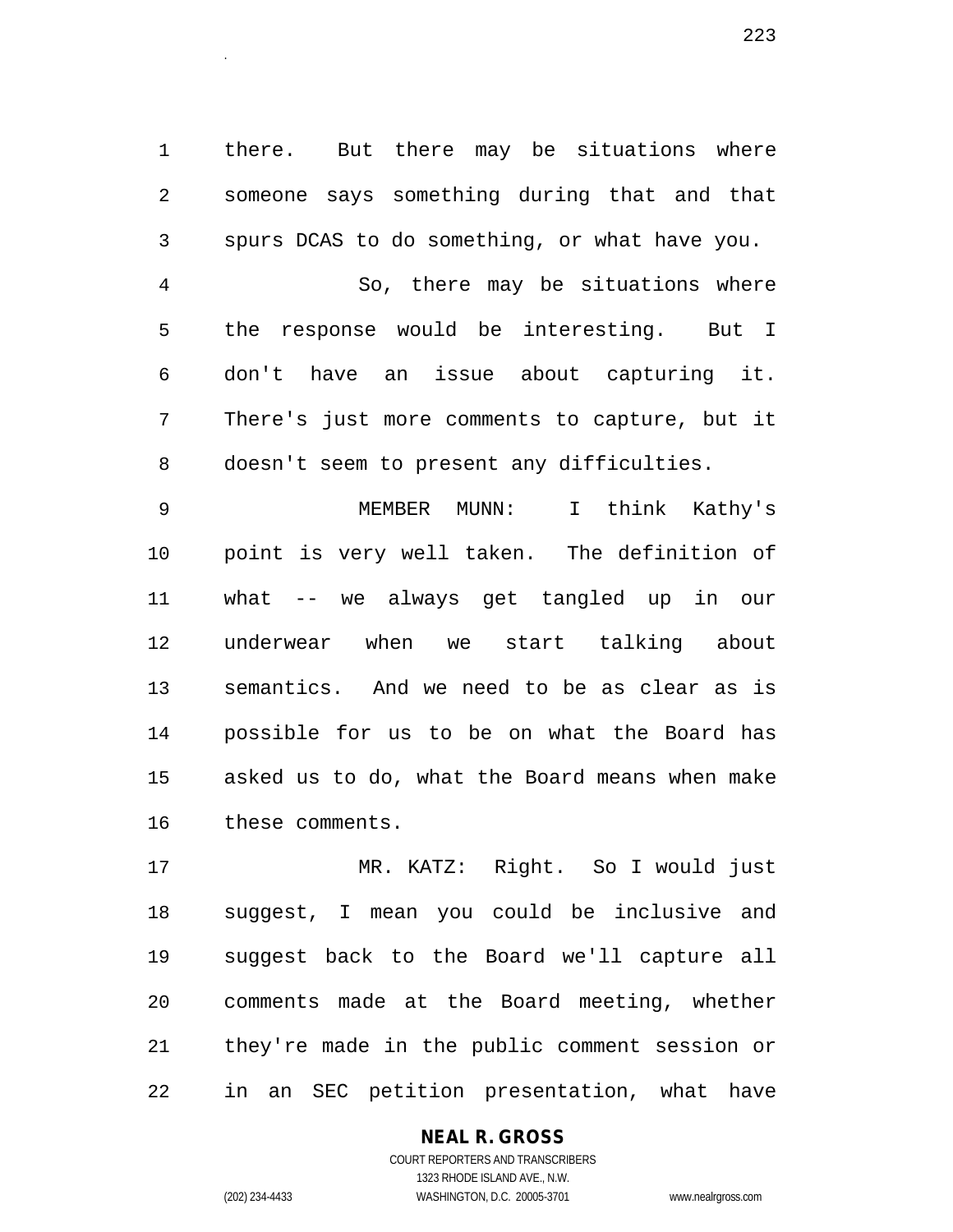there. But there may be situations where someone says something during that and that spurs DCAS to do something, or what have you.

So, there may be situations where the response would be interesting. But I don't have an issue about capturing it. There's just more comments to capture, but it doesn't seem to present any difficulties.

MEMBER MUNN: I think Kathy's point is very well taken. The definition of what -- we always get tangled up in our underwear when we start talking about semantics. And we need to be as clear as is possible for us to be on what the Board has asked us to do, what the Board means when make these comments.

MR. KATZ: Right. So I would just suggest, I mean you could be inclusive and suggest back to the Board we'll capture all comments made at the Board meeting, whether they're made in the public comment session or in an SEC petition presentation, what have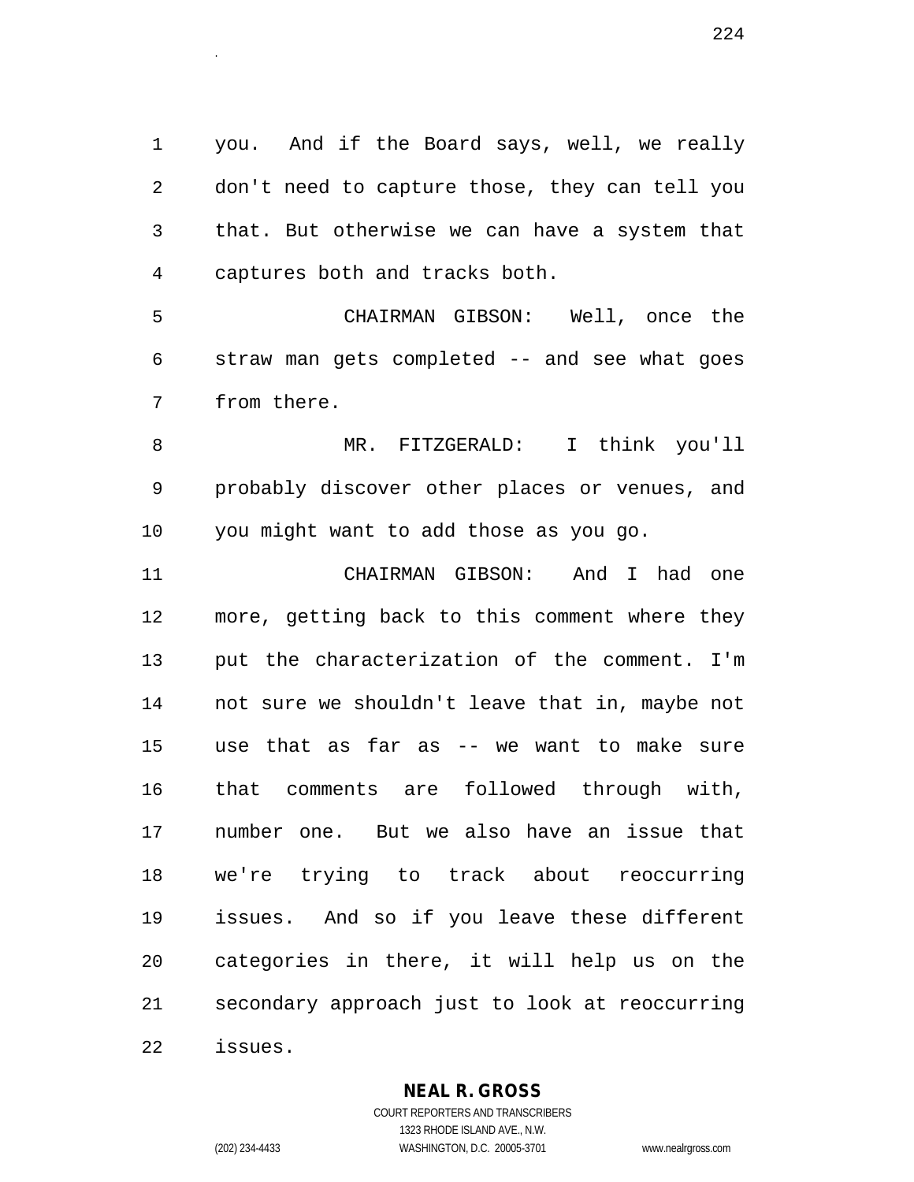you. And if the Board says, well, we really don't need to capture those, they can tell you that. But otherwise we can have a system that captures both and tracks both.

CHAIRMAN GIBSON: Well, once the straw man gets completed -- and see what goes from there.

MR. FITZGERALD: I think you'll probably discover other places or venues, and you might want to add those as you go.

CHAIRMAN GIBSON: And I had one more, getting back to this comment where they put the characterization of the comment. I'm not sure we shouldn't leave that in, maybe not use that as far as -- we want to make sure that comments are followed through with, number one. But we also have an issue that we're trying to track about reoccurring issues. And so if you leave these different categories in there, it will help us on the secondary approach just to look at reoccurring issues.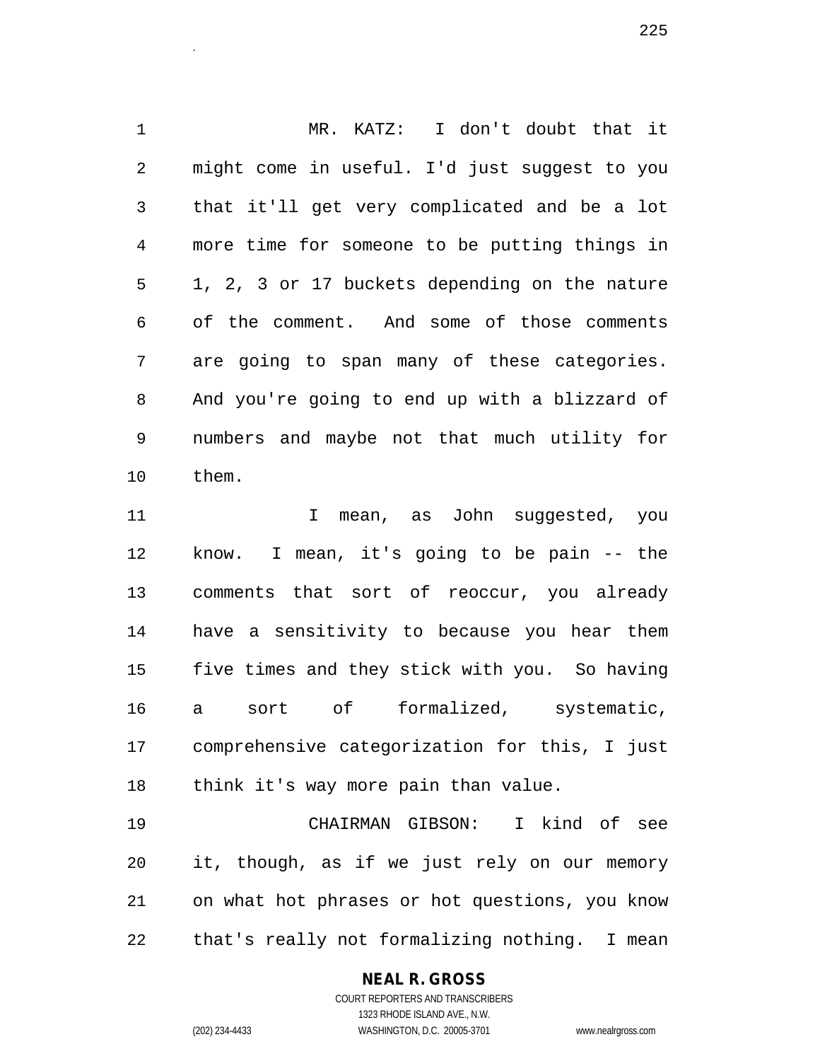MR. KATZ: I don't doubt that it might come in useful. I'd just suggest to you that it'll get very complicated and be a lot more time for someone to be putting things in 1, 2, 3 or 17 buckets depending on the nature of the comment. And some of those comments are going to span many of these categories. And you're going to end up with a blizzard of numbers and maybe not that much utility for them.

I mean, as John suggested, you know. I mean, it's going to be pain -- the comments that sort of reoccur, you already have a sensitivity to because you hear them five times and they stick with you. So having a sort of formalized, systematic, comprehensive categorization for this, I just think it's way more pain than value.

CHAIRMAN GIBSON: I kind of see it, though, as if we just rely on our memory on what hot phrases or hot questions, you know that's really not formalizing nothing. I mean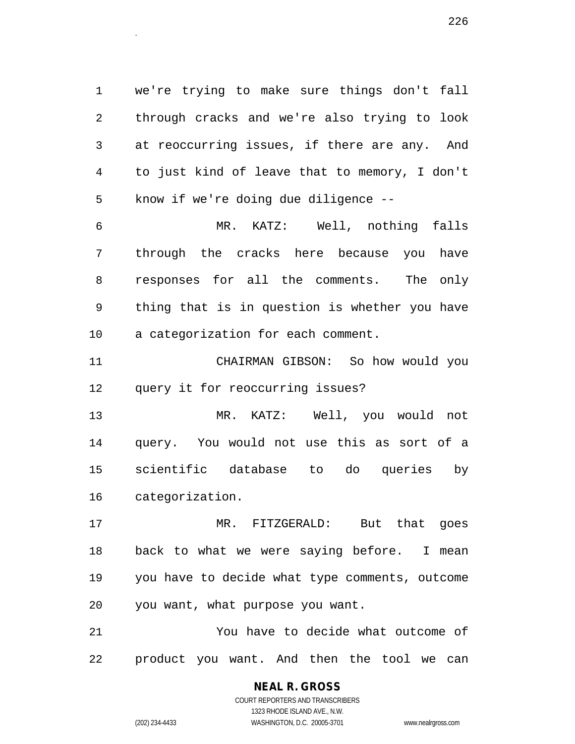we're trying to make sure things don't fall through cracks and we're also trying to look at reoccurring issues, if there are any. And to just kind of leave that to memory, I don't know if we're doing due diligence --

MR. KATZ: Well, nothing falls through the cracks here because you have responses for all the comments. The only thing that is in question is whether you have a categorization for each comment.

CHAIRMAN GIBSON: So how would you query it for reoccurring issues?

MR. KATZ: Well, you would not query. You would not use this as sort of a scientific database to do queries by categorization.

MR. FITZGERALD: But that goes back to what we were saying before. I mean you have to decide what type comments, outcome you want, what purpose you want.

You have to decide what outcome of product you want. And then the tool we can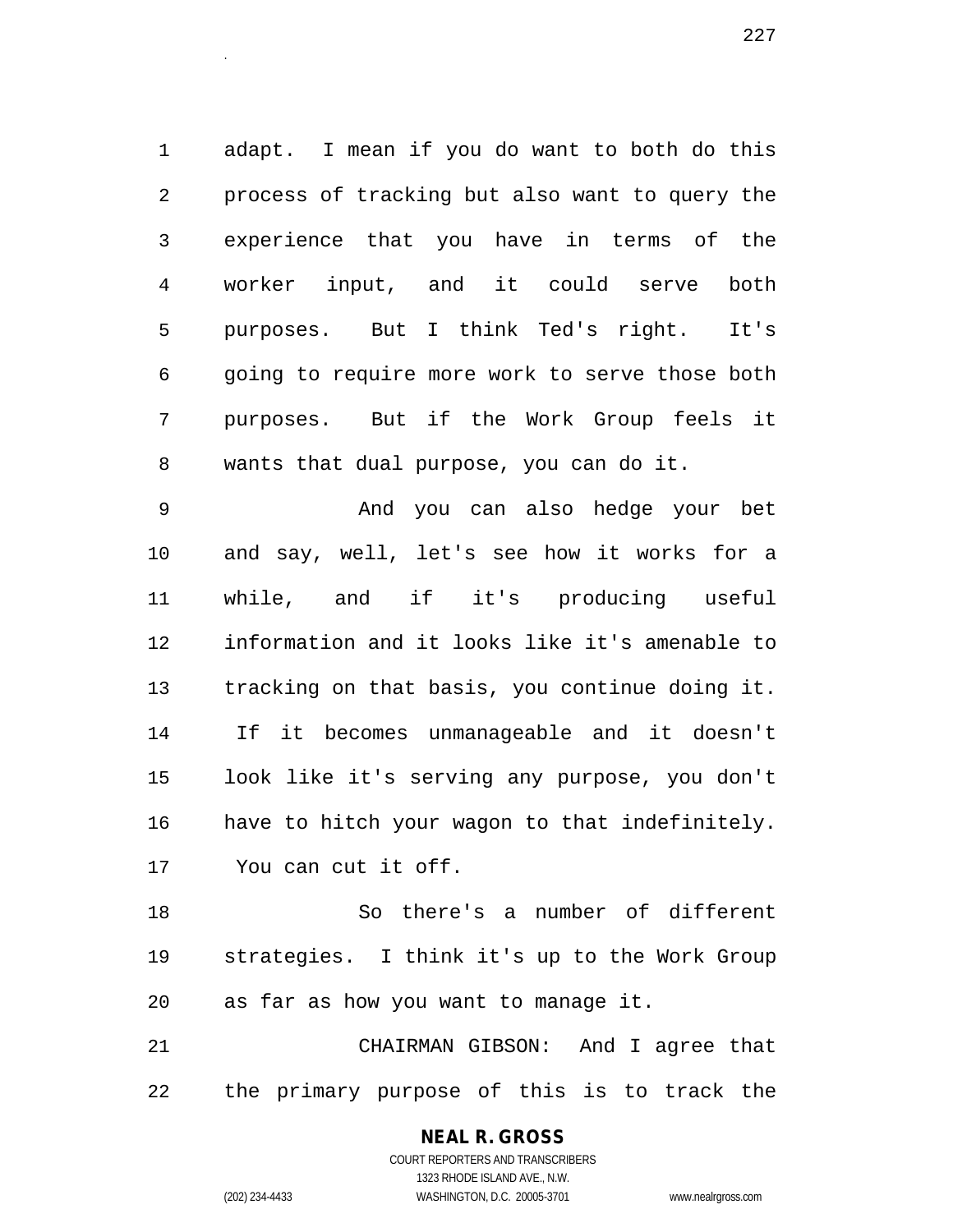adapt. I mean if you do want to both do this process of tracking but also want to query the experience that you have in terms of the worker input, and it could serve both purposes. But I think Ted's right. It's going to require more work to serve those both purposes. But if the Work Group feels it wants that dual purpose, you can do it.

And you can also hedge your bet and say, well, let's see how it works for a while, and if it's producing useful information and it looks like it's amenable to tracking on that basis, you continue doing it. If it becomes unmanageable and it doesn't look like it's serving any purpose, you don't have to hitch your wagon to that indefinitely. You can cut it off.

So there's a number of different strategies. I think it's up to the Work Group as far as how you want to manage it.

CHAIRMAN GIBSON: And I agree that the primary purpose of this is to track the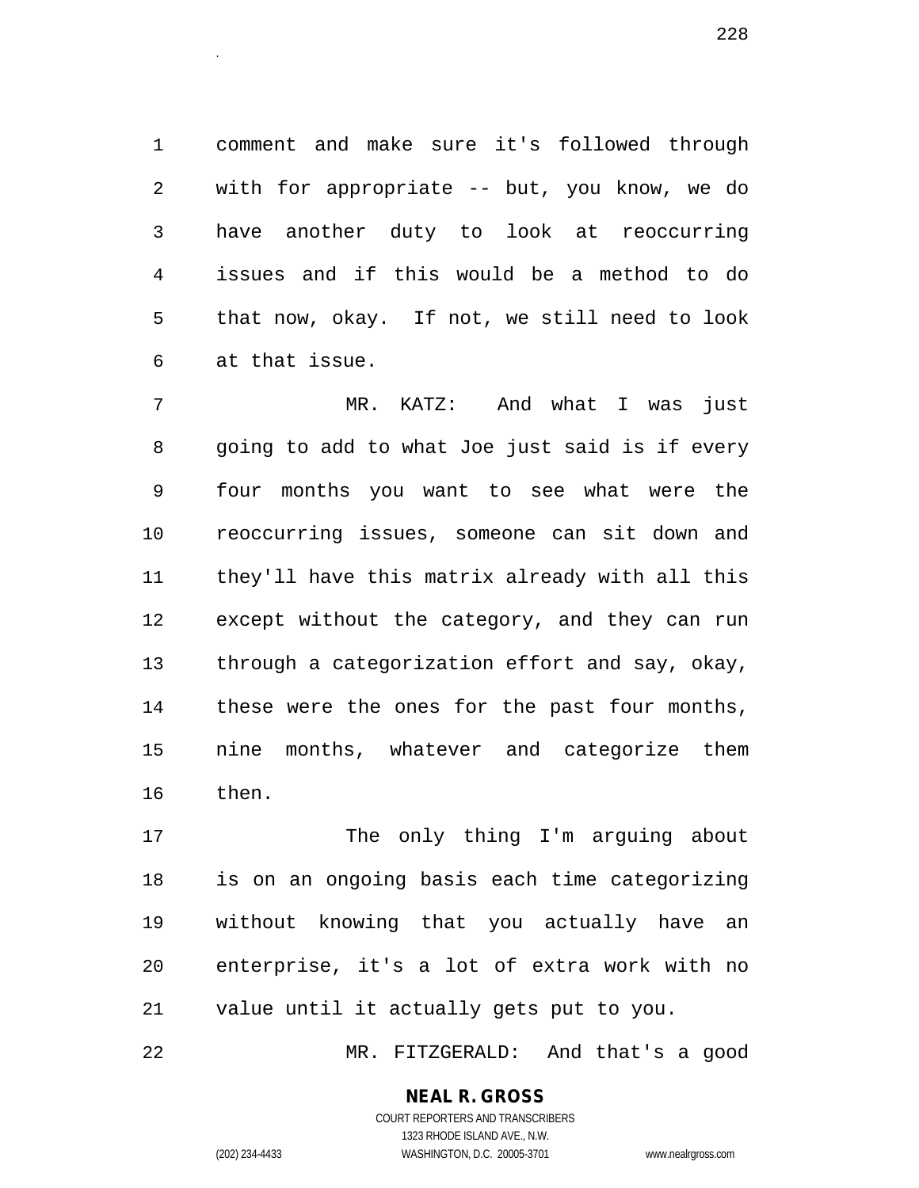comment and make sure it's followed through with for appropriate -- but, you know, we do have another duty to look at reoccurring issues and if this would be a method to do that now, okay. If not, we still need to look at that issue.

MR. KATZ: And what I was just going to add to what Joe just said is if every four months you want to see what were the reoccurring issues, someone can sit down and they'll have this matrix already with all this except without the category, and they can run through a categorization effort and say, okay, these were the ones for the past four months, nine months, whatever and categorize them then.

The only thing I'm arguing about is on an ongoing basis each time categorizing without knowing that you actually have an enterprise, it's a lot of extra work with no value until it actually gets put to you.

MR. FITZGERALD: And that's a good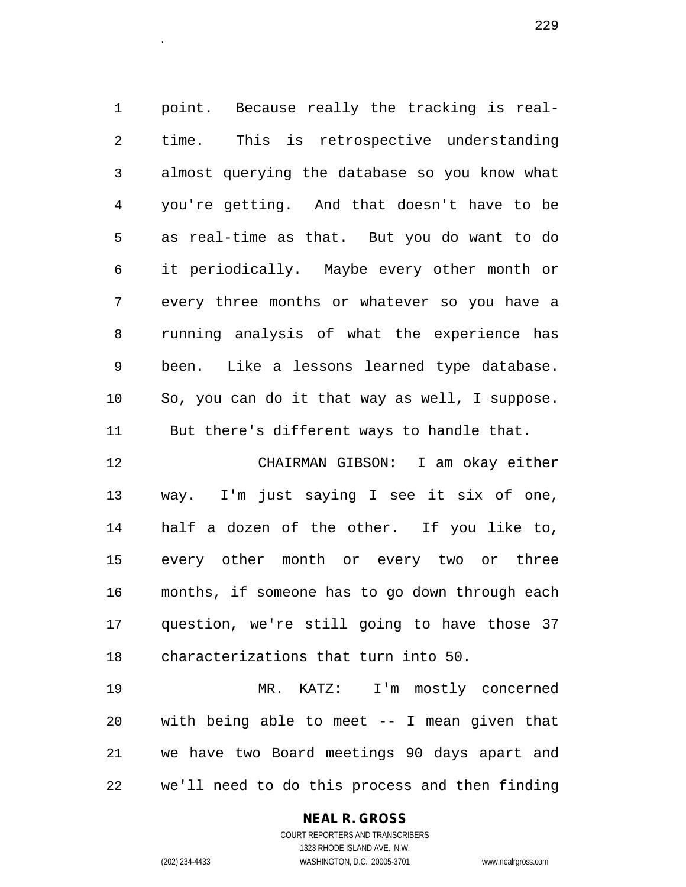point. Because really the tracking is real-time. This is retrospective understanding almost querying the database so you know what you're getting. And that doesn't have to be as real-time as that. But you do want to do it periodically. Maybe every other month or every three months or whatever so you have a running analysis of what the experience has been. Like a lessons learned type database. So, you can do it that way as well, I suppose. But there's different ways to handle that.

CHAIRMAN GIBSON: I am okay either way. I'm just saying I see it six of one, half a dozen of the other. If you like to, every other month or every two or three months, if someone has to go down through each question, we're still going to have those 37 characterizations that turn into 50.

MR. KATZ: I'm mostly concerned with being able to meet -- I mean given that we have two Board meetings 90 days apart and we'll need to do this process and then finding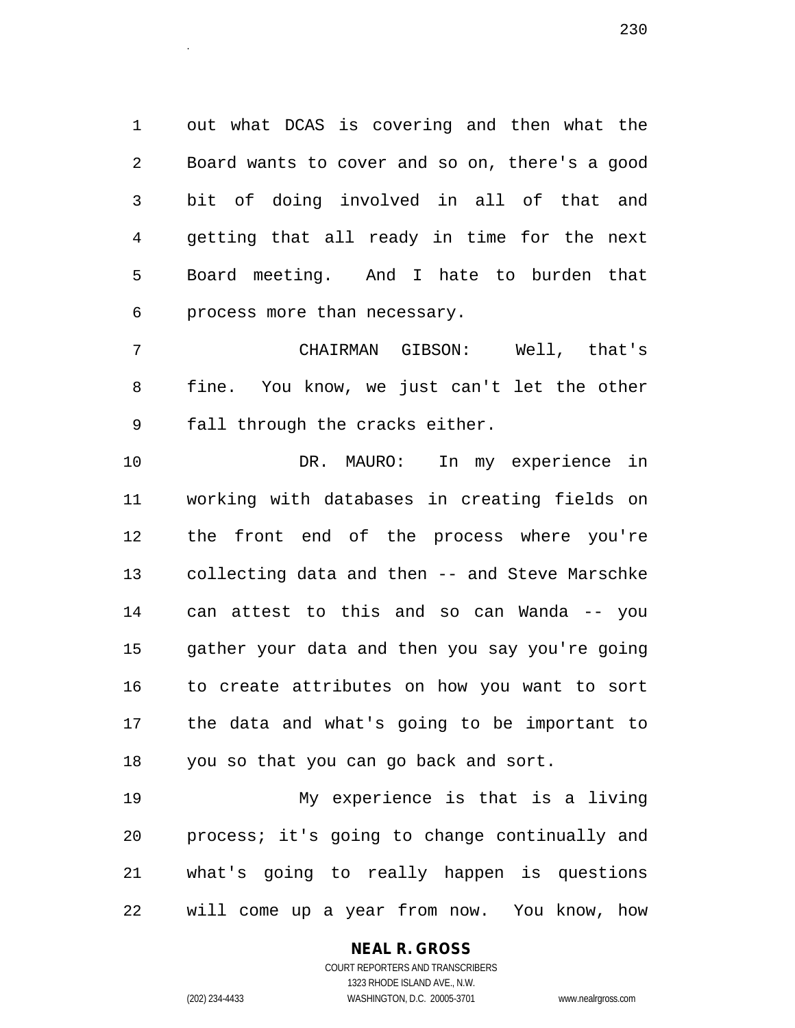out what DCAS is covering and then what the Board wants to cover and so on, there's a good bit of doing involved in all of that and getting that all ready in time for the next Board meeting. And I hate to burden that process more than necessary.

CHAIRMAN GIBSON: Well, that's fine. You know, we just can't let the other fall through the cracks either.

DR. MAURO: In my experience in working with databases in creating fields on the front end of the process where you're collecting data and then -- and Steve Marschke can attest to this and so can Wanda -- you gather your data and then you say you're going to create attributes on how you want to sort the data and what's going to be important to you so that you can go back and sort.

My experience is that is a living process; it's going to change continually and what's going to really happen is questions will come up a year from now. You know, how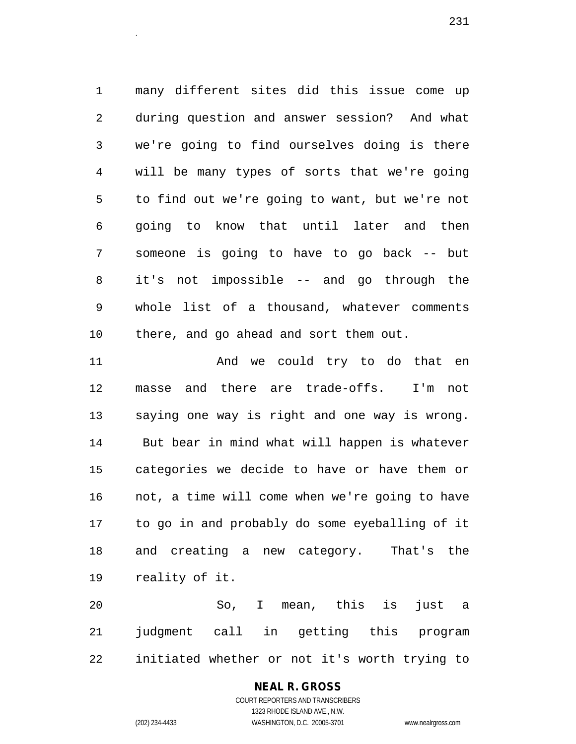many different sites did this issue come up during question and answer session? And what we're going to find ourselves doing is there will be many types of sorts that we're going to find out we're going to want, but we're not going to know that until later and then someone is going to have to go back -- but it's not impossible -- and go through the whole list of a thousand, whatever comments there, and go ahead and sort them out.

And we could try to do that en masse and there are trade-offs. I'm not saying one way is right and one way is wrong. But bear in mind what will happen is whatever categories we decide to have or have them or not, a time will come when we're going to have to go in and probably do some eyeballing of it and creating a new category. That's the reality of it.

So, I mean, this is just a judgment call in getting this program initiated whether or not it's worth trying to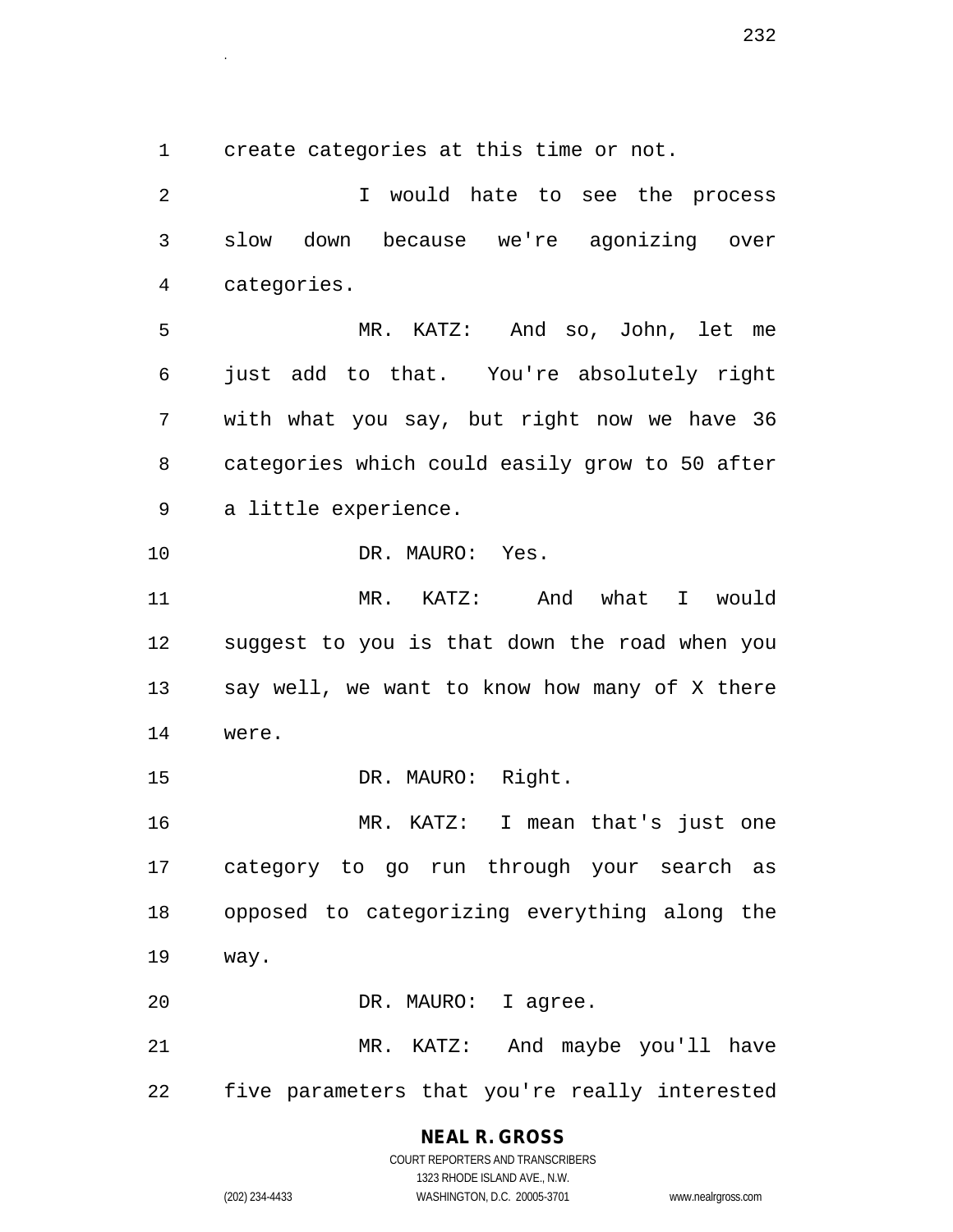create categories at this time or not.

I would hate to see the process slow down because we're agonizing over categories.

MR. KATZ: And so, John, let me just add to that. You're absolutely right with what you say, but right now we have 36 categories which could easily grow to 50 after a little experience.

DR. MAURO: Yes.

MR. KATZ: And what I would suggest to you is that down the road when you say well, we want to know how many of X there were.

DR. MAURO: Right.

MR. KATZ: I mean that's just one category to go run through your search as opposed to categorizing everything along the way.

DR. MAURO: I agree.

MR. KATZ: And maybe you'll have five parameters that you're really interested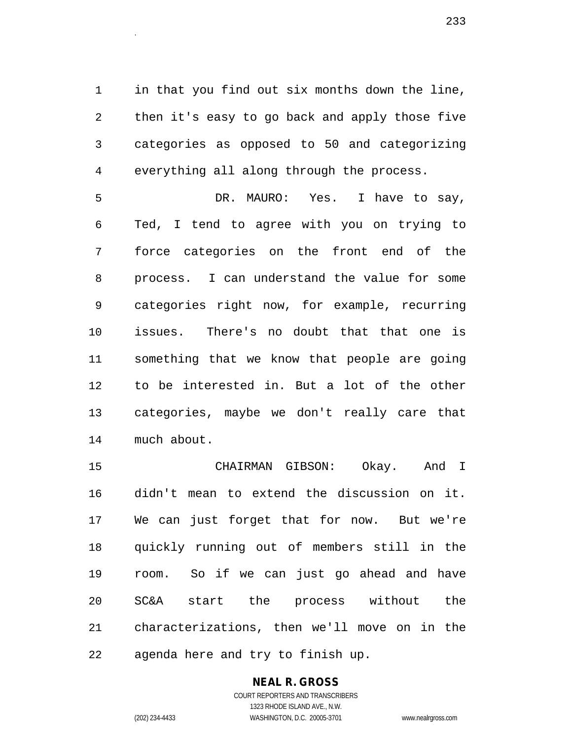in that you find out six months down the line, then it's easy to go back and apply those five categories as opposed to 50 and categorizing everything all along through the process.

DR. MAURO: Yes. I have to say, Ted, I tend to agree with you on trying to force categories on the front end of the process. I can understand the value for some categories right now, for example, recurring issues. There's no doubt that that one is something that we know that people are going to be interested in. But a lot of the other categories, maybe we don't really care that much about.

CHAIRMAN GIBSON: Okay. And I didn't mean to extend the discussion on it. We can just forget that for now. But we're quickly running out of members still in the room. So if we can just go ahead and have SC&A start the process without the characterizations, then we'll move on in the agenda here and try to finish up.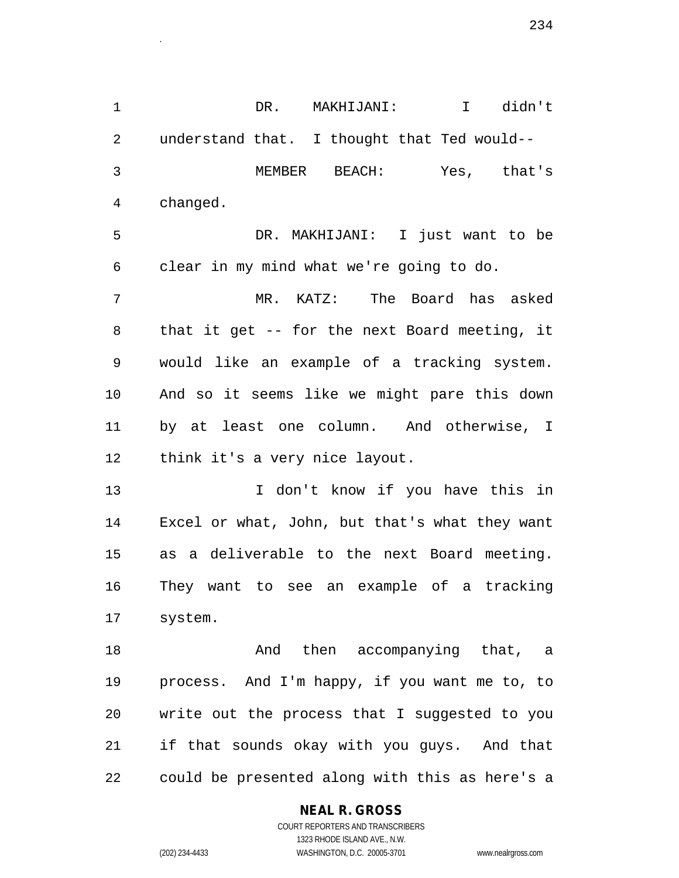DR. MAKHIJANI: I didn't understand that. I thought that Ted would--

MEMBER BEACH: Yes, that's changed.

DR. MAKHIJANI: I just want to be clear in my mind what we're going to do.

MR. KATZ: The Board has asked that it get -- for the next Board meeting, it would like an example of a tracking system. And so it seems like we might pare this down by at least one column. And otherwise, I think it's a very nice layout.

I don't know if you have this in Excel or what, John, but that's what they want as a deliverable to the next Board meeting. They want to see an example of a tracking system.

And then accompanying that, a process. And I'm happy, if you want me to, to write out the process that I suggested to you if that sounds okay with you guys. And that could be presented along with this as here's a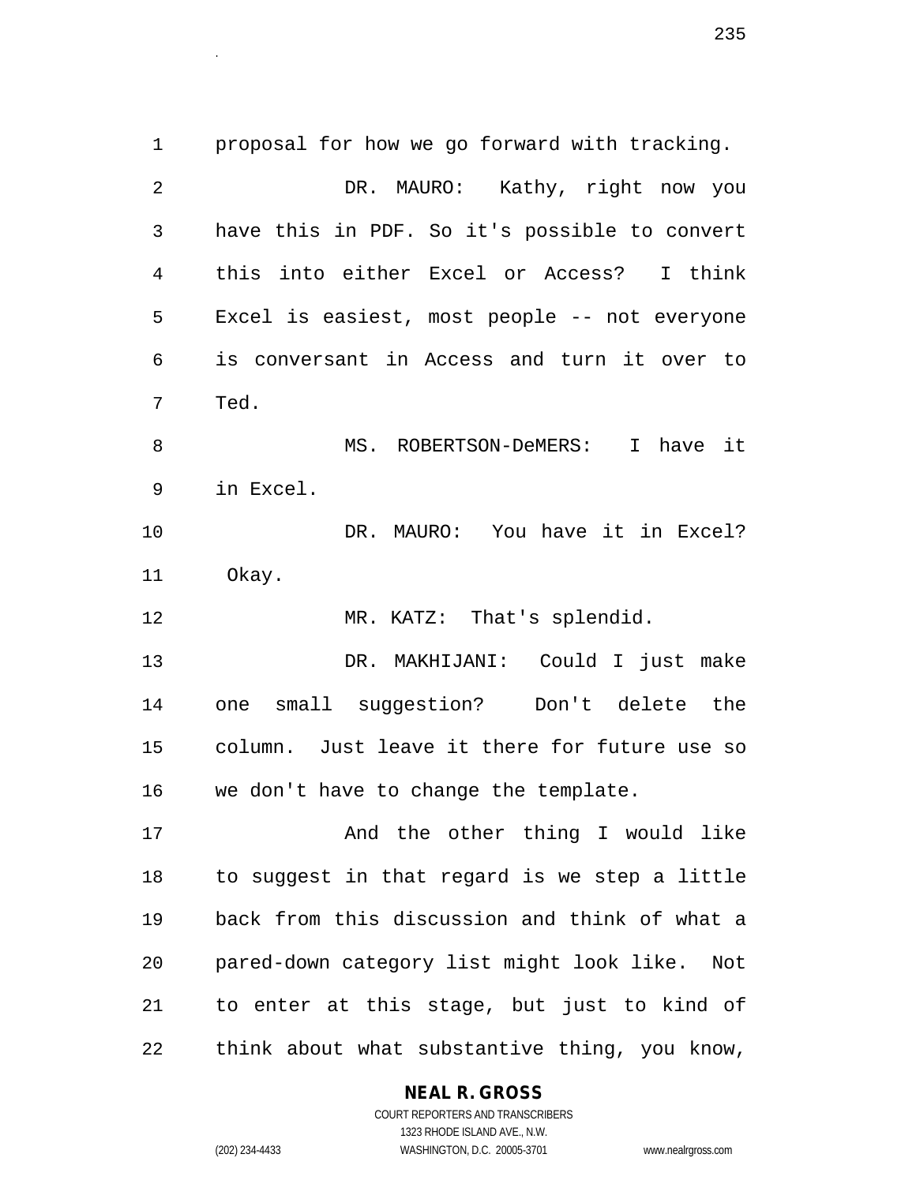proposal for how we go forward with tracking.

DR. MAURO: Kathy, right now you have this in PDF. So it's possible to convert this into either Excel or Access? I think Excel is easiest, most people -- not everyone is conversant in Access and turn it over to Ted.

MS. ROBERTSON-DeMERS: I have it in Excel.

DR. MAURO: You have it in Excel? Okay.

MR. KATZ: That's splendid.

DR. MAKHIJANI: Could I just make one small suggestion? Don't delete the column. Just leave it there for future use so we don't have to change the template.

And the other thing I would like to suggest in that regard is we step a little back from this discussion and think of what a pared-down category list might look like. Not to enter at this stage, but just to kind of think about what substantive thing, you know,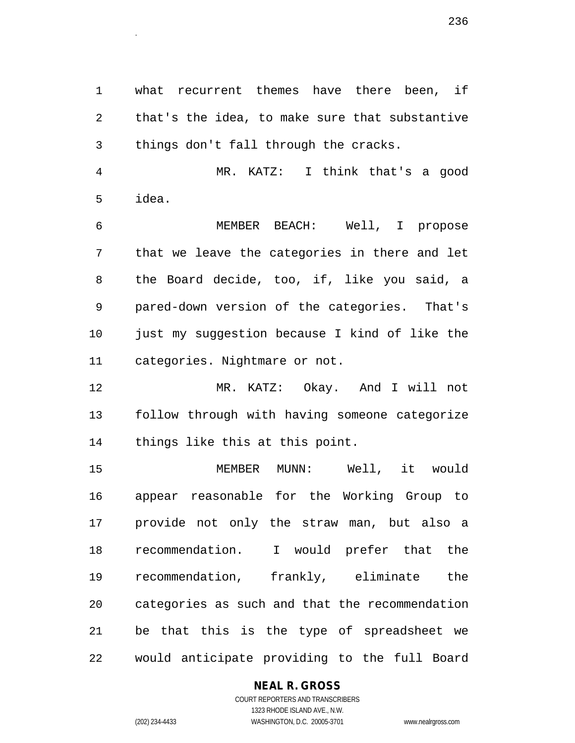what recurrent themes have there been, if that's the idea, to make sure that substantive things don't fall through the cracks.

MR. KATZ: I think that's a good idea.

MEMBER BEACH: Well, I propose that we leave the categories in there and let the Board decide, too, if, like you said, a pared-down version of the categories. That's just my suggestion because I kind of like the categories. Nightmare or not.

MR. KATZ: Okay. And I will not follow through with having someone categorize things like this at this point.

MEMBER MUNN: Well, it would appear reasonable for the Working Group to provide not only the straw man, but also a recommendation. I would prefer that the recommendation, frankly, eliminate the categories as such and that the recommendation be that this is the type of spreadsheet we would anticipate providing to the full Board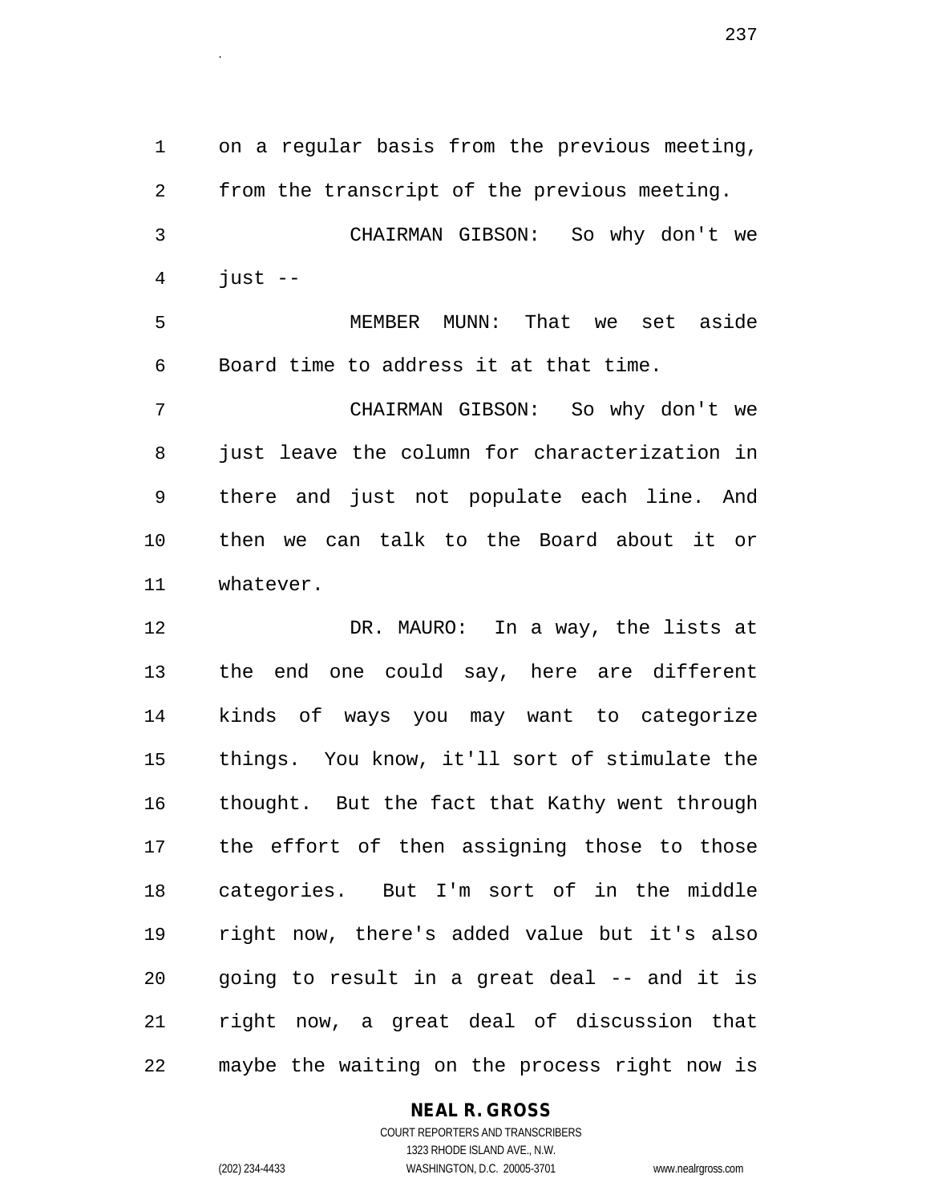on a regular basis from the previous meeting, from the transcript of the previous meeting.

CHAIRMAN GIBSON: So why don't we just --

MEMBER MUNN: That we set aside Board time to address it at that time.

CHAIRMAN GIBSON: So why don't we just leave the column for characterization in there and just not populate each line. And then we can talk to the Board about it or whatever.

DR. MAURO: In a way, the lists at the end one could say, here are different kinds of ways you may want to categorize things. You know, it'll sort of stimulate the thought. But the fact that Kathy went through the effort of then assigning those to those categories. But I'm sort of in the middle right now, there's added value but it's also going to result in a great deal -- and it is right now, a great deal of discussion that maybe the waiting on the process right now is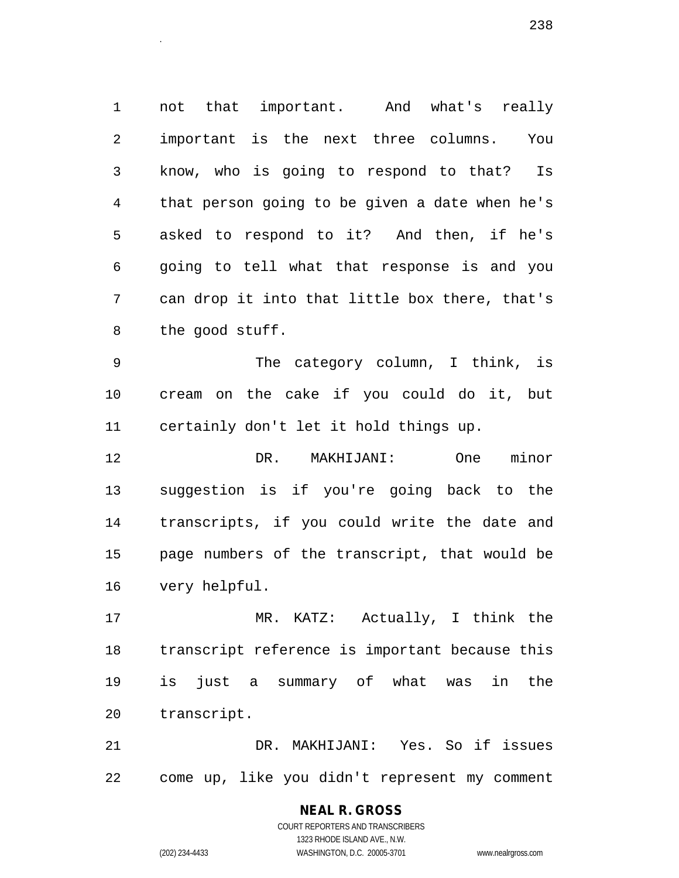not that important. And what's really important is the next three columns. You know, who is going to respond to that? Is that person going to be given a date when he's asked to respond to it? And then, if he's going to tell what that response is and you can drop it into that little box there, that's the good stuff.

The category column, I think, is cream on the cake if you could do it, but certainly don't let it hold things up.

DR. MAKHIJANI: One minor suggestion is if you're going back to the transcripts, if you could write the date and page numbers of the transcript, that would be very helpful.

MR. KATZ: Actually, I think the transcript reference is important because this is just a summary of what was in the transcript.

DR. MAKHIJANI: Yes. So if issues come up, like you didn't represent my comment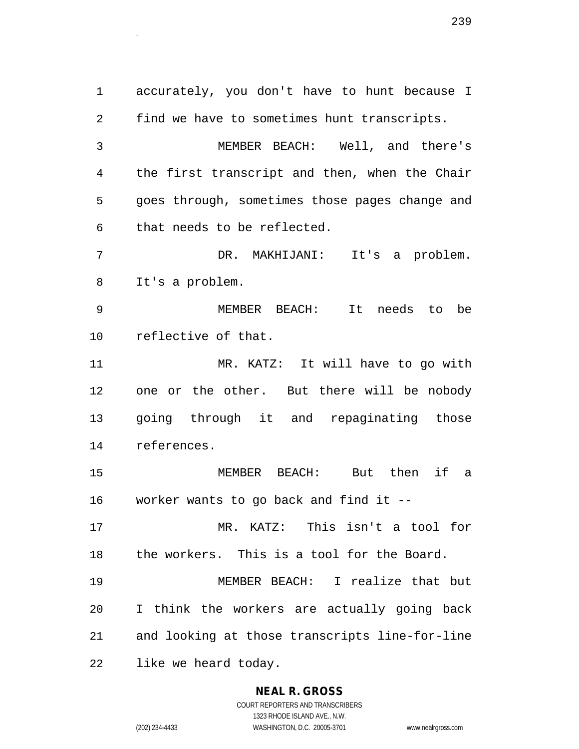accurately, you don't have to hunt because I find we have to sometimes hunt transcripts.

MEMBER BEACH: Well, and there's the first transcript and then, when the Chair goes through, sometimes those pages change and that needs to be reflected.

DR. MAKHIJANI: It's a problem. It's a problem.

MEMBER BEACH: It needs to be reflective of that.

MR. KATZ: It will have to go with one or the other. But there will be nobody going through it and repaginating those references.

MEMBER BEACH: But then if a worker wants to go back and find it --

MR. KATZ: This isn't a tool for the workers. This is a tool for the Board.

MEMBER BEACH: I realize that but I think the workers are actually going back and looking at those transcripts line-for-line like we heard today.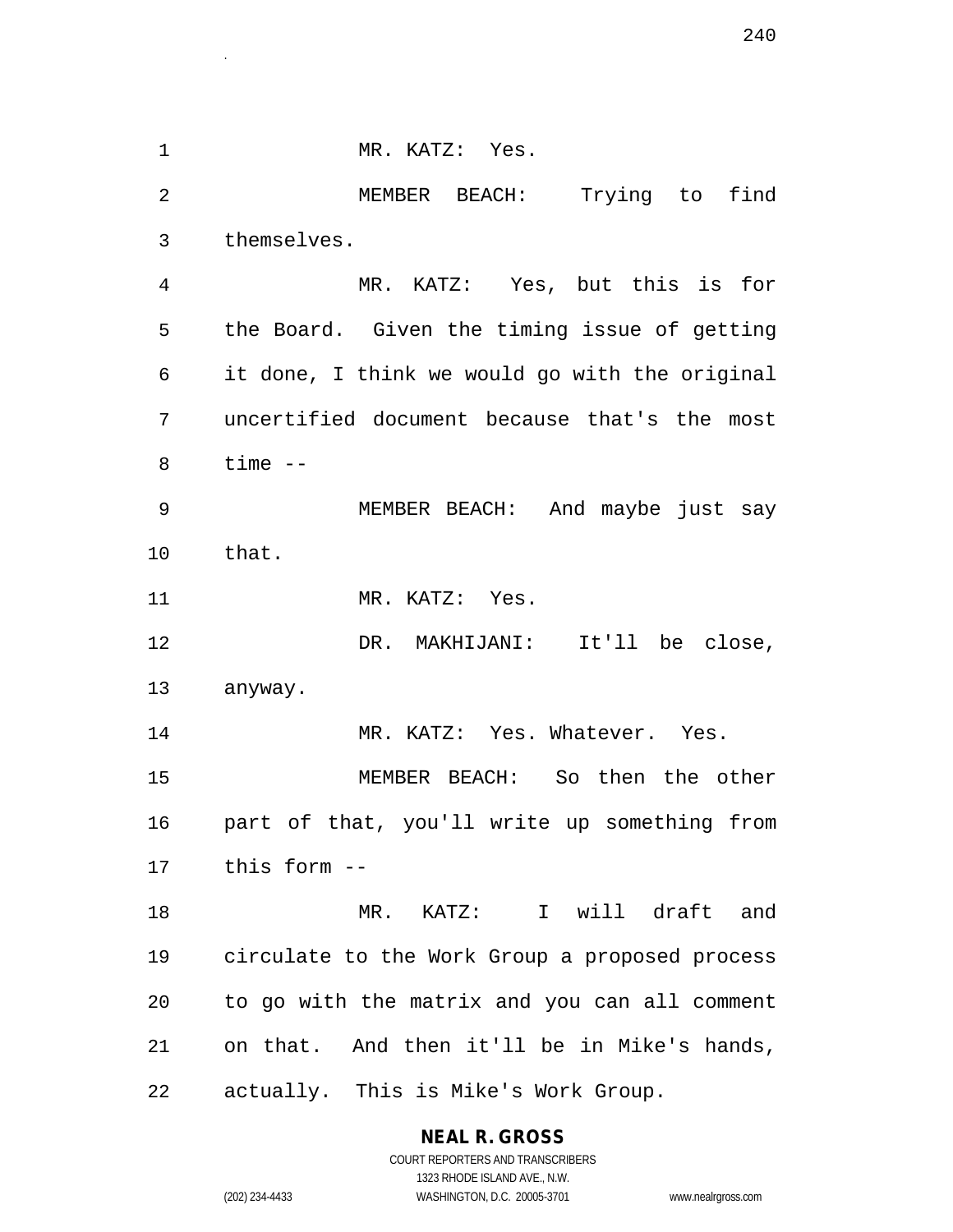MR. KATZ: Yes.

MEMBER BEACH: Trying to find themselves.

MR. KATZ: Yes, but this is for the Board. Given the timing issue of getting it done, I think we would go with the original uncertified document because that's the most time --

MEMBER BEACH: And maybe just say that.

MR. KATZ: Yes.

DR. MAKHIJANI: It'll be close, anyway.

MR. KATZ: Yes. Whatever. Yes.

MEMBER BEACH: So then the other part of that, you'll write up something from this form --

MR. KATZ: I will draft and circulate to the Work Group a proposed process to go with the matrix and you can all comment on that. And then it'll be in Mike's hands, actually. This is Mike's Work Group.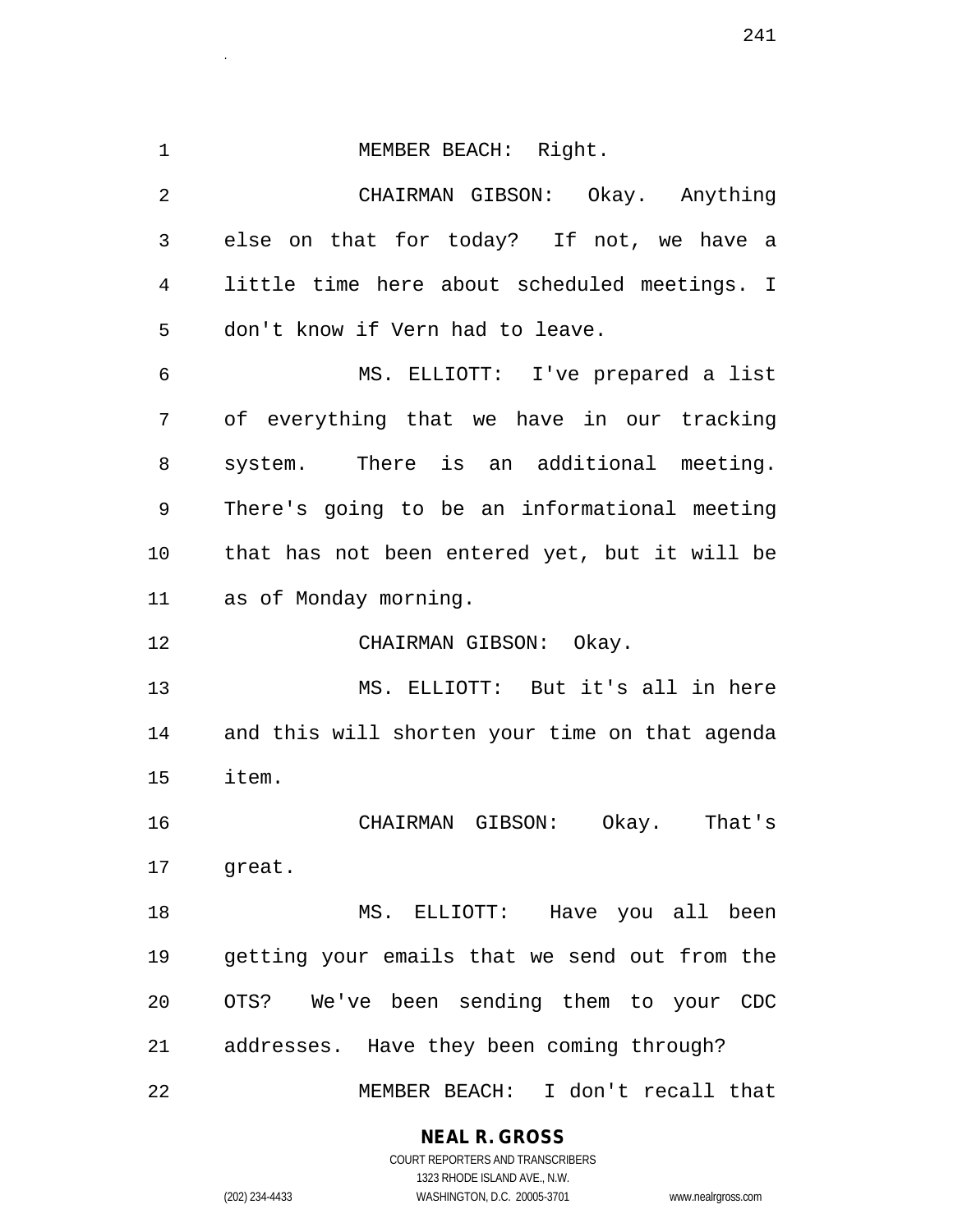MEMBER BEACH: Right.

CHAIRMAN GIBSON: Okay. Anything else on that for today? If not, we have a little time here about scheduled meetings. I don't know if Vern had to leave.

MS. ELLIOTT: I've prepared a list of everything that we have in our tracking system. There is an additional meeting. There's going to be an informational meeting that has not been entered yet, but it will be as of Monday morning.

CHAIRMAN GIBSON: Okay.

MS. ELLIOTT: But it's all in here and this will shorten your time on that agenda item.

CHAIRMAN GIBSON: Okay. That's great.

MS. ELLIOTT: Have you all been getting your emails that we send out from the OTS? We've been sending them to your CDC addresses. Have they been coming through?

MEMBER BEACH: I don't recall that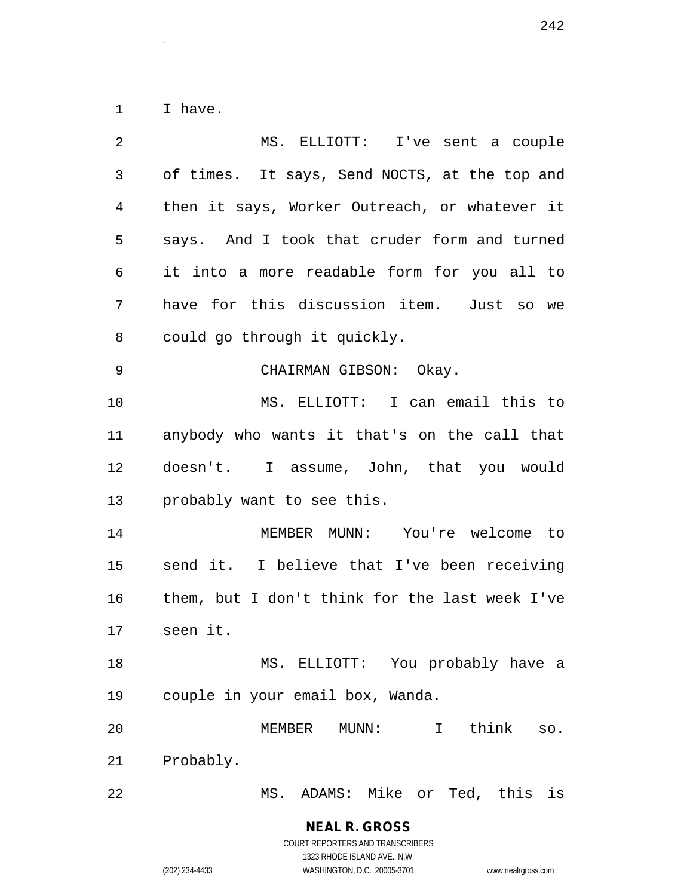I have.

MS. ELLIOTT: I've sent a couple of times. It says, Send NOCTS, at the top and then it says, Worker Outreach, or whatever it says. And I took that cruder form and turned it into a more readable form for you all to have for this discussion item. Just so we could go through it quickly.

CHAIRMAN GIBSON: Okay.

MS. ELLIOTT: I can email this to anybody who wants it that's on the call that doesn't. I assume, John, that you would probably want to see this.

MEMBER MUNN: You're welcome to send it. I believe that I've been receiving them, but I don't think for the last week I've seen it.

MS. ELLIOTT: You probably have a couple in your email box, Wanda.

MEMBER MUNN: I think so. Probably.

MS. ADAMS: Mike or Ted, this is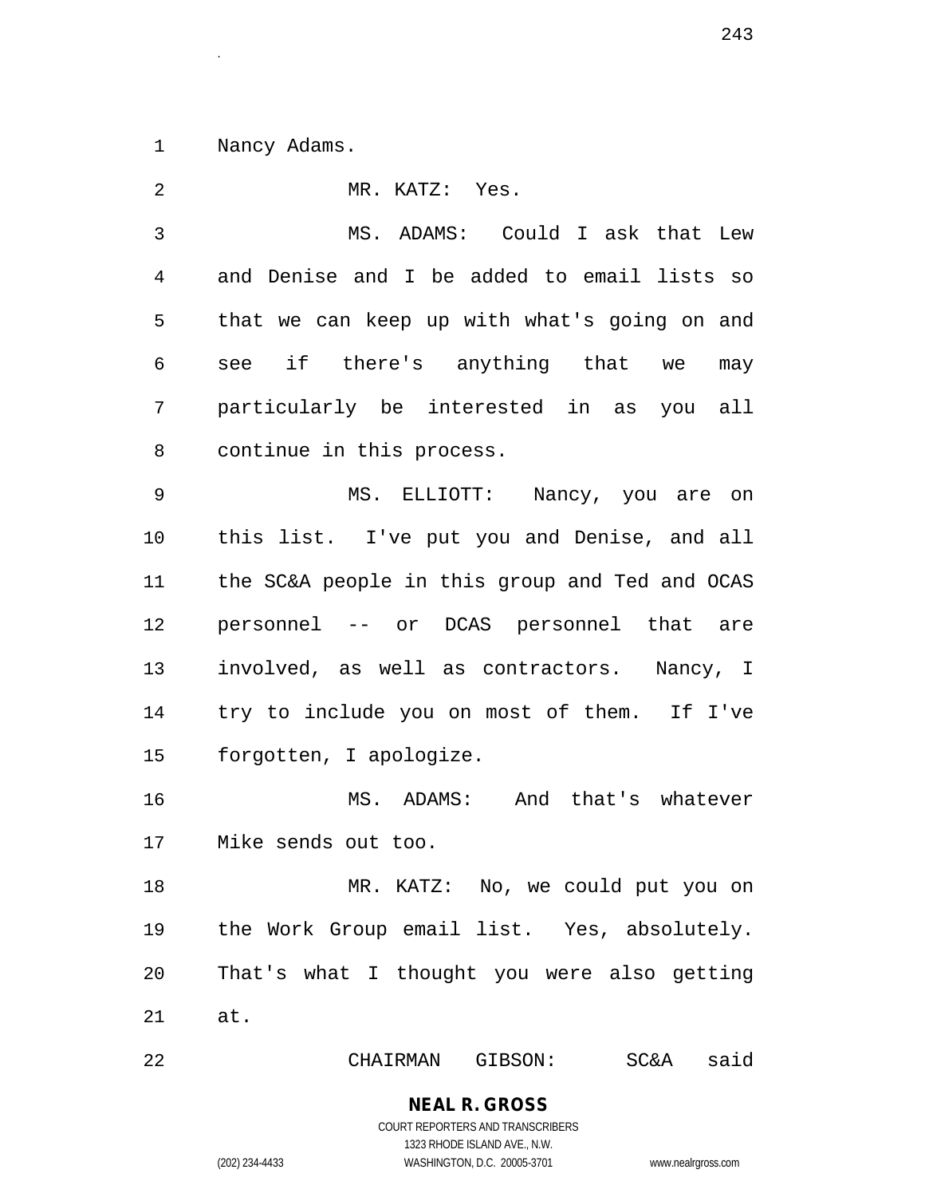1 Nancy Adams.

2 MR. KATZ: Yes.

3 MS. ADAMS: Could I ask that Lew
4 and Denise and I be added to email lists so
5 that we can keep up with what's going on and
6 see if there's anything that we may
7 particularly be interested in as you all
8 continue in this process.

9 MS. ELLIOTT: Nancy, you are on
10 this list. I've put you and Denise, and all
11 the SC&A people in this group and Ted and OCAS
12 personnel -- or DCAS personnel that are
13 involved, as well as contractors. Nancy, I
14 try to include you on most of them. If I've
15 forgotten, I apologize.

16 MS. ADAMS: And that's whatever
17 Mike sends out too.

18 MR. KATZ: No, we could put you on
19 the Work Group email list. Yes, absolutely.
20 That's what I thought you were also getting
21 at.

22 CHAIRMAN GIBSON: SC&A said

**NEAL R. GROSS**
COURT REPORTERS AND TRANSCRIBERS
1323 RHODE ISLAND AVE., N.W.
(202) 234-4433 WASHINGTON, D.C. 20005-3701 www.nealrgross.com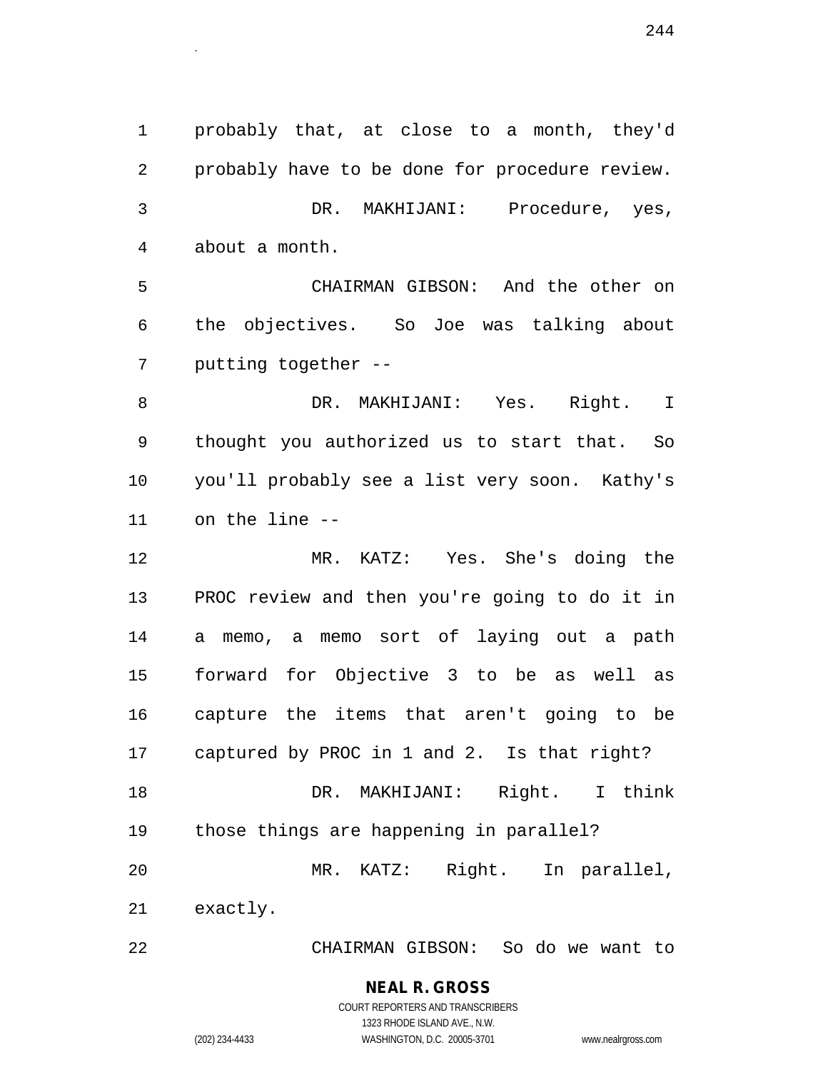1 probably that, at close to a month, they'd
2 probably have to be done for procedure review.

3 DR. MAKHIJANI: Procedure, yes,
4 about a month.

5 CHAIRMAN GIBSON: And the other on
6 the objectives. So Joe was talking about
7 putting together --

8 DR. MAKHIJANI: Yes. Right. I
9 thought you authorized us to start that. So
10 you'll probably see a list very soon. Kathy's
11 on the line --

12 MR. KATZ: Yes. She's doing the
13 PROC review and then you're going to do it in
14 a memo, a memo sort of laying out a path
15 forward for Objective 3 to be as well as
16 capture the items that aren't going to be
17 captured by PROC in 1 and 2. Is that right?

18 DR. MAKHIJANI: Right. I think
19 those things are happening in parallel?

20 MR. KATZ: Right. In parallel,
21 exactly.

22 CHAIRMAN GIBSON: So do we want to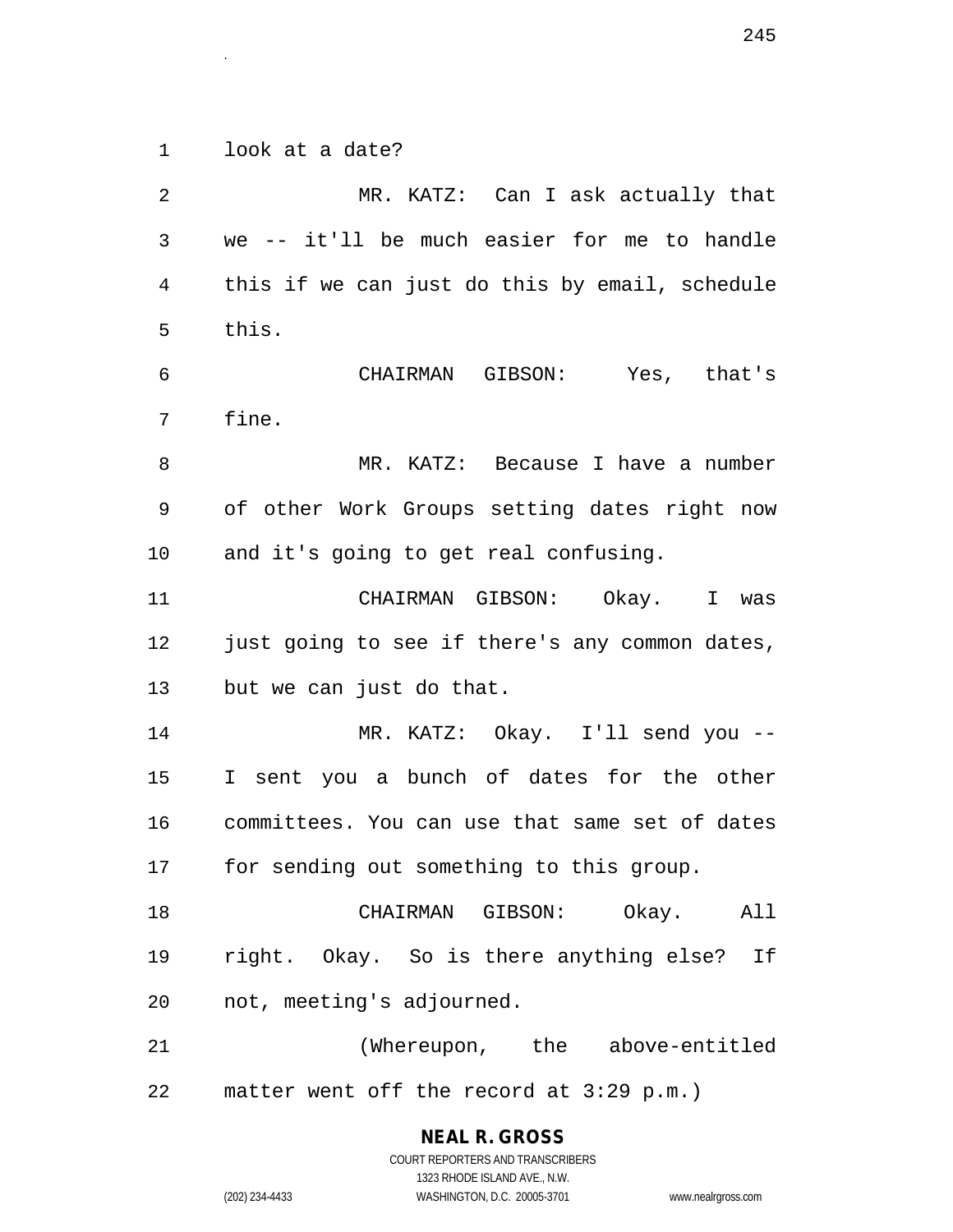look at a date?

MR. KATZ: Can I ask actually that we -- it'll be much easier for me to handle this if we can just do this by email, schedule this.

CHAIRMAN GIBSON: Yes, that's fine.

MR. KATZ: Because I have a number of other Work Groups setting dates right now and it's going to get real confusing.

CHAIRMAN GIBSON: Okay. I was just going to see if there's any common dates, but we can just do that.

MR. KATZ: Okay. I'll send you -- I sent you a bunch of dates for the other committees. You can use that same set of dates for sending out something to this group.

CHAIRMAN GIBSON: Okay. All right. Okay. So is there anything else? If not, meeting's adjourned.

(Whereupon, the above-entitled matter went off the record at 3:29 p.m.)